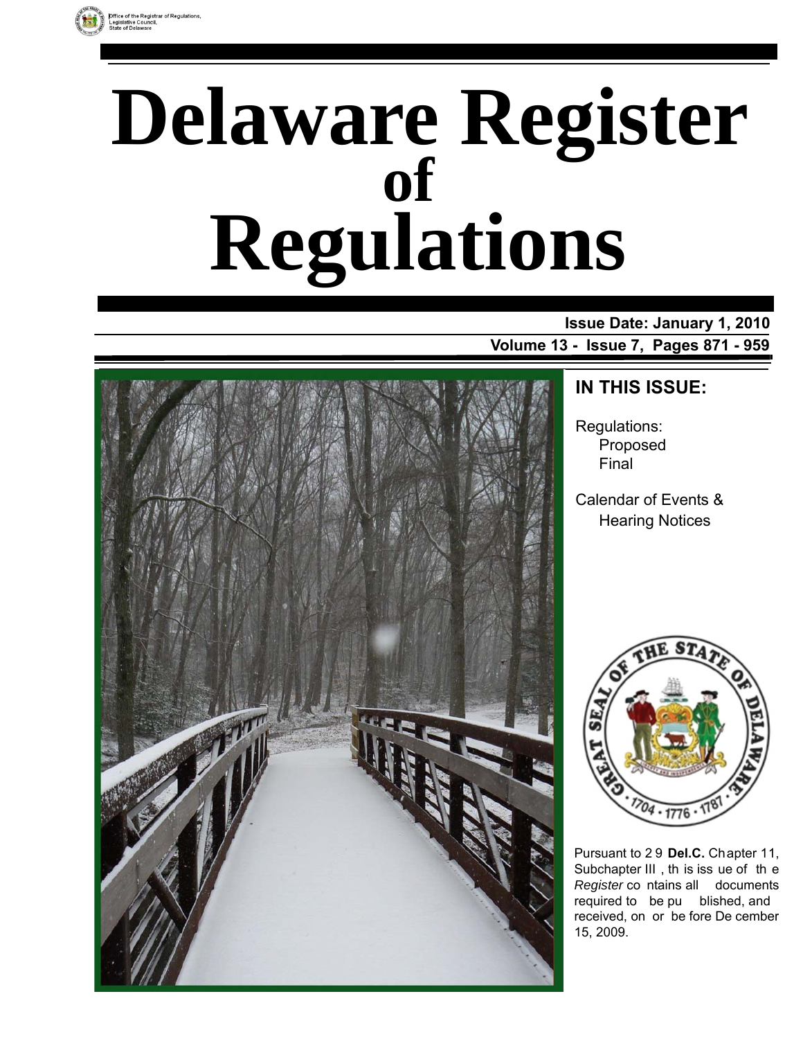Office of the Registrar of Regulations, Legislative Council, State of Delaware

# Delaware Register of Regulations

**Issue Date: January 1, 2010**

**Volume 13 - Issue 7, Pages 871 - 959**

## IN THIS ISSUE:

Regulations:
- Proposed
- Final

Calendar of Events & Hearing Notices

Pursuant to 29 **Del.C.** Chapter 11, Subchapter III, this issue of the *Register* contains all documents required to be published, and received, on or before December 15, 2009.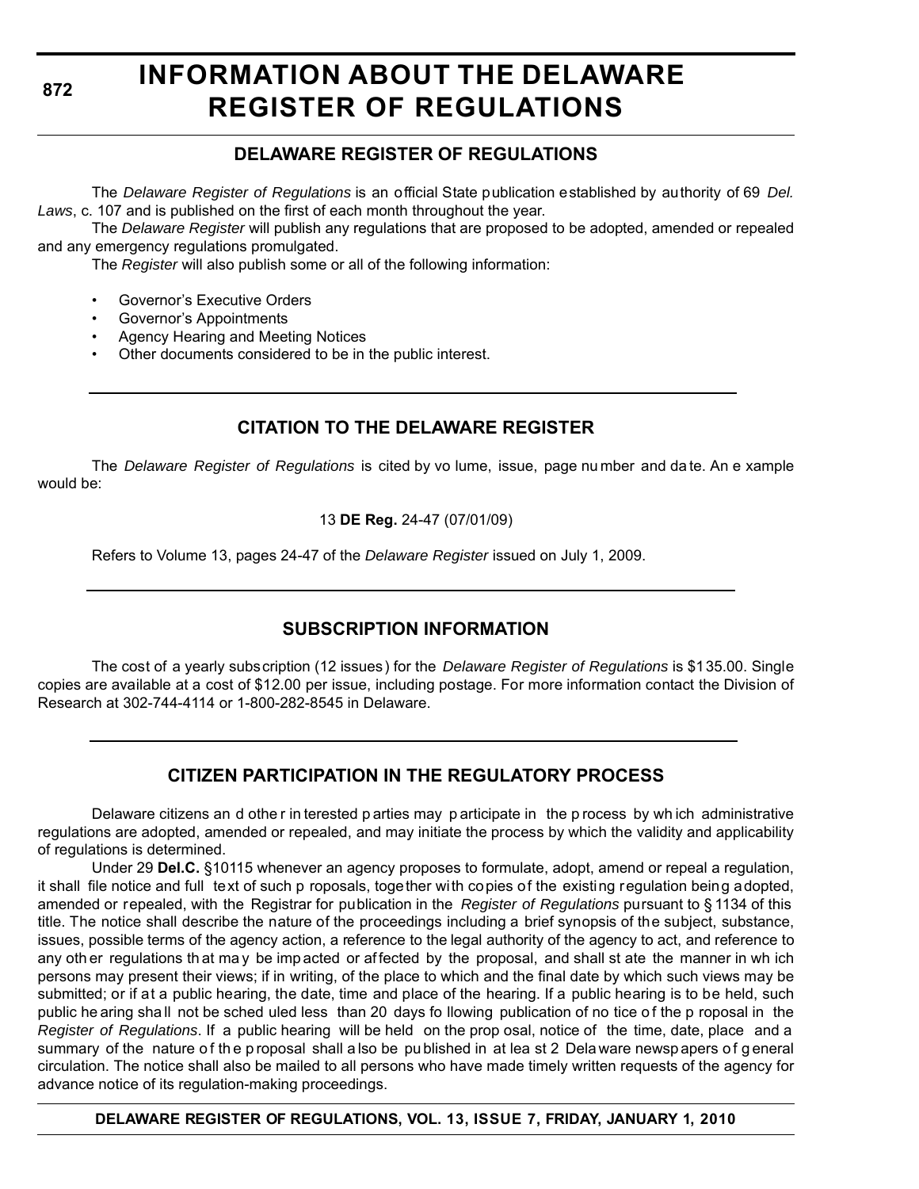# INFORMATION ABOUT THE DELAWARE REGISTER OF REGULATIONS

## DELAWARE REGISTER OF REGULATIONS

The *Delaware Register of Regulations* is an official State publication established by authority of 69 *Del. Laws*, c. 107 and is published on the first of each month throughout the year.

The *Delaware Register* will publish any regulations that are proposed to be adopted, amended or repealed and any emergency regulations promulgated.

The *Register* will also publish some or all of the following information:

- Governor's Executive Orders
- Governor's Appointments
- Agency Hearing and Meeting Notices
- Other documents considered to be in the public interest.

## CITATION TO THE DELAWARE REGISTER

The *Delaware Register of Regulations* is cited by volume, issue, page number and date. An example would be:

13 **DE Reg.** 24-47 (07/01/09)

Refers to Volume 13, pages 24-47 of the *Delaware Register* issued on July 1, 2009.

## SUBSCRIPTION INFORMATION

The cost of a yearly subscription (12 issues) for the *Delaware Register of Regulations* is $135.00. Single copies are available at a cost of $12.00 per issue, including postage. For more information contact the Division of Research at 302-744-4114 or 1-800-282-8545 in Delaware.

## CITIZEN PARTICIPATION IN THE REGULATORY PROCESS

Delaware citizens and other interested parties may participate in the process by which administrative regulations are adopted, amended or repealed, and may initiate the process by which the validity and applicability of regulations is determined.

Under 29 **Del.C.** §10115 whenever an agency proposes to formulate, adopt, amend or repeal a regulation, it shall file notice and full text of such proposals, together with copies of the existing regulation being adopted, amended or repealed, with the Registrar for publication in the *Register of Regulations* pursuant to § 1134 of this title. The notice shall describe the nature of the proceedings including a brief synopsis of the subject, substance, issues, possible terms of the agency action, a reference to the legal authority of the agency to act, and reference to any other regulations that may be impacted or affected by the proposal, and shall state the manner in which persons may present their views; if in writing, of the place to which and the final date by which such views may be submitted; or if at a public hearing, the date, time and place of the hearing. If a public hearing is to be held, such public hearing shall not be scheduled less than 20 days following publication of notice of the proposal in the *Register of Regulations*. If a public hearing will be held on the proposal, notice of the time, date, place and a summary of the nature of the proposal shall also be published in at least 2 Delaware newspapers of general circulation. The notice shall also be mailed to all persons who have made timely written requests of the agency for advance notice of its regulation-making proceedings.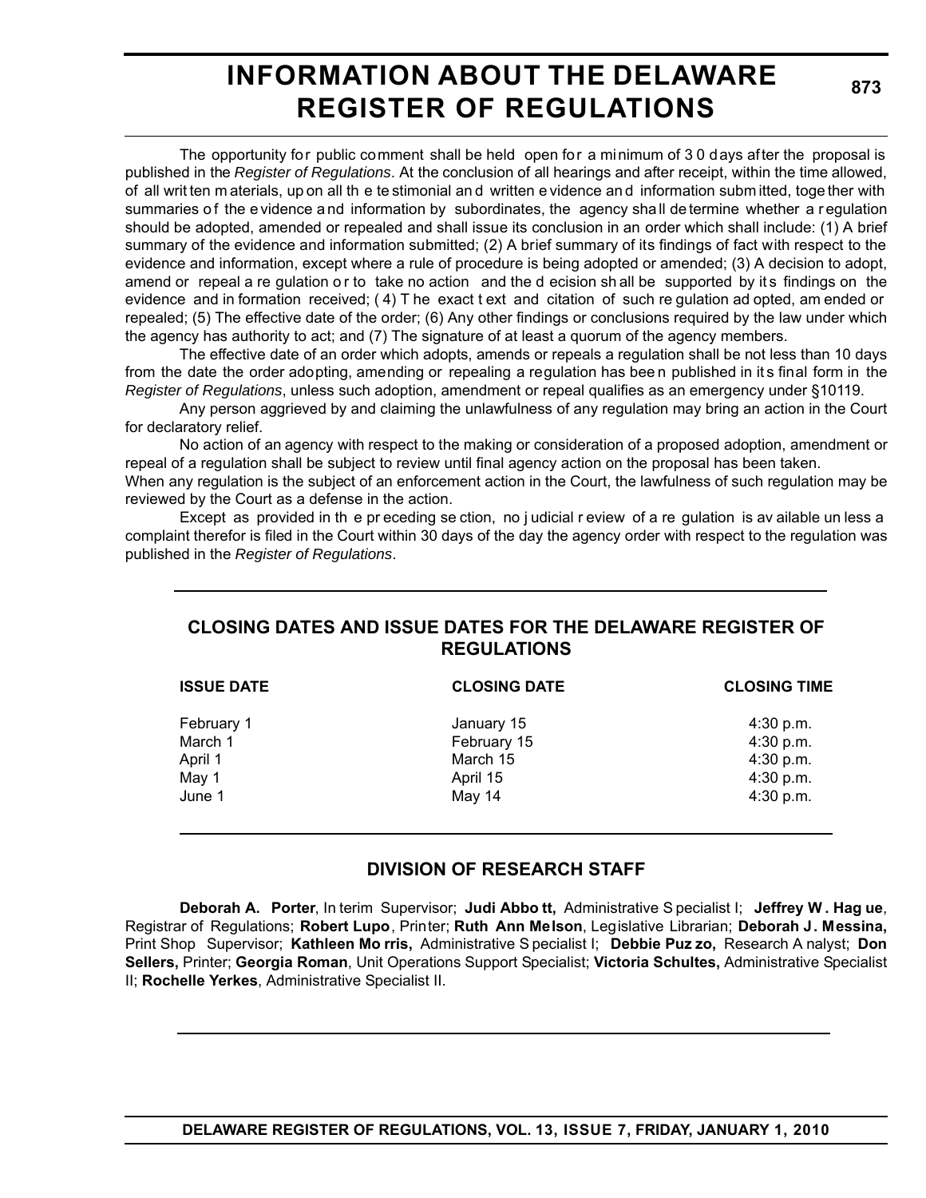# INFORMATION ABOUT THE DELAWARE REGISTER OF REGULATIONS

The opportunity for public comment shall be held open for a minimum of 30 days after the proposal is published in the *Register of Regulations*. At the conclusion of all hearings and after receipt, within the time allowed, of all written materials, upon all the testimonial and written evidence and information submitted, together with summaries of the evidence and information by subordinates, the agency shall determine whether a regulation should be adopted, amended or repealed and shall issue its conclusion in an order which shall include: (1) A brief summary of the evidence and information submitted; (2) A brief summary of its findings of fact with respect to the evidence and information, except where a rule of procedure is being adopted or amended; (3) A decision to adopt, amend or repeal a regulation or to take no action and the decision shall be supported by its findings on the evidence and information received; (4) The exact text and citation of such regulation adopted, amended or repealed; (5) The effective date of the order; (6) Any other findings or conclusions required by the law under which the agency has authority to act; and (7) The signature of at least a quorum of the agency members.

The effective date of an order which adopts, amends or repeals a regulation shall be not less than 10 days from the date the order adopting, amending or repealing a regulation has been published in its final form in the *Register of Regulations*, unless such adoption, amendment or repeal qualifies as an emergency under §10119.

Any person aggrieved by and claiming the unlawfulness of any regulation may bring an action in the Court for declaratory relief.

No action of an agency with respect to the making or consideration of a proposed adoption, amendment or repeal of a regulation shall be subject to review until final agency action on the proposal has been taken.

When any regulation is the subject of an enforcement action in the Court, the lawfulness of such regulation may be reviewed by the Court as a defense in the action.

Except as provided in the preceding section, no judicial review of a regulation is available unless a complaint therefor is filed in the Court within 30 days of the day the agency order with respect to the regulation was published in the *Register of Regulations*.

## CLOSING DATES AND ISSUE DATES FOR THE DELAWARE REGISTER OF REGULATIONS

| ISSUE DATE | CLOSING DATE | CLOSING TIME |
|---|---|---|
| February 1 | January 15 | 4:30 p.m. |
| March 1 | February 15 | 4:30 p.m. |
| April 1 | March 15 | 4:30 p.m. |
| May 1 | April 15 | 4:30 p.m. |
| June 1 | May 14 | 4:30 p.m. |

## DIVISION OF RESEARCH STAFF

**Deborah A. Porter**, Interim Supervisor; **Judi Abbott,** Administrative Specialist I; **Jeffrey W. Hague**, Registrar of Regulations; **Robert Lupo**, Printer; **Ruth Ann Melson**, Legislative Librarian; **Deborah J. Messina,** Print Shop Supervisor; **Kathleen Morris,** Administrative Specialist I; **Debbie Puzzo,** Research Analyst; **Don Sellers,** Printer; **Georgia Roman**, Unit Operations Support Specialist; **Victoria Schultes,** Administrative Specialist II; **Rochelle Yerkes**, Administrative Specialist II.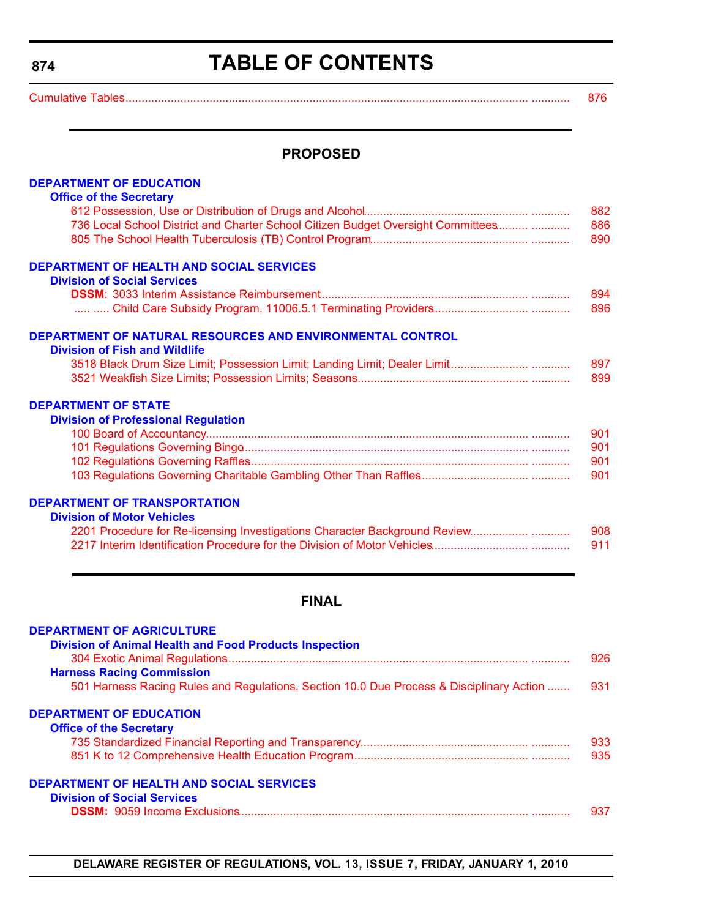# TABLE OF CONTENTS

Cumulative Tables ........................................................................................................ 876

## PROPOSED

### DEPARTMENT OF EDUCATION

**Office of the Secretary**

612 Possession, Use or Distribution of Drugs and Alcohol ........................................ 882
736 Local School District and Charter School Citizen Budget Oversight Committees ........ 886
805 The School Health Tuberculosis (TB) Control Program ........................................ 890

### DEPARTMENT OF HEALTH AND SOCIAL SERVICES

**Division of Social Services**

**DSSM**: 3033 Interim Assistance Reimbursement ........................................ 894
..... ..... Child Care Subsidy Program, 11006.5.1 Terminating Providers ........................ 896

### DEPARTMENT OF NATURAL RESOURCES AND ENVIRONMENTAL CONTROL

**Division of Fish and Wildlife**

3518 Black Drum Size Limit; Possession Limit; Landing Limit; Dealer Limit ........................ 897
3521 Weakfish Size Limits; Possession Limits; Seasons ........................................ 899

### DEPARTMENT OF STATE

**Division of Professional Regulation**

100 Board of Accountancy ........................................ 901
101 Regulations Governing Bingo ........................................ 901
102 Regulations Governing Raffles ........................................ 901
103 Regulations Governing Charitable Gambling Other Than Raffles ........................................ 901

### DEPARTMENT OF TRANSPORTATION

**Division of Motor Vehicles**

2201 Procedure for Re-licensing Investigations Character Background Review ........................ 908
2217 Interim Identification Procedure for the Division of Motor Vehicles ........................ 911

## FINAL

### DEPARTMENT OF AGRICULTURE

**Division of Animal Health and Food Products Inspection**

304 Exotic Animal Regulations ........................................ 926

**Harness Racing Commission**

501 Harness Racing Rules and Regulations, Section 10.0 Due Process & Disciplinary Action ....... 931

### DEPARTMENT OF EDUCATION

**Office of the Secretary**

735 Standardized Financial Reporting and Transparency ........................................ 933
851 K to 12 Comprehensive Health Education Program ........................................ 935

### DEPARTMENT OF HEALTH AND SOCIAL SERVICES

**Division of Social Services**

**DSSM:** 9059 Income Exclusions ........................................ 937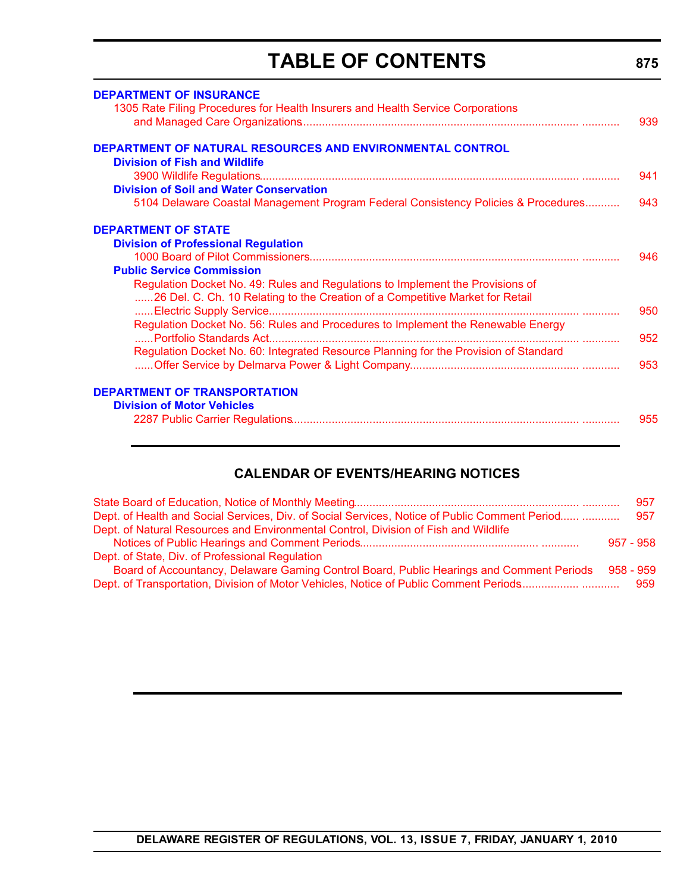# TABLE OF CONTENTS

**DEPARTMENT OF INSURANCE**

1305 Rate Filing Procedures for Health Insurers and Health Service Corporations and Managed Care Organizations ............ 939

**DEPARTMENT OF NATURAL RESOURCES AND ENVIRONMENTAL CONTROL**

**Division of Fish and Wildlife**

3900 Wildlife Regulations ............ 941

**Division of Soil and Water Conservation**

5104 Delaware Coastal Management Program Federal Consistency Policies & Procedures ............ 943

**DEPARTMENT OF STATE**

**Division of Professional Regulation**

1000 Board of Pilot Commissioners ............ 946

**Public Service Commission**

Regulation Docket No. 49: Rules and Regulations to Implement the Provisions of 26 Del. C. Ch. 10 Relating to the Creation of a Competitive Market for Retail Electric Supply Service ............ 950

Regulation Docket No. 56: Rules and Procedures to Implement the Renewable Energy Portfolio Standards Act ............ 952

Regulation Docket No. 60: Integrated Resource Planning for the Provision of Standard Offer Service by Delmarva Power & Light Company ............ 953

**DEPARTMENT OF TRANSPORTATION**

**Division of Motor Vehicles**

2287 Public Carrier Regulations ............ 955

## CALENDAR OF EVENTS/HEARING NOTICES

State Board of Education, Notice of Monthly Meeting ............ 957

Dept. of Health and Social Services, Div. of Social Services, Notice of Public Comment Period ............ 957

Dept. of Natural Resources and Environmental Control, Division of Fish and Wildlife Notices of Public Hearings and Comment Periods ............ 957 - 958

Dept. of State, Div. of Professional Regulation Board of Accountancy, Delaware Gaming Control Board, Public Hearings and Comment Periods 958 - 959

Dept. of Transportation, Division of Motor Vehicles, Notice of Public Comment Periods ............ 959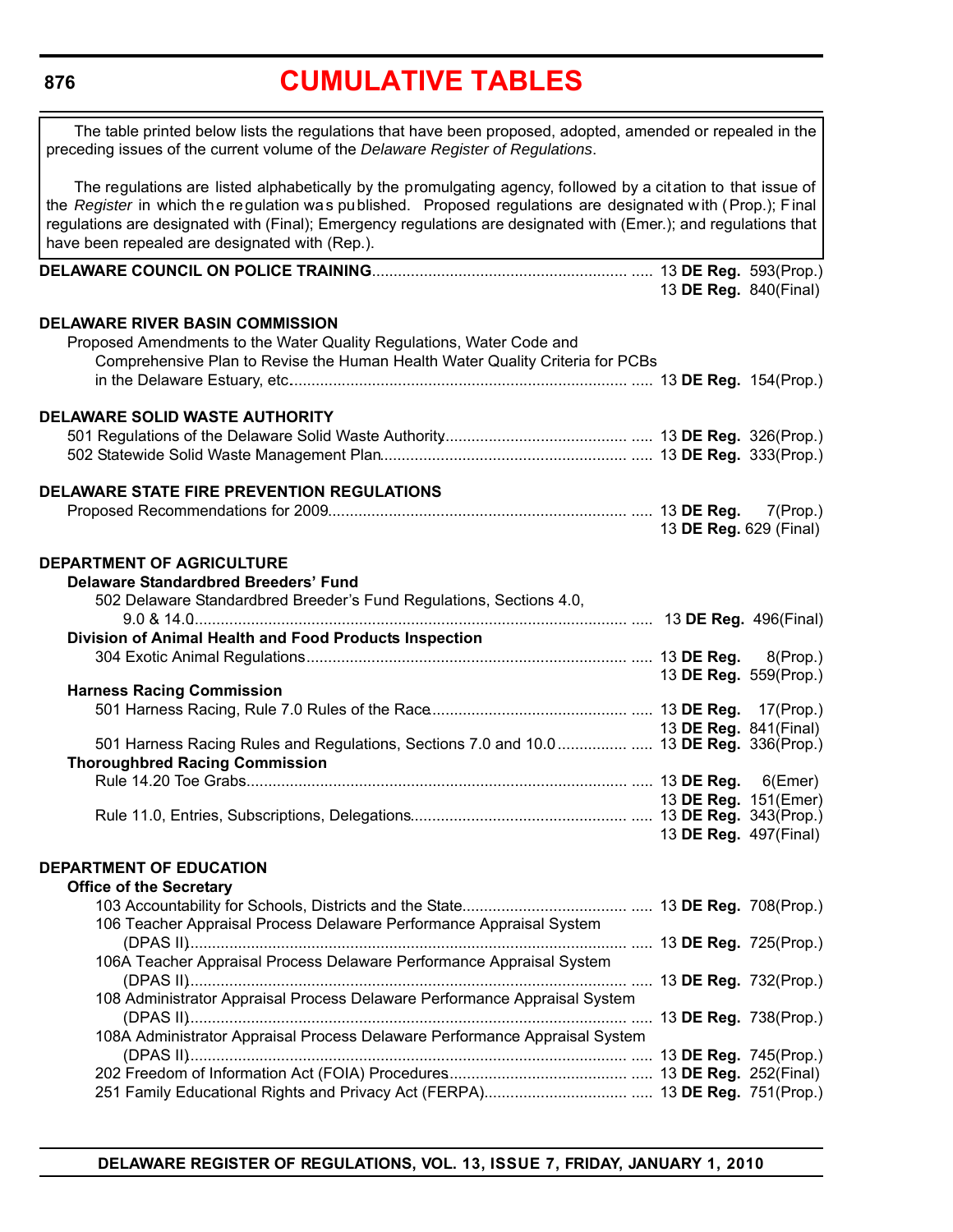# CUMULATIVE TABLES

The table printed below lists the regulations that have been proposed, adopted, amended or repealed in the preceding issues of the current volume of the *Delaware Register of Regulations*.

The regulations are listed alphabetically by the promulgating agency, followed by a citation to that issue of the *Register* in which the regulation was published. Proposed regulations are designated with (Prop.); Final regulations are designated with (Final); Emergency regulations are designated with (Emer.); and regulations that have been repealed are designated with (Rep.).

**DELAWARE COUNCIL ON POLICE TRAINING** ..... 13 **DE Reg.** 593(Prop.)
13 **DE Reg.** 840(Final)

**DELAWARE RIVER BASIN COMMISSION**

Proposed Amendments to the Water Quality Regulations, Water Code and Comprehensive Plan to Revise the Human Health Water Quality Criteria for PCBs in the Delaware Estuary, etc. ..... 13 **DE Reg.** 154(Prop.)

**DELAWARE SOLID WASTE AUTHORITY**

501 Regulations of the Delaware Solid Waste Authority ..... 13 **DE Reg.** 326(Prop.)
502 Statewide Solid Waste Management Plan ..... 13 **DE Reg.** 333(Prop.)

**DELAWARE STATE FIRE PREVENTION REGULATIONS**

Proposed Recommendations for 2009 ..... 13 **DE Reg.** 7(Prop.)
13 **DE Reg.** 629 (Final)

**DEPARTMENT OF AGRICULTURE**

**Delaware Standardbred Breeders' Fund**

502 Delaware Standardbred Breeder's Fund Regulations, Sections 4.0, 9.0 & 14.0 ..... 13 **DE Reg.** 496(Final)

**Division of Animal Health and Food Products Inspection**

304 Exotic Animal Regulations ..... 13 **DE Reg.** 8(Prop.)
13 **DE Reg.** 559(Prop.)

**Harness Racing Commission**

501 Harness Racing, Rule 7.0 Rules of the Race ..... 13 **DE Reg.** 17(Prop.)
13 **DE Reg.** 841(Final)
501 Harness Racing Rules and Regulations, Sections 7.0 and 10.0 ..... 13 **DE Reg.** 336(Prop.)

**Thoroughbred Racing Commission**

Rule 14.20 Toe Grabs ..... 13 **DE Reg.** 6(Emer)
13 **DE Reg.** 151(Emer)
Rule 11.0, Entries, Subscriptions, Delegations ..... 13 **DE Reg.** 343(Prop.)
13 **DE Reg.** 497(Final)

**DEPARTMENT OF EDUCATION**

**Office of the Secretary**

103 Accountability for Schools, Districts and the State ..... 13 **DE Reg.** 708(Prop.)
106 Teacher Appraisal Process Delaware Performance Appraisal System (DPAS II) ..... 13 **DE Reg.** 725(Prop.)
106A Teacher Appraisal Process Delaware Performance Appraisal System (DPAS II) ..... 13 **DE Reg.** 732(Prop.)
108 Administrator Appraisal Process Delaware Performance Appraisal System (DPAS II) ..... 13 **DE Reg.** 738(Prop.)
108A Administrator Appraisal Process Delaware Performance Appraisal System (DPAS II) ..... 13 **DE Reg.** 745(Prop.)
202 Freedom of Information Act (FOIA) Procedures ..... 13 **DE Reg.** 252(Final)
251 Family Educational Rights and Privacy Act (FERPA) ..... 13 **DE Reg.** 751(Prop.)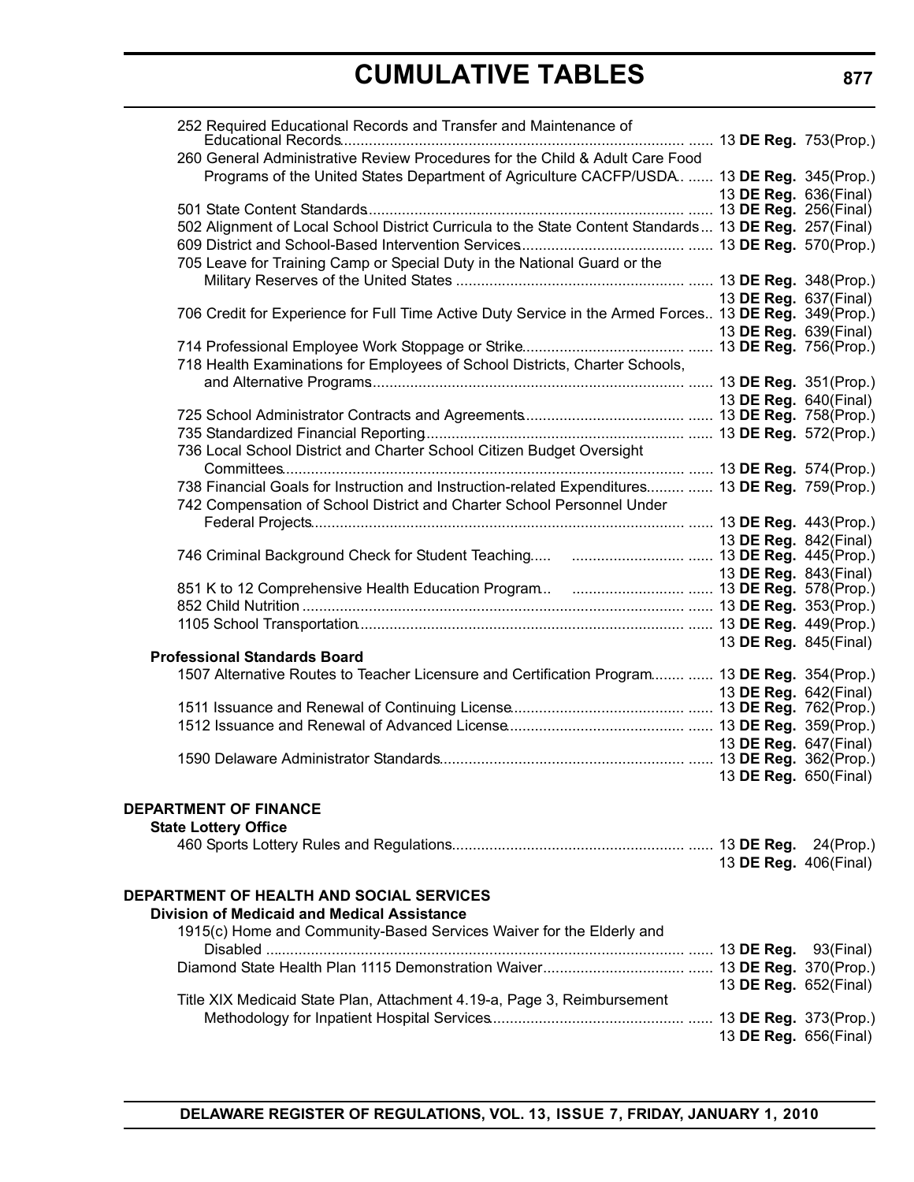252 Required Educational Records and Transfer and Maintenance of Educational Records........ 13 **DE Reg.** 753(Prop.)

260 General Administrative Review Procedures for the Child & Adult Care Food Programs of the United States Department of Agriculture CACFP/USDA........ 13 **DE Reg.** 345(Prop.)
13 **DE Reg.** 636(Final)

501 State Content Standards........ 13 **DE Reg.** 256(Final)

502 Alignment of Local School District Curricula to the State Content Standards........ 13 **DE Reg.** 257(Final)

609 District and School-Based Intervention Services........ 13 **DE Reg.** 570(Prop.)

705 Leave for Training Camp or Special Duty in the National Guard or the Military Reserves of the United States........ 13 **DE Reg.** 348(Prop.)
13 **DE Reg.** 637(Final)

706 Credit for Experience for Full Time Active Duty Service in the Armed Forces........ 13 **DE Reg.** 349(Prop.)
13 **DE Reg.** 639(Final)

714 Professional Employee Work Stoppage or Strike........ 13 **DE Reg.** 756(Prop.)

718 Health Examinations for Employees of School Districts, Charter Schools, and Alternative Programs........ 13 **DE Reg.** 351(Prop.)
13 **DE Reg.** 640(Final)

725 School Administrator Contracts and Agreements........ 13 **DE Reg.** 758(Prop.)

735 Standardized Financial Reporting........ 13 **DE Reg.** 572(Prop.)

736 Local School District and Charter School Citizen Budget Oversight Committees........ 13 **DE Reg.** 574(Prop.)

738 Financial Goals for Instruction and Instruction-related Expenditures........ 13 **DE Reg.** 759(Prop.)

742 Compensation of School District and Charter School Personnel Under Federal Projects........ 13 **DE Reg.** 443(Prop.)
13 **DE Reg.** 842(Final)

746 Criminal Background Check for Student Teaching........ 13 **DE Reg.** 445(Prop.)
13 **DE Reg.** 843(Final)

851 K to 12 Comprehensive Health Education Program........ 13 **DE Reg.** 578(Prop.)

852 Child Nutrition........ 13 **DE Reg.** 353(Prop.)

1105 School Transportation........ 13 **DE Reg.** 449(Prop.)
13 **DE Reg.** 845(Final)

**Professional Standards Board**

1507 Alternative Routes to Teacher Licensure and Certification Program........ 13 **DE Reg.** 354(Prop.)
13 **DE Reg.** 642(Final)

1511 Issuance and Renewal of Continuing License........ 13 **DE Reg.** 762(Prop.)

1512 Issuance and Renewal of Advanced License........ 13 **DE Reg.** 359(Prop.)
13 **DE Reg.** 647(Final)

1590 Delaware Administrator Standards........ 13 **DE Reg.** 362(Prop.)
13 **DE Reg.** 650(Final)

**DEPARTMENT OF FINANCE**

**State Lottery Office**

460 Sports Lottery Rules and Regulations........ 13 **DE Reg.** 24(Prop.)
13 **DE Reg.** 406(Final)

**DEPARTMENT OF HEALTH AND SOCIAL SERVICES**

**Division of Medicaid and Medical Assistance**

1915(c) Home and Community-Based Services Waiver for the Elderly and Disabled........ 13 **DE Reg.** 93(Final)

Diamond State Health Plan 1115 Demonstration Waiver........ 13 **DE Reg.** 370(Prop.)
13 **DE Reg.** 652(Final)

Title XIX Medicaid State Plan, Attachment 4.19-a, Page 3, Reimbursement Methodology for Inpatient Hospital Services........ 13 **DE Reg.** 373(Prop.)
13 **DE Reg.** 656(Final)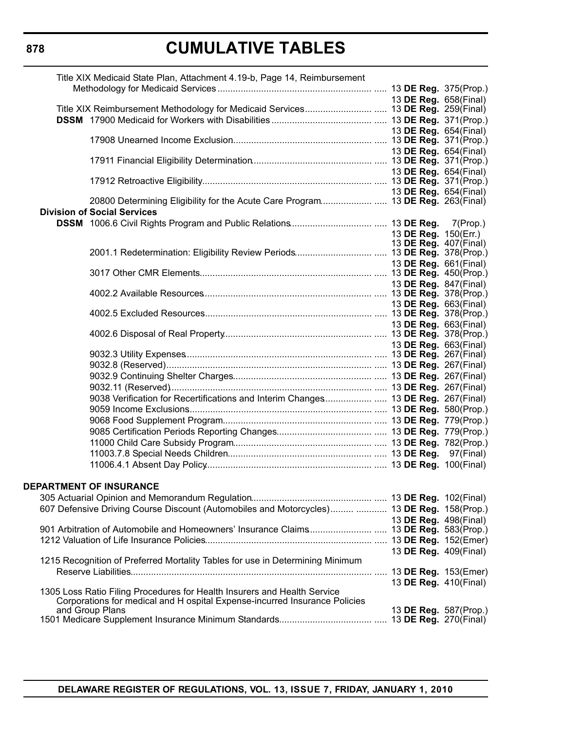# CUMULATIVE TABLES

| | |
|---|---|
| Title XIX Medicaid State Plan, Attachment 4.19-b, Page 14, Reimbursement Methodology for Medicaid Services | 13 **DE Reg.** 375(Prop.) |
| | 13 **DE Reg.** 658(Final) |
| Title XIX Reimbursement Methodology for Medicaid Services | 13 **DE Reg.** 259(Final) |
| **DSSM** 17900 Medicaid for Workers with Disabilities | 13 **DE Reg.** 371(Prop.) |
| | 13 **DE Reg.** 654(Final) |
| 17908 Unearned Income Exclusion | 13 **DE Reg.** 371(Prop.) |
| | 13 **DE Reg.** 654(Final) |
| 17911 Financial Eligibility Determination | 13 **DE Reg.** 371(Prop.) |
| | 13 **DE Reg.** 654(Final) |
| 17912 Retroactive Eligibility | 13 **DE Reg.** 371(Prop.) |
| | 13 **DE Reg.** 654(Final) |
| 20800 Determining Eligibility for the Acute Care Program | 13 **DE Reg.** 263(Final) |
| **Division of Social Services** | |
| **DSSM** 1006.6 Civil Rights Program and Public Relations | 13 **DE Reg.** 7(Prop.) |
| | 13 **DE Reg.** 150(Err.) |
| | 13 **DE Reg.** 407(Final) |
| 2001.1 Redetermination: Eligibility Review Periods | 13 **DE Reg.** 378(Prop.) |
| | 13 **DE Reg.** 661(Final) |
| 3017 Other CMR Elements | 13 **DE Reg.** 450(Prop.) |
| | 13 **DE Reg.** 847(Final) |
| 4002.2 Available Resources | 13 **DE Reg.** 378(Prop.) |
| | 13 **DE Reg.** 663(Final) |
| 4002.5 Excluded Resources | 13 **DE Reg.** 378(Prop.) |
| | 13 **DE Reg.** 663(Final) |
| 4002.6 Disposal of Real Property | 13 **DE Reg.** 378(Prop.) |
| | 13 **DE Reg.** 663(Final) |
| 9032.3 Utility Expenses | 13 **DE Reg.** 267(Final) |
| 9032.8 (Reserved) | 13 **DE Reg.** 267(Final) |
| 9032.9 Continuing Shelter Charges | 13 **DE Reg.** 267(Final) |
| 9032.11 (Reserved) | 13 **DE Reg.** 267(Final) |
| 9038 Verification for Recertifications and Interim Changes | 13 **DE Reg.** 267(Final) |
| 9059 Income Exclusions | 13 **DE Reg.** 580(Prop.) |
| 9068 Food Supplement Program | 13 **DE Reg.** 779(Prop.) |
| 9085 Certification Periods Reporting Changes | 13 **DE Reg.** 779(Prop.) |
| 11000 Child Care Subsidy Program | 13 **DE Reg.** 782(Prop.) |
| 11003.7.8 Special Needs Children | 13 **DE Reg.** 97(Final) |
| 11006.4.1 Absent Day Policy | 13 **DE Reg.** 100(Final) |

## DEPARTMENT OF INSURANCE

| | |
|---|---|
| 305 Actuarial Opinion and Memorandum Regulation | 13 **DE Reg.** 102(Final) |
| 607 Defensive Driving Course Discount (Automobiles and Motorcycles) | 13 **DE Reg.** 158(Prop.) |
| | 13 **DE Reg.** 498(Final) |
| 901 Arbitration of Automobile and Homeowners' Insurance Claims | 13 **DE Reg.** 583(Prop.) |
| 1212 Valuation of Life Insurance Policies | 13 **DE Reg.** 152(Emer) |
| | 13 **DE Reg.** 409(Final) |
| 1215 Recognition of Preferred Mortality Tables for use in Determining Minimum Reserve Liabilities | 13 **DE Reg.** 153(Emer) |
| | 13 **DE Reg.** 410(Final) |
| 1305 Loss Ratio Filing Procedures for Health Insurers and Health Service Corporations for medical and H ospital Expense-incurred Insurance Policies and Group Plans | 13 **DE Reg.** 587(Prop.) |
| 1501 Medicare Supplement Insurance Minimum Standards | 13 **DE Reg.** 270(Final) |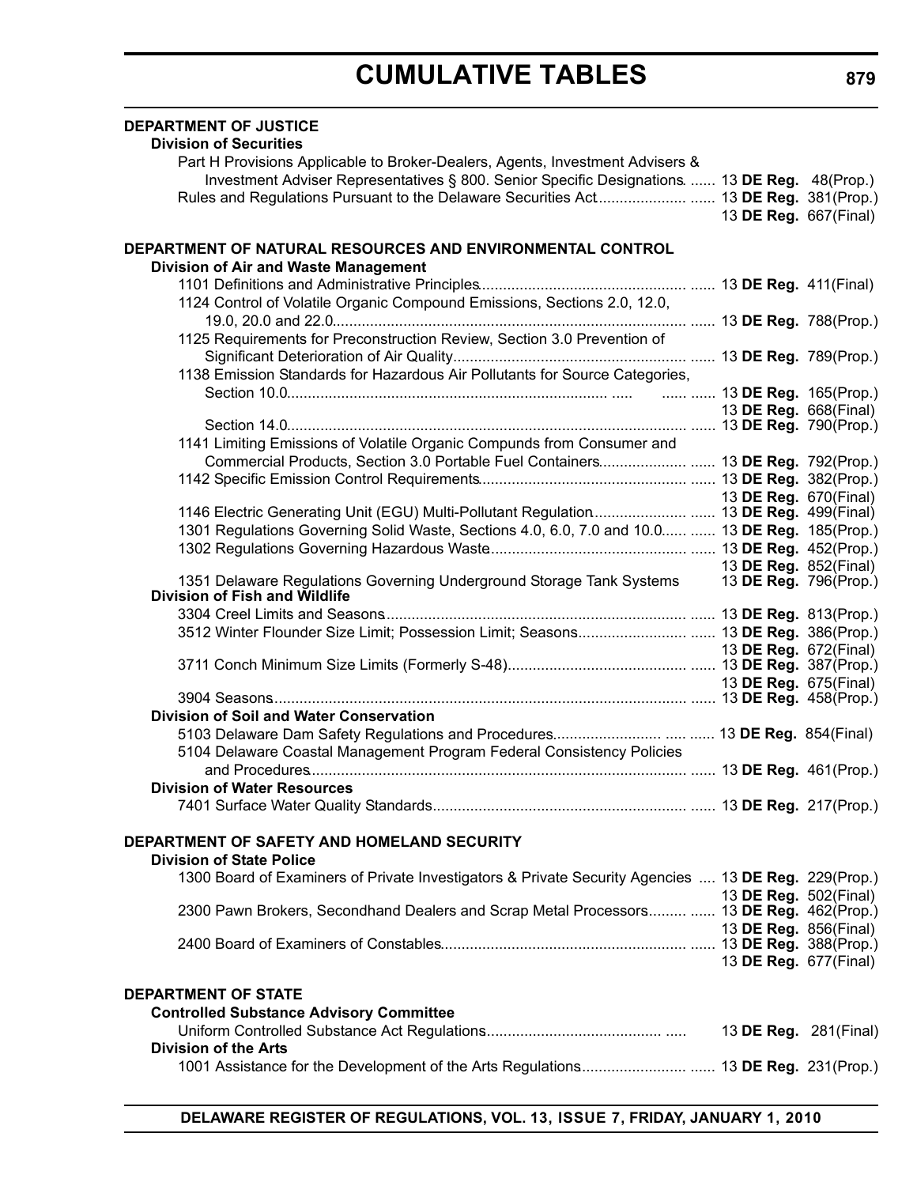# CUMULATIVE TABLES

**DEPARTMENT OF JUSTICE**

**Division of Securities**

Part H Provisions Applicable to Broker-Dealers, Agents, Investment Advisers & Investment Adviser Representatives § 800. Senior Specific Designations. ...... 13 **DE Reg.** 48(Prop.)

Rules and Regulations Pursuant to the Delaware Securities Act..................... ...... 13 **DE Reg.** 381(Prop.)
13 **DE Reg.** 667(Final)

**DEPARTMENT OF NATURAL RESOURCES AND ENVIRONMENTAL CONTROL**

**Division of Air and Waste Management**

1101 Definitions and Administrative Principles.................................................. ...... 13 **DE Reg.** 411(Final)

1124 Control of Volatile Organic Compound Emissions, Sections 2.0, 12.0, 19.0, 20.0 and 22.0..................................................................................... ...... 13 **DE Reg.** 788(Prop.)

1125 Requirements for Preconstruction Review, Section 3.0 Prevention of Significant Deterioration of Air Quality......................................................... ...... 13 **DE Reg.** 789(Prop.)

1138 Emission Standards for Hazardous Air Pollutants for Source Categories,
Section 10.0............................................................................ ..... ...... ...... 13 **DE Reg.** 165(Prop.)
13 **DE Reg.** 668(Final)
Section 14.0................................................................................................ ...... 13 **DE Reg.** 790(Prop.)

1141 Limiting Emissions of Volatile Organic Compunds from Consumer and Commercial Products, Section 3.0 Portable Fuel Containers..................... ...... 13 **DE Reg.** 792(Prop.)

1142 Specific Emission Control Requirements.................................................. ...... 13 **DE Reg.** 382(Prop.)
13 **DE Reg.** 670(Final)

1146 Electric Generating Unit (EGU) Multi-Pollutant Regulation...................... ...... 13 **DE Reg.** 499(Final)

1301 Regulations Governing Solid Waste, Sections 4.0, 6.0, 7.0 and 10.0...... ...... 13 **DE Reg.** 185(Prop.)

1302 Regulations Governing Hazardous Waste................................................ ...... 13 **DE Reg.** 452(Prop.)
13 **DE Reg.** 852(Final)

1351 Delaware Regulations Governing Underground Storage Tank Systems 13 **DE Reg.** 796(Prop.)

**Division of Fish and Wildlife**

3304 Creel Limits and Seasons........................................................................ ...... 13 **DE Reg.** 813(Prop.)

3512 Winter Flounder Size Limit; Possession Limit; Seasons.......................... ...... 13 **DE Reg.** 386(Prop.)
13 **DE Reg.** 672(Final)

3711 Conch Minimum Size Limits (Formerly S-48)........................................... ...... 13 **DE Reg.** 387(Prop.)
13 **DE Reg.** 675(Final)

3904 Seasons................................................................................................... ...... 13 **DE Reg.** 458(Prop.)

**Division of Soil and Water Conservation**

5103 Delaware Dam Safety Regulations and Procedures......................... ..... ...... 13 **DE Reg.** 854(Final)

5104 Delaware Coastal Management Program Federal Consistency Policies and Procedures.......................................................................................... ...... 13 **DE Reg.** 461(Prop.)

**Division of Water Resources**

7401 Surface Water Quality Standards............................................................. ...... 13 **DE Reg.** 217(Prop.)

**DEPARTMENT OF SAFETY AND HOMELAND SECURITY**

**Division of State Police**

1300 Board of Examiners of Private Investigators & Private Security Agencies .... 13 **DE Reg.** 229(Prop.)
13 **DE Reg.** 502(Final)

2300 Pawn Brokers, Secondhand Dealers and Scrap Metal Processors......... ...... 13 **DE Reg.** 462(Prop.)
13 **DE Reg.** 856(Final)

2400 Board of Examiners of Constables........................................................... ...... 13 **DE Reg.** 388(Prop.)
13 **DE Reg.** 677(Final)

**DEPARTMENT OF STATE**

**Controlled Substance Advisory Committee**

Uniform Controlled Substance Act Regulations.......................................... ..... 13 **DE Reg.** 281(Final)

**Division of the Arts**

1001 Assistance for the Development of the Arts Regulations......................... ...... 13 **DE Reg.** 231(Prop.)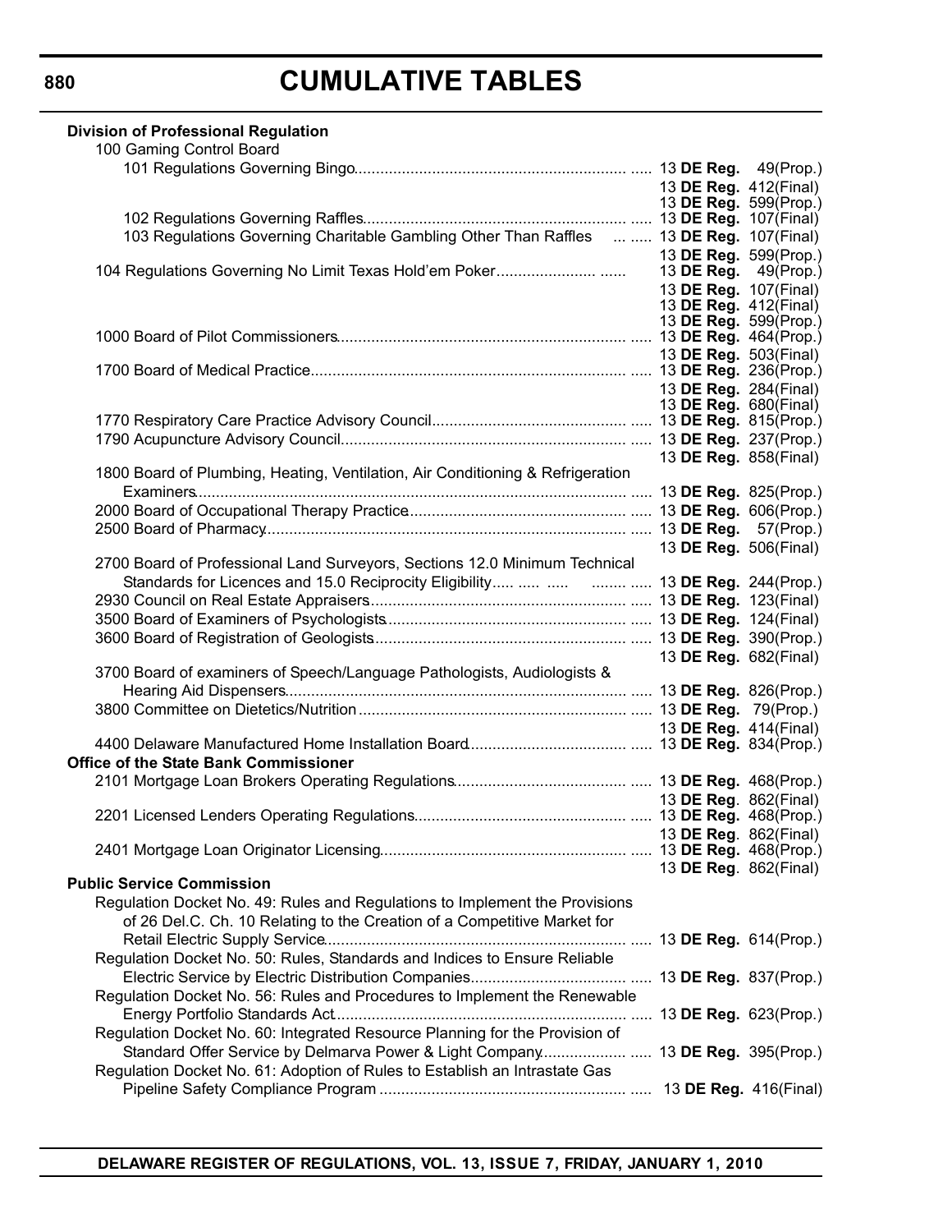# CUMULATIVE TABLES

**Division of Professional Regulation**

100 Gaming Control Board

| Regulation | Citation |
|---|---|
| 101 Regulations Governing Bingo | 13 **DE Reg.** 49(Prop.) |
| | 13 **DE Reg.** 412(Final) |
| | 13 **DE Reg.** 599(Prop.) |
| 102 Regulations Governing Raffles | 13 **DE Reg.** 107(Final) |
| 103 Regulations Governing Charitable Gambling Other Than Raffles | 13 **DE Reg.** 107(Final) |
| | 13 **DE Reg.** 599(Prop.) |
| 104 Regulations Governing No Limit Texas Hold'em Poker | 13 **DE Reg.** 49(Prop.) |
| | 13 **DE Reg.** 107(Final) |
| | 13 **DE Reg.** 412(Final) |
| | 13 **DE Reg.** 599(Prop.) |
| 1000 Board of Pilot Commissioners | 13 **DE Reg.** 464(Prop.) |
| | 13 **DE Reg.** 503(Final) |
| 1700 Board of Medical Practice | 13 **DE Reg.** 236(Prop.) |
| | 13 **DE Reg.** 284(Final) |
| | 13 **DE Reg.** 680(Final) |
| 1770 Respiratory Care Practice Advisory Council | 13 **DE Reg.** 815(Prop.) |
| 1790 Acupuncture Advisory Council | 13 **DE Reg.** 237(Prop.) |
| | 13 **DE Reg.** 858(Final) |
| 1800 Board of Plumbing, Heating, Ventilation, Air Conditioning & Refrigeration Examiners | 13 **DE Reg.** 825(Prop.) |
| 2000 Board of Occupational Therapy Practice | 13 **DE Reg.** 606(Prop.) |
| 2500 Board of Pharmacy | 13 **DE Reg.** 57(Prop.) |
| | 13 **DE Reg.** 506(Final) |
| 2700 Board of Professional Land Surveyors, Sections 12.0 Minimum Technical Standards for Licences and 15.0 Reciprocity Eligibility | 13 **DE Reg.** 244(Prop.) |
| 2930 Council on Real Estate Appraisers | 13 **DE Reg.** 123(Final) |
| 3500 Board of Examiners of Psychologists | 13 **DE Reg.** 124(Final) |
| 3600 Board of Registration of Geologists | 13 **DE Reg.** 390(Prop.) |
| | 13 **DE Reg.** 682(Final) |
| 3700 Board of examiners of Speech/Language Pathologists, Audiologists & Hearing Aid Dispensers | 13 **DE Reg.** 826(Prop.) |
| 3800 Committee on Dietetics/Nutrition | 13 **DE Reg.** 79(Prop.) |
| | 13 **DE Reg.** 414(Final) |
| 4400 Delaware Manufactured Home Installation Board | 13 **DE Reg.** 834(Prop.) |

**Office of the State Bank Commissioner**

| Regulation | Citation |
|---|---|
| 2101 Mortgage Loan Brokers Operating Regulations | 13 **DE Reg.** 468(Prop.) |
| | 13 **DE Reg**. 862(Final) |
| 2201 Licensed Lenders Operating Regulations | 13 **DE Reg.** 468(Prop.) |
| | 13 **DE Reg**. 862(Final) |
| 2401 Mortgage Loan Originator Licensing | 13 **DE Reg.** 468(Prop.) |
| | 13 **DE Reg**. 862(Final) |

**Public Service Commission**

| Regulation | Citation |
|---|---|
| Regulation Docket No. 49: Rules and Regulations to Implement the Provisions of 26 Del.C. Ch. 10 Relating to the Creation of a Competitive Market for Retail Electric Supply Service | 13 **DE Reg.** 614(Prop.) |
| Regulation Docket No. 50: Rules, Standards and Indices to Ensure Reliable Electric Service by Electric Distribution Companies | 13 **DE Reg.** 837(Prop.) |
| Regulation Docket No. 56: Rules and Procedures to Implement the Renewable Energy Portfolio Standards Act | 13 **DE Reg.** 623(Prop.) |
| Regulation Docket No. 60: Integrated Resource Planning for the Provision of Standard Offer Service by Delmarva Power & Light Company | 13 **DE Reg.** 395(Prop.) |
| Regulation Docket No. 61: Adoption of Rules to Establish an Intrastate Gas Pipeline Safety Compliance Program | 13 **DE Reg.** 416(Final) |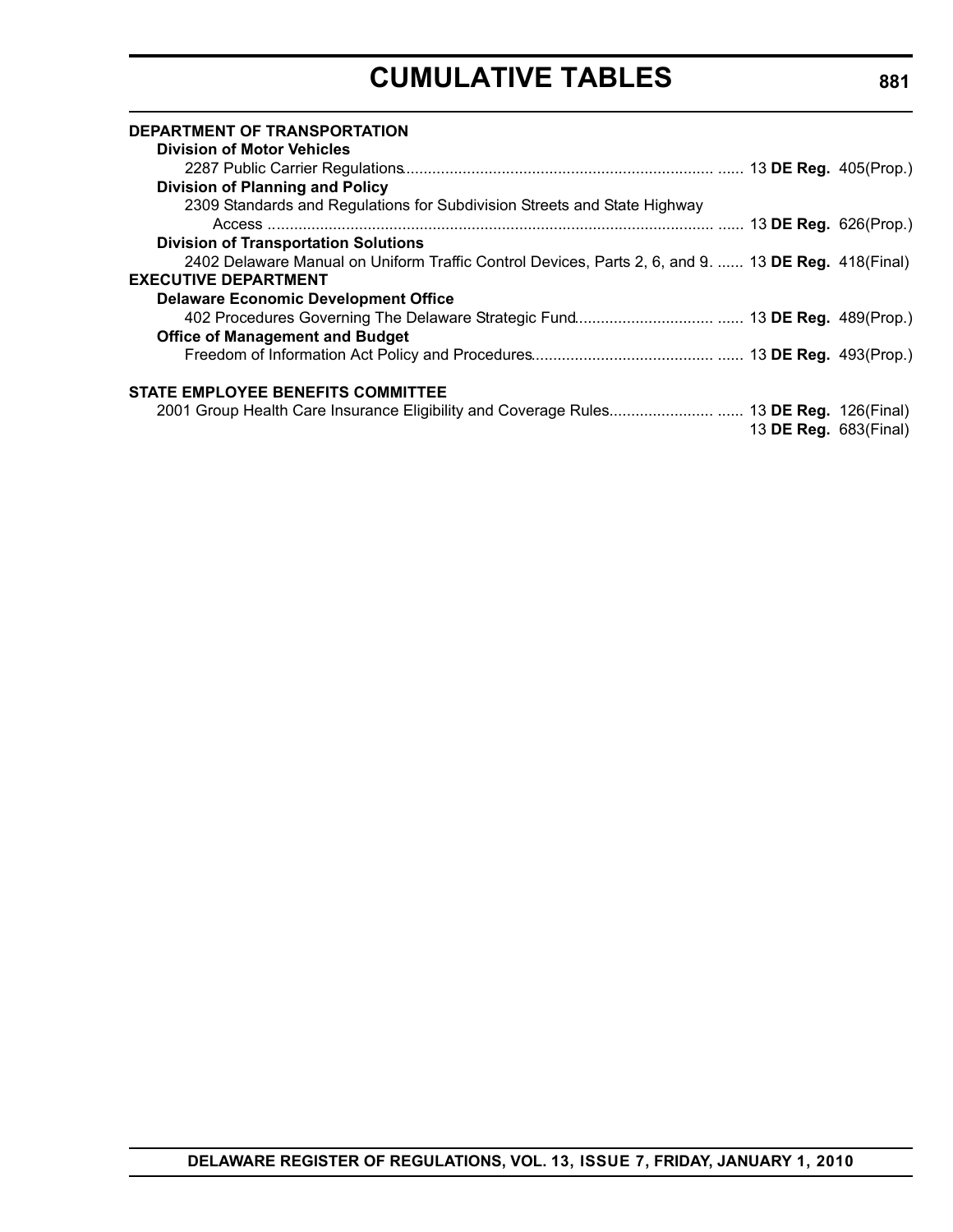# CUMULATIVE TABLES

**DEPARTMENT OF TRANSPORTATION**

**Division of Motor Vehicles**

2287 Public Carrier Regulations...................................................................... ...... 13 **DE Reg.** 405(Prop.)

**Division of Planning and Policy**

2309 Standards and Regulations for Subdivision Streets and State Highway Access ...................................................................................................... ...... 13 **DE Reg.** 626(Prop.)

**Division of Transportation Solutions**

2402 Delaware Manual on Uniform Traffic Control Devices, Parts 2, 6, and 9. ...... 13 **DE Reg.** 418(Final)

**EXECUTIVE DEPARTMENT**

**Delaware Economic Development Office**

402 Procedures Governing The Delaware Strategic Fund................................ ...... 13 **DE Reg.** 489(Prop.)

**Office of Management and Budget**

Freedom of Information Act Policy and Procedures.......................................... ...... 13 **DE Reg.** 493(Prop.)

**STATE EMPLOYEE BENEFITS COMMITTEE**

2001 Group Health Care Insurance Eligibility and Coverage Rules........................ ...... 13 **DE Reg.** 126(Final)
13 **DE Reg.** 683(Final)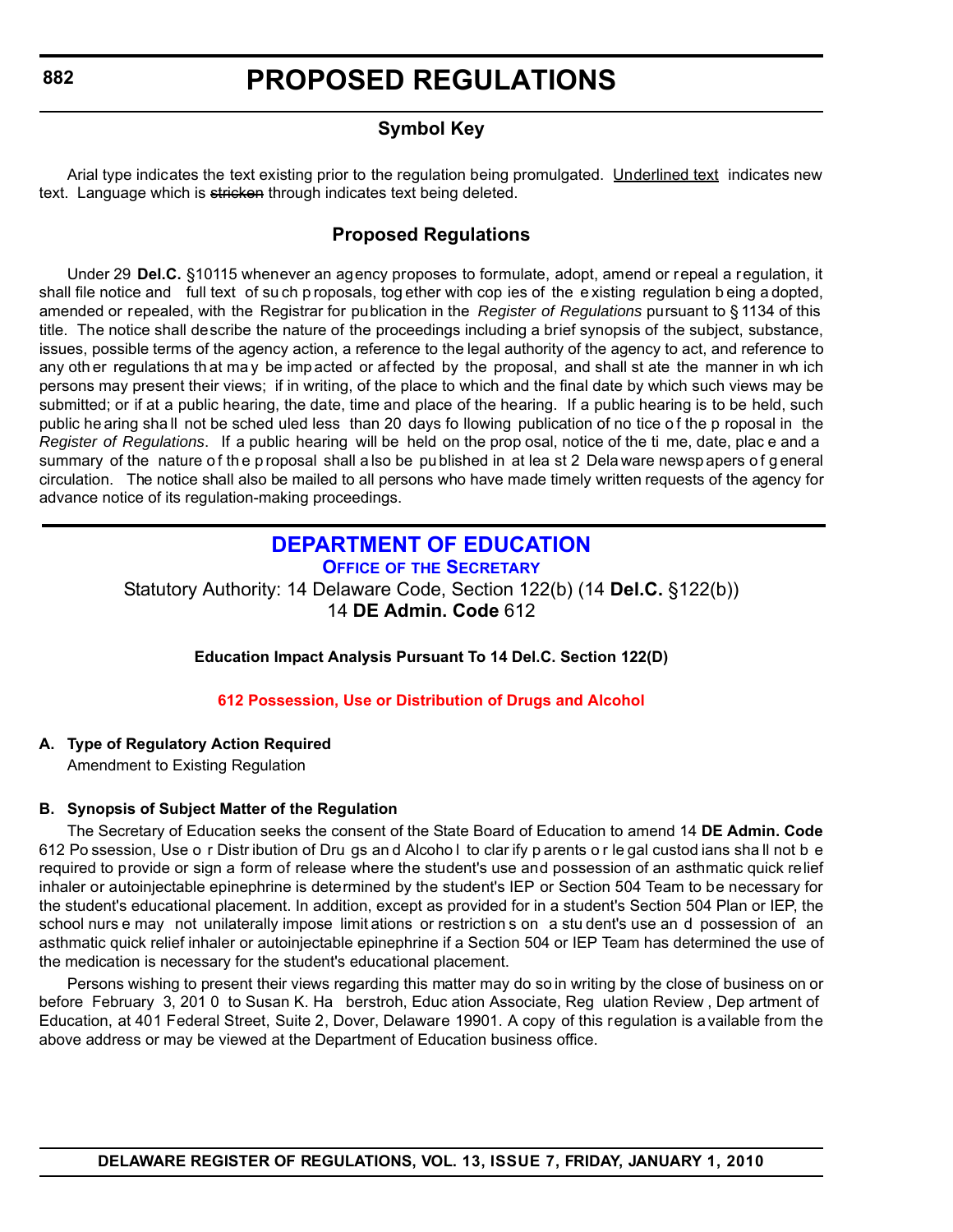# PROPOSED REGULATIONS

## Symbol Key

Arial type indicates the text existing prior to the regulation being promulgated. Underlined text indicates new text. Language which is ~~stricken~~ through indicates text being deleted.

## Proposed Regulations

Under 29 **Del.C.** §10115 whenever an agency proposes to formulate, adopt, amend or repeal a regulation, it shall file notice and full text of such proposals, together with copies of the existing regulation being adopted, amended or repealed, with the Registrar for publication in the *Register of Regulations* pursuant to §1134 of this title. The notice shall describe the nature of the proceedings including a brief synopsis of the subject, substance, issues, possible terms of the agency action, a reference to the legal authority of the agency to act, and reference to any other regulations that may be impacted or affected by the proposal, and shall state the manner in which persons may present their views; if in writing, of the place to which and the final date by which such views may be submitted; or if at a public hearing, the date, time and place of the hearing. If a public hearing is to be held, such public hearing shall not be scheduled less than 20 days following publication of notice of the proposal in the *Register of Regulations*. If a public hearing will be held on the proposal, notice of the time, date, place and a summary of the nature of the proposal shall also be published in at least 2 Delaware newspapers of general circulation. The notice shall also be mailed to all persons who have made timely written requests of the agency for advance notice of its regulation-making proceedings.

## DEPARTMENT OF EDUCATION

### OFFICE OF THE SECRETARY

Statutory Authority: 14 Delaware Code, Section 122(b) (14 **Del.C.** §122(b))
14 **DE Admin. Code** 612

**Education Impact Analysis Pursuant To 14 Del.C. Section 122(D)**

**612 Possession, Use or Distribution of Drugs and Alcohol**

**A. Type of Regulatory Action Required**

Amendment to Existing Regulation

**B. Synopsis of Subject Matter of the Regulation**

The Secretary of Education seeks the consent of the State Board of Education to amend 14 **DE Admin. Code** 612 Possession, Use or Distribution of Drugs and Alcohol to clarify parents or legal custodians shall not be required to provide or sign a form of release where the student's use and possession of an asthmatic quick relief inhaler or autoinjectable epinephrine is determined by the student's IEP or Section 504 Team to be necessary for the student's educational placement. In addition, except as provided for in a student's Section 504 Plan or IEP, the school nurse may not unilaterally impose limitations or restrictions on a student's use and possession of an asthmatic quick relief inhaler or autoinjectable epinephrine if a Section 504 or IEP Team has determined the use of the medication is necessary for the student's educational placement.

Persons wishing to present their views regarding this matter may do so in writing by the close of business on or before February 3, 2010 to Susan K. Haberstroh, Education Associate, Regulation Review, Department of Education, at 401 Federal Street, Suite 2, Dover, Delaware 19901. A copy of this regulation is available from the above address or may be viewed at the Department of Education business office.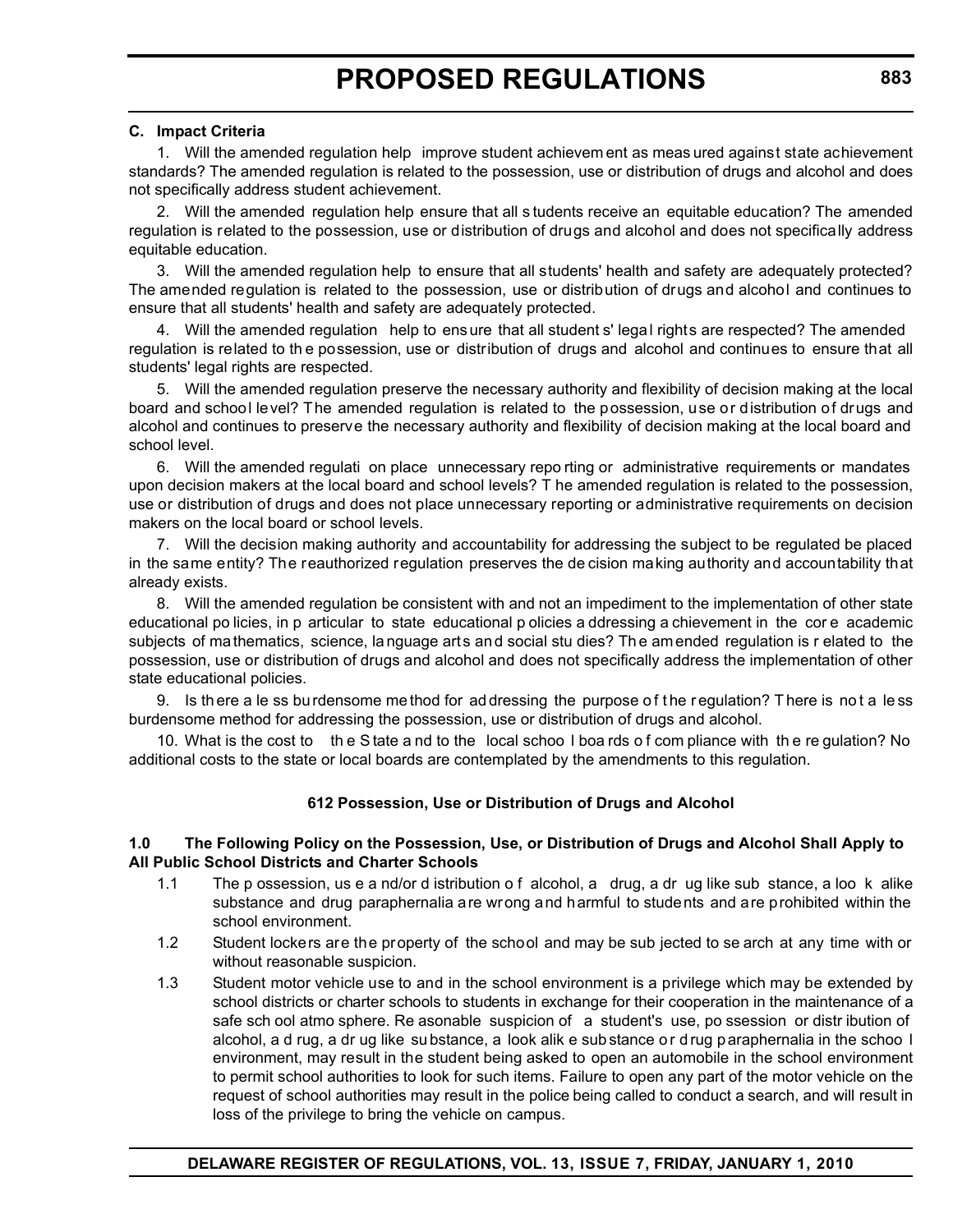### C. Impact Criteria

1. Will the amended regulation help improve student achievement as measured against state achievement standards? The amended regulation is related to the possession, use or distribution of drugs and alcohol and does not specifically address student achievement.

2. Will the amended regulation help ensure that all students receive an equitable education? The amended regulation is related to the possession, use or distribution of drugs and alcohol and does not specifically address equitable education.

3. Will the amended regulation help to ensure that all students' health and safety are adequately protected? The amended regulation is related to the possession, use or distribution of drugs and alcohol and continues to ensure that all students' health and safety are adequately protected.

4. Will the amended regulation help to ensure that all students' legal rights are respected? The amended regulation is related to the possession, use or distribution of drugs and alcohol and continues to ensure that all students' legal rights are respected.

5. Will the amended regulation preserve the necessary authority and flexibility of decision making at the local board and school level? The amended regulation is related to the possession, use or distribution of drugs and alcohol and continues to preserve the necessary authority and flexibility of decision making at the local board and school level.

6. Will the amended regulation place unnecessary reporting or administrative requirements or mandates upon decision makers at the local board and school levels? The amended regulation is related to the possession, use or distribution of drugs and does not place unnecessary reporting or administrative requirements on decision makers on the local board or school levels.

7. Will the decision making authority and accountability for addressing the subject to be regulated be placed in the same entity? The reauthorized regulation preserves the decision making authority and accountability that already exists.

8. Will the amended regulation be consistent with and not an impediment to the implementation of other state educational policies, in particular to state educational policies addressing achievement in the core academic subjects of mathematics, science, language arts and social studies? The amended regulation is related to the possession, use or distribution of drugs and alcohol and does not specifically address the implementation of other state educational policies.

9. Is there a less burdensome method for addressing the purpose of the regulation? There is not a less burdensome method for addressing the possession, use or distribution of drugs and alcohol.

10. What is the cost to the State and to the local school boards of compliance with the regulation? No additional costs to the state or local boards are contemplated by the amendments to this regulation.

**612 Possession, Use or Distribution of Drugs and Alcohol**

**1.0 The Following Policy on the Possession, Use, or Distribution of Drugs and Alcohol Shall Apply to All Public School Districts and Charter Schools**

1.1 The possession, use and/or distribution of alcohol, a drug, a drug like substance, a look alike substance and drug paraphernalia are wrong and harmful to students and are prohibited within the school environment.

1.2 Student lockers are the property of the school and may be subjected to search at any time with or without reasonable suspicion.

1.3 Student motor vehicle use to and in the school environment is a privilege which may be extended by school districts or charter schools to students in exchange for their cooperation in the maintenance of a safe school atmosphere. Reasonable suspicion of a student's use, possession or distribution of alcohol, a drug, a drug like substance, a look alike substance or drug paraphernalia in the school environment, may result in the student being asked to open an automobile in the school environment to permit school authorities to look for such items. Failure to open any part of the motor vehicle on the request of school authorities may result in the police being called to conduct a search, and will result in loss of the privilege to bring the vehicle on campus.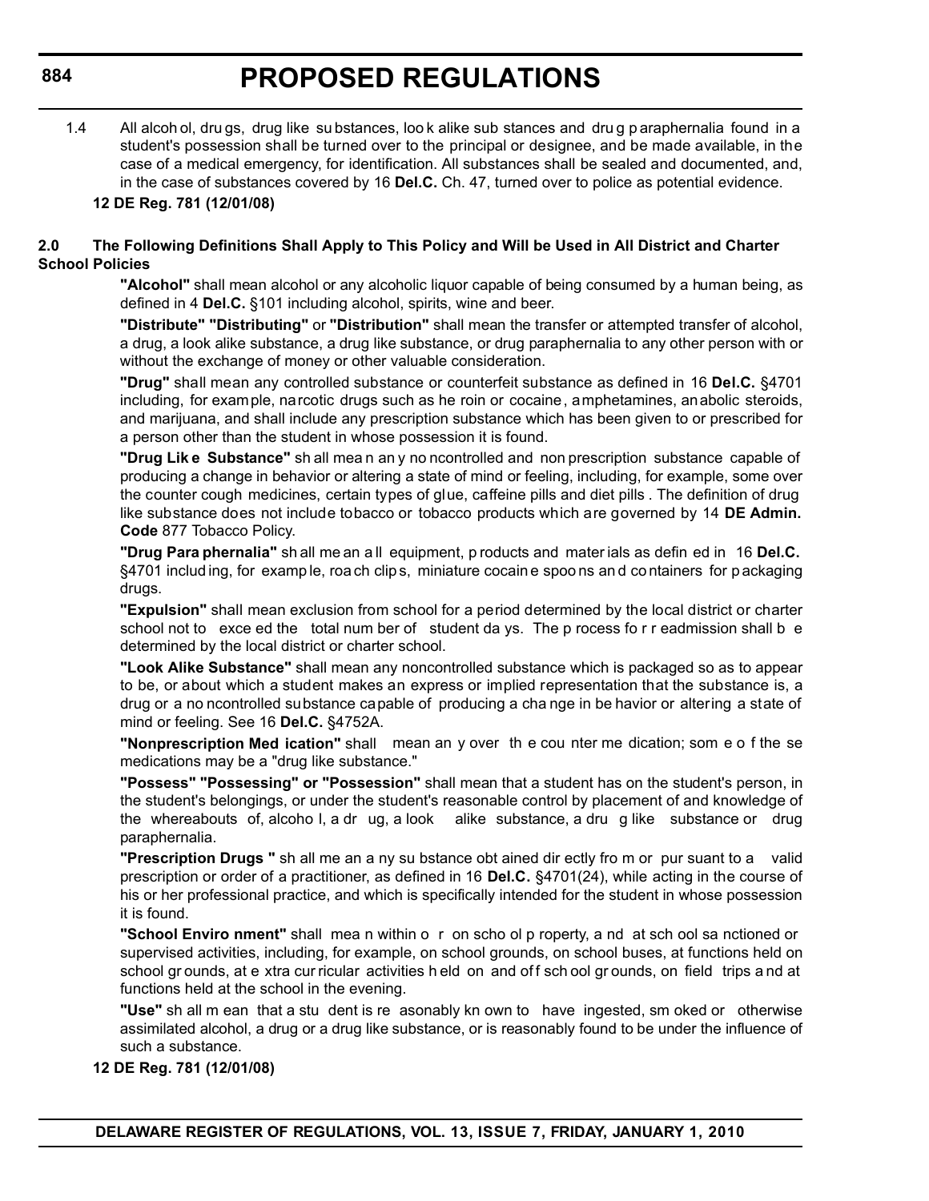1.4 All alcohol, drugs, drug like substances, look alike substances and drug paraphernalia found in a student's possession shall be turned over to the principal or designee, and be made available, in the case of a medical emergency, for identification. All substances shall be sealed and documented, and, in the case of substances covered by 16 **Del.C.** Ch. 47, turned over to police as potential evidence.

**12 DE Reg. 781 (12/01/08)**

**2.0 The Following Definitions Shall Apply to This Policy and Will be Used in All District and Charter School Policies**

**"Alcohol"** shall mean alcohol or any alcoholic liquor capable of being consumed by a human being, as defined in 4 **Del.C.** §101 including alcohol, spirits, wine and beer.

**"Distribute" "Distributing"** or **"Distribution"** shall mean the transfer or attempted transfer of alcohol, a drug, a look alike substance, a drug like substance, or drug paraphernalia to any other person with or without the exchange of money or other valuable consideration.

**"Drug"** shall mean any controlled substance or counterfeit substance as defined in 16 **Del.C.** §4701 including, for example, narcotic drugs such as heroin or cocaine, amphetamines, anabolic steroids, and marijuana, and shall include any prescription substance which has been given to or prescribed for a person other than the student in whose possession it is found.

**"Drug Like Substance"** shall mean any noncontrolled and nonprescription substance capable of producing a change in behavior or altering a state of mind or feeling, including, for example, some over the counter cough medicines, certain types of glue, caffeine pills and diet pills. The definition of drug like substance does not include tobacco or tobacco products which are governed by 14 **DE Admin. Code** 877 Tobacco Policy.

**"Drug Paraphernalia"** shall mean all equipment, products and materials as defined in 16 **Del.C.** §4701 including, for example, roach clips, miniature cocaine spoons and containers for packaging drugs.

**"Expulsion"** shall mean exclusion from school for a period determined by the local district or charter school not to exceed the total number of student days. The process for readmission shall be determined by the local district or charter school.

**"Look Alike Substance"** shall mean any noncontrolled substance which is packaged so as to appear to be, or about which a student makes an express or implied representation that the substance is, a drug or a noncontrolled substance capable of producing a change in behavior or altering a state of mind or feeling. See 16 **Del.C.** §4752A.

**"Nonprescription Medication"** shall mean any over the counter medication; some of these medications may be a "drug like substance."

**"Possess" "Possessing" or "Possession"** shall mean that a student has on the student's person, in the student's belongings, or under the student's reasonable control by placement of and knowledge of the whereabouts of, alcohol, a drug, a look alike substance, a drug like substance or drug paraphernalia.

**"Prescription Drugs "** shall mean any substance obtained directly from or pursuant to a valid prescription or order of a practitioner, as defined in 16 **Del.C.** §4701(24), while acting in the course of his or her professional practice, and which is specifically intended for the student in whose possession it is found.

**"School Environment"** shall mean within or on school property, and at school sanctioned or supervised activities, including, for example, on school grounds, on school buses, at functions held on school grounds, at extra curricular activities held on and off school grounds, on field trips and at functions held at the school in the evening.

**"Use"** shall mean that a student is reasonably known to have ingested, smoked or otherwise assimilated alcohol, a drug or a drug like substance, or is reasonably found to be under the influence of such a substance.

**12 DE Reg. 781 (12/01/08)**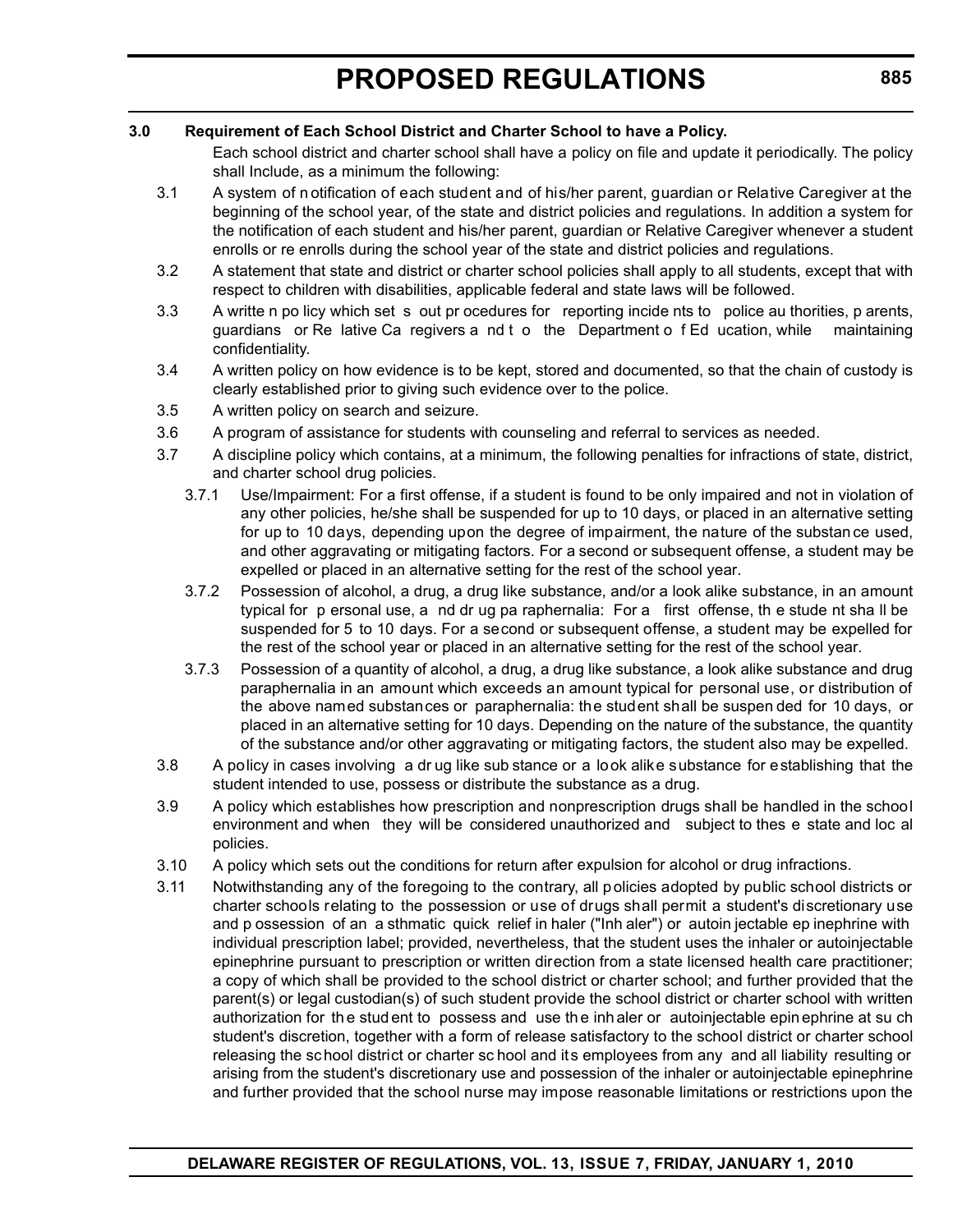**3.0 Requirement of Each School District and Charter School to have a Policy.**

Each school district and charter school shall have a policy on file and update it periodically. The policy shall Include, as a minimum the following:

3.1 A system of notification of each student and of his/her parent, guardian or Relative Caregiver at the beginning of the school year, of the state and district policies and regulations. In addition a system for the notification of each student and his/her parent, guardian or Relative Caregiver whenever a student enrolls or re enrolls during the school year of the state and district policies and regulations.

3.2 A statement that state and district or charter school policies shall apply to all students, except that with respect to children with disabilities, applicable federal and state laws will be followed.

3.3 A written policy which sets out procedures for reporting incidents to police authorities, parents, guardians or Relative Caregivers and to the Department of Education, while maintaining confidentiality.

3.4 A written policy on how evidence is to be kept, stored and documented, so that the chain of custody is clearly established prior to giving such evidence over to the police.

3.5 A written policy on search and seizure.

3.6 A program of assistance for students with counseling and referral to services as needed.

3.7 A discipline policy which contains, at a minimum, the following penalties for infractions of state, district, and charter school drug policies.

3.7.1 Use/Impairment: For a first offense, if a student is found to be only impaired and not in violation of any other policies, he/she shall be suspended for up to 10 days, or placed in an alternative setting for up to 10 days, depending upon the degree of impairment, the nature of the substance used, and other aggravating or mitigating factors. For a second or subsequent offense, a student may be expelled or placed in an alternative setting for the rest of the school year.

3.7.2 Possession of alcohol, a drug, a drug like substance, and/or a look alike substance, in an amount typical for personal use, and drug paraphernalia: For a first offense, the student shall be suspended for 5 to 10 days. For a second or subsequent offense, a student may be expelled for the rest of the school year or placed in an alternative setting for the rest of the school year.

3.7.3 Possession of a quantity of alcohol, a drug, a drug like substance, a look alike substance and drug paraphernalia in an amount which exceeds an amount typical for personal use, or distribution of the above named substances or paraphernalia: the student shall be suspended for 10 days, or placed in an alternative setting for 10 days. Depending on the nature of the substance, the quantity of the substance and/or other aggravating or mitigating factors, the student also may be expelled.

3.8 A policy in cases involving a drug like substance or a look alike substance for establishing that the student intended to use, possess or distribute the substance as a drug.

3.9 A policy which establishes how prescription and nonprescription drugs shall be handled in the school environment and when they will be considered unauthorized and subject to these state and local policies.

3.10 A policy which sets out the conditions for return after expulsion for alcohol or drug infractions.

3.11 Notwithstanding any of the foregoing to the contrary, all policies adopted by public school districts or charter schools relating to the possession or use of drugs shall permit a student's discretionary use and possession of an asthmatic quick relief inhaler ("Inhaler") or autoinjectable epinephrine with individual prescription label; provided, nevertheless, that the student uses the inhaler or autoinjectable epinephrine pursuant to prescription or written direction from a state licensed health care practitioner; a copy of which shall be provided to the school district or charter school; and further provided that the parent(s) or legal custodian(s) of such student provide the school district or charter school with written authorization for the student to possess and use the inhaler or autoinjectable epinephrine at such student's discretion, together with a form of release satisfactory to the school district or charter school releasing the school district or charter school and its employees from any and all liability resulting or arising from the student's discretionary use and possession of the inhaler or autoinjectable epinephrine and further provided that the school nurse may impose reasonable limitations or restrictions upon the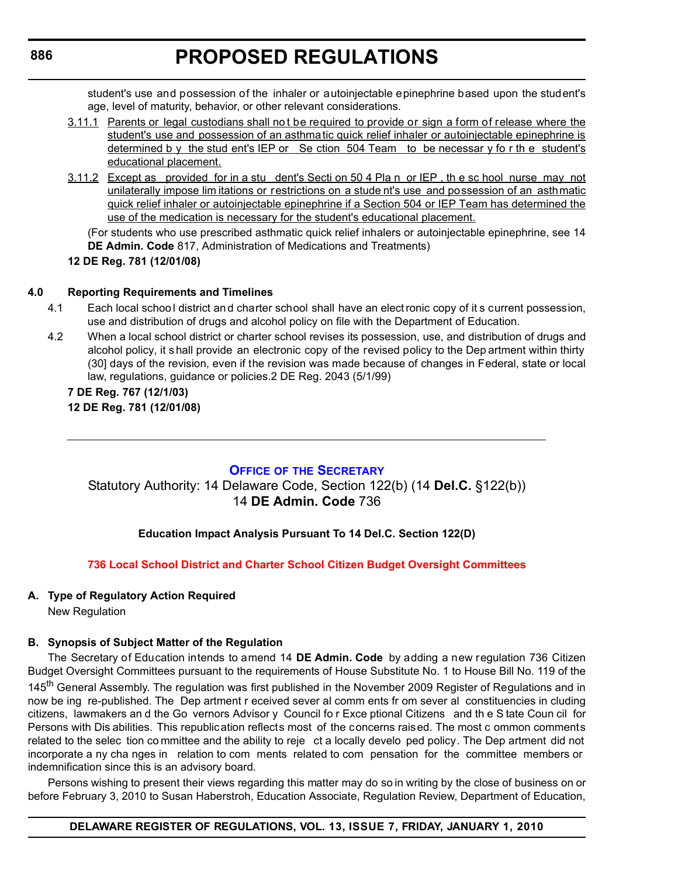student's use and possession of the inhaler or autoinjectable epinephrine based upon the student's age, level of maturity, behavior, or other relevant considerations.

3.11.1 Parents or legal custodians shall not be required to provide or sign a form of release where the student's use and possession of an asthmatic quick relief inhaler or autoinjectable epinephrine is determined by the student's IEP or Section 504 Team to be necessary for the student's educational placement.

3.11.2 Except as provided for in a student's Section 504 Plan or IEP, the school nurse may not unilaterally impose limitations or restrictions on a student's use and possession of an asthmatic quick relief inhaler or autoinjectable epinephrine if a Section 504 or IEP Team has determined the use of the medication is necessary for the student's educational placement.

(For students who use prescribed asthmatic quick relief inhalers or autoinjectable epinephrine, see 14 **DE Admin. Code** 817, Administration of Medications and Treatments)

**12 DE Reg. 781 (12/01/08)**

**4.0 Reporting Requirements and Timelines**

4.1 Each local school district and charter school shall have an electronic copy of its current possession, use and distribution of drugs and alcohol policy on file with the Department of Education.

4.2 When a local school district or charter school revises its possession, use, and distribution of drugs and alcohol policy, it shall provide an electronic copy of the revised policy to the Department within thirty (30] days of the revision, even if the revision was made because of changes in Federal, state or local law, regulations, guidance or policies.2 DE Reg. 2043 (5/1/99)

**7 DE Reg. 767 (12/1/03)**
**12 DE Reg. 781 (12/01/08)**

---

## Office of the Secretary

Statutory Authority: 14 Delaware Code, Section 122(b) (14 **Del.C.** §122(b))
14 **DE Admin. Code** 736

**Education Impact Analysis Pursuant To 14 Del.C. Section 122(D)**

### 736 Local School District and Charter School Citizen Budget Oversight Committees

**A. Type of Regulatory Action Required**

New Regulation

**B. Synopsis of Subject Matter of the Regulation**

The Secretary of Education intends to amend 14 **DE Admin. Code** by adding a new regulation 736 Citizen Budget Oversight Committees pursuant to the requirements of House Substitute No. 1 to House Bill No. 119 of the 145th General Assembly. The regulation was first published in the November 2009 Register of Regulations and in now being re-published. The Department received several comments from several constituencies including citizens, lawmakers and the Governors Advisory Council for Exceptional Citizens and the State Council for Persons with Disabilities. This republication reflects most of the concerns raised. The most common comments related to the selection committee and the ability to reject a locally developed policy. The Department did not incorporate any changes in relation to comments related to compensation for the committee members or indemnification since this is an advisory board.

Persons wishing to present their views regarding this matter may do so in writing by the close of business on or before February 3, 2010 to Susan Haberstroh, Education Associate, Regulation Review, Department of Education,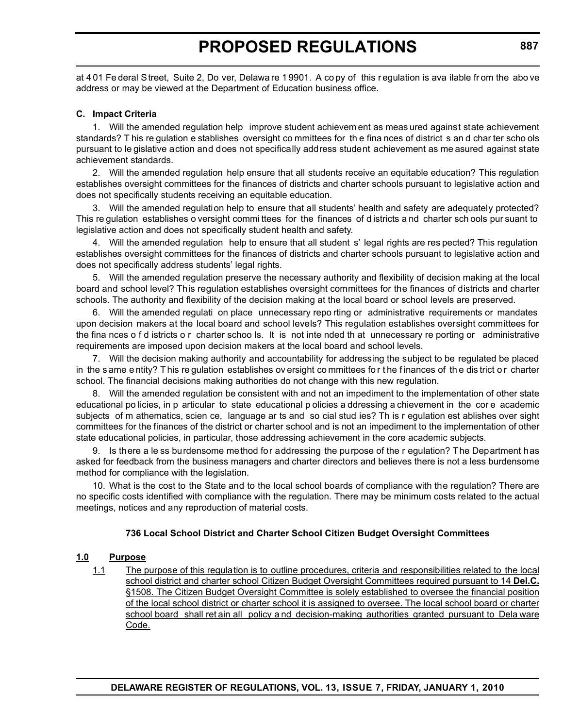at 401 Federal Street, Suite 2, Dover, Delaware 19901. A copy of this regulation is available from the above address or may be viewed at the Department of Education business office.

**C. Impact Criteria**

1. Will the amended regulation help improve student achievement as measured against state achievement standards? This regulation establishes oversight committees for the finances of districts and charter schools pursuant to legislative action and does not specifically address student achievement as measured against state achievement standards.

2. Will the amended regulation help ensure that all students receive an equitable education? This regulation establishes oversight committees for the finances of districts and charter schools pursuant to legislative action and does not specifically students receiving an equitable education.

3. Will the amended regulation help to ensure that all students' health and safety are adequately protected? This regulation establishes oversight committees for the finances of districts and charter schools pursuant to legislative action and does not specifically student health and safety.

4. Will the amended regulation help to ensure that all students' legal rights are respected? This regulation establishes oversight committees for the finances of districts and charter schools pursuant to legislative action and does not specifically address students' legal rights.

5. Will the amended regulation preserve the necessary authority and flexibility of decision making at the local board and school level? This regulation establishes oversight committees for the finances of districts and charter schools. The authority and flexibility of the decision making at the local board or school levels are preserved.

6. Will the amended regulation place unnecessary reporting or administrative requirements or mandates upon decision makers at the local board and school levels? This regulation establishes oversight committees for the finances of districts or charter schools. It is not intended that unnecessary reporting or administrative requirements are imposed upon decision makers at the local board and school levels.

7. Will the decision making authority and accountability for addressing the subject to be regulated be placed in the same entity? This regulation establishes oversight committees for the finances of the district or charter school. The financial decisions making authorities do not change with this new regulation.

8. Will the amended regulation be consistent with and not an impediment to the implementation of other state educational policies, in particular to state educational policies addressing achievement in the core academic subjects of mathematics, science, language arts and social studies? This regulation establishes oversight committees for the finances of the district or charter school and is not an impediment to the implementation of other state educational policies, in particular, those addressing achievement in the core academic subjects.

9. Is there a less burdensome method for addressing the purpose of the regulation? The Department has asked for feedback from the business managers and charter directors and believes there is not a less burdensome method for compliance with the legislation.

10. What is the cost to the State and to the local school boards of compliance with the regulation? There are no specific costs identified with compliance with the regulation. There may be minimum costs related to the actual meetings, notices and any reproduction of material costs.

**736 Local School District and Charter School Citizen Budget Oversight Committees**

**1.0 Purpose**

1.1 The purpose of this regulation is to outline procedures, criteria and responsibilities related to the local school district and charter school Citizen Budget Oversight Committees required pursuant to 14 **Del.C.** §1508. The Citizen Budget Oversight Committee is solely established to oversee the financial position of the local school district or charter school it is assigned to oversee. The local school board or charter school board shall retain all policy and decision-making authorities granted pursuant to Delaware Code.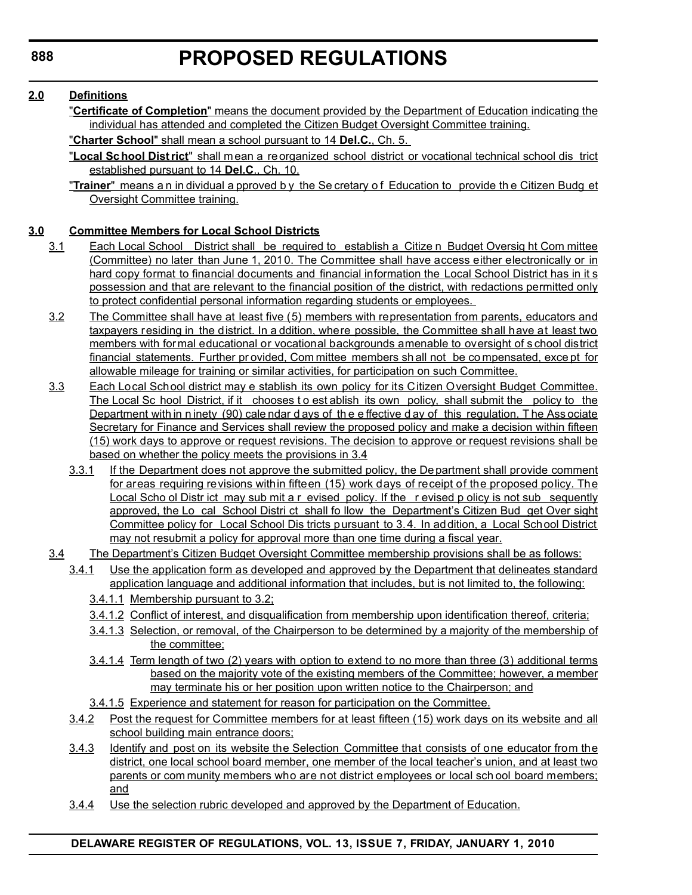**2.0 Definitions**

"**Certificate of Completion**" means the document provided by the Department of Education indicating the individual has attended and completed the Citizen Budget Oversight Committee training.

"**Charter School**" shall mean a school pursuant to 14 **Del.C.**, Ch. 5.

"**Local School District**" shall mean a reorganized school district or vocational technical school district established pursuant to 14 **Del.C.**, Ch. 10.

"**Trainer**" means an individual approved by the Secretary of Education to provide the Citizen Budget Oversight Committee training.

**3.0 Committee Members for Local School Districts**

3.1 Each Local School District shall be required to establish a Citizen Budget Oversight Committee (Committee) no later than June 1, 2010. The Committee shall have access either electronically or in hard copy format to financial documents and financial information the Local School District has in its possession and that are relevant to the financial position of the district, with redactions permitted only to protect confidential personal information regarding students or employees.

3.2 The Committee shall have at least five (5) members with representation from parents, educators and taxpayers residing in the district. In addition, where possible, the Committee shall have at least two members with formal educational or vocational backgrounds amenable to oversight of school district financial statements. Further provided, Committee members shall not be compensated, except for allowable mileage for training or similar activities, for participation on such Committee.

3.3 Each Local School district may establish its own policy for its Citizen Oversight Budget Committee. The Local School District, if it chooses to establish its own policy, shall submit the policy to the Department within ninety (90) calendar days of the effective day of this regulation. The Associate Secretary for Finance and Services shall review the proposed policy and make a decision within fifteen (15) work days to approve or request revisions. The decision to approve or request revisions shall be based on whether the policy meets the provisions in 3.4

3.3.1 If the Department does not approve the submitted policy, the Department shall provide comment for areas requiring revisions within fifteen (15) work days of receipt of the proposed policy. The Local School District may submit a revised policy. If the revised policy is not subsequently approved, the Local School District shall follow the Department's Citizen Budget Oversight Committee policy for Local School Districts pursuant to 3.4. In addition, a Local School District may not resubmit a policy for approval more than one time during a fiscal year.

3.4 The Department's Citizen Budget Oversight Committee membership provisions shall be as follows:

3.4.1 Use the application form as developed and approved by the Department that delineates standard application language and additional information that includes, but is not limited to, the following:

3.4.1.1 Membership pursuant to 3.2;

3.4.1.2 Conflict of interest, and disqualification from membership upon identification thereof, criteria;

3.4.1.3 Selection, or removal, of the Chairperson to be determined by a majority of the membership of the committee;

3.4.1.4 Term length of two (2) years with option to extend to no more than three (3) additional terms based on the majority vote of the existing members of the Committee; however, a member may terminate his or her position upon written notice to the Chairperson; and

3.4.1.5 Experience and statement for reason for participation on the Committee.

3.4.2 Post the request for Committee members for at least fifteen (15) work days on its website and all school building main entrance doors;

3.4.3 Identify and post on its website the Selection Committee that consists of one educator from the district, one local school board member, one member of the local teacher's union, and at least two parents or community members who are not district employees or local school board members; and

3.4.4 Use the selection rubric developed and approved by the Department of Education.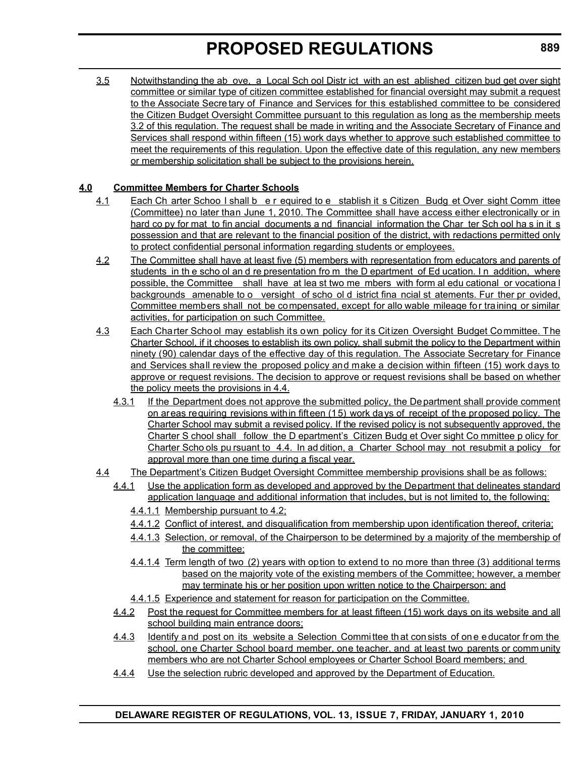3.5 Notwithstanding the above, a Local School District with an established citizen budget oversight committee or similar type of citizen committee established for financial oversight may submit a request to the Associate Secretary of Finance and Services for this established committee to be considered the Citizen Budget Oversight Committee pursuant to this regulation as long as the membership meets 3.2 of this regulation. The request shall be made in writing and the Associate Secretary of Finance and Services shall respond within fifteen (15) work days whether to approve such established committee to meet the requirements of this regulation. Upon the effective date of this regulation, any new members or membership solicitation shall be subject to the provisions herein.

**4.0 Committee Members for Charter Schools**

4.1 Each Charter School shall be required to establish its Citizen Budget Oversight Committee (Committee) no later than June 1, 2010. The Committee shall have access either electronically or in hard copy format to financial documents and financial information the Charter School has in its possession and that are relevant to the financial position of the district, with redactions permitted only to protect confidential personal information regarding students or employees.

4.2 The Committee shall have at least five (5) members with representation from educators and parents of students in the school and representation from the Department of Education. In addition, where possible, the Committee shall have at least two members with formal educational or vocational backgrounds amenable to oversight of school district financial statements. Further provided, Committee members shall not be compensated, except for allowable mileage for training or similar activities, for participation on such Committee.

4.3 Each Charter School may establish its own policy for its Citizen Oversight Budget Committee. The Charter School, if it chooses to establish its own policy, shall submit the policy to the Department within ninety (90) calendar days of the effective day of this regulation. The Associate Secretary for Finance and Services shall review the proposed policy and make a decision within fifteen (15) work days to approve or request revisions. The decision to approve or request revisions shall be based on whether the policy meets the provisions in 4.4.

4.3.1 If the Department does not approve the submitted policy, the Department shall provide comment on areas requiring revisions within fifteen (15) work days of receipt of the proposed policy. The Charter School may submit a revised policy. If the revised policy is not subsequently approved, the Charter School shall follow the Department's Citizen Budget Oversight Committee policy for Charter Schools pursuant to 4.4. In addition, a Charter School may not resubmit a policy for approval more than one time during a fiscal year.

4.4 The Department's Citizen Budget Oversight Committee membership provisions shall be as follows:

4.4.1 Use the application form as developed and approved by the Department that delineates standard application language and additional information that includes, but is not limited to, the following:

4.4.1.1 Membership pursuant to 4.2;

4.4.1.2 Conflict of interest, and disqualification from membership upon identification thereof, criteria;

4.4.1.3 Selection, or removal, of the Chairperson to be determined by a majority of the membership of the committee;

4.4.1.4 Term length of two (2) years with option to extend to no more than three (3) additional terms based on the majority vote of the existing members of the Committee; however, a member may terminate his or her position upon written notice to the Chairperson; and

4.4.1.5 Experience and statement for reason for participation on the Committee.

4.4.2 Post the request for Committee members for at least fifteen (15) work days on its website and all school building main entrance doors;

4.4.3 Identify and post on its website a Selection Committee that consists of one educator from the school, one Charter School board member, one teacher, and at least two parents or community members who are not Charter School employees or Charter School Board members; and

4.4.4 Use the selection rubric developed and approved by the Department of Education.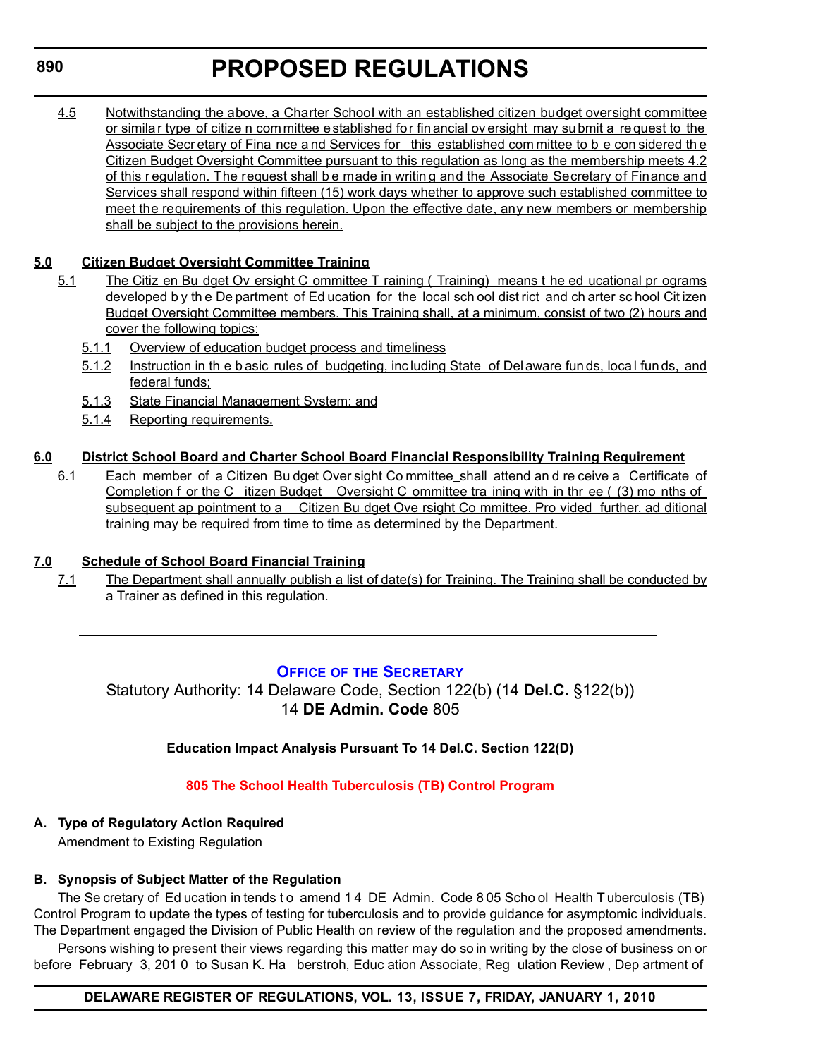4.5 Notwithstanding the above, a Charter School with an established citizen budget oversight committee or similar type of citizen committee established for financial oversight may submit a request to the Associate Secretary of Finance and Services for this established committee to be considered the Citizen Budget Oversight Committee pursuant to this regulation as long as the membership meets 4.2 of this regulation. The request shall be made in writing and the Associate Secretary of Finance and Services shall respond within fifteen (15) work days whether to approve such established committee to meet the requirements of this regulation. Upon the effective date, any new members or membership shall be subject to the provisions herein.

**5.0 Citizen Budget Oversight Committee Training**

5.1 The Citizen Budget Oversight Committee Training (Training) means the educational programs developed by the Department of Education for the local school district and charter school Citizen Budget Oversight Committee members. This Training shall, at a minimum, consist of two (2) hours and cover the following topics:

5.1.1 Overview of education budget process and timeliness

5.1.2 Instruction in the basic rules of budgeting, including State of Delaware funds, local funds, and federal funds;

5.1.3 State Financial Management System; and

5.1.4 Reporting requirements.

**6.0 District School Board and Charter School Board Financial Responsibility Training Requirement**

6.1 Each member of a Citizen Budget Oversight Committee shall attend and receive a Certificate of Completion for the Citizen Budget Oversight Committee training within three (3) months of subsequent appointment to a Citizen Budget Oversight Committee. Provided further, additional training may be required from time to time as determined by the Department.

**7.0 Schedule of School Board Financial Training**

7.1 The Department shall annually publish a list of date(s) for Training. The Training shall be conducted by a Trainer as defined in this regulation.

---

## Office of the Secretary

Statutory Authority: 14 Delaware Code, Section 122(b) (14 **Del.C.** §122(b))
14 **DE Admin. Code** 805

**Education Impact Analysis Pursuant To 14 Del.C. Section 122(D)**

**805 The School Health Tuberculosis (TB) Control Program**

**A. Type of Regulatory Action Required**

Amendment to Existing Regulation

**B. Synopsis of Subject Matter of the Regulation**

The Secretary of Education intends to amend 14 DE Admin. Code 805 School Health Tuberculosis (TB) Control Program to update the types of testing for tuberculosis and to provide guidance for asymptomic individuals. The Department engaged the Division of Public Health on review of the regulation and the proposed amendments.

Persons wishing to present their views regarding this matter may do so in writing by the close of business on or before February 3, 2010 to Susan K. Haberstroh, Education Associate, Regulation Review, Department of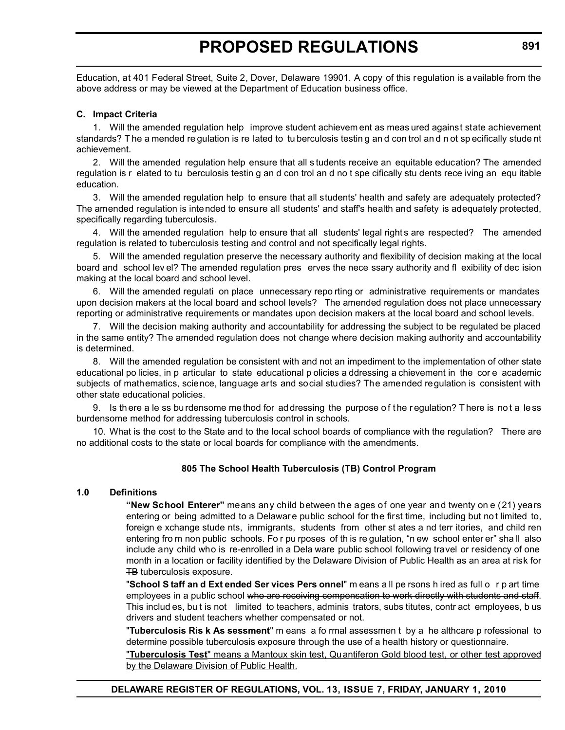Education, at 401 Federal Street, Suite 2, Dover, Delaware 19901. A copy of this regulation is available from the above address or may be viewed at the Department of Education business office.

**C. Impact Criteria**

1. Will the amended regulation help improve student achievement as measured against state achievement standards? The amended regulation is related to tuberculosis testing and control and not specifically student achievement.

2. Will the amended regulation help ensure that all students receive an equitable education? The amended regulation is related to tuberculosis testing and control and not specifically students receiving an equitable education.

3. Will the amended regulation help to ensure that all students' health and safety are adequately protected? The amended regulation is intended to ensure all students' and staff's health and safety is adequately protected, specifically regarding tuberculosis.

4. Will the amended regulation help to ensure that all students' legal rights are respected? The amended regulation is related to tuberculosis testing and control and not specifically legal rights.

5. Will the amended regulation preserve the necessary authority and flexibility of decision making at the local board and school level? The amended regulation preserves the necessary authority and flexibility of decision making at the local board and school level.

6. Will the amended regulation place unnecessary reporting or administrative requirements or mandates upon decision makers at the local board and school levels? The amended regulation does not place unnecessary reporting or administrative requirements or mandates upon decision makers at the local board and school levels.

7. Will the decision making authority and accountability for addressing the subject to be regulated be placed in the same entity? The amended regulation does not change where decision making authority and accountability is determined.

8. Will the amended regulation be consistent with and not an impediment to the implementation of other state educational policies, in particular to state educational policies addressing achievement in the core academic subjects of mathematics, science, language arts and social studies? The amended regulation is consistent with other state educational policies.

9. Is there a less burdensome method for addressing the purpose of the regulation? There is not a less burdensome method for addressing tuberculosis control in schools.

10. What is the cost to the State and to the local school boards of compliance with the regulation? There are no additional costs to the state or local boards for compliance with the amendments.

**805 The School Health Tuberculosis (TB) Control Program**

**1.0 Definitions**

**"New School Enterer"** means any child between the ages of one year and twenty one (21) years entering or being admitted to a Delaware public school for the first time, including but not limited to, foreign exchange students, immigrants, students from other states and territories, and children entering from non public schools. For purposes of this regulation, "new school enterer" shall also include any child who is re-enrolled in a Delaware public school following travel or residency of one month in a location or facility identified by the Delaware Division of Public Health as an area at risk for ~~TB~~ tuberculosis exposure.

"**School Staff and Extended Services Personnel**" means all persons hired as full or part time employees in a public school ~~who are receiving compensation to work directly with students and staff~~. This includes, but is not limited to teachers, administrators, substitutes, contract employees, bus drivers and student teachers whether compensated or not.

"**Tuberculosis Risk Assessment**" means a formal assessment by a healthcare professional to determine possible tuberculosis exposure through the use of a health history or questionnaire.

"**Tuberculosis Test**" means a Mantoux skin test, Quantiferon Gold blood test, or other test approved by the Delaware Division of Public Health.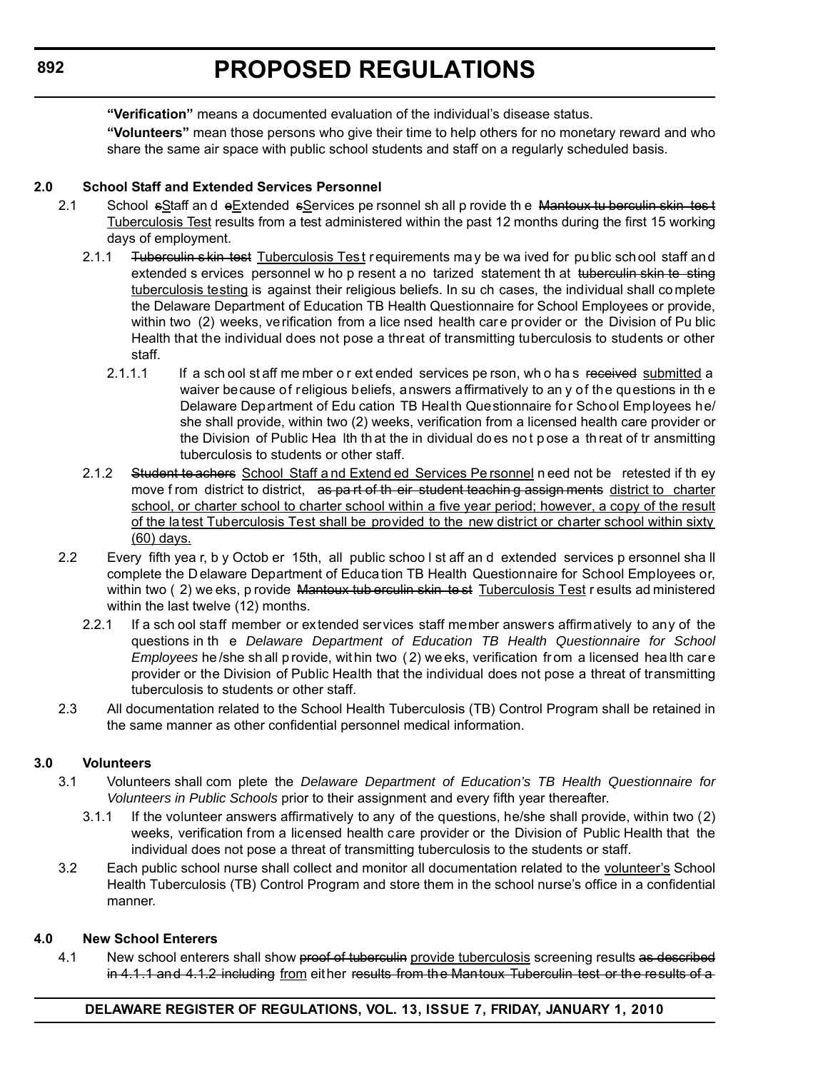**"Verification"** means a documented evaluation of the individual's disease status.

**"Volunteers"** mean those persons who give their time to help others for no monetary reward and who share the same air space with public school students and staff on a regularly scheduled basis.

**2.0 School Staff and Extended Services Personnel**

2.1 School ~~s~~<u>S</u>taff and ~~e~~<u>E</u>xtended ~~s~~<u>S</u>ervices personnel shall provide the ~~Mantoux tuberculin skin test~~ <u>Tuberculosis Test</u> results from a test administered within the past 12 months during the first 15 working days of employment.

2.1.1 ~~Tuberculin skin test~~ <u>Tuberculosis Test</u> requirements may be waived for public school staff and extended services personnel who present a notarized statement that ~~tuberculin skin testing~~ <u>tuberculosis testing</u> is against their religious beliefs. In such cases, the individual shall complete the Delaware Department of Education TB Health Questionnaire for School Employees or provide, within two (2) weeks, verification from a licensed health care provider or the Division of Public Health that the individual does not pose a threat of transmitting tuberculosis to students or other staff.

2.1.1.1 If a school staff member or extended services person, who has ~~received~~ <u>submitted</u> a waiver because of religious beliefs, answers affirmatively to any of the questions in the Delaware Department of Education TB Health Questionnaire for School Employees he/she shall provide, within two (2) weeks, verification from a licensed health care provider or the Division of Public Health that the individual does not pose a threat of transmitting tuberculosis to students or other staff.

2.1.2 ~~Student teachers~~ <u>School Staff and Extended Services Personnel</u> need not be retested if they move from district to district, ~~as part of their student teaching assignments~~ <u>district to charter school, or charter school to charter school within a five year period; however, a copy of the result of the latest Tuberculosis Test shall be provided to the new district or charter school within sixty (60) days.</u>

2.2 Every fifth year, by October 15th, all public school staff and extended services personnel shall complete the Delaware Department of Education TB Health Questionnaire for School Employees or, within two (2) weeks, provide ~~Mantoux tuberculin skin test~~ <u>Tuberculosis Test</u> results administered within the last twelve (12) months.

2.2.1 If a school staff member or extended services staff member answers affirmatively to any of the questions in the *Delaware Department of Education TB Health Questionnaire for School Employees* he/she shall provide, within two (2) weeks, verification from a licensed health care provider or the Division of Public Health that the individual does not pose a threat of transmitting tuberculosis to students or other staff.

2.3 All documentation related to the School Health Tuberculosis (TB) Control Program shall be retained in the same manner as other confidential personnel medical information.

**3.0 Volunteers**

3.1 Volunteers shall complete the *Delaware Department of Education's TB Health Questionnaire for Volunteers in Public Schools* prior to their assignment and every fifth year thereafter.

3.1.1 If the volunteer answers affirmatively to any of the questions, he/she shall provide, within two (2) weeks, verification from a licensed health care provider or the Division of Public Health that the individual does not pose a threat of transmitting tuberculosis to the students or staff.

3.2 Each public school nurse shall collect and monitor all documentation related to the <u>volunteer's</u> School Health Tuberculosis (TB) Control Program and store them in the school nurse's office in a confidential manner.

**4.0 New School Enterers**

4.1 New school enterers shall show ~~proof of tuberculin~~ <u>provide tuberculosis</u> screening results ~~as described in 4.1.1 and 4.1.2 including~~ <u>from</u> either ~~results from the Mantoux Tuberculin test or the results of a~~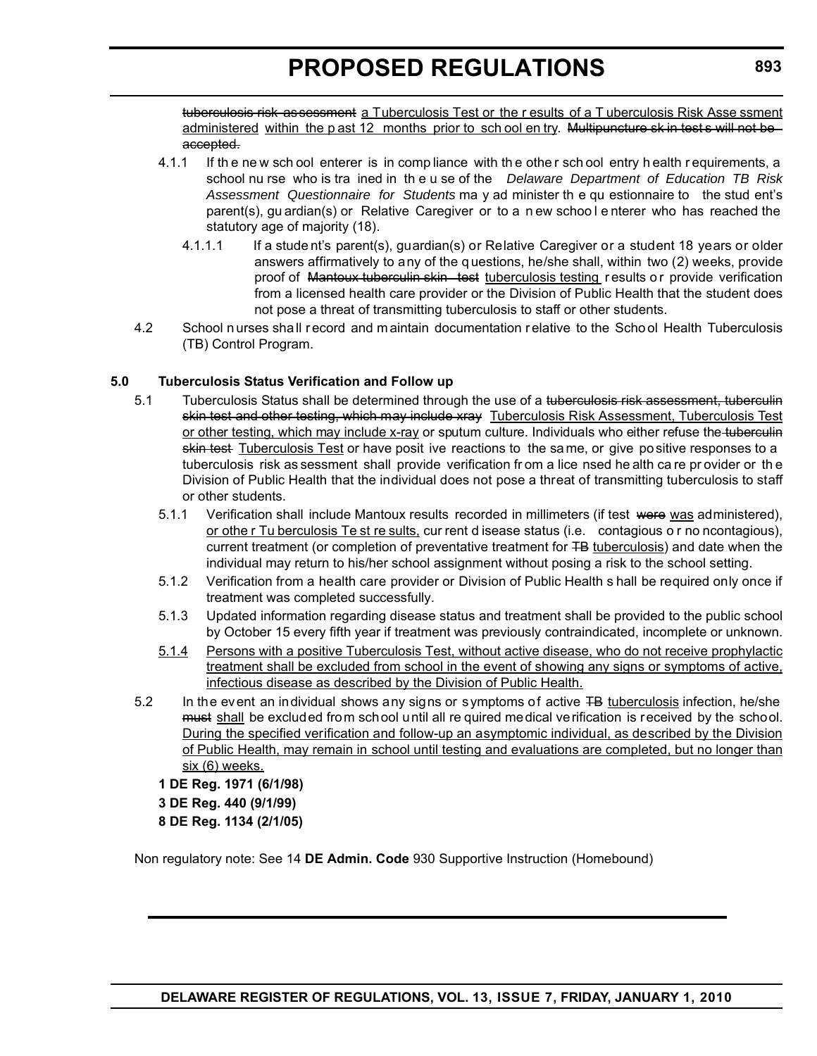~~tuberculosis risk assessment~~ a Tuberculosis Test or the results of a Tuberculosis Risk Assessment administered within the past 12 months prior to school entry. ~~Multipuncture skin tests will not be accepted.~~

4.1.1 If the new school enterer is in compliance with the other school entry health requirements, a school nurse who is trained in the use of the *Delaware Department of Education TB Risk Assessment Questionnaire for Students* may administer the questionnaire to the student's parent(s), guardian(s) or Relative Caregiver or to a new school enterer who has reached the statutory age of majority (18).

4.1.1.1 If a student's parent(s), guardian(s) or Relative Caregiver or a student 18 years or older answers affirmatively to any of the questions, he/she shall, within two (2) weeks, provide proof of ~~Mantoux tuberculin skin test~~ tuberculosis testing results or provide verification from a licensed health care provider or the Division of Public Health that the student does not pose a threat of transmitting tuberculosis to staff or other students.

4.2 School nurses shall record and maintain documentation relative to the School Health Tuberculosis (TB) Control Program.

**5.0 Tuberculosis Status Verification and Follow up**

5.1 Tuberculosis Status shall be determined through the use of a ~~tuberculosis risk assessment, tuberculin skin test and other testing, which may include xray~~ Tuberculosis Risk Assessment, Tuberculosis Test or other testing, which may include x-ray or sputum culture. Individuals who either refuse the ~~tuberculin skin test~~ Tuberculosis Test or have positive reactions to the same, or give positive responses to a tuberculosis risk assessment shall provide verification from a licensed health care provider or the Division of Public Health that the individual does not pose a threat of transmitting tuberculosis to staff or other students.

5.1.1 Verification shall include Mantoux results recorded in millimeters (if test ~~were~~ was administered), or other Tuberculosis Test results, current disease status (i.e. contagious or noncontagious), current treatment (or completion of preventative treatment for ~~TB~~ tuberculosis) and date when the individual may return to his/her school assignment without posing a risk to the school setting.

5.1.2 Verification from a health care provider or Division of Public Health shall be required only once if treatment was completed successfully.

5.1.3 Updated information regarding disease status and treatment shall be provided to the public school by October 15 every fifth year if treatment was previously contraindicated, incomplete or unknown.

5.1.4 Persons with a positive Tuberculosis Test, without active disease, who do not receive prophylactic treatment shall be excluded from school in the event of showing any signs or symptoms of active, infectious disease as described by the Division of Public Health.

5.2 In the event an individual shows any signs or symptoms of active ~~TB~~ tuberculosis infection, he/she ~~must~~ shall be excluded from school until all required medical verification is received by the school. During the specified verification and follow-up an asymptomatic individual, as described by the Division of Public Health, may remain in school until testing and evaluations are completed, but no longer than six (6) weeks.

**1 DE Reg. 1971 (6/1/98)**

**3 DE Reg. 440 (9/1/99)**

**8 DE Reg. 1134 (2/1/05)**

Non regulatory note: See 14 **DE Admin. Code** 930 Supportive Instruction (Homebound)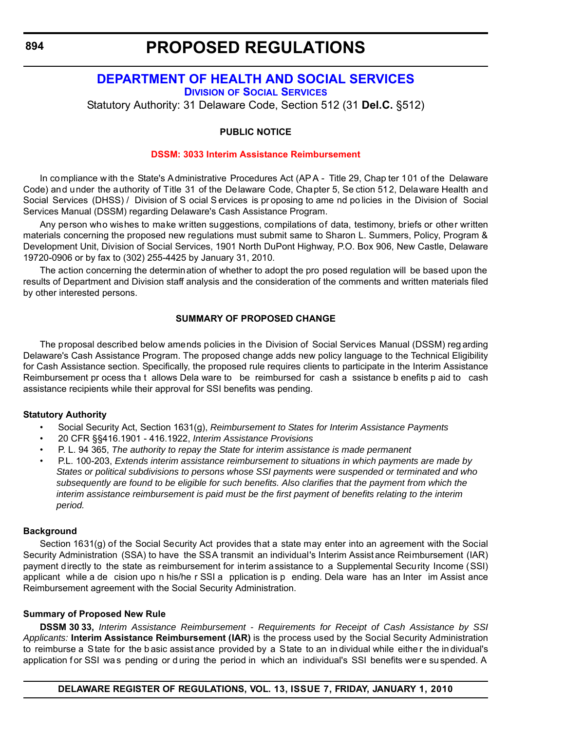# PROPOSED REGULATIONS

## DEPARTMENT OF HEALTH AND SOCIAL SERVICES

### DIVISION OF SOCIAL SERVICES

Statutory Authority: 31 Delaware Code, Section 512 (31 **Del.C.** §512)

**PUBLIC NOTICE**

**DSSM: 3033 Interim Assistance Reimbursement**

In compliance with the State's Administrative Procedures Act (APA - Title 29, Chapter 101 of the Delaware Code) and under the authority of Title 31 of the Delaware Code, Chapter 5, Section 512, Delaware Health and Social Services (DHSS) / Division of Social Services is proposing to amend policies in the Division of Social Services Manual (DSSM) regarding Delaware's Cash Assistance Program.

Any person who wishes to make written suggestions, compilations of data, testimony, briefs or other written materials concerning the proposed new regulations must submit same to Sharon L. Summers, Policy, Program & Development Unit, Division of Social Services, 1901 North DuPont Highway, P.O. Box 906, New Castle, Delaware 19720-0906 or by fax to (302) 255-4425 by January 31, 2010.

The action concerning the determination of whether to adopt the proposed regulation will be based upon the results of Department and Division staff analysis and the consideration of the comments and written materials filed by other interested persons.

**SUMMARY OF PROPOSED CHANGE**

The proposal described below amends policies in the Division of Social Services Manual (DSSM) regarding Delaware's Cash Assistance Program. The proposed change adds new policy language to the Technical Eligibility for Cash Assistance section. Specifically, the proposed rule requires clients to participate in the Interim Assistance Reimbursement process that allows Delaware to be reimbursed for cash assistance benefits paid to cash assistance recipients while their approval for SSI benefits was pending.

**Statutory Authority**

- Social Security Act, Section 1631(g), *Reimbursement to States for Interim Assistance Payments*
- 20 CFR §§416.1901 - 416.1922, *Interim Assistance Provisions*
- P. L. 94 365, *The authority to repay the State for interim assistance is made permanent*
- P.L. 100-203, *Extends interim assistance reimbursement to situations in which payments are made by States or political subdivisions to persons whose SSI payments were suspended or terminated and who subsequently are found to be eligible for such benefits. Also clarifies that the payment from which the interim assistance reimbursement is paid must be the first payment of benefits relating to the interim period.*

**Background**

Section 1631(g) of the Social Security Act provides that a state may enter into an agreement with the Social Security Administration (SSA) to have the SSA transmit an individual's Interim Assistance Reimbursement (IAR) payment directly to the state as reimbursement for interim assistance to a Supplemental Security Income (SSI) applicant while a decision upon his/her SSI application is pending. Delaware has an Interim Assistance Reimbursement agreement with the Social Security Administration.

**Summary of Proposed New Rule**

**DSSM 3033,** *Interim Assistance Reimbursement - Requirements for Receipt of Cash Assistance by SSI Applicants:* **Interim Assistance Reimbursement (IAR)** is the process used by the Social Security Administration to reimburse a State for the basic assistance provided by a State to an individual while either the individual's application for SSI was pending or during the period in which an individual's SSI benefits were suspended. A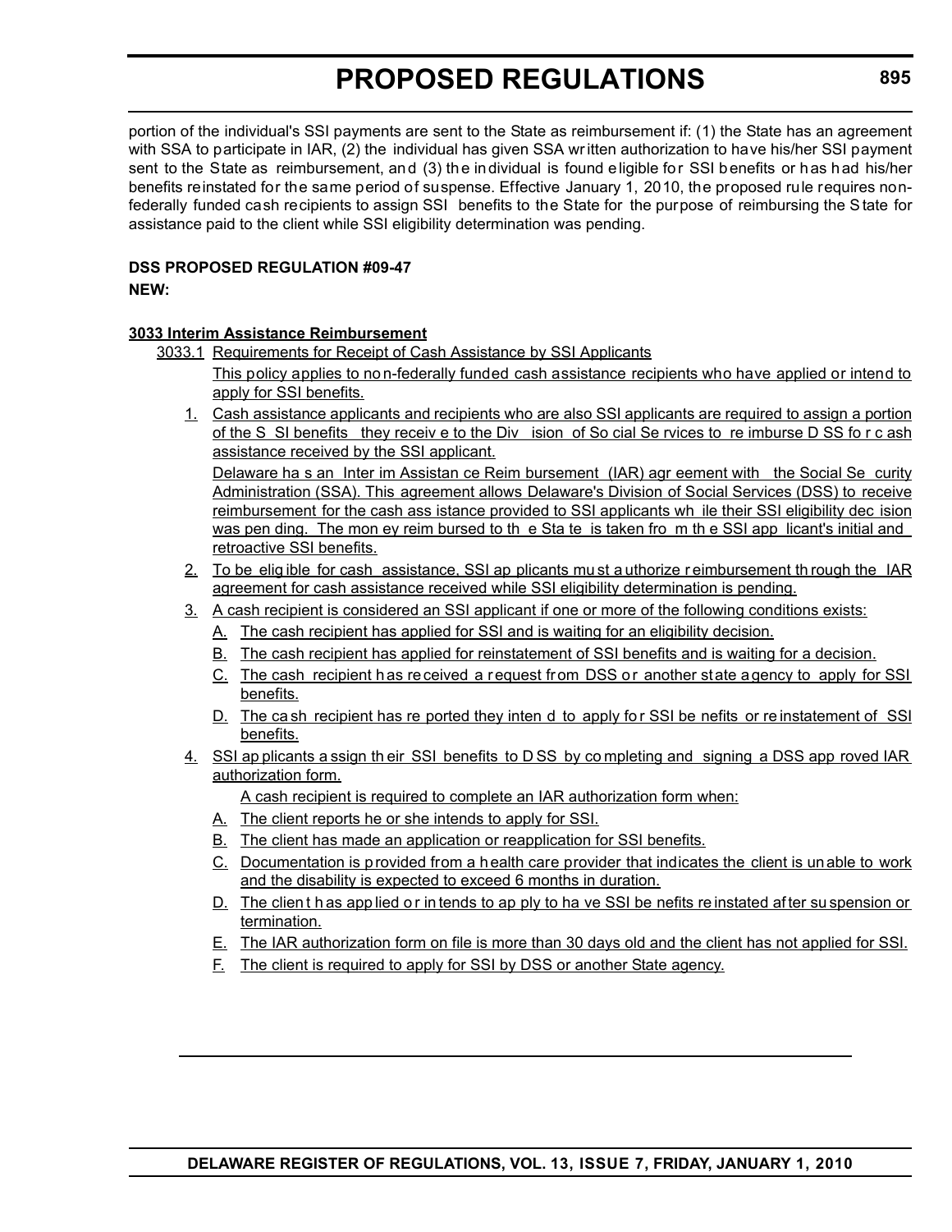portion of the individual's SSI payments are sent to the State as reimbursement if: (1) the State has an agreement with SSA to participate in IAR, (2) the individual has given SSA written authorization to have his/her SSI payment sent to the State as reimbursement, and (3) the individual is found eligible for SSI benefits or has had his/her benefits reinstated for the same period of suspense. Effective January 1, 2010, the proposed rule requires non-federally funded cash recipients to assign SSI benefits to the State for the purpose of reimbursing the State for assistance paid to the client while SSI eligibility determination was pending.

**DSS PROPOSED REGULATION #09-47**

**NEW:**

**3033 Interim Assistance Reimbursement**

3033.1 Requirements for Receipt of Cash Assistance by SSI Applicants

This policy applies to non-federally funded cash assistance recipients who have applied or intend to apply for SSI benefits.

1. Cash assistance applicants and recipients who are also SSI applicants are required to assign a portion of the SSI benefits they receive to the Division of Social Services to reimburse DSS for cash assistance received by the SSI applicant.

   Delaware has an Interim Assistance Reimbursement (IAR) agreement with the Social Security Administration (SSA). This agreement allows Delaware's Division of Social Services (DSS) to receive reimbursement for the cash assistance provided to SSI applicants while their SSI eligibility decision was pending. The money reimbursed to the State is taken from the SSI applicant's initial and retroactive SSI benefits.

2. To be eligible for cash assistance, SSI applicants must authorize reimbursement through the IAR agreement for cash assistance received while SSI eligibility determination is pending.
3. A cash recipient is considered an SSI applicant if one or more of the following conditions exists:
   A. The cash recipient has applied for SSI and is waiting for an eligibility decision.
   B. The cash recipient has applied for reinstatement of SSI benefits and is waiting for a decision.
   C. The cash recipient has received a request from DSS or another state agency to apply for SSI benefits.
   D. The cash recipient has reported they intend to apply for SSI benefits or reinstatement of SSI benefits.
4. SSI applicants assign their SSI benefits to DSS by completing and signing a DSS approved IAR authorization form.

   A cash recipient is required to complete an IAR authorization form when:

   A. The client reports he or she intends to apply for SSI.
   B. The client has made an application or reapplication for SSI benefits.
   C. Documentation is provided from a health care provider that indicates the client is unable to work and the disability is expected to exceed 6 months in duration.
   D. The client has applied or intends to apply to have SSI benefits reinstated after suspension or termination.
   E. The IAR authorization form on file is more than 30 days old and the client has not applied for SSI.
   F. The client is required to apply for SSI by DSS or another State agency.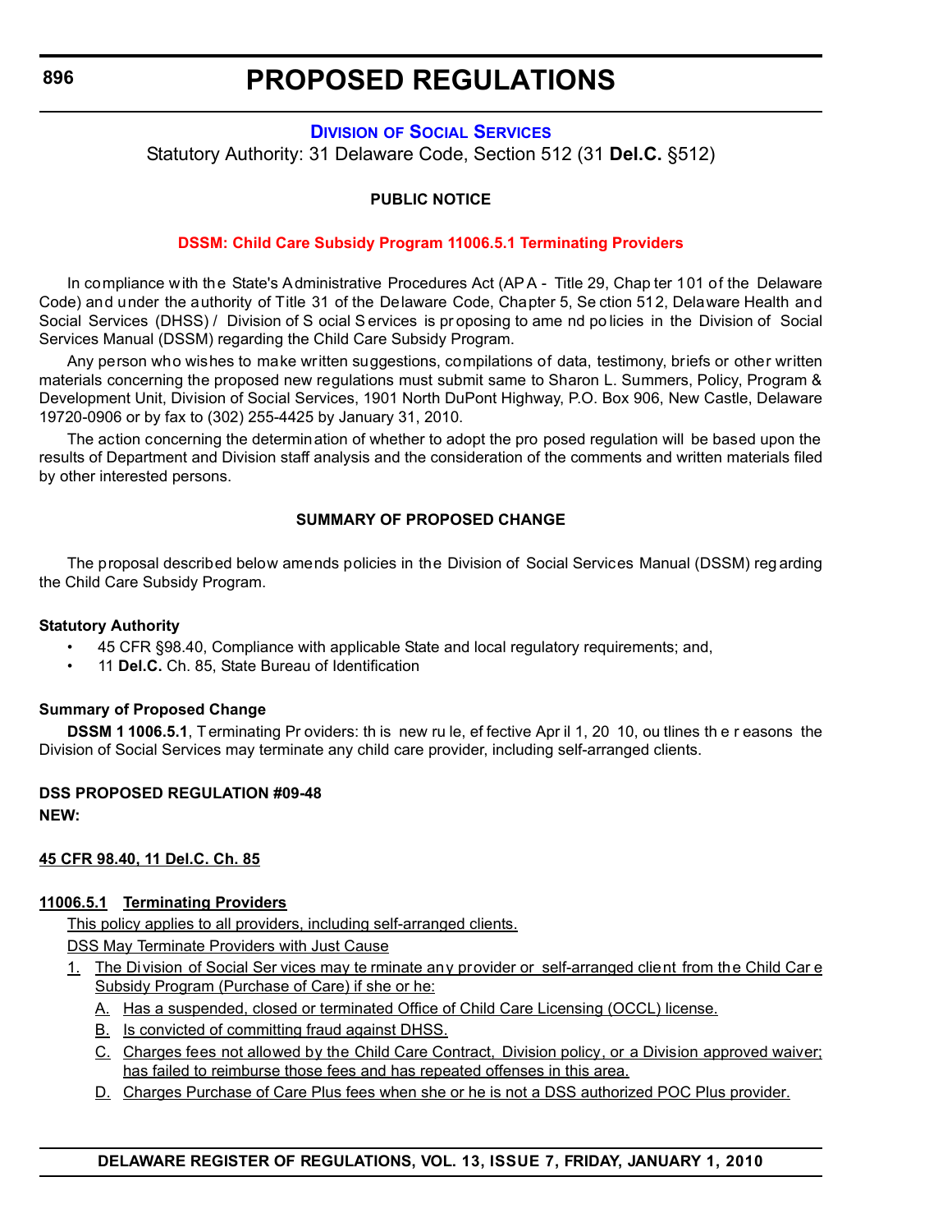# PROPOSED REGULATIONS

## DIVISION OF SOCIAL SERVICES

Statutory Authority: 31 Delaware Code, Section 512 (31 **Del.C.** §512)

**PUBLIC NOTICE**

**DSSM: Child Care Subsidy Program 11006.5.1 Terminating Providers**

In compliance with the State's Administrative Procedures Act (APA - Title 29, Chapter 101 of the Delaware Code) and under the authority of Title 31 of the Delaware Code, Chapter 5, Section 512, Delaware Health and Social Services (DHSS) / Division of Social Services is proposing to amend policies in the Division of Social Services Manual (DSSM) regarding the Child Care Subsidy Program.

Any person who wishes to make written suggestions, compilations of data, testimony, briefs or other written materials concerning the proposed new regulations must submit same to Sharon L. Summers, Policy, Program & Development Unit, Division of Social Services, 1901 North DuPont Highway, P.O. Box 906, New Castle, Delaware 19720-0906 or by fax to (302) 255-4425 by January 31, 2010.

The action concerning the determination of whether to adopt the proposed regulation will be based upon the results of Department and Division staff analysis and the consideration of the comments and written materials filed by other interested persons.

**SUMMARY OF PROPOSED CHANGE**

The proposal described below amends policies in the Division of Social Services Manual (DSSM) regarding the Child Care Subsidy Program.

**Statutory Authority**

- 45 CFR §98.40, Compliance with applicable State and local regulatory requirements; and,
- 11 **Del.C.** Ch. 85, State Bureau of Identification

**Summary of Proposed Change**

**DSSM 11006.5.1**, Terminating Providers: this new rule, effective April 1, 2010, outlines the reasons the Division of Social Services may terminate any child care provider, including self-arranged clients.

**DSS PROPOSED REGULATION #09-48**

**NEW:**

**45 CFR 98.40, 11 Del.C. Ch. 85**

**11006.5.1 Terminating Providers**

This policy applies to all providers, including self-arranged clients.

DSS May Terminate Providers with Just Cause

1. The Division of Social Services may terminate any provider or self-arranged client from the Child Care Subsidy Program (Purchase of Care) if she or he:
   A. Has a suspended, closed or terminated Office of Child Care Licensing (OCCL) license.
   B. Is convicted of committing fraud against DHSS.
   C. Charges fees not allowed by the Child Care Contract, Division policy, or a Division approved waiver; has failed to reimburse those fees and has repeated offenses in this area.
   D. Charges Purchase of Care Plus fees when she or he is not a DSS authorized POC Plus provider.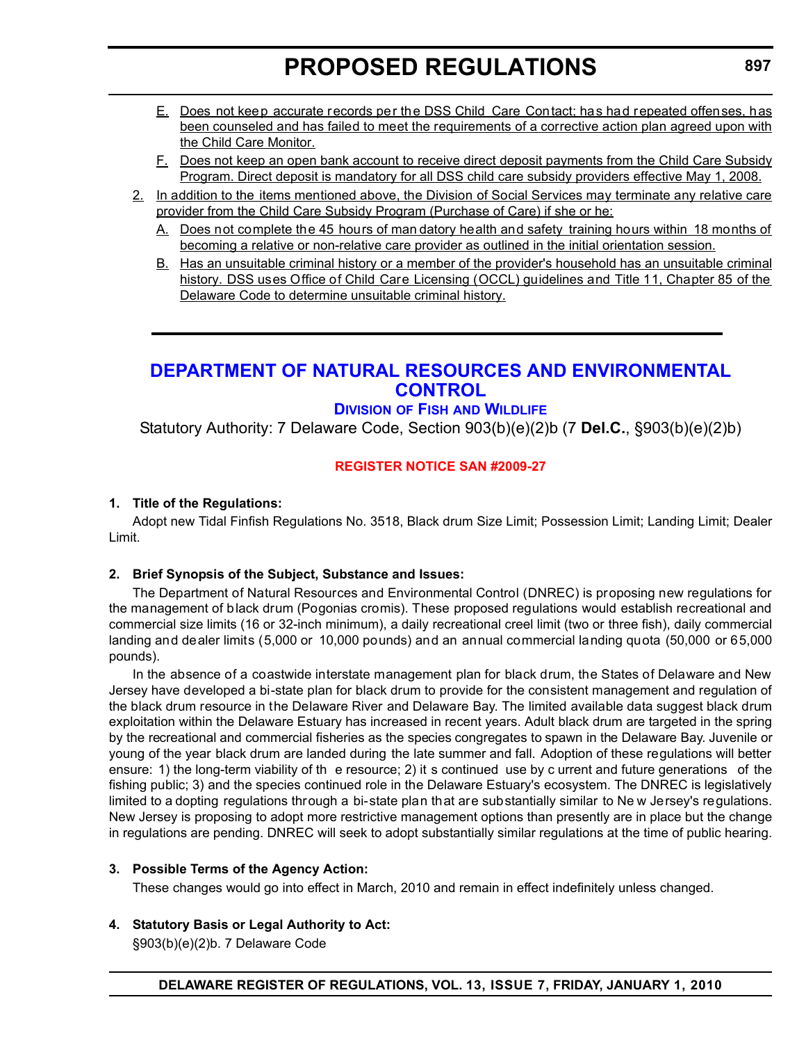E. Does not keep accurate records per the DSS Child Care Contact; has had repeated offenses, has been counseled and has failed to meet the requirements of a corrective action plan agreed upon with the Child Care Monitor.

F. Does not keep an open bank account to receive direct deposit payments from the Child Care Subsidy Program. Direct deposit is mandatory for all DSS child care subsidy providers effective May 1, 2008.

2. In addition to the items mentioned above, the Division of Social Services may terminate any relative care provider from the Child Care Subsidy Program (Purchase of Care) if she or he:

A. Does not complete the 45 hours of mandatory health and safety training hours within 18 months of becoming a relative or non-relative care provider as outlined in the initial orientation session.

B. Has an unsuitable criminal history or a member of the provider's household has an unsuitable criminal history. DSS uses Office of Child Care Licensing (OCCL) guidelines and Title 11, Chapter 85 of the Delaware Code to determine unsuitable criminal history.

---

# DEPARTMENT OF NATURAL RESOURCES AND ENVIRONMENTAL CONTROL

## Division of Fish and Wildlife

Statutory Authority: 7 Delaware Code, Section 903(b)(e)(2)b (7 **Del.C.**, §903(b)(e)(2)b)

### REGISTER NOTICE SAN #2009-27

**1. Title of the Regulations:**

Adopt new Tidal Finfish Regulations No. 3518, Black drum Size Limit; Possession Limit; Landing Limit; Dealer Limit.

**2. Brief Synopsis of the Subject, Substance and Issues:**

The Department of Natural Resources and Environmental Control (DNREC) is proposing new regulations for the management of black drum (Pogonias cromis). These proposed regulations would establish recreational and commercial size limits (16 or 32-inch minimum), a daily recreational creel limit (two or three fish), daily commercial landing and dealer limits (5,000 or 10,000 pounds) and an annual commercial landing quota (50,000 or 65,000 pounds).

In the absence of a coastwide interstate management plan for black drum, the States of Delaware and New Jersey have developed a bi-state plan for black drum to provide for the consistent management and regulation of the black drum resource in the Delaware River and Delaware Bay. The limited available data suggest black drum exploitation within the Delaware Estuary has increased in recent years. Adult black drum are targeted in the spring by the recreational and commercial fisheries as the species congregates to spawn in the Delaware Bay. Juvenile or young of the year black drum are landed during the late summer and fall. Adoption of these regulations will better ensure: 1) the long-term viability of the resource; 2) its continued use by current and future generations of the fishing public; 3) and the species continued role in the Delaware Estuary's ecosystem. The DNREC is legislatively limited to adopting regulations through a bi-state plan that are substantially similar to New Jersey's regulations. New Jersey is proposing to adopt more restrictive management options than presently are in place but the change in regulations are pending. DNREC will seek to adopt substantially similar regulations at the time of public hearing.

**3. Possible Terms of the Agency Action:**

These changes would go into effect in March, 2010 and remain in effect indefinitely unless changed.

**4. Statutory Basis or Legal Authority to Act:**

§903(b)(e)(2)b. 7 Delaware Code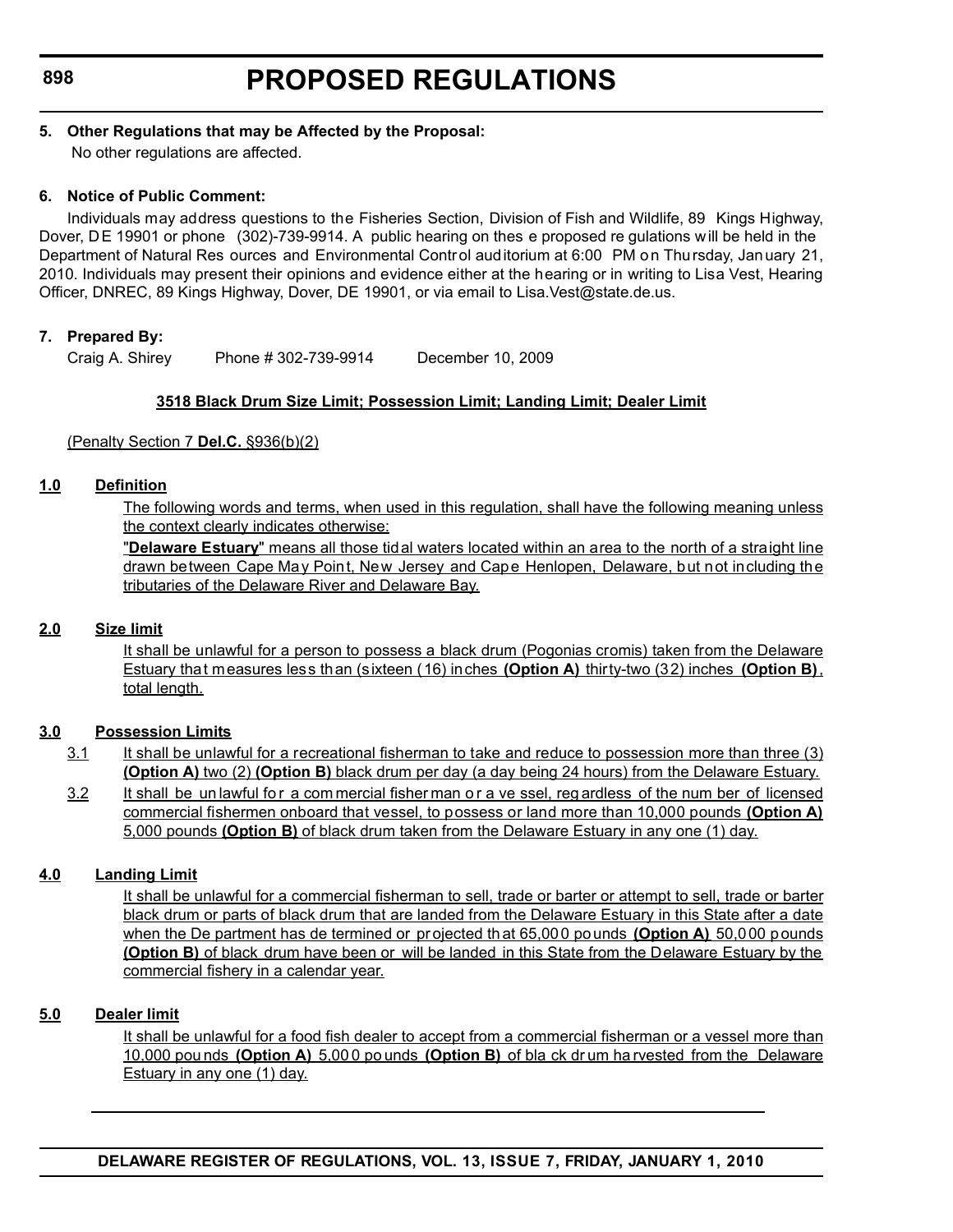**5. Other Regulations that may be Affected by the Proposal:**

No other regulations are affected.

**6. Notice of Public Comment:**

Individuals may address questions to the Fisheries Section, Division of Fish and Wildlife, 89 Kings Highway, Dover, DE 19901 or phone (302)-739-9914. A public hearing on these proposed regulations will be held in the Department of Natural Resources and Environmental Control auditorium at 6:00 PM on Thursday, January 21, 2010. Individuals may present their opinions and evidence either at the hearing or in writing to Lisa Vest, Hearing Officer, DNREC, 89 Kings Highway, Dover, DE 19901, or via email to Lisa.Vest@state.de.us.

**7. Prepared By:**

Craig A. Shirey Phone # 302-739-9914 December 10, 2009

**3518 Black Drum Size Limit; Possession Limit; Landing Limit; Dealer Limit**

(Penalty Section 7 **Del.C.** §936(b)(2)

**1.0 Definition**

The following words and terms, when used in this regulation, shall have the following meaning unless the context clearly indicates otherwise:

"**Delaware Estuary**" means all those tidal waters located within an area to the north of a straight line drawn between Cape May Point, New Jersey and Cape Henlopen, Delaware, but not including the tributaries of the Delaware River and Delaware Bay.

**2.0 Size limit**

It shall be unlawful for a person to possess a black drum (Pogonias cromis) taken from the Delaware Estuary that measures less than (sixteen (16) inches **(Option A)** thirty-two (32) inches **(Option B)**, total length.

**3.0 Possession Limits**

3.1 It shall be unlawful for a recreational fisherman to take and reduce to possession more than three (3) **(Option A)** two (2) **(Option B)** black drum per day (a day being 24 hours) from the Delaware Estuary.

3.2 It shall be unlawful for a commercial fisherman or a vessel, regardless of the number of licensed commercial fishermen onboard that vessel, to possess or land more than 10,000 pounds **(Option A)** 5,000 pounds **(Option B)** of black drum taken from the Delaware Estuary in any one (1) day.

**4.0 Landing Limit**

It shall be unlawful for a commercial fisherman to sell, trade or barter or attempt to sell, trade or barter black drum or parts of black drum that are landed from the Delaware Estuary in this State after a date when the Department has determined or projected that 65,000 pounds **(Option A)** 50,000 pounds **(Option B)** of black drum have been or will be landed in this State from the Delaware Estuary by the commercial fishery in a calendar year.

**5.0 Dealer limit**

It shall be unlawful for a food fish dealer to accept from a commercial fisherman or a vessel more than 10,000 pounds **(Option A)** 5,000 pounds **(Option B)** of black drum harvested from the Delaware Estuary in any one (1) day.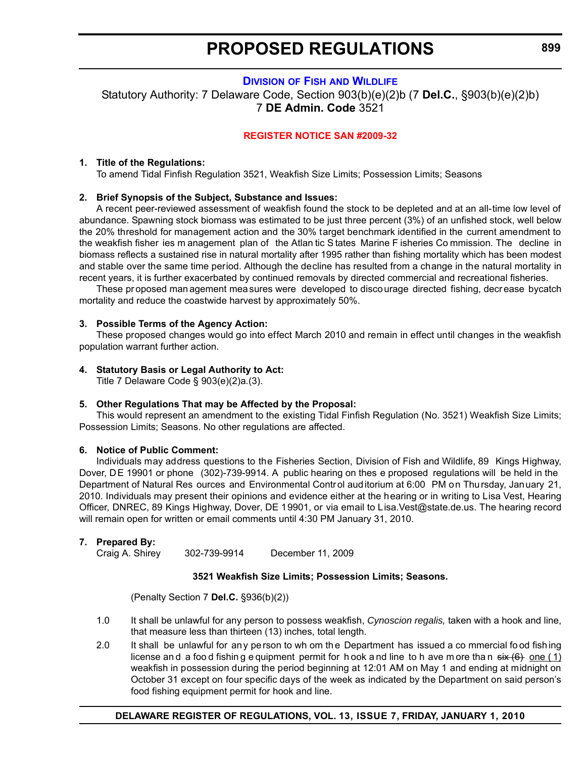# PROPOSED REGULATIONS

## Division of Fish and Wildlife

Statutory Authority: 7 Delaware Code, Section 903(b)(e)(2)b (7 **Del.C.**, §903(b)(e)(2)b)
7 **DE Admin. Code** 3521

**REGISTER NOTICE SAN #2009-32**

**1. Title of the Regulations:**

To amend Tidal Finfish Regulation 3521, Weakfish Size Limits; Possession Limits; Seasons

**2. Brief Synopsis of the Subject, Substance and Issues:**

A recent peer-reviewed assessment of weakfish found the stock to be depleted and at an all-time low level of abundance. Spawning stock biomass was estimated to be just three percent (3%) of an unfished stock, well below the 20% threshold for management action and the 30% target benchmark identified in the current amendment to the weakfish fisheries management plan of the Atlantic States Marine Fisheries Commission. The decline in biomass reflects a sustained rise in natural mortality after 1995 rather than fishing mortality which has been modest and stable over the same time period. Although the decline has resulted from a change in the natural mortality in recent years, it is further exacerbated by continued removals by directed commercial and recreational fisheries.

These proposed management measures were developed to discourage directed fishing, decrease bycatch mortality and reduce the coastwide harvest by approximately 50%.

**3. Possible Terms of the Agency Action:**

These proposed changes would go into effect March 2010 and remain in effect until changes in the weakfish population warrant further action.

**4. Statutory Basis or Legal Authority to Act:**

Title 7 Delaware Code § 903(e)(2)a.(3).

**5. Other Regulations That may be Affected by the Proposal:**

This would represent an amendment to the existing Tidal Finfish Regulation (No. 3521) Weakfish Size Limits; Possession Limits; Seasons. No other regulations are affected.

**6. Notice of Public Comment:**

Individuals may address questions to the Fisheries Section, Division of Fish and Wildlife, 89 Kings Highway, Dover, DE 19901 or phone (302)-739-9914. A public hearing on these proposed regulations will be held in the Department of Natural Resources and Environmental Control auditorium at 6:00 PM on Thursday, January 21, 2010. Individuals may present their opinions and evidence either at the hearing or in writing to Lisa Vest, Hearing Officer, DNREC, 89 Kings Highway, Dover, DE 19901, or via email to Lisa.Vest@state.de.us. The hearing record will remain open for written or email comments until 4:30 PM January 31, 2010.

**7. Prepared By:**

Craig A. Shirey 302-739-9914 December 11, 2009

**3521 Weakfish Size Limits; Possession Limits; Seasons.**

(Penalty Section 7 **Del.C.** §936(b)(2))

1.0 It shall be unlawful for any person to possess weakfish, *Cynoscion regalis,* taken with a hook and line, that measure less than thirteen (13) inches, total length.

2.0 It shall be unlawful for any person to whom the Department has issued a commercial food fishing license and a food fishing equipment permit for hook and line to have more than ~~six (6)~~ one (1) weakfish in possession during the period beginning at 12:01 AM on May 1 and ending at midnight on October 31 except on four specific days of the week as indicated by the Department on said person's food fishing equipment permit for hook and line.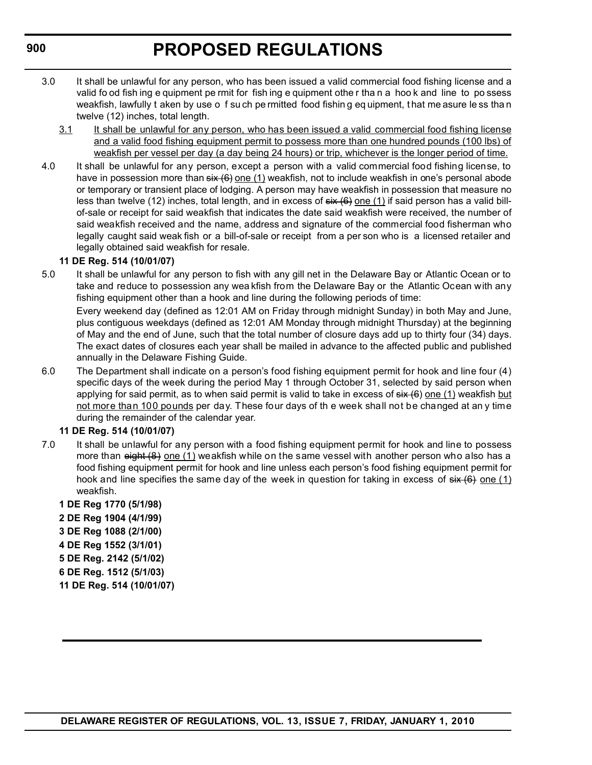3.0 It shall be unlawful for any person, who has been issued a valid commercial food fishing license and a valid food fishing equipment permit for fishing equipment other than a hook and line to possess weakfish, lawfully taken by use of such permitted food fishing equipment, that measure less than twelve (12) inches, total length.

3.1 <u>It shall be unlawful for any person, who has been issued a valid commercial food fishing license and a valid food fishing equipment permit to possess more than one hundred pounds (100 lbs) of weakfish per vessel per day (a day being 24 hours) or trip, whichever is the longer period of time.</u>

4.0 It shall be unlawful for any person, except a person with a valid commercial food fishing license, to have in possession more than ~~six (6)~~ <u>one (1)</u> weakfish, not to include weakfish in one's personal abode or temporary or transient place of lodging. A person may have weakfish in possession that measure no less than twelve (12) inches, total length, and in excess of ~~six (6)~~ <u>one (1)</u> if said person has a valid bill-of-sale or receipt for said weakfish that indicates the date said weakfish were received, the number of said weakfish received and the name, address and signature of the commercial food fisherman who legally caught said weakfish or a bill-of-sale or receipt from a person who is a licensed retailer and legally obtained said weakfish for resale.

**11 DE Reg. 514 (10/01/07)**

5.0 It shall be unlawful for any person to fish with any gill net in the Delaware Bay or Atlantic Ocean or to take and reduce to possession any weakfish from the Delaware Bay or the Atlantic Ocean with any fishing equipment other than a hook and line during the following periods of time:

Every weekend day (defined as 12:01 AM on Friday through midnight Sunday) in both May and June, plus contiguous weekdays (defined as 12:01 AM Monday through midnight Thursday) at the beginning of May and the end of June, such that the total number of closure days add up to thirty four (34) days. The exact dates of closures each year shall be mailed in advance to the affected public and published annually in the Delaware Fishing Guide.

6.0 The Department shall indicate on a person's food fishing equipment permit for hook and line four (4) specific days of the week during the period May 1 through October 31, selected by said person when applying for said permit, as to when said permit is valid to take in excess of ~~six (6)~~ <u>one (1)</u> weakfish <u>but not more than 100 pounds</u> per day. These four days of the week shall not be changed at any time during the remainder of the calendar year.

**11 DE Reg. 514 (10/01/07)**

7.0 It shall be unlawful for any person with a food fishing equipment permit for hook and line to possess more than ~~eight (8)~~ <u>one (1)</u> weakfish while on the same vessel with another person who also has a food fishing equipment permit for hook and line unless each person's food fishing equipment permit for hook and line specifies the same day of the week in question for taking in excess of ~~six (6)~~ <u>one (1)</u> weakfish.

**1 DE Reg 1770 (5/1/98)**
**2 DE Reg 1904 (4/1/99)**
**3 DE Reg 1088 (2/1/00)**
**4 DE Reg 1552 (3/1/01)**
**5 DE Reg. 2142 (5/1/02)**
**6 DE Reg. 1512 (5/1/03)**
**11 DE Reg. 514 (10/01/07)**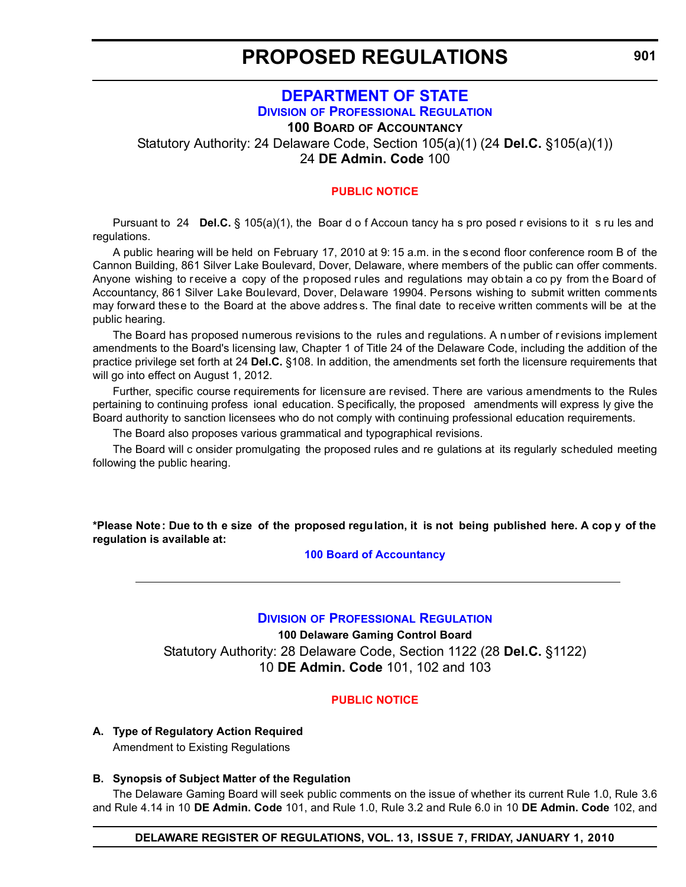# PROPOSED REGULATIONS

## DEPARTMENT OF STATE

### Division of Professional Regulation

**100 Board of Accountancy**

Statutory Authority: 24 Delaware Code, Section 105(a)(1) (24 **Del.C.** §105(a)(1))
24 **DE Admin. Code** 100

**PUBLIC NOTICE**

Pursuant to 24 **Del.C.** § 105(a)(1), the Board of Accountancy has proposed revisions to its rules and regulations.

A public hearing will be held on February 17, 2010 at 9:15 a.m. in the second floor conference room B of the Cannon Building, 861 Silver Lake Boulevard, Dover, Delaware, where members of the public can offer comments. Anyone wishing to receive a copy of the proposed rules and regulations may obtain a copy from the Board of Accountancy, 861 Silver Lake Boulevard, Dover, Delaware 19904. Persons wishing to submit written comments may forward these to the Board at the above address. The final date to receive written comments will be at the public hearing.

The Board has proposed numerous revisions to the rules and regulations. A number of revisions implement amendments to the Board's licensing law, Chapter 1 of Title 24 of the Delaware Code, including the addition of the practice privilege set forth at 24 **Del.C.** §108. In addition, the amendments set forth the licensure requirements that will go into effect on August 1, 2012.

Further, specific course requirements for licensure are revised. There are various amendments to the Rules pertaining to continuing professional education. Specifically, the proposed amendments will expressly give the Board authority to sanction licensees who do not comply with continuing professional education requirements.

The Board also proposes various grammatical and typographical revisions.

The Board will consider promulgating the proposed rules and regulations at its regularly scheduled meeting following the public hearing.

**\*Please Note: Due to the size of the proposed regulation, it is not being published here. A copy of the regulation is available at:**

**100 Board of Accountancy**

---

### Division of Professional Regulation

**100 Delaware Gaming Control Board**

Statutory Authority: 28 Delaware Code, Section 1122 (28 **Del.C.** §1122)
10 **DE Admin. Code** 101, 102 and 103

**PUBLIC NOTICE**

**A. Type of Regulatory Action Required**

Amendment to Existing Regulations

**B. Synopsis of Subject Matter of the Regulation**

The Delaware Gaming Board will seek public comments on the issue of whether its current Rule 1.0, Rule 3.6 and Rule 4.14 in 10 **DE Admin. Code** 101, and Rule 1.0, Rule 3.2 and Rule 6.0 in 10 **DE Admin. Code** 102, and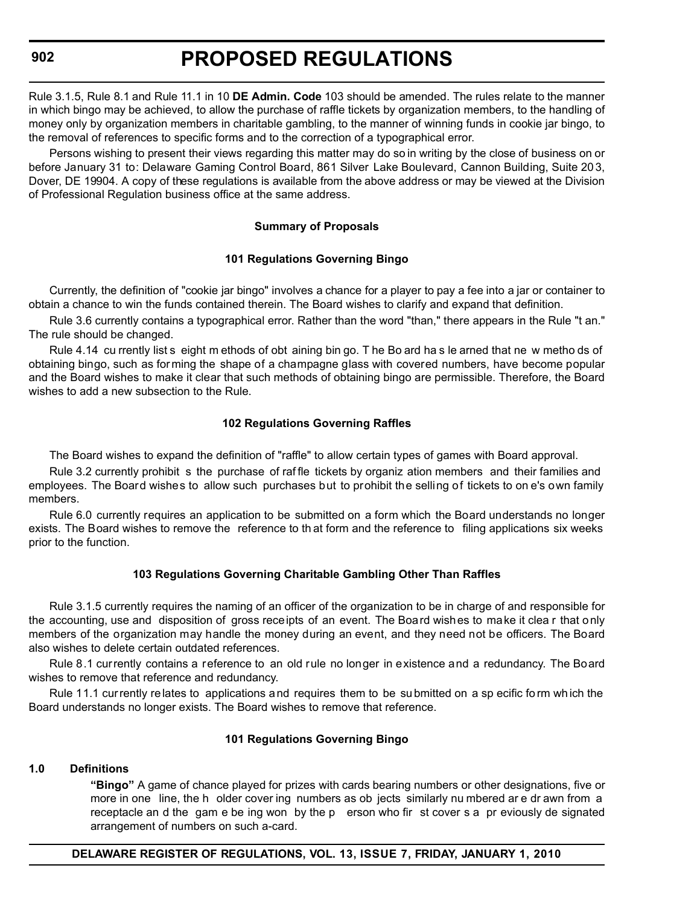Rule 3.1.5, Rule 8.1 and Rule 11.1 in 10 **DE Admin. Code** 103 should be amended. The rules relate to the manner in which bingo may be achieved, to allow the purchase of raffle tickets by organization members, to the handling of money only by organization members in charitable gambling, to the manner of winning funds in cookie jar bingo, to the removal of references to specific forms and to the correction of a typographical error.

Persons wishing to present their views regarding this matter may do so in writing by the close of business on or before January 31 to: Delaware Gaming Control Board, 861 Silver Lake Boulevard, Cannon Building, Suite 203, Dover, DE 19904. A copy of these regulations is available from the above address or may be viewed at the Division of Professional Regulation business office at the same address.

**Summary of Proposals**

**101 Regulations Governing Bingo**

Currently, the definition of "cookie jar bingo" involves a chance for a player to pay a fee into a jar or container to obtain a chance to win the funds contained therein. The Board wishes to clarify and expand that definition.

Rule 3.6 currently contains a typographical error. Rather than the word "than," there appears in the Rule "t an." The rule should be changed.

Rule 4.14 currently lists eight methods of obtaining bingo. The Board has learned that new methods of obtaining bingo, such as forming the shape of a champagne glass with covered numbers, have become popular and the Board wishes to make it clear that such methods of obtaining bingo are permissible. Therefore, the Board wishes to add a new subsection to the Rule.

**102 Regulations Governing Raffles**

The Board wishes to expand the definition of "raffle" to allow certain types of games with Board approval.

Rule 3.2 currently prohibits the purchase of raffle tickets by organization members and their families and employees. The Board wishes to allow such purchases but to prohibit the selling of tickets to one's own family members.

Rule 6.0 currently requires an application to be submitted on a form which the Board understands no longer exists. The Board wishes to remove the reference to that form and the reference to filing applications six weeks prior to the function.

**103 Regulations Governing Charitable Gambling Other Than Raffles**

Rule 3.1.5 currently requires the naming of an officer of the organization to be in charge of and responsible for the accounting, use and disposition of gross receipts of an event. The Board wishes to make it clear that only members of the organization may handle the money during an event, and they need not be officers. The Board also wishes to delete certain outdated references.

Rule 8.1 currently contains a reference to an old rule no longer in existence and a redundancy. The Board wishes to remove that reference and redundancy.

Rule 11.1 currently relates to applications and requires them to be submitted on a specific form which the Board understands no longer exists. The Board wishes to remove that reference.

**101 Regulations Governing Bingo**

**1.0 Definitions**

**"Bingo"** A game of chance played for prizes with cards bearing numbers or other designations, five or more in one line, the holder covering numbers as objects similarly numbered are drawn from a receptacle and the game being won by the person who first covers a previously designated arrangement of numbers on such a-card.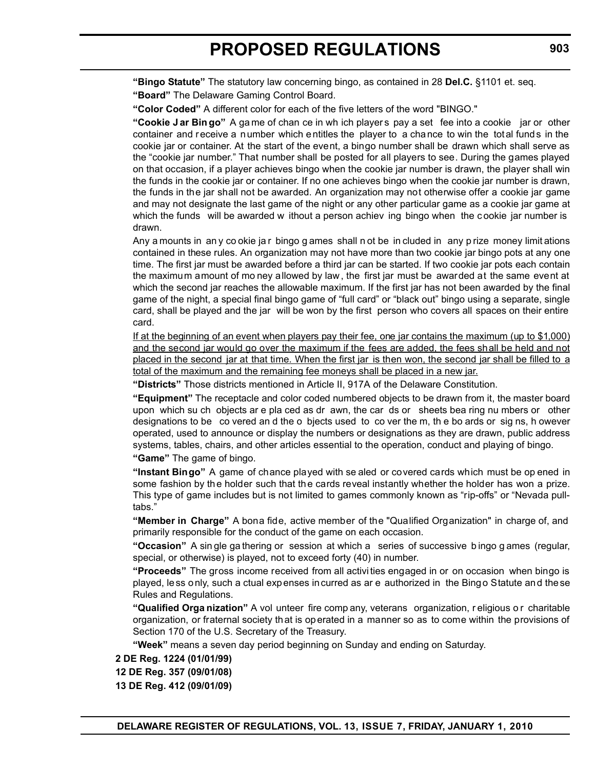**"Bingo Statute"** The statutory law concerning bingo, as contained in 28 **Del.C.** §1101 et. seq.

**"Board"** The Delaware Gaming Control Board.

**"Color Coded"** A different color for each of the five letters of the word "BINGO."

**"Cookie Jar Bingo"** A game of chance in which players pay a set fee into a cookie jar or other container and receive a number which entitles the player to a chance to win the total funds in the cookie jar or container. At the start of the event, a bingo number shall be drawn which shall serve as the "cookie jar number." That number shall be posted for all players to see. During the games played on that occasion, if a player achieves bingo when the cookie jar number is drawn, the player shall win the funds in the cookie jar or container. If no one achieves bingo when the cookie jar number is drawn, the funds in the jar shall not be awarded. An organization may not otherwise offer a cookie jar game and may not designate the last game of the night or any other particular game as a cookie jar game at which the funds will be awarded without a person achieving bingo when the cookie jar number is drawn.

Any amounts in any cookie jar bingo games shall not be included in any prize money limitations contained in these rules. An organization may not have more than two cookie jar bingo pots at any one time. The first jar must be awarded before a third jar can be started. If two cookie jar pots each contain the maximum amount of money allowed by law, the first jar must be awarded at the same event at which the second jar reaches the allowable maximum. If the first jar has not been awarded by the final game of the night, a special final bingo game of "full card" or "black out" bingo using a separate, single card, shall be played and the jar will be won by the first person who covers all spaces on their entire card.

<u>If at the beginning of an event when players pay their fee, one jar contains the maximum (up to $1,000) and the second jar would go over the maximum if the fees are added, the fees shall be held and not placed in the second jar at that time. When the first jar is then won, the second jar shall be filled to a total of the maximum and the remaining fee moneys shall be placed in a new jar.</u>

**"Districts"** Those districts mentioned in Article II, 917A of the Delaware Constitution.

**"Equipment"** The receptacle and color coded numbered objects to be drawn from it, the master board upon which such objects are placed as drawn, the cards or sheets bearing numbers or other designations to be covered and the objects used to cover them, the boards or signs, however operated, used to announce or display the numbers or designations as they are drawn, public address systems, tables, chairs, and other articles essential to the operation, conduct and playing of bingo.

**"Game"** The game of bingo.

**"Instant Bingo"** A game of chance played with sealed or covered cards which must be opened in some fashion by the holder such that the cards reveal instantly whether the holder has won a prize. This type of game includes but is not limited to games commonly known as "rip-offs" or "Nevada pull-tabs."

**"Member in Charge"** A bona fide, active member of the "Qualified Organization" in charge of, and primarily responsible for the conduct of the game on each occasion.

**"Occasion"** A single gathering or session at which a series of successive bingo games (regular, special, or otherwise) is played, not to exceed forty (40) in number.

**"Proceeds"** The gross income received from all activities engaged in or on occasion when bingo is played, less only, such actual expenses incurred as are authorized in the Bingo Statute and these Rules and Regulations.

**"Qualified Organization"** A volunteer fire company, veterans organization, religious or charitable organization, or fraternal society that is operated in a manner so as to come within the provisions of Section 170 of the U.S. Secretary of the Treasury.

**"Week"** means a seven day period beginning on Sunday and ending on Saturday.

**2 DE Reg. 1224 (01/01/99)**

**12 DE Reg. 357 (09/01/08)**

**13 DE Reg. 412 (09/01/09)**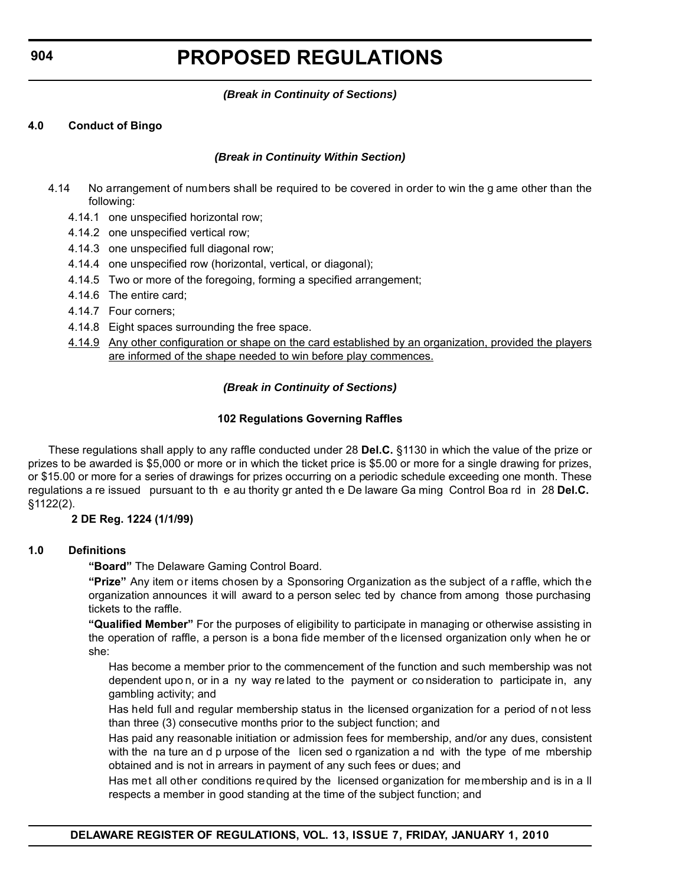*(Break in Continuity of Sections)*

**4.0 Conduct of Bingo**

*(Break in Continuity Within Section)*

4.14 No arrangement of numbers shall be required to be covered in order to win the game other than the following:

- 4.14.1 one unspecified horizontal row;
- 4.14.2 one unspecified vertical row;
- 4.14.3 one unspecified full diagonal row;
- 4.14.4 one unspecified row (horizontal, vertical, or diagonal);
- 4.14.5 Two or more of the foregoing, forming a specified arrangement;
- 4.14.6 The entire card;
- 4.14.7 Four corners;
- 4.14.8 Eight spaces surrounding the free space.
- <u>4.14.9 Any other configuration or shape on the card established by an organization, provided the players are informed of the shape needed to win before play commences.</u>

*(Break in Continuity of Sections)*

**102 Regulations Governing Raffles**

These regulations shall apply to any raffle conducted under 28 **Del.C.** §1130 in which the value of the prize or prizes to be awarded is $5,000 or more or in which the ticket price is $5.00 or more for a single drawing for prizes, or $15.00 or more for a series of drawings for prizes occurring on a periodic schedule exceeding one month. These regulations are issued pursuant to the authority granted the Delaware Gaming Control Board in 28 **Del.C.** §1122(2).

**2 DE Reg. 1224 (1/1/99)**

**1.0 Definitions**

**"Board"** The Delaware Gaming Control Board.

**"Prize"** Any item or items chosen by a Sponsoring Organization as the subject of a raffle, which the organization announces it will award to a person selected by chance from among those purchasing tickets to the raffle.

**"Qualified Member"** For the purposes of eligibility to participate in managing or otherwise assisting in the operation of raffle, a person is a bona fide member of the licensed organization only when he or she:

Has become a member prior to the commencement of the function and such membership was not dependent upon, or in any way related to the payment or consideration to participate in, any gambling activity; and

Has held full and regular membership status in the licensed organization for a period of not less than three (3) consecutive months prior to the subject function; and

Has paid any reasonable initiation or admission fees for membership, and/or any dues, consistent with the nature and purpose of the licensed organization and with the type of membership obtained and is not in arrears in payment of any such fees or dues; and

Has met all other conditions required by the licensed organization for membership and is in all respects a member in good standing at the time of the subject function; and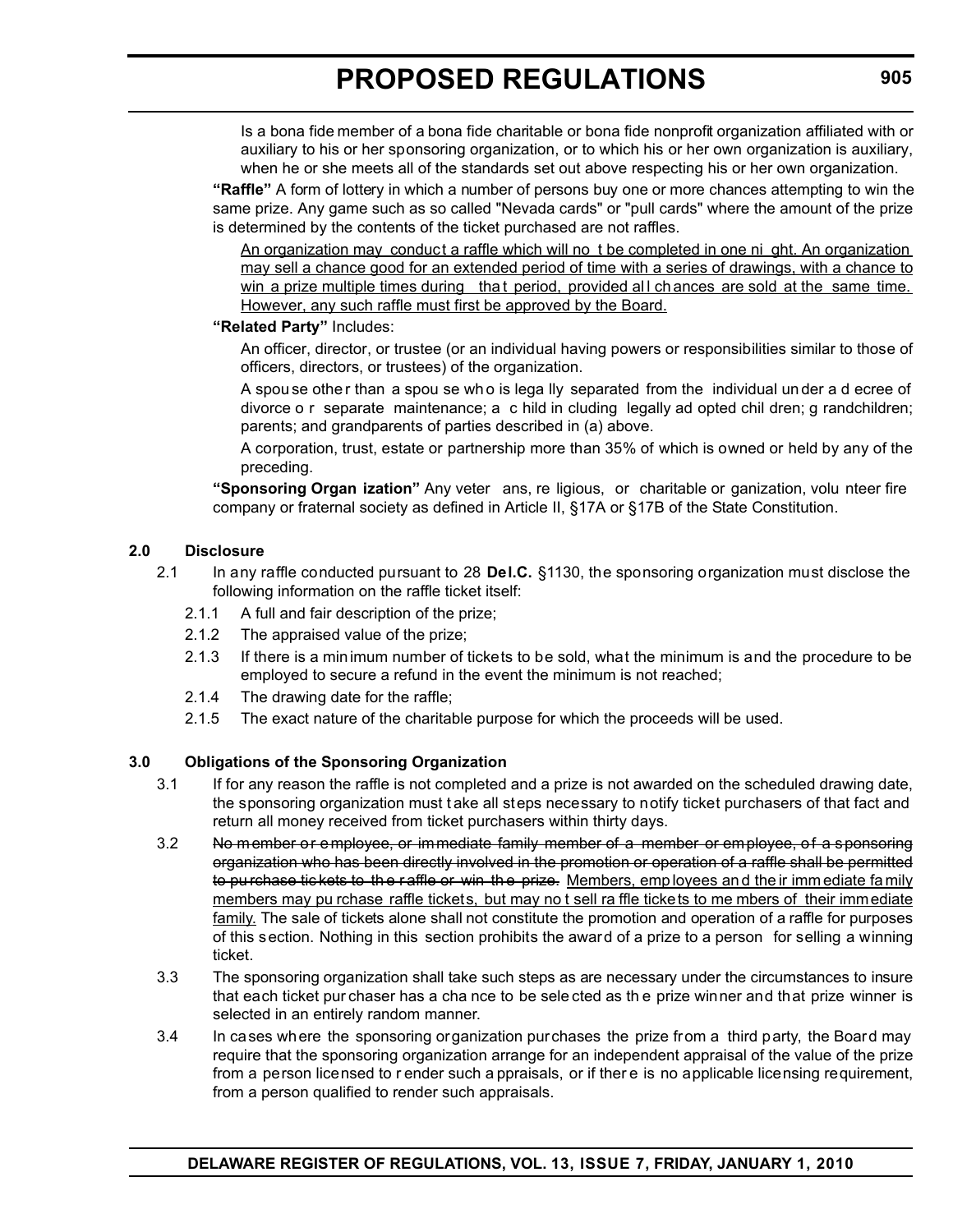Is a bona fide member of a bona fide charitable or bona fide nonprofit organization affiliated with or auxiliary to his or her sponsoring organization, or to which his or her own organization is auxiliary, when he or she meets all of the standards set out above respecting his or her own organization.

**"Raffle"** A form of lottery in which a number of persons buy one or more chances attempting to win the same prize. Any game such as so called "Nevada cards" or "pull cards" where the amount of the prize is determined by the contents of the ticket purchased are not raffles.

<u>An organization may conduct a raffle which will not be completed in one night. An organization may sell a chance good for an extended period of time with a series of drawings, with a chance to win a prize multiple times during that period, provided all chances are sold at the same time. However, any such raffle must first be approved by the Board.</u>

**"Related Party"** Includes:

An officer, director, or trustee (or an individual having powers or responsibilities similar to those of officers, directors, or trustees) of the organization.

A spouse other than a spouse who is legally separated from the individual under a decree of divorce or separate maintenance; a child including legally adopted children; grandchildren; parents; and grandparents of parties described in (a) above.

A corporation, trust, estate or partnership more than 35% of which is owned or held by any of the preceding.

**"Sponsoring Organization"** Any veterans, religious, or charitable organization, volunteer fire company or fraternal society as defined in Article II, §17A or §17B of the State Constitution.

**2.0 Disclosure**

2.1 In any raffle conducted pursuant to 28 **Del.C.** §1130, the sponsoring organization must disclose the following information on the raffle ticket itself:

2.1.1 A full and fair description of the prize;

2.1.2 The appraised value of the prize;

2.1.3 If there is a minimum number of tickets to be sold, what the minimum is and the procedure to be employed to secure a refund in the event the minimum is not reached;

2.1.4 The drawing date for the raffle;

2.1.5 The exact nature of the charitable purpose for which the proceeds will be used.

**3.0 Obligations of the Sponsoring Organization**

3.1 If for any reason the raffle is not completed and a prize is not awarded on the scheduled drawing date, the sponsoring organization must take all steps necessary to notify ticket purchasers of that fact and return all money received from ticket purchasers within thirty days.

3.2 ~~No member or employee, or immediate family member of a member or employee, of a sponsoring organization who has been directly involved in the promotion or operation of a raffle shall be permitted to purchase tickets to the raffle or win the prize.~~ <u>Members, employees and their immediate family members may purchase raffle tickets, but may not sell raffle tickets to members of their immediate family.</u> The sale of tickets alone shall not constitute the promotion and operation of a raffle for purposes of this section. Nothing in this section prohibits the award of a prize to a person for selling a winning ticket.

3.3 The sponsoring organization shall take such steps as are necessary under the circumstances to insure that each ticket purchaser has a chance to be selected as the prize winner and that prize winner is selected in an entirely random manner.

3.4 In cases where the sponsoring organization purchases the prize from a third party, the Board may require that the sponsoring organization arrange for an independent appraisal of the value of the prize from a person licensed to render such appraisals, or if there is no applicable licensing requirement, from a person qualified to render such appraisals.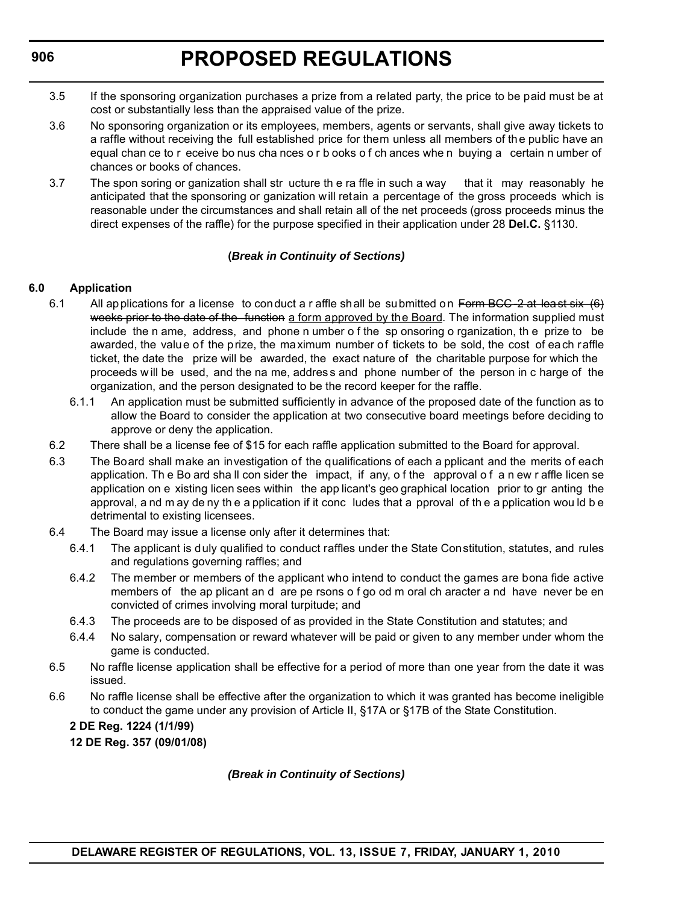3.5 If the sponsoring organization purchases a prize from a related party, the price to be paid must be at cost or substantially less than the appraised value of the prize.

3.6 No sponsoring organization or its employees, members, agents or servants, shall give away tickets to a raffle without receiving the full established price for them unless all members of the public have an equal chance to receive bonus chances or books of chances when buying a certain number of chances or books of chances.

3.7 The sponsoring organization shall structure the raffle in such a way that it may reasonably he anticipated that the sponsoring organization will retain a percentage of the gross proceeds which is reasonable under the circumstances and shall retain all of the net proceeds (gross proceeds minus the direct expenses of the raffle) for the purpose specified in their application under 28 **Del.C.** §1130.

***(Break in Continuity of Sections)***

**6.0 Application**

6.1 All applications for a license to conduct a raffle shall be submitted on ~~Form BCC-2 at least six (6) weeks prior to the date of the function~~ a form approved by the Board. The information supplied must include the name, address, and phone number of the sponsoring organization, the prize to be awarded, the value of the prize, the maximum number of tickets to be sold, the cost of each raffle ticket, the date the prize will be awarded, the exact nature of the charitable purpose for which the proceeds will be used, and the name, address and phone number of the person in charge of the organization, and the person designated to be the record keeper for the raffle.

6.1.1 An application must be submitted sufficiently in advance of the proposed date of the function as to allow the Board to consider the application at two consecutive board meetings before deciding to approve or deny the application.

6.2 There shall be a license fee of $15 for each raffle application submitted to the Board for approval.

6.3 The Board shall make an investigation of the qualifications of each applicant and the merits of each application. The Board shall consider the impact, if any, of the approval of a new raffle license application on existing licensees within the applicant's geographical location prior to granting the approval, and may deny the application if it concludes that approval of the application would be detrimental to existing licensees.

6.4 The Board may issue a license only after it determines that:

6.4.1 The applicant is duly qualified to conduct raffles under the State Constitution, statutes, and rules and regulations governing raffles; and

6.4.2 The member or members of the applicant who intend to conduct the games are bona fide active members of the applicant and are persons of good moral character and have never been convicted of crimes involving moral turpitude; and

6.4.3 The proceeds are to be disposed of as provided in the State Constitution and statutes; and

6.4.4 No salary, compensation or reward whatever will be paid or given to any member under whom the game is conducted.

6.5 No raffle license application shall be effective for a period of more than one year from the date it was issued.

6.6 No raffle license shall be effective after the organization to which it was granted has become ineligible to conduct the game under any provision of Article II, §17A or §17B of the State Constitution.

**2 DE Reg. 1224 (1/1/99)**

**12 DE Reg. 357 (09/01/08)**

***(Break in Continuity of Sections)***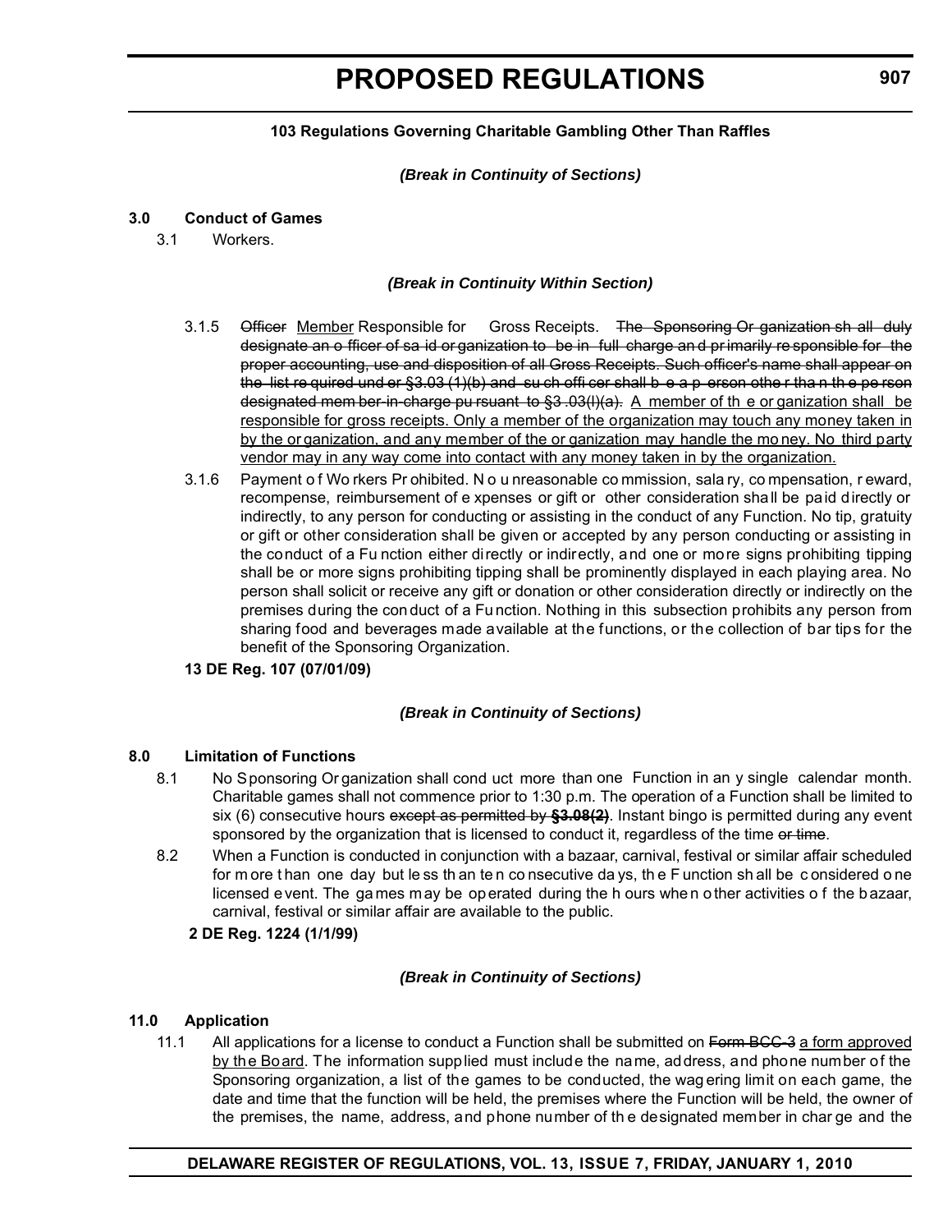**103 Regulations Governing Charitable Gambling Other Than Raffles**

***(Break in Continuity of Sections)***

**3.0 Conduct of Games**

3.1 Workers.

***(Break in Continuity Within Section)***

3.1.5 ~~Officer~~ Member Responsible for Gross Receipts. ~~The Sponsoring Organization shall duly designate an officer of said organization to be in full charge and primarily responsible for the proper accounting, use and disposition of all Gross Receipts. Such officer's name shall appear on the list required under §3.03 (1)(b) and such officer shall be a person other than the person designated member-in-charge pursuant to §3.03(l)(a).~~ A member of the organization shall be responsible for gross receipts. Only a member of the organization may touch any money taken in by the organization, and any member of the organization may handle the money. No third party vendor may in any way come into contact with any money taken in by the organization.

3.1.6 Payment of Workers Prohibited. No unreasonable commission, salary, compensation, reward, recompense, reimbursement of expenses or gift or other consideration shall be paid directly or indirectly, to any person for conducting or assisting in the conduct of any Function. No tip, gratuity or gift or other consideration shall be given or accepted by any person conducting or assisting in the conduct of a Function either directly or indirectly, and one or more signs prohibiting tipping shall be or more signs prohibiting tipping shall be prominently displayed in each playing area. No person shall solicit or receive any gift or donation or other consideration directly or indirectly on the premises during the conduct of a Function. Nothing in this subsection prohibits any person from sharing food and beverages made available at the functions, or the collection of bar tips for the benefit of the Sponsoring Organization.

**13 DE Reg. 107 (07/01/09)**

***(Break in Continuity of Sections)***

**8.0 Limitation of Functions**

8.1 No Sponsoring Organization shall conduct more than one Function in any single calendar month. Charitable games shall not commence prior to 1:30 p.m. The operation of a Function shall be limited to six (6) consecutive hours ~~except as permitted by~~ ~~**§3.08(2)**~~. Instant bingo is permitted during any event sponsored by the organization that is licensed to conduct it, regardless of the time ~~or time~~.

8.2 When a Function is conducted in conjunction with a bazaar, carnival, festival or similar affair scheduled for more than one day but less than ten consecutive days, the Function shall be considered one licensed event. The games may be operated during the hours when other activities of the bazaar, carnival, festival or similar affair are available to the public.

**2 DE Reg. 1224 (1/1/99)**

***(Break in Continuity of Sections)***

**11.0 Application**

11.1 All applications for a license to conduct a Function shall be submitted on ~~Form BCC-3~~ a form approved by the Board. The information supplied must include the name, address, and phone number of the Sponsoring organization, a list of the games to be conducted, the wagering limit on each game, the date and time that the function will be held, the premises where the Function will be held, the owner of the premises, the name, address, and phone number of the designated member in charge and the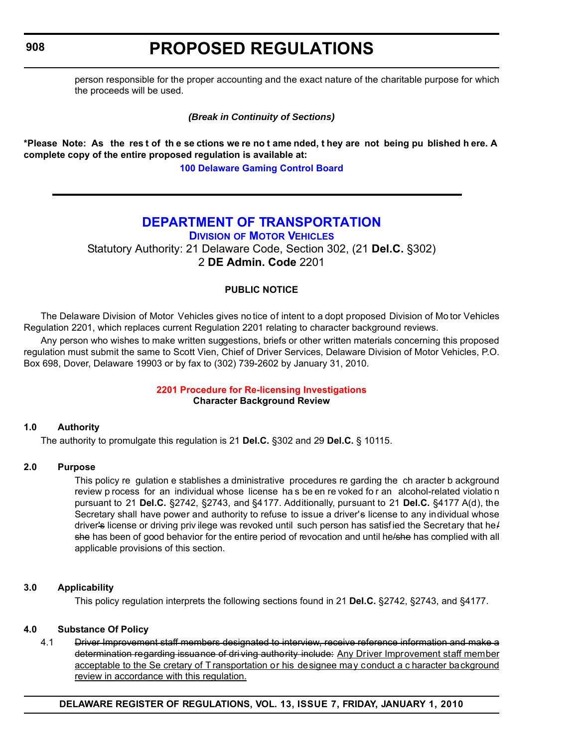person responsible for the proper accounting and the exact nature of the charitable purpose for which the proceeds will be used.

***(Break in Continuity of Sections)***

**\*Please Note: As the rest of the sections were not amended, they are not being published here. A complete copy of the entire proposed regulation is available at:**

**100 Delaware Gaming Control Board**

---

# DEPARTMENT OF TRANSPORTATION

## Division of Motor Vehicles

Statutory Authority: 21 Delaware Code, Section 302, (21 **Del.C.** §302)
2 **DE Admin. Code** 2201

**PUBLIC NOTICE**

The Delaware Division of Motor Vehicles gives notice of intent to adopt proposed Division of Motor Vehicles Regulation 2201, which replaces current Regulation 2201 relating to character background reviews.

Any person who wishes to make written suggestions, briefs or other written materials concerning this proposed regulation must submit the same to Scott Vien, Chief of Driver Services, Delaware Division of Motor Vehicles, P.O. Box 698, Dover, Delaware 19903 or by fax to (302) 739-2602 by January 31, 2010.

**2201 Procedure for Re-licensing Investigations**
**Character Background Review**

**1.0 Authority**

The authority to promulgate this regulation is 21 **Del.C.** §302 and 29 **Del.C.** § 10115.

**2.0 Purpose**

This ~~policy~~ regulation establishes administrative procedures regarding the character background review process for an individual whose license has been revoked for an alcohol-related violation pursuant to 21 **Del.C.** §2742, §2743, and §4177. Additionally, pursuant to 21 **Del.C.** §4177 A(d), the Secretary shall have power and authority to refuse to issue a driver's~~'s~~ license to any individual whose driver~~'s~~ license or driving privilege was revoked until such person has satisfied the Secretary that he~~/she~~ has been of good behavior for the entire period of revocation and until he~~/she~~ has complied with all applicable provisions of this section.

**3.0 Applicability**

This ~~policy~~ regulation interprets the following sections found in 21 **Del.C.** §2742, §2743, and §4177.

**4.0 Substance Of Policy**

4.1 ~~Driver Improvement staff members designated to interview, receive reference information and make a determination regarding issuance of driving authority include:~~ <u>Any Driver Improvement staff member acceptable to the Secretary of Transportation or his designee may conduct a character background review in accordance with this regulation.</u>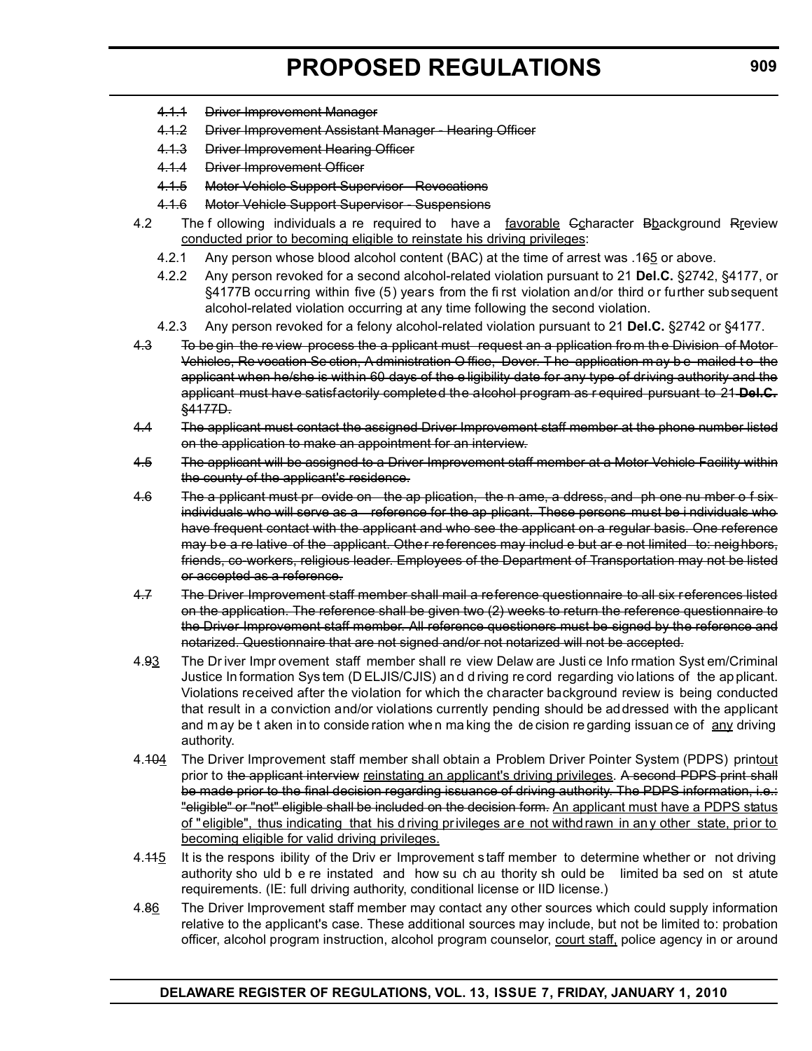~~4.1.1 Driver Improvement Manager~~

~~4.1.2 Driver Improvement Assistant Manager - Hearing Officer~~

~~4.1.3 Driver Improvement Hearing Officer~~

~~4.1.4 Driver Improvement Officer~~

~~4.1.5 Motor Vehicle Support Supervisor - Revocations~~

~~4.1.6 Motor Vehicle Support Supervisor - Suspensions~~

4.2 The following individuals are required to have a <u>favorable</u> ~~C~~<u>c</u>haracter ~~B~~<u>b</u>ackground ~~R~~<u>r</u>eview <u>conducted prior to becoming eligible to reinstate his driving privileges</u>:

4.2.1 Any person whose blood alcohol content (BAC) at the time of arrest was .1~~6~~<u>5</u> or above.

4.2.2 Any person revoked for a second alcohol-related violation pursuant to 21 **Del.C.** §2742, §4177, or §4177B occurring within five (5) years from the first violation and/or third or further subsequent alcohol-related violation occurring at any time following the second violation.

4.2.3 Any person revoked for a felony alcohol-related violation pursuant to 21 **Del.C.** §2742 or §4177.

~~4.3 To begin the review process the applicant must request an application from the Division of Motor Vehicles, Revocation Section, Administration Office, Dover. The application may be mailed to the applicant when he/she is within 60 days of the eligibility date for any type of driving authority and the applicant must have satisfactorily completed the alcohol program as required pursuant to 21 **Del.C.** §4177D.~~

~~4.4 The applicant must contact the assigned Driver Improvement staff member at the phone number listed on the application to make an appointment for an interview.~~

~~4.5 The applicant will be assigned to a Driver Improvement staff member at a Motor Vehicle Facility within the county of the applicant's residence.~~

~~4.6 The applicant must provide on the application, the name, address, and phone number of six individuals who will serve as a reference for the applicant. These persons must be individuals who have frequent contact with the applicant and who see the applicant on a regular basis. One reference may be a relative of the applicant. Other references may include but are not limited to: neighbors, friends, co-workers, religious leader. Employees of the Department of Transportation may not be listed or accepted as a reference.~~

~~4.7 The Driver Improvement staff member shall mail a reference questionnaire to all six references listed on the application. The reference shall be given two (2) weeks to return the reference questionnaire to the Driver Improvement staff member. All reference questioners must be signed by the reference and notarized. Questionnaire that are not signed and/or not notarized will not be accepted.~~

4.~~9~~<u>3</u> The Driver Improvement staff member shall review Delaware Justice Information System/Criminal Justice Information System (DELJIS/CJIS) and driving record regarding violations of the applicant. Violations received after the violation for which the character background review is being conducted that result in a conviction and/or violations currently pending should be addressed with the applicant and may be taken into consideration when making the decision regarding issuance of <u>any</u> driving authority.

4.~~10~~<u>4</u> The Driver Improvement staff member shall obtain a Problem Driver Pointer System (PDPS) print<u>out</u> prior to ~~the applicant interview~~ <u>reinstating an applicant's driving privileges</u>. ~~A second PDPS print shall be made prior to the final decision regarding issuance of driving authority. The PDPS information, i.e.: "eligible" or "not" eligible shall be included on the decision form.~~ <u>An applicant must have a PDPS status of "eligible", thus indicating that his driving privileges are not withdrawn in any other state, prior to becoming eligible for valid driving privileges.</u>

4.~~11~~<u>5</u> It is the responsibility of the Driver Improvement staff member to determine whether or not driving authority should be reinstated and how such authority should be limited based on statute requirements. (IE: full driving authority, conditional license or IID license.)

4.~~8~~<u>6</u> The Driver Improvement staff member may contact any other sources which could supply information relative to the applicant's case. These additional sources may include, but not be limited to: probation officer, alcohol program instruction, alcohol program counselor, <u>court staff,</u> police agency in or around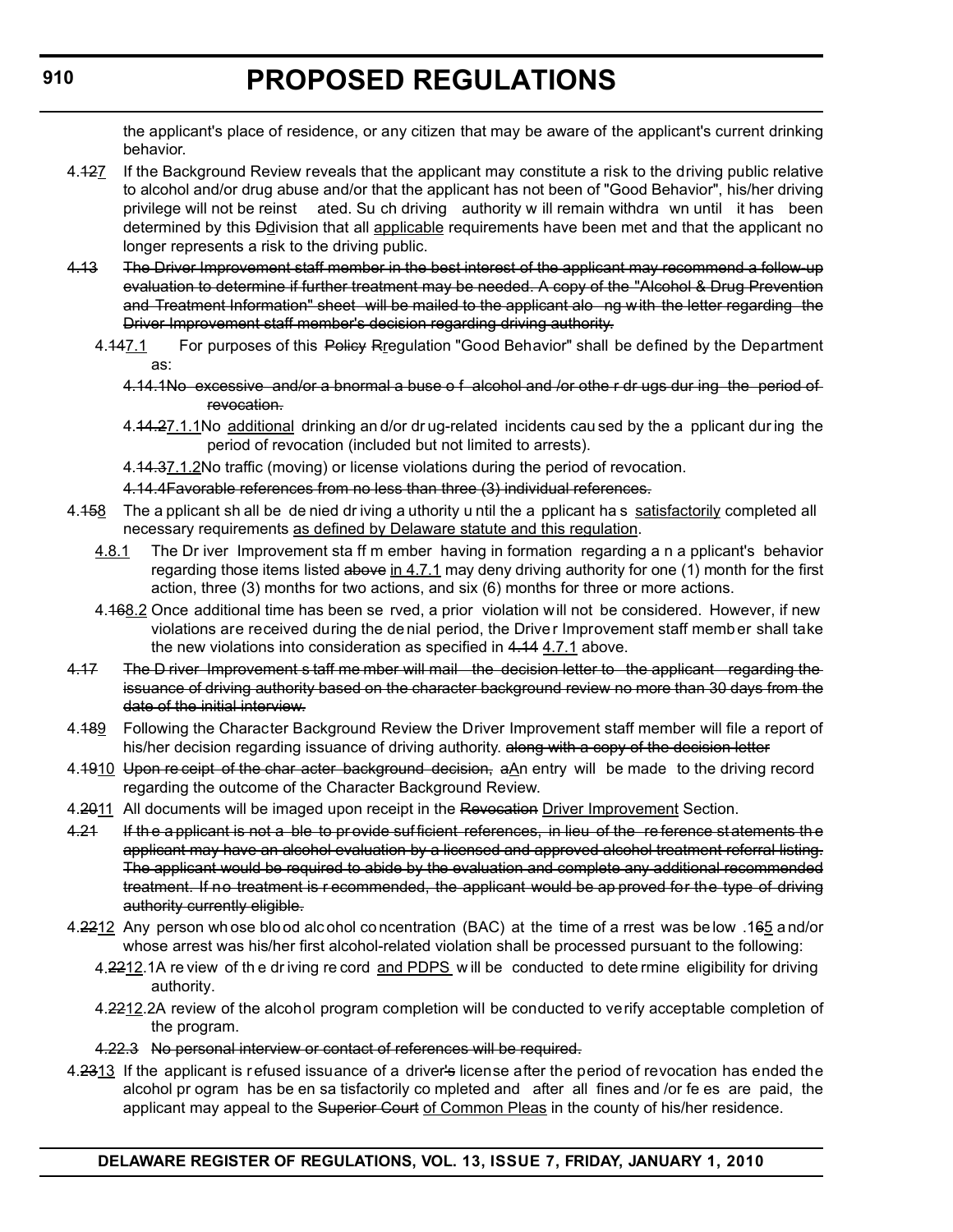the applicant's place of residence, or any citizen that may be aware of the applicant's current drinking behavior.

4.~~12~~7 If the Background Review reveals that the applicant may constitute a risk to the driving public relative to alcohol and/or drug abuse and/or that the applicant has not been of "Good Behavior", his/her driving privilege will not be reinstated. Such driving authority will remain withdrawn until it has been determined by this ~~D~~division that all applicable requirements have been met and that the applicant no longer represents a risk to the driving public.

~~4.13 The Driver Improvement staff member in the best interest of the applicant may recommend a follow-up evaluation to determine if further treatment may be needed. A copy of the "Alcohol & Drug Prevention and Treatment Information" sheet will be mailed to the applicant along with the letter regarding the Driver Improvement staff member's decision regarding driving authority.~~

4.~~14~~7.1 For purposes of this ~~Policy~~ ~~R~~regulation "Good Behavior" shall be defined by the Department as:

~~4.14.1 No excessive and/or abnormal abuse of alcohol and/or other drugs during the period of revocation.~~

4.~~14.2~~7.1.1 No additional drinking and/or drug-related incidents caused by the applicant during the period of revocation (included but not limited to arrests).

4.~~14.3~~7.1.2 No traffic (moving) or license violations during the period of revocation.

~~4.14.4 Favorable references from no less than three (3) individual references.~~

4.~~15~~8 The applicant shall be denied driving authority until the applicant has satisfactorily completed all necessary requirements as defined by Delaware statute and this regulation.

4.8.1 The Driver Improvement staff member having information regarding an applicant's behavior regarding those items listed ~~above~~ in 4.7.1 may deny driving authority for one (1) month for the first action, three (3) months for two actions, and six (6) months for three or more actions.

4.~~16~~8.2 Once additional time has been served, a prior violation will not be considered. However, if new violations are received during the denial period, the Driver Improvement staff member shall take the new violations into consideration as specified in ~~4.14~~ 4.7.1 above.

~~4.17 The Driver Improvement staff member will mail the decision letter to the applicant regarding the issuance of driving authority based on the character background review no more than 30 days from the date of the initial interview.~~

4.~~18~~9 Following the Character Background Review the Driver Improvement staff member will file a report of his/her decision regarding issuance of driving authority. ~~along with a copy of the decision letter~~

4.~~19~~10 ~~Upon receipt of the character background decision, a~~An entry will be made to the driving record regarding the outcome of the Character Background Review.

4.~~20~~11 All documents will be imaged upon receipt in the ~~Revocation~~ Driver Improvement Section.

~~4.21 If the applicant is not able to provide sufficient references, in lieu of the reference statements the applicant may have an alcohol evaluation by a licensed and approved alcohol treatment referral listing. The applicant would be required to abide by the evaluation and complete any additional recommended treatment. If no treatment is recommended, the applicant would be approved for the type of driving authority currently eligible.~~

4.~~22~~12 Any person whose blood alcohol concentration (BAC) at the time of arrest was below .1~~6~~5 and/or whose arrest was his/her first alcohol-related violation shall be processed pursuant to the following:

4.~~22~~12.1 A review of the driving record and PDPS will be conducted to determine eligibility for driving authority.

4.~~22~~12.2 A review of the alcohol program completion will be conducted to verify acceptable completion of the program.

~~4.22.3 No personal interview or contact of references will be required.~~

4.~~23~~13 If the applicant is refused issuance of a driver~~'s~~ license after the period of revocation has ended the alcohol program has been satisfactorily completed and after all fines and/or fees are paid, the applicant may appeal to the ~~Superior Court~~ of Common Pleas in the county of his/her residence.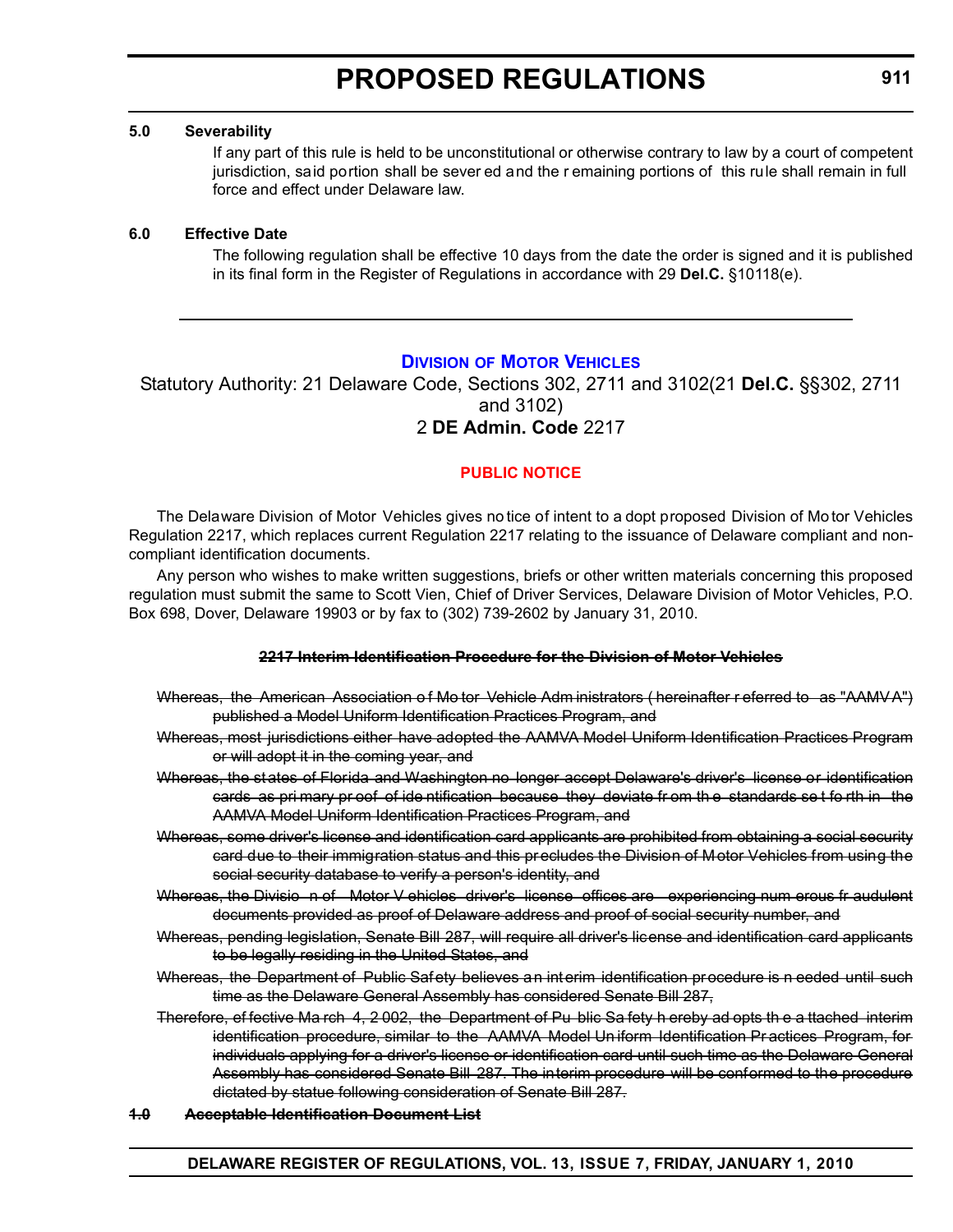### 5.0 Severability

If any part of this rule is held to be unconstitutional or otherwise contrary to law by a court of competent jurisdiction, said portion shall be severed and the remaining portions of this rule shall remain in full force and effect under Delaware law.

### 6.0 Effective Date

The following regulation shall be effective 10 days from the date the order is signed and it is published in its final form in the Register of Regulations in accordance with 29 **Del.C.** §10118(e).

---

## Division of Motor Vehicles

Statutory Authority: 21 Delaware Code, Sections 302, 2711 and 3102(21 **Del.C.** §§302, 2711 and 3102)
2 **DE Admin. Code** 2217

### PUBLIC NOTICE

The Delaware Division of Motor Vehicles gives notice of intent to adopt proposed Division of Motor Vehicles Regulation 2217, which replaces current Regulation 2217 relating to the issuance of Delaware compliant and non-compliant identification documents.

Any person who wishes to make written suggestions, briefs or other written materials concerning this proposed regulation must submit the same to Scott Vien, Chief of Driver Services, Delaware Division of Motor Vehicles, P.O. Box 698, Dover, Delaware 19903 or by fax to (302) 739-2602 by January 31, 2010.

**~~2217 Interim Identification Procedure for the Division of Motor Vehicles~~**

~~Whereas, the American Association of Motor Vehicle Administrators (hereinafter referred to as "AAMVA") published a Model Uniform Identification Practices Program, and~~

~~Whereas, most jurisdictions either have adopted the AAMVA Model Uniform Identification Practices Program or will adopt it in the coming year, and~~

~~Whereas, the states of Florida and Washington no longer accept Delaware's driver's license or identification cards as primary proof of identification because they deviate from the standards set forth in the AAMVA Model Uniform Identification Practices Program, and~~

~~Whereas, some driver's license and identification card applicants are prohibited from obtaining a social security card due to their immigration status and this precludes the Division of Motor Vehicles from using the social security database to verify a person's identity, and~~

~~Whereas, the Division of Motor Vehicles driver's license offices are experiencing numerous fraudulent documents provided as proof of Delaware address and proof of social security number, and~~

~~Whereas, pending legislation, Senate Bill 287, will require all driver's license and identification card applicants to be legally residing in the United States, and~~

~~Whereas, the Department of Public Safety believes an interim identification procedure is needed until such time as the Delaware General Assembly has considered Senate Bill 287,~~

~~Therefore, effective March 4, 2002, the Department of Public Safety hereby adopts the attached interim identification procedure, similar to the AAMVA Model Uniform Identification Practices Program, for individuals applying for a driver's license or identification card until such time as the Delaware General Assembly has considered Senate Bill 287. The interim procedure will be conformed to the procedure dictated by statue following consideration of Senate Bill 287.~~

**~~1.0 Acceptable Identification Document List~~**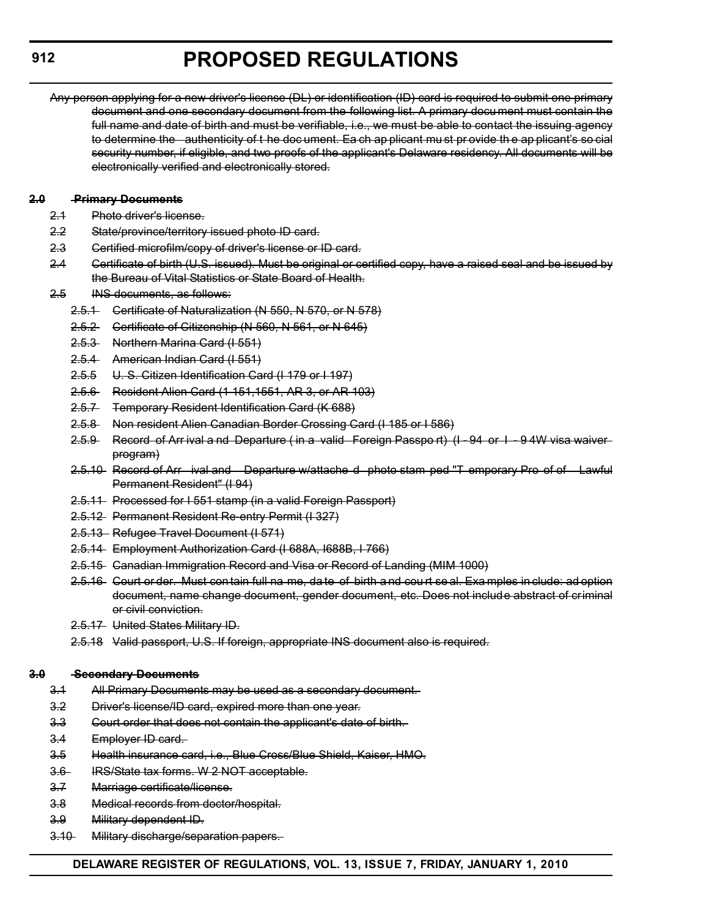~~Any person applying for a new driver's license (DL) or identification (ID) card is required to submit one primary document and one secondary document from the following list. A primary document must contain the full name and date of birth and must be verifiable, i.e., we must be able to contact the issuing agency to determine the authenticity of the document. Each applicant must provide the applicant's social security number, if eligible, and two proofs of the applicant's Delaware residency. All documents will be electronically verified and electronically stored.~~

**~~2.0 Primary Documents~~**

- ~~2.1 Photo driver's license.~~
- ~~2.2 State/province/territory issued photo ID card.~~
- ~~2.3 Certified microfilm/copy of driver's license or ID card.~~
- ~~2.4 Certificate of birth (U.S. issued). Must be original or certified copy, have a raised seal and be issued by the Bureau of Vital Statistics or State Board of Health.~~
- ~~2.5 INS documents, as follows:~~
  - ~~2.5.1 Certificate of Naturalization (N 550, N 570, or N 578)~~
  - ~~2.5.2 Certificate of Citizenship (N 560, N 561, or N 645)~~
  - ~~2.5.3 Northern Marina Card (I 551)~~
  - ~~2.5.4 American Indian Card (I 551)~~
  - ~~2.5.5 U. S. Citizen Identification Card (I 179 or I 197)~~
  - ~~2.5.6 Resident Alien Card (1-151,1551, AR 3, or AR 103)~~
  - ~~2.5.7 Temporary Resident Identification Card (K 688)~~
  - ~~2.5.8 Non resident Alien Canadian Border Crossing Card (I 185 or I 586)~~
  - ~~2.5.9 Record of Arrival and Departure (in a valid Foreign Passport) (I - 94 or I - 94W visa waiver program)~~
  - ~~2.5.10 Record of Arrival and Departure w/attached photo stamped "Temporary Proof of Lawful Permanent Resident" (I 94)~~
  - ~~2.5.11 Processed for I 551 stamp (in a valid Foreign Passport)~~
  - ~~2.5.12 Permanent Resident Re-entry Permit (I 327)~~
  - ~~2.5.13 Refugee Travel Document (I 571)~~
  - ~~2.5.14 Employment Authorization Card (I 688A, I688B, I 766)~~
  - ~~2.5.15 Canadian Immigration Record and Visa or Record of Landing (MIM 1000)~~
  - ~~2.5.16 Court order. Must contain full name, date of birth and court seal. Examples include: adoption document, name change document, gender document, etc. Does not include abstract of criminal or civil conviction.~~
  - ~~2.5.17 United States Military ID.~~
  - ~~2.5.18 Valid passport, U.S. If foreign, appropriate INS document also is required.~~

**~~3.0 Secondary Documents~~**

- ~~3.1 All Primary Documents may be used as a secondary document.~~
- ~~3.2 Driver's license/ID card, expired more than one year.~~
- ~~3.3 Court order that does not contain the applicant's date of birth.~~
- ~~3.4 Employer ID card.~~
- ~~3.5 Health insurance card, i.e., Blue Cross/Blue Shield, Kaiser, HMO.~~
- ~~3.6 IRS/State tax forms. W 2 NOT acceptable.~~
- ~~3.7 Marriage certificate/license.~~
- ~~3.8 Medical records from doctor/hospital.~~
- ~~3.9 Military dependent ID.~~
- ~~3.10 Military discharge/separation papers.~~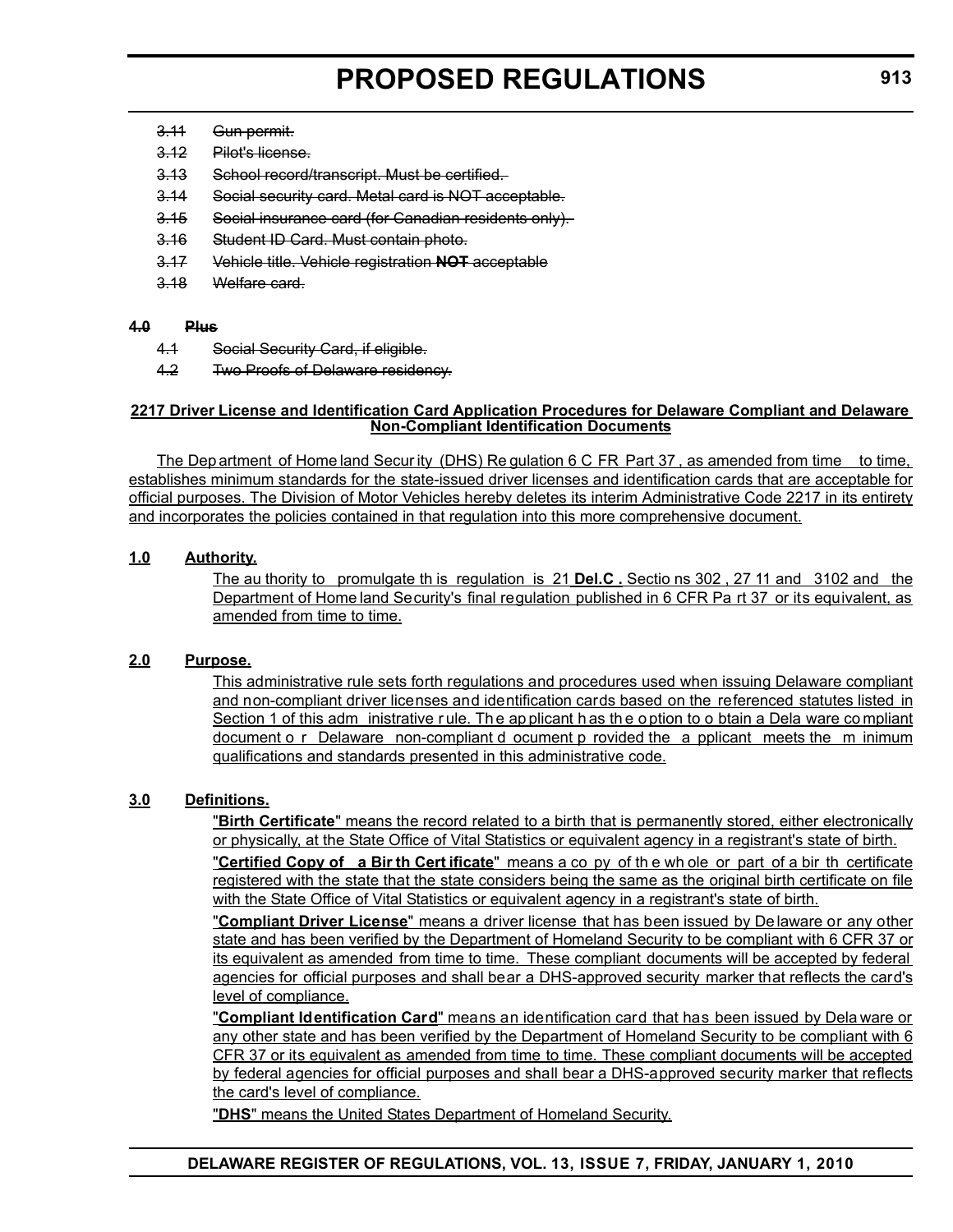~~3.11 Gun permit.~~

~~3.12 Pilot's license.~~

~~3.13 School record/transcript. Must be certified.~~

~~3.14 Social security card. Metal card is NOT acceptable.~~

~~3.15 Social insurance card (for Canadian residents only).~~

~~3.16 Student ID Card. Must contain photo.~~

~~3.17 Vehicle title. Vehicle registration **NOT** acceptable~~

~~3.18 Welfare card.~~

~~**4.0 Plus**~~

~~4.1 Social Security Card, if eligible.~~

~~4.2 Two Proofs of Delaware residency.~~

**2217 Driver License and Identification Card Application Procedures for Delaware Compliant and Delaware Non-Compliant Identification Documents**

The Department of Homeland Security (DHS) Regulation 6 CFR Part 37, as amended from time to time, establishes minimum standards for the state-issued driver licenses and identification cards that are acceptable for official purposes. The Division of Motor Vehicles hereby deletes its interim Administrative Code 2217 in its entirety and incorporates the policies contained in that regulation into this more comprehensive document.

**1.0 Authority.**

The authority to promulgate this regulation is 21 **Del.C.** Sections 302, 2711 and 3102 and the Department of Homeland Security's final regulation published in 6 CFR Part 37 or its equivalent, as amended from time to time.

**2.0 Purpose.**

This administrative rule sets forth regulations and procedures used when issuing Delaware compliant and non-compliant driver licenses and identification cards based on the referenced statutes listed in Section 1 of this administrative rule. The applicant has the option to obtain a Delaware compliant document or Delaware non-compliant document provided the applicant meets the minimum qualifications and standards presented in this administrative code.

**3.0 Definitions.**

"**Birth Certificate**" means the record related to a birth that is permanently stored, either electronically or physically, at the State Office of Vital Statistics or equivalent agency in a registrant's state of birth.

"**Certified Copy of a Birth Certificate**" means a copy of the whole or part of a birth certificate registered with the state that the state considers being the same as the original birth certificate on file with the State Office of Vital Statistics or equivalent agency in a registrant's state of birth.

"**Compliant Driver License**" means a driver license that has been issued by Delaware or any other state and has been verified by the Department of Homeland Security to be compliant with 6 CFR 37 or its equivalent as amended from time to time. These compliant documents will be accepted by federal agencies for official purposes and shall bear a DHS-approved security marker that reflects the card's level of compliance.

"**Compliant Identification Card**" means an identification card that has been issued by Delaware or any other state and has been verified by the Department of Homeland Security to be compliant with 6 CFR 37 or its equivalent as amended from time to time. These compliant documents will be accepted by federal agencies for official purposes and shall bear a DHS-approved security marker that reflects the card's level of compliance.

"**DHS**" means the United States Department of Homeland Security.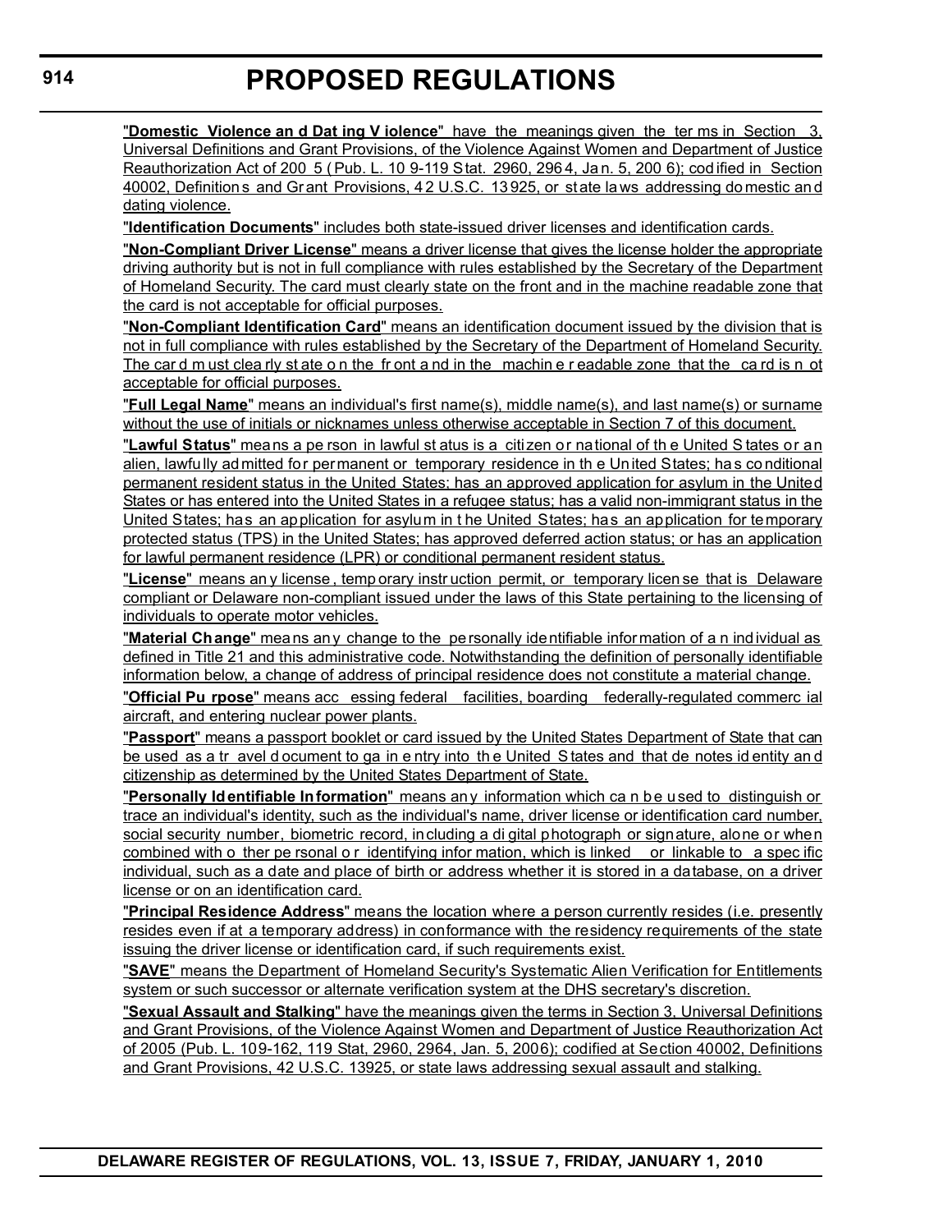"**Domestic Violence and Dating Violence**" have the meanings given the terms in Section 3, Universal Definitions and Grant Provisions, of the Violence Against Women and Department of Justice Reauthorization Act of 2005 (Pub. L. 109-119 Stat. 2960, 2964, Jan. 5, 2006); codified in Section 40002, Definitions and Grant Provisions, 42 U.S.C. 13925, or state laws addressing domestic and dating violence.

"**Identification Documents**" includes both state-issued driver licenses and identification cards.

"**Non-Compliant Driver License**" means a driver license that gives the license holder the appropriate driving authority but is not in full compliance with rules established by the Secretary of the Department of Homeland Security. The card must clearly state on the front and in the machine readable zone that the card is not acceptable for official purposes.

"**Non-Compliant Identification Card**" means an identification document issued by the division that is not in full compliance with rules established by the Secretary of the Department of Homeland Security. The card must clearly state on the front and in the machine readable zone that the card is not acceptable for official purposes.

"**Full Legal Name**" means an individual's first name(s), middle name(s), and last name(s) or surname without the use of initials or nicknames unless otherwise acceptable in Section 7 of this document.

"**Lawful Status**" means a person in lawful status is a citizen or national of the United States or an alien, lawfully admitted for permanent or temporary residence in the United States; has conditional permanent resident status in the United States; has an approved application for asylum in the United States or has entered into the United States in a refugee status; has a valid non-immigrant status in the United States; has an application for asylum in the United States; has an application for temporary protected status (TPS) in the United States; has approved deferred action status; or has an application for lawful permanent residence (LPR) or conditional permanent resident status.

"**License**" means any license, temporary instruction permit, or temporary license that is Delaware compliant or Delaware non-compliant issued under the laws of this State pertaining to the licensing of individuals to operate motor vehicles.

"**Material Change**" means any change to the personally identifiable information of an individual as defined in Title 21 and this administrative code. Notwithstanding the definition of personally identifiable information below, a change of address of principal residence does not constitute a material change.

"**Official Purpose**" means accessing federal facilities, boarding federally-regulated commercial aircraft, and entering nuclear power plants.

"**Passport**" means a passport booklet or card issued by the United States Department of State that can be used as a travel document to gain entry into the United States and that denotes identity and citizenship as determined by the United States Department of State.

"**Personally Identifiable Information**" means any information which can be used to distinguish or trace an individual's identity, such as the individual's name, driver license or identification card number, social security number, biometric record, including a digital photograph or signature, alone or when combined with other personal or identifying information, which is linked or linkable to a specific individual, such as a date and place of birth or address whether it is stored in a database, on a driver license or on an identification card.

"**Principal Residence Address**" means the location where a person currently resides (i.e. presently resides even if at a temporary address) in conformance with the residency requirements of the state issuing the driver license or identification card, if such requirements exist.

"**SAVE**" means the Department of Homeland Security's Systematic Alien Verification for Entitlements system or such successor or alternate verification system at the DHS secretary's discretion.

"**Sexual Assault and Stalking**" have the meanings given the terms in Section 3, Universal Definitions and Grant Provisions, of the Violence Against Women and Department of Justice Reauthorization Act of 2005 (Pub. L. 109-162, 119 Stat, 2960, 2964, Jan. 5, 2006); codified at Section 40002, Definitions and Grant Provisions, 42 U.S.C. 13925, or state laws addressing sexual assault and stalking.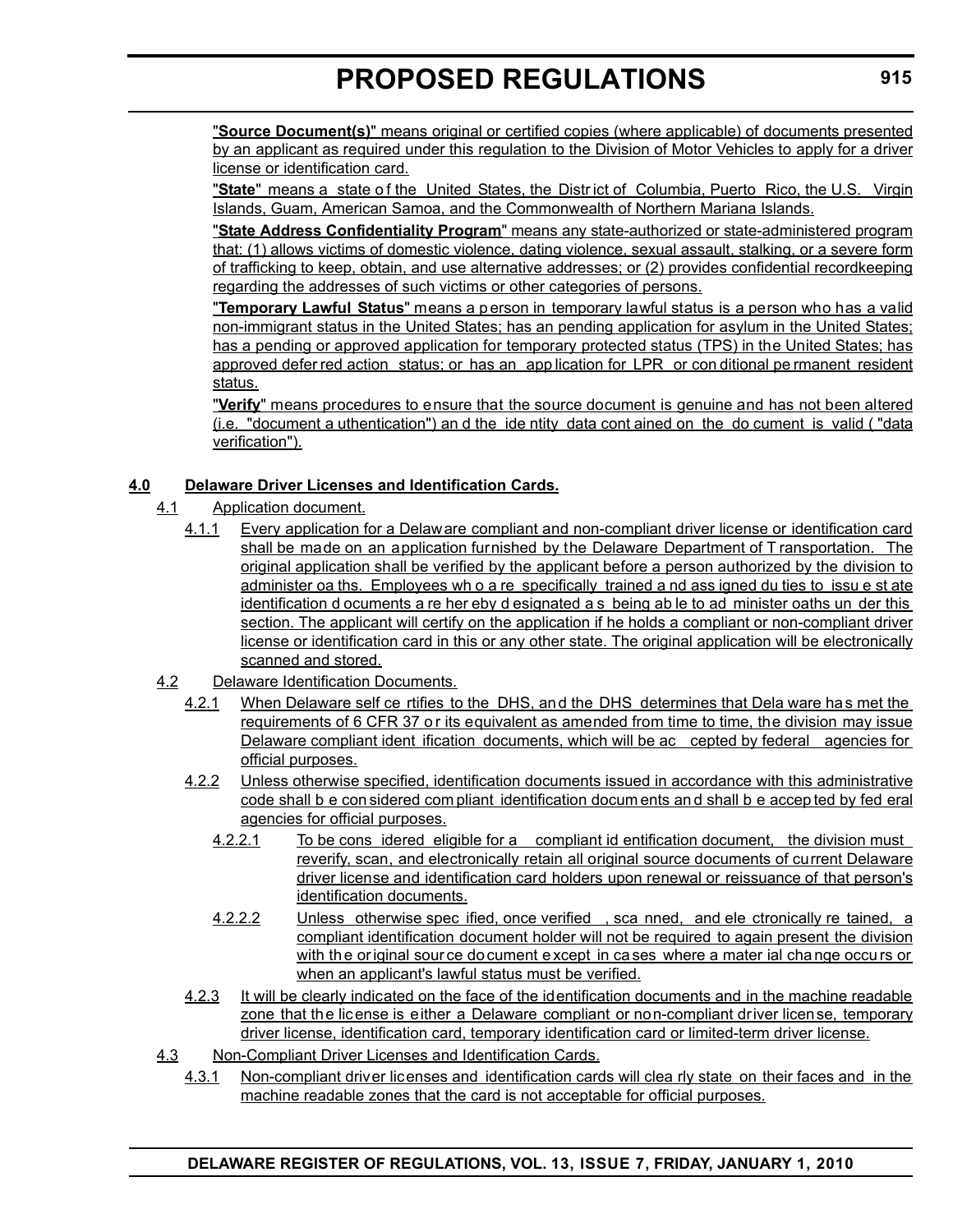"**Source Document(s)**" means original or certified copies (where applicable) of documents presented by an applicant as required under this regulation to the Division of Motor Vehicles to apply for a driver license or identification card.

"**State**" means a state of the United States, the District of Columbia, Puerto Rico, the U.S. Virgin Islands, Guam, American Samoa, and the Commonwealth of Northern Mariana Islands.

"**State Address Confidentiality Program**" means any state-authorized or state-administered program that: (1) allows victims of domestic violence, dating violence, sexual assault, stalking, or a severe form of trafficking to keep, obtain, and use alternative addresses; or (2) provides confidential recordkeeping regarding the addresses of such victims or other categories of persons.

"**Temporary Lawful Status**" means a person in temporary lawful status is a person who has a valid non-immigrant status in the United States; has an pending application for asylum in the United States; has a pending or approved application for temporary protected status (TPS) in the United States; has approved deferred action status; or has an application for LPR or conditional permanent resident status.

"**Verify**" means procedures to ensure that the source document is genuine and has not been altered (i.e. "document authentication") and the identity data contained on the document is valid ("data verification").

**4.0 Delaware Driver Licenses and Identification Cards.**

4.1 Application document.

4.1.1 Every application for a Delaware compliant and non-compliant driver license or identification card shall be made on an application furnished by the Delaware Department of Transportation. The original application shall be verified by the applicant before a person authorized by the division to administer oaths. Employees who are specifically trained and assigned duties to issue state identification documents are hereby designated as being able to administer oaths under this section. The applicant will certify on the application if he holds a compliant or non-compliant driver license or identification card in this or any other state. The original application will be electronically scanned and stored.

4.2 Delaware Identification Documents.

4.2.1 When Delaware self certifies to the DHS, and the DHS determines that Delaware has met the requirements of 6 CFR 37 or its equivalent as amended from time to time, the division may issue Delaware compliant identification documents, which will be accepted by federal agencies for official purposes.

4.2.2 Unless otherwise specified, identification documents issued in accordance with this administrative code shall be considered compliant identification documents and shall be accepted by federal agencies for official purposes.

4.2.2.1 To be considered eligible for a compliant identification document, the division must reverify, scan, and electronically retain all original source documents of current Delaware driver license and identification card holders upon renewal or reissuance of that person's identification documents.

4.2.2.2 Unless otherwise specified, once verified, scanned, and electronically retained, a compliant identification document holder will not be required to again present the division with the original source document except in cases where a material change occurs or when an applicant's lawful status must be verified.

4.2.3 It will be clearly indicated on the face of the identification documents and in the machine readable zone that the license is either a Delaware compliant or non-compliant driver license, temporary driver license, identification card, temporary identification card or limited-term driver license.

4.3 Non-Compliant Driver Licenses and Identification Cards.

4.3.1 Non-compliant driver licenses and identification cards will clearly state on their faces and in the machine readable zones that the card is not acceptable for official purposes.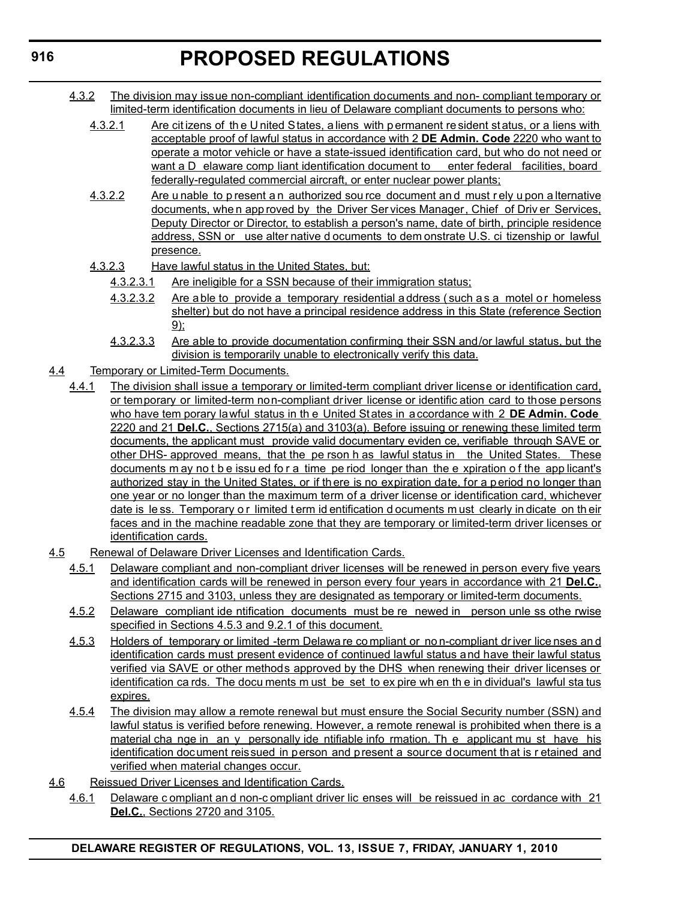4.3.2 The division may issue non-compliant identification documents and non- compliant temporary or limited-term identification documents in lieu of Delaware compliant documents to persons who:

4.3.2.1 Are citizens of the United States, aliens with permanent resident status, or aliens with acceptable proof of lawful status in accordance with 2 **DE Admin. Code** 2220 who want to operate a motor vehicle or have a state-issued identification card, but who do not need or want a Delaware compliant identification document to enter federal facilities, board federally-regulated commercial aircraft, or enter nuclear power plants;

4.3.2.2 Are unable to present an authorized source document and must rely upon alternative documents, when approved by the Driver Services Manager, Chief of Driver Services, Deputy Director or Director, to establish a person's name, date of birth, principle residence address, SSN or use alternative documents to demonstrate U.S. citizenship or lawful presence.

4.3.2.3 Have lawful status in the United States, but:

4.3.2.3.1 Are ineligible for a SSN because of their immigration status;

4.3.2.3.2 Are able to provide a temporary residential address (such as a motel or homeless shelter) but do not have a principal residence address in this State (reference Section 9);

4.3.2.3.3 Are able to provide documentation confirming their SSN and/or lawful status, but the division is temporarily unable to electronically verify this data.

4.4 Temporary or Limited-Term Documents.

4.4.1 The division shall issue a temporary or limited-term compliant driver license or identification card, or temporary or limited-term non-compliant driver license or identification card to those persons who have temporary lawful status in the United States in accordance with 2 **DE Admin. Code** 2220 and 21 **Del.C.**, Sections 2715(a) and 3103(a). Before issuing or renewing these limited term documents, the applicant must provide valid documentary evidence, verifiable through SAVE or other DHS- approved means, that the person has lawful status in the United States. These documents may not be issued for a time period longer than the expiration of the applicant's authorized stay in the United States, or if there is no expiration date, for a period no longer than one year or no longer than the maximum term of a driver license or identification card, whichever date is less. Temporary or limited term identification documents must clearly indicate on their faces and in the machine readable zone that they are temporary or limited-term driver licenses or identification cards.

4.5 Renewal of Delaware Driver Licenses and Identification Cards.

4.5.1 Delaware compliant and non-compliant driver licenses will be renewed in person every five years and identification cards will be renewed in person every four years in accordance with 21 **Del.C.**, Sections 2715 and 3103, unless they are designated as temporary or limited-term documents.

4.5.2 Delaware compliant identification documents must be renewed in person unless otherwise specified in Sections 4.5.3 and 9.2.1 of this document.

4.5.3 Holders of temporary or limited -term Delaware compliant or non-compliant driver licenses and identification cards must present evidence of continued lawful status and have their lawful status verified via SAVE or other methods approved by the DHS when renewing their driver licenses or identification cards. The documents must be set to expire when the individual's lawful status expires.

4.5.4 The division may allow a remote renewal but must ensure the Social Security number (SSN) and lawful status is verified before renewing. However, a remote renewal is prohibited when there is a material change in any personally identifiable information. The applicant must have his identification document reissued in person and present a source document that is retained and verified when material changes occur.

4.6 Reissued Driver Licenses and Identification Cards.

4.6.1 Delaware compliant and non-compliant driver licenses will be reissued in accordance with 21 **Del.C.**, Sections 2720 and 3105.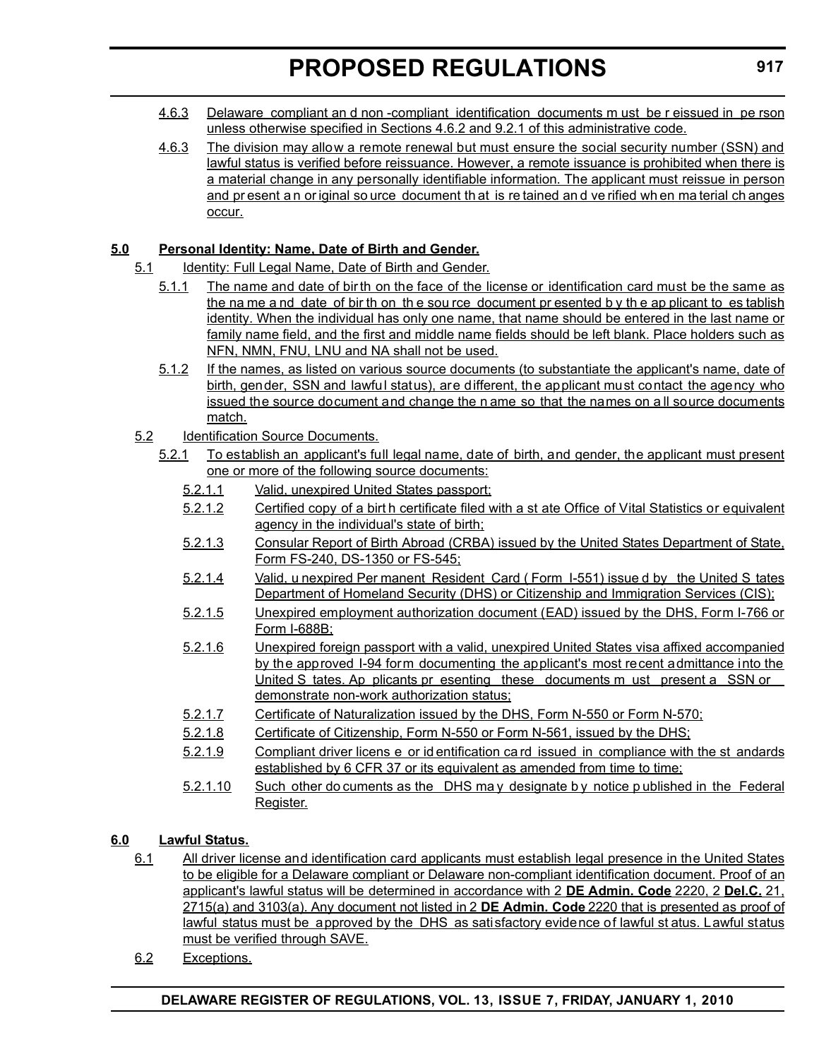4.6.3 Delaware compliant and non-compliant identification documents must be reissued in person unless otherwise specified in Sections 4.6.2 and 9.2.1 of this administrative code.

4.6.3 The division may allow a remote renewal but must ensure the social security number (SSN) and lawful status is verified before reissuance. However, a remote issuance is prohibited when there is a material change in any personally identifiable information. The applicant must reissue in person and present an original source document that is retained and verified when material changes occur.

**5.0 Personal Identity: Name, Date of Birth and Gender.**

5.1 Identity: Full Legal Name, Date of Birth and Gender.

5.1.1 The name and date of birth on the face of the license or identification card must be the same as the name and date of birth on the source document presented by the applicant to establish identity. When the individual has only one name, that name should be entered in the last name or family name field, and the first and middle name fields should be left blank. Place holders such as NFN, NMN, FNU, LNU and NA shall not be used.

5.1.2 If the names, as listed on various source documents (to substantiate the applicant's name, date of birth, gender, SSN and lawful status), are different, the applicant must contact the agency who issued the source document and change the name so that the names on all source documents match.

5.2 Identification Source Documents.

5.2.1 To establish an applicant's full legal name, date of birth, and gender, the applicant must present one or more of the following source documents:

5.2.1.1 Valid, unexpired United States passport;

5.2.1.2 Certified copy of a birth certificate filed with a state Office of Vital Statistics or equivalent agency in the individual's state of birth;

5.2.1.3 Consular Report of Birth Abroad (CRBA) issued by the United States Department of State, Form FS-240, DS-1350 or FS-545;

5.2.1.4 Valid, unexpired Permanent Resident Card (Form I-551) issued by the United States Department of Homeland Security (DHS) or Citizenship and Immigration Services (CIS);

5.2.1.5 Unexpired employment authorization document (EAD) issued by the DHS, Form I-766 or Form I-688B;

5.2.1.6 Unexpired foreign passport with a valid, unexpired United States visa affixed accompanied by the approved I-94 form documenting the applicant's most recent admittance into the United States. Applicants presenting these documents must present a SSN or demonstrate non-work authorization status;

5.2.1.7 Certificate of Naturalization issued by the DHS, Form N-550 or Form N-570;

5.2.1.8 Certificate of Citizenship, Form N-550 or Form N-561, issued by the DHS;

5.2.1.9 Compliant driver license or identification card issued in compliance with the standards established by 6 CFR 37 or its equivalent as amended from time to time;

5.2.1.10 Such other documents as the DHS may designate by notice published in the Federal Register.

**6.0 Lawful Status.**

6.1 All driver license and identification card applicants must establish legal presence in the United States to be eligible for a Delaware compliant or Delaware non-compliant identification document. Proof of an applicant's lawful status will be determined in accordance with 2 **DE Admin. Code** 2220, 2 **Del.C.** 21, 2715(a) and 3103(a). Any document not listed in 2 **DE Admin. Code** 2220 that is presented as proof of lawful status must be approved by the DHS as satisfactory evidence of lawful status. Lawful status must be verified through SAVE.

6.2 Exceptions.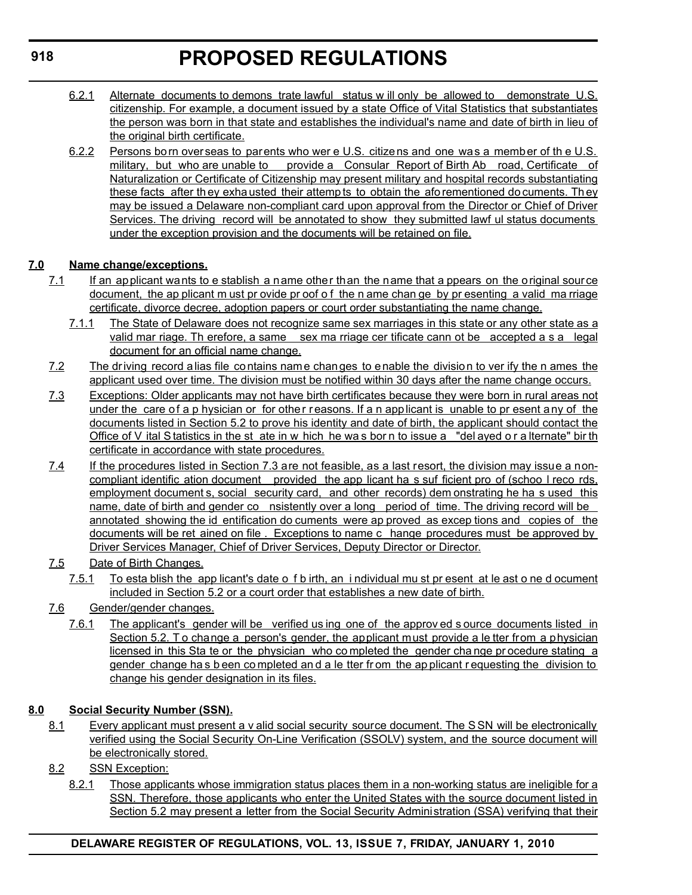6.2.1 Alternate documents to demonstrate lawful status will only be allowed to demonstrate U.S. citizenship. For example, a document issued by a state Office of Vital Statistics that substantiates the person was born in that state and establishes the individual's name and date of birth in lieu of the original birth certificate.

6.2.2 Persons born overseas to parents who were U.S. citizens and one was a member of the U.S. military, but who are unable to provide a Consular Report of Birth Abroad, Certificate of Naturalization or Certificate of Citizenship may present military and hospital records substantiating these facts after they exhausted their attempts to obtain the aforementioned documents. They may be issued a Delaware non-compliant card upon approval from the Director or Chief of Driver Services. The driving record will be annotated to show they submitted lawful status documents under the exception provision and the documents will be retained on file.

**7.0 Name change/exceptions.**

7.1 If an applicant wants to establish a name other than the name that appears on the original source document, the applicant must provide proof of the name change by presenting a valid marriage certificate, divorce decree, adoption papers or court order substantiating the name change.

7.1.1 The State of Delaware does not recognize same sex marriages in this state or any other state as a valid marriage. Therefore, a same sex marriage certificate cannot be accepted as a legal document for an official name change.

7.2 The driving record alias file contains name changes to enable the division to verify the names the applicant used over time. The division must be notified within 30 days after the name change occurs.

7.3 Exceptions: Older applicants may not have birth certificates because they were born in rural areas not under the care of a physician or for other reasons. If an applicant is unable to present any of the documents listed in Section 5.2 to prove his identity and date of birth, the applicant should contact the Office of Vital Statistics in the state in which he was born to issue a "delayed or alternate" birth certificate in accordance with state procedures.

7.4 If the procedures listed in Section 7.3 are not feasible, as a last resort, the division may issue a non-compliant identification document provided the applicant has sufficient proof (school records, employment documents, social security card, and other records) demonstrating he has used this name, date of birth and gender consistently over a long period of time. The driving record will be annotated showing the identification documents were approved as exceptions and copies of the documents will be retained on file. Exceptions to name change procedures must be approved by Driver Services Manager, Chief of Driver Services, Deputy Director or Director.

7.5 Date of Birth Changes.

7.5.1 To establish the applicant's date of birth, an individual must present at least one document included in Section 5.2 or a court order that establishes a new date of birth.

7.6 Gender/gender changes.

7.6.1 The applicant's gender will be verified using one of the approved source documents listed in Section 5.2. To change a person's gender, the applicant must provide a letter from a physician licensed in this State or the physician who completed the gender change procedure stating a gender change has been completed and a letter from the applicant requesting the division to change his gender designation in its files.

**8.0 Social Security Number (SSN).**

8.1 Every applicant must present a valid social security source document. The SSN will be electronically verified using the Social Security On-Line Verification (SSOLV) system, and the source document will be electronically stored.

8.2 SSN Exception:

8.2.1 Those applicants whose immigration status places them in a non-working status are ineligible for a SSN. Therefore, those applicants who enter the United States with the source document listed in Section 5.2 may present a letter from the Social Security Administration (SSA) verifying that their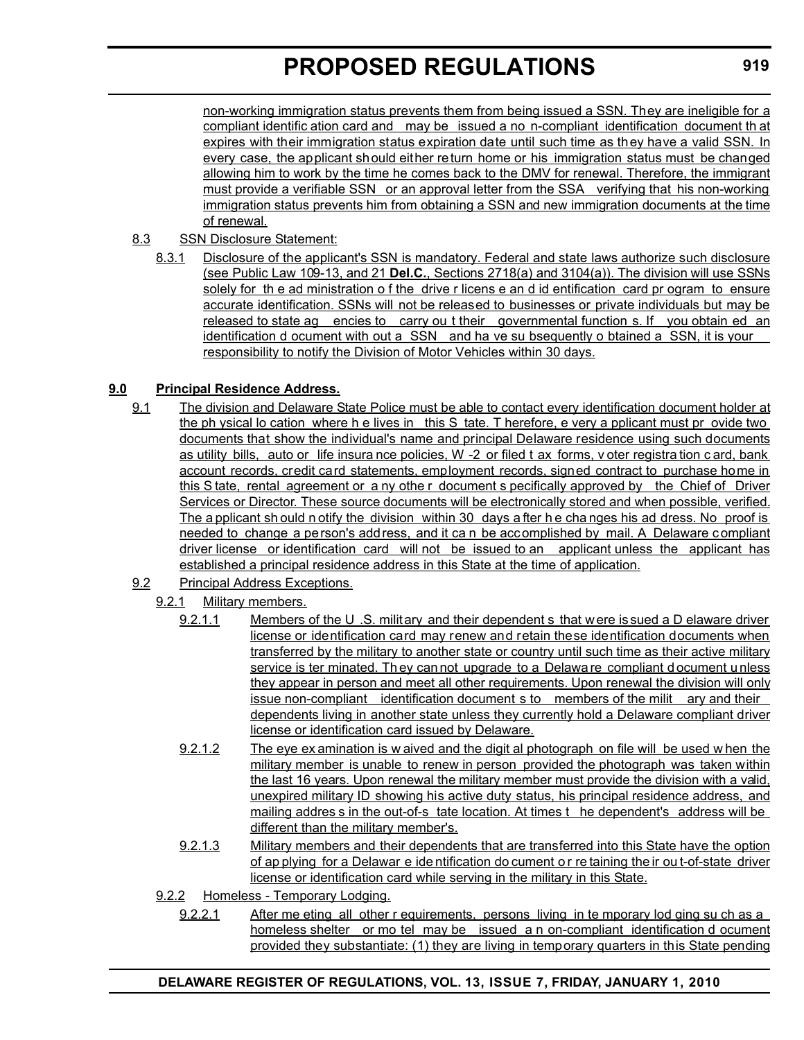non-working immigration status prevents them from being issued a SSN. They are ineligible for a compliant identification card and may be issued a non-compliant identification document that expires with their immigration status expiration date until such time as they have a valid SSN. In every case, the applicant should either return home or his immigration status must be changed allowing him to work by the time he comes back to the DMV for renewal. Therefore, the immigrant must provide a verifiable SSN or an approval letter from the SSA verifying that his non-working immigration status prevents him from obtaining a SSN and new immigration documents at the time of renewal.

8.3 SSN Disclosure Statement:

8.3.1 Disclosure of the applicant's SSN is mandatory. Federal and state laws authorize such disclosure (see Public Law 109-13, and 21 **Del.C.**, Sections 2718(a) and 3104(a)). The division will use SSNs solely for the administration of the driver license and identification card program to ensure accurate identification. SSNs will not be released to businesses or private individuals but may be released to state agencies to carry out their governmental functions. If you obtained an identification document without a SSN and have subsequently obtained a SSN, it is your responsibility to notify the Division of Motor Vehicles within 30 days.

**9.0 Principal Residence Address.**

9.1 The division and Delaware State Police must be able to contact every identification document holder at the physical location where he lives in this State. Therefore, every applicant must provide two documents that show the individual's name and principal Delaware residence using such documents as utility bills, auto or life insurance policies, W-2 or filed tax forms, voter registration card, bank account records, credit card statements, employment records, signed contract to purchase home in this State, rental agreement or any other document specifically approved by the Chief of Driver Services or Director. These source documents will be electronically stored and when possible, verified. The applicant should notify the division within 30 days after he changes his address. No proof is needed to change a person's address, and it can be accomplished by mail. A Delaware compliant driver license or identification card will not be issued to an applicant unless the applicant has established a principal residence address in this State at the time of application.

9.2 Principal Address Exceptions.

9.2.1 Military members.

9.2.1.1 Members of the U.S. military and their dependents that were issued a Delaware driver license or identification card may renew and retain these identification documents when transferred by the military to another state or country until such time as their active military service is terminated. They cannot upgrade to a Delaware compliant document unless they appear in person and meet all other requirements. Upon renewal the division will only issue non-compliant identification documents to members of the military and their dependents living in another state unless they currently hold a Delaware compliant driver license or identification card issued by Delaware.

9.2.1.2 The eye examination is waived and the digital photograph on file will be used when the military member is unable to renew in person provided the photograph was taken within the last 16 years. Upon renewal the military member must provide the division with a valid, unexpired military ID showing his active duty status, his principal residence address, and mailing address in the out-of-state location. At times the dependent's address will be different than the military member's.

9.2.1.3 Military members and their dependents that are transferred into this State have the option of applying for a Delaware identification document or retaining their out-of-state driver license or identification card while serving in the military in this State.

9.2.2 Homeless - Temporary Lodging.

9.2.2.1 After meeting all other requirements, persons living in temporary lodging such as a homeless shelter or motel may be issued a non-compliant identification document provided they substantiate: (1) they are living in temporary quarters in this State pending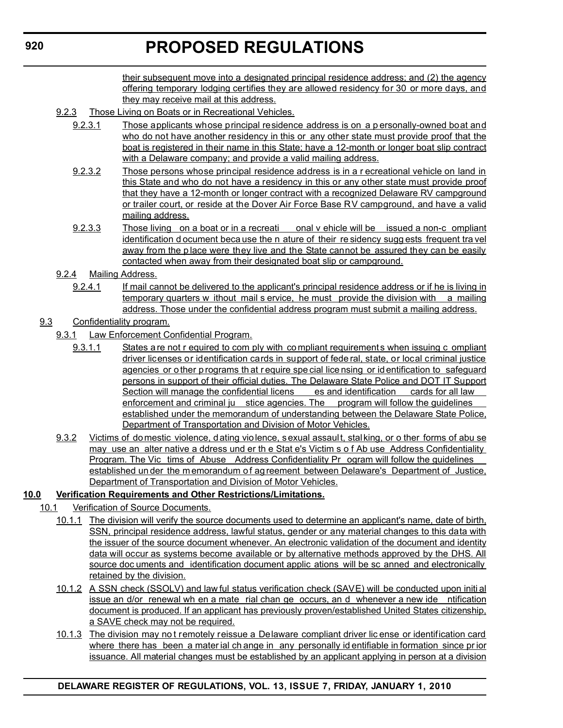their subsequent move into a designated principal residence address; and (2) the agency offering temporary lodging certifies they are allowed residency for 30 or more days, and they may receive mail at this address.

9.2.3 Those Living on Boats or in Recreational Vehicles.

9.2.3.1 Those applicants whose principal residence address is on a personally-owned boat and who do not have another residency in this or any other state must provide proof that the boat is registered in their name in this State; have a 12-month or longer boat slip contract with a Delaware company; and provide a valid mailing address.

9.2.3.2 Those persons whose principal residence address is in a recreational vehicle on land in this State and who do not have a residency in this or any other state must provide proof that they have a 12-month or longer contract with a recognized Delaware RV campground or trailer court, or reside at the Dover Air Force Base RV campground, and have a valid mailing address.

9.2.3.3 Those living on a boat or in a recreational vehicle will be issued a non-compliant identification document because the nature of their residency suggests frequent travel away from the place were they live and the State cannot be assured they can be easily contacted when away from their designated boat slip or campground.

9.2.4 Mailing Address.

9.2.4.1 If mail cannot be delivered to the applicant's principal residence address or if he is living in temporary quarters without mail service, he must provide the division with a mailing address. Those under the confidential address program must submit a mailing address.

9.3 Confidentiality program.

9.3.1 Law Enforcement Confidential Program.

9.3.1.1 States are not required to comply with compliant requirements when issuing compliant driver licenses or identification cards in support of federal, state, or local criminal justice agencies or other programs that require special licensing or identification to safeguard persons in support of their official duties. The Delaware State Police and DOT IT Support Section will manage the confidential licenses and identification cards for all law enforcement and criminal justice agencies. The program will follow the guidelines established under the memorandum of understanding between the Delaware State Police, Department of Transportation and Division of Motor Vehicles.

9.3.2 Victims of domestic violence, dating violence, sexual assault, stalking, or other forms of abuse may use an alternative address under the State's Victims of Abuse Address Confidentiality Program. The Victims of Abuse Address Confidentiality Program will follow the guidelines established under the memorandum of agreement between Delaware's Department of Justice, Department of Transportation and Division of Motor Vehicles.

**10.0 Verification Requirements and Other Restrictions/Limitations.**

10.1 Verification of Source Documents.

10.1.1 The division will verify the source documents used to determine an applicant's name, date of birth, SSN, principal residence address, lawful status, gender or any material changes to this data with the issuer of the source document whenever. An electronic validation of the document and identity data will occur as systems become available or by alternative methods approved by the DHS. All source documents and identification document applications will be scanned and electronically retained by the division.

10.1.2 A SSN check (SSOLV) and lawful status verification check (SAVE) will be conducted upon initial issue and/or renewal when a material change occurs, and whenever a new identification document is produced. If an applicant has previously proven/established United States citizenship, a SAVE check may not be required.

10.1.3 The division may not remotely reissue a Delaware compliant driver license or identification card where there has been a material change in any personally identifiable information since prior issuance. All material changes must be established by an applicant applying in person at a division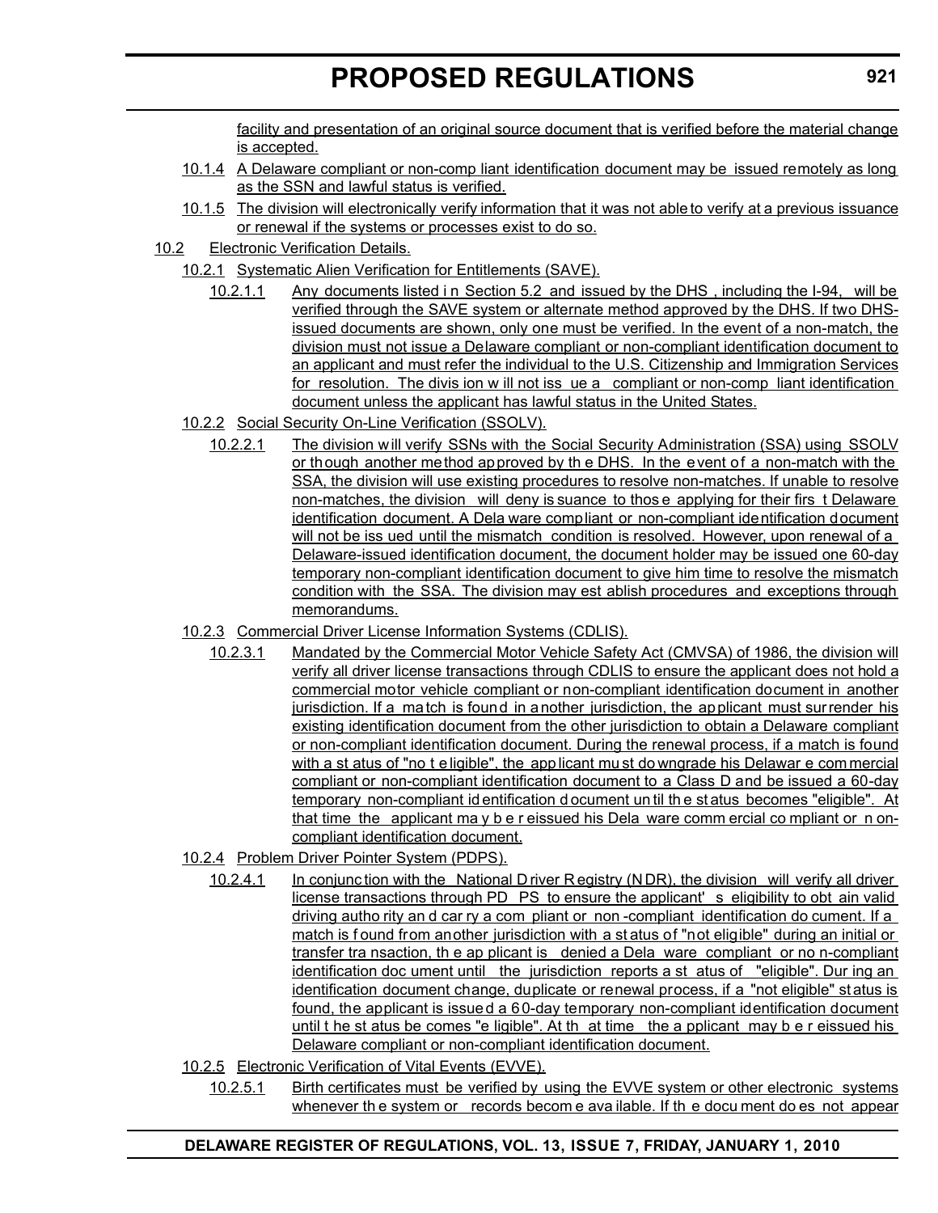facility and presentation of an original source document that is verified before the material change is accepted.

10.1.4 A Delaware compliant or non-compliant identification document may be issued remotely as long as the SSN and lawful status is verified.

10.1.5 The division will electronically verify information that it was not able to verify at a previous issuance or renewal if the systems or processes exist to do so.

10.2 Electronic Verification Details.

10.2.1 Systematic Alien Verification for Entitlements (SAVE).

10.2.1.1 Any documents listed in Section 5.2 and issued by the DHS, including the I-94, will be verified through the SAVE system or alternate method approved by the DHS. If two DHS-issued documents are shown, only one must be verified. In the event of a non-match, the division must not issue a Delaware compliant or non-compliant identification document to an applicant and must refer the individual to the U.S. Citizenship and Immigration Services for resolution. The division will not issue a compliant or non-compliant identification document unless the applicant has lawful status in the United States.

10.2.2 Social Security On-Line Verification (SSOLV).

10.2.2.1 The division will verify SSNs with the Social Security Administration (SSA) using SSOLV or though another method approved by the DHS. In the event of a non-match with the SSA, the division will use existing procedures to resolve non-matches. If unable to resolve non-matches, the division will deny issuance to those applying for their first Delaware identification document. A Delaware compliant or non-compliant identification document will not be issued until the mismatch condition is resolved. However, upon renewal of a Delaware-issued identification document, the document holder may be issued one 60-day temporary non-compliant identification document to give him time to resolve the mismatch condition with the SSA. The division may establish procedures and exceptions through memorandums.

10.2.3 Commercial Driver License Information Systems (CDLIS).

10.2.3.1 Mandated by the Commercial Motor Vehicle Safety Act (CMVSA) of 1986, the division will verify all driver license transactions through CDLIS to ensure the applicant does not hold a commercial motor vehicle compliant or non-compliant identification document in another jurisdiction. If a match is found in another jurisdiction, the applicant must surrender his existing identification document from the other jurisdiction to obtain a Delaware compliant or non-compliant identification document. During the renewal process, if a match is found with a status of "not eligible", the applicant must downgrade his Delaware commercial compliant or non-compliant identification document to a Class D and be issued a 60-day temporary non-compliant identification document until the status becomes "eligible". At that time the applicant may be reissued his Delaware commercial compliant or non-compliant identification document.

10.2.4 Problem Driver Pointer System (PDPS).

10.2.4.1 In conjunction with the National Driver Registry (NDR), the division will verify all driver license transactions through PDPS to ensure the applicant's eligibility to obtain valid driving authority and carry a compliant or non-compliant identification document. If a match is found from another jurisdiction with a status of "not eligible" during an initial or transfer transaction, the applicant is denied a Delaware compliant or non-compliant identification document until the jurisdiction reports a status of "eligible". During an identification document change, duplicate or renewal process, if a "not eligible" status is found, the applicant is issued a 60-day temporary non-compliant identification document until the status becomes "eligible". At that time the applicant may be reissued his Delaware compliant or non-compliant identification document.

10.2.5 Electronic Verification of Vital Events (EVVE).

10.2.5.1 Birth certificates must be verified by using the EVVE system or other electronic systems whenever the system or records become available. If the document does not appear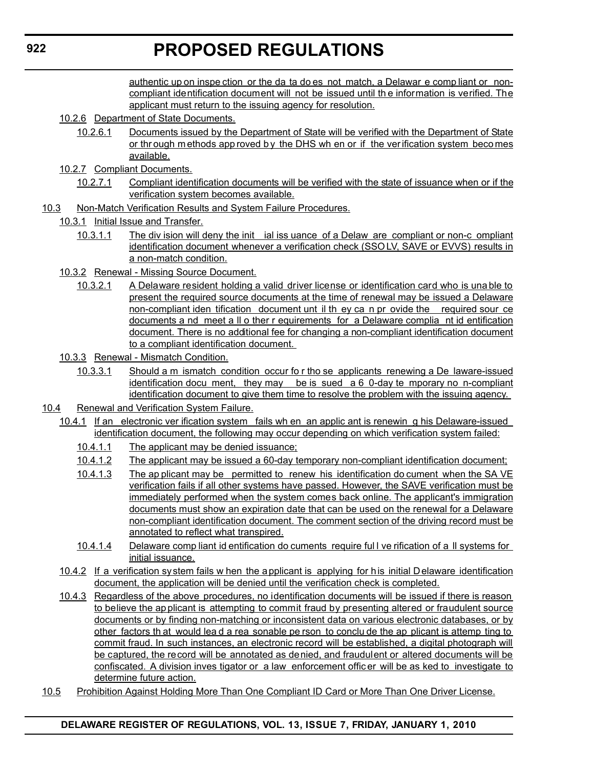authentic upon inspection or the data does not match, a Delaware compliant or non-compliant identification document will not be issued until the information is verified. The applicant must return to the issuing agency for resolution.

10.2.6 Department of State Documents.

10.2.6.1 Documents issued by the Department of State will be verified with the Department of State or through methods approved by the DHS when or if the verification system becomes available.

10.2.7 Compliant Documents.

10.2.7.1 Compliant identification documents will be verified with the state of issuance when or if the verification system becomes available.

10.3 Non-Match Verification Results and System Failure Procedures.

10.3.1 Initial Issue and Transfer.

10.3.1.1 The division will deny the initial issuance of a Delaware compliant or non-compliant identification document whenever a verification check (SSOLV, SAVE or EVVS) results in a non-match condition.

10.3.2 Renewal - Missing Source Document.

10.3.2.1 A Delaware resident holding a valid driver license or identification card who is unable to present the required source documents at the time of renewal may be issued a Delaware non-compliant identification document until they can provide the required source documents and meet all other requirements for a Delaware compliant identification document. There is no additional fee for changing a non-compliant identification document to a compliant identification document.

10.3.3 Renewal - Mismatch Condition.

10.3.3.1 Should a mismatch condition occur for those applicants renewing a Delaware-issued identification document, they may be issued a 60-day temporary non-compliant identification document to give them time to resolve the problem with the issuing agency.

10.4 Renewal and Verification System Failure.

10.4.1 If an electronic verification system fails when an applicant is renewing his Delaware-issued identification document, the following may occur depending on which verification system failed:

10.4.1.1 The applicant may be denied issuance;

10.4.1.2 The applicant may be issued a 60-day temporary non-compliant identification document;

10.4.1.3 The applicant may be permitted to renew his identification document when the SAVE verification fails if all other systems have passed. However, the SAVE verification must be immediately performed when the system comes back online. The applicant's immigration documents must show an expiration date that can be used on the renewal for a Delaware non-compliant identification document. The comment section of the driving record must be annotated to reflect what transpired.

10.4.1.4 Delaware compliant identification documents require full verification of all systems for initial issuance.

10.4.2 If a verification system fails when the applicant is applying for his initial Delaware identification document, the application will be denied until the verification check is completed.

10.4.3 Regardless of the above procedures, no identification documents will be issued if there is reason to believe the applicant is attempting to commit fraud by presenting altered or fraudulent source documents or by finding non-matching or inconsistent data on various electronic databases, or by other factors that would lead a reasonable person to conclude the applicant is attempting to commit fraud. In such instances, an electronic record will be established, a digital photograph will be captured, the record will be annotated as denied, and fraudulent or altered documents will be confiscated. A division investigator or a law enforcement officer will be asked to investigate to determine future action.

10.5 Prohibition Against Holding More Than One Compliant ID Card or More Than One Driver License.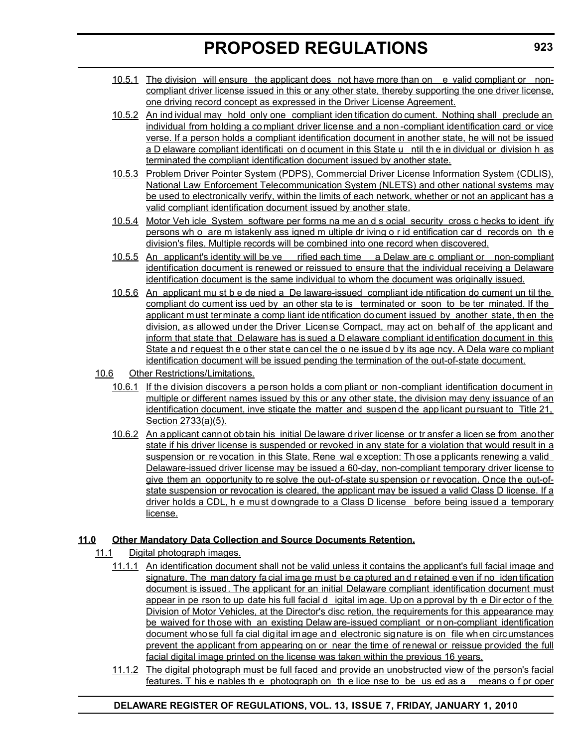10.5.1 The division will ensure the applicant does not have more than one valid compliant or non-compliant driver license issued in this or any other state, thereby supporting the one driver license, one driving record concept as expressed in the Driver License Agreement.

10.5.2 An individual may hold only one compliant identification document. Nothing shall preclude an individual from holding a compliant driver license and a non-compliant identification card or vice verse. If a person holds a compliant identification document in another state, he will not be issued a Delaware compliant identification document in this State until the individual or division has terminated the compliant identification document issued by another state.

10.5.3 Problem Driver Pointer System (PDPS), Commercial Driver License Information System (CDLIS), National Law Enforcement Telecommunication System (NLETS) and other national systems may be used to electronically verify, within the limits of each network, whether or not an applicant has a valid compliant identification document issued by another state.

10.5.4 Motor Vehicle System software performs name and social security cross checks to identify persons who are mistakenly assigned multiple driving or identification card records on the division's files. Multiple records will be combined into one record when discovered.

10.5.5 An applicant's identity will be verified each time a Delaware compliant or non-compliant identification document is renewed or reissued to ensure that the individual receiving a Delaware identification document is the same individual to whom the document was originally issued.

10.5.6 An applicant must be denied a Delaware-issued compliant identification document until the compliant document issued by another state is terminated or soon to be terminated. If the applicant must terminate a compliant identification document issued by another state, then the division, as allowed under the Driver License Compact, may act on behalf of the applicant and inform that state that Delaware has issued a Delaware compliant identification document in this State and request the other state cancel the one issued by its agency. A Delaware compliant identification document will be issued pending the termination of the out-of-state document.

10.6 Other Restrictions/Limitations.

10.6.1 If the division discovers a person holds a compliant or non-compliant identification document in multiple or different names issued by this or any other state, the division may deny issuance of an identification document, investigate the matter and suspend the applicant pursuant to Title 21, Section 2733(a)(5).

10.6.2 An applicant cannot obtain his initial Delaware driver license or transfer a license from another state if his driver license is suspended or revoked in any state for a violation that would result in a suspension or revocation in this State. Renewal exception: Those applicants renewing a valid Delaware-issued driver license may be issued a 60-day, non-compliant temporary driver license to give them an opportunity to resolve the out-of-state suspension or revocation. Once the out-of-state suspension or revocation is cleared, the applicant may be issued a valid Class D license. If a driver holds a CDL, he must downgrade to a Class D license before being issued a temporary license.

**11.0 Other Mandatory Data Collection and Source Documents Retention.**

11.1 Digital photograph images.

11.1.1 An identification document shall not be valid unless it contains the applicant's full facial image and signature. The mandatory facial image must be captured and retained even if no identification document is issued. The applicant for an initial Delaware compliant identification document must appear in person to update his full facial digital image. Upon approval by the Director of the Division of Motor Vehicles, at the Director's discretion, the requirements for this appearance may be waived for those with an existing Delaware-issued compliant or non-compliant identification document whose full facial digital image and electronic signature is on file when circumstances prevent the applicant from appearing on or near the time of renewal or reissue provided the full facial digital image printed on the license was taken within the previous 16 years.

11.1.2 The digital photograph must be full faced and provide an unobstructed view of the person's facial features. This enables the photograph on the license to be used as a means of proper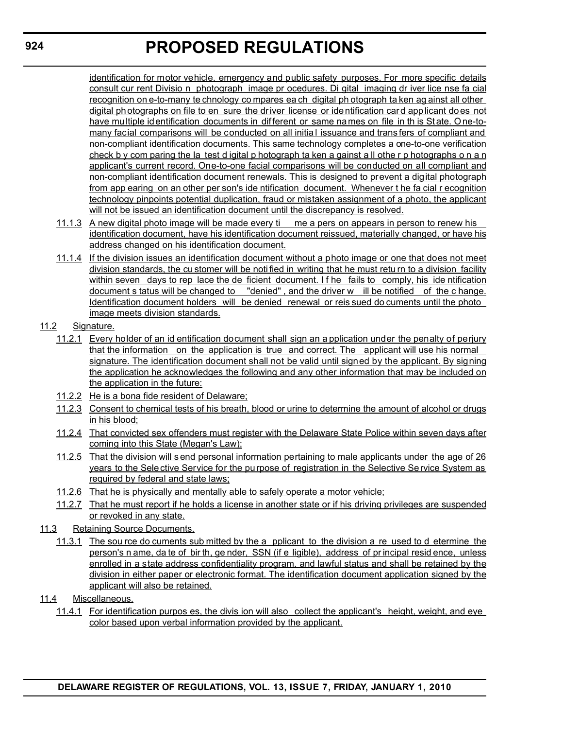identification for motor vehicle, emergency and public safety purposes. For more specific details consult current Division photograph image procedures. Digital imaging driver license facial recognition one-to-many technology compares each digital photograph taken against all other digital photographs on file to ensure the driver license or identification card applicant does not have multiple identification documents in different or same names on file in this State. One-to-many facial comparisons will be conducted on all initial issuance and transfers of compliant and non-compliant identification documents. This same technology completes a one-to-one verification check by comparing the latest digital photograph taken against all other photographs on an applicant's current record. One-to-one facial comparisons will be conducted on all compliant and non-compliant identification document renewals. This is designed to prevent a digital photograph from appearing on another person's identification document. Whenever the facial recognition technology pinpoints potential duplication, fraud or mistaken assignment of a photo, the applicant will not be issued an identification document until the discrepancy is resolved.

11.1.3 A new digital photo image will be made every time a person appears in person to renew his identification document, have his identification document reissued, materially changed, or have his address changed on his identification document.

11.1.4 If the division issues an identification document without a photo image or one that does not meet division standards, the customer will be notified in writing that he must return to a division facility within seven days to replace the deficient document. If he fails to comply, his identification document status will be changed to "denied", and the driver will be notified of the change. Identification document holders will be denied renewal or reissued documents until the photo image meets division standards.

11.2 Signature.

11.2.1 Every holder of an identification document shall sign an application under the penalty of perjury that the information on the application is true and correct. The applicant will use his normal signature. The identification document shall not be valid until signed by the applicant. By signing the application he acknowledges the following and any other information that may be included on the application in the future:

11.2.2 He is a bona fide resident of Delaware;

11.2.3 Consent to chemical tests of his breath, blood or urine to determine the amount of alcohol or drugs in his blood;

11.2.4 That convicted sex offenders must register with the Delaware State Police within seven days after coming into this State (Megan's Law);

11.2.5 That the division will send personal information pertaining to male applicants under the age of 26 years to the Selective Service for the purpose of registration in the Selective Service System as required by federal and state laws;

11.2.6 That he is physically and mentally able to safely operate a motor vehicle;

11.2.7 That he must report if he holds a license in another state or if his driving privileges are suspended or revoked in any state.

11.3 Retaining Source Documents.

11.3.1 The source documents submitted by the applicant to the division are used to determine the person's name, date of birth, gender, SSN (if eligible), address of principal residence, unless enrolled in a state address confidentiality program, and lawful status and shall be retained by the division in either paper or electronic format. The identification document application signed by the applicant will also be retained.

11.4 Miscellaneous.

11.4.1 For identification purposes, the division will also collect the applicant's height, weight, and eye color based upon verbal information provided by the applicant.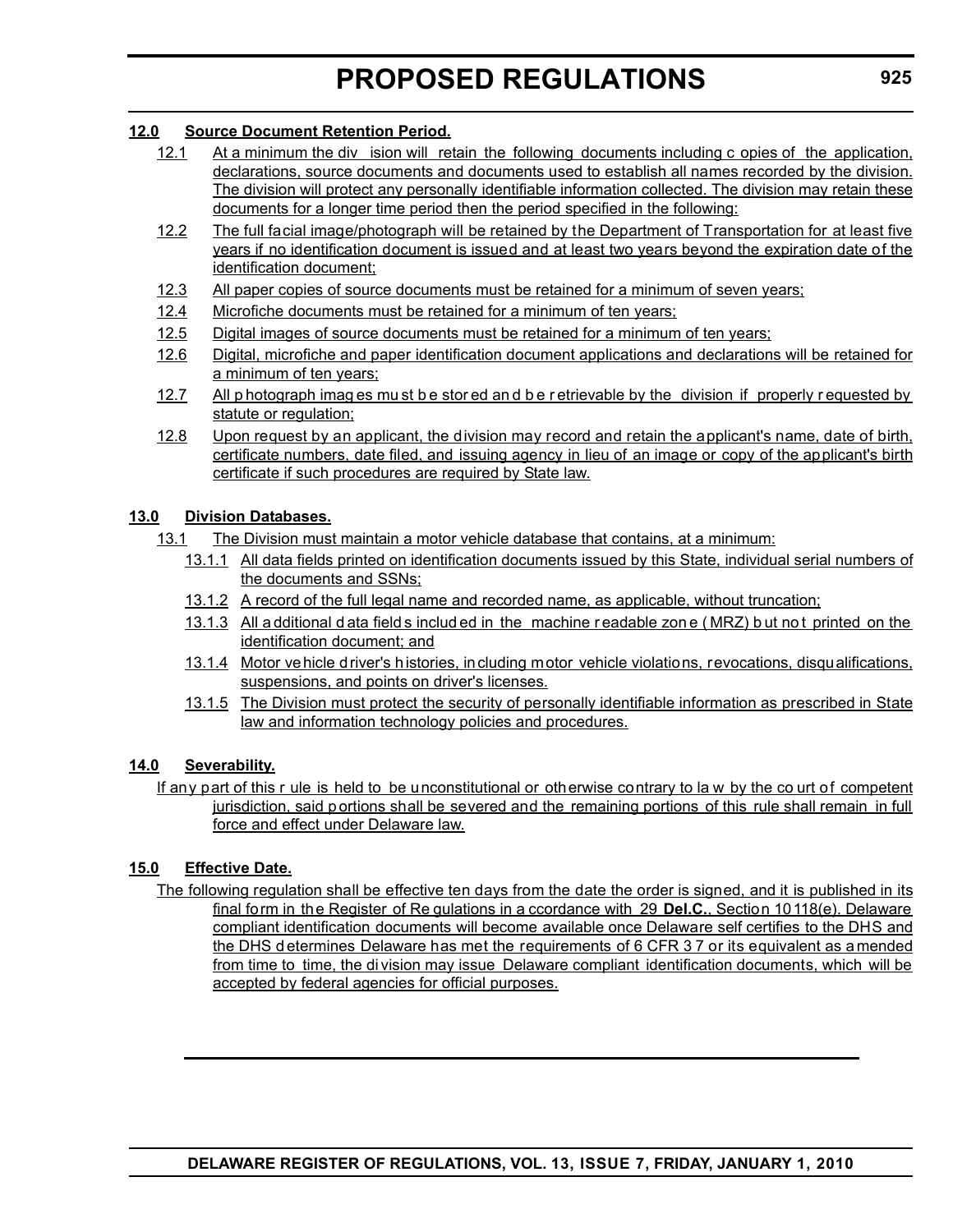**12.0 Source Document Retention Period.**

12.1 At a minimum the division will retain the following documents including copies of the application, declarations, source documents and documents used to establish all names recorded by the division. The division will protect any personally identifiable information collected. The division may retain these documents for a longer time period then the period specified in the following:

12.2 The full facial image/photograph will be retained by the Department of Transportation for at least five years if no identification document is issued and at least two years beyond the expiration date of the identification document;

12.3 All paper copies of source documents must be retained for a minimum of seven years;

12.4 Microfiche documents must be retained for a minimum of ten years;

12.5 Digital images of source documents must be retained for a minimum of ten years;

12.6 Digital, microfiche and paper identification document applications and declarations will be retained for a minimum of ten years;

12.7 All photograph images must be stored and be retrievable by the division if properly requested by statute or regulation;

12.8 Upon request by an applicant, the division may record and retain the applicant's name, date of birth, certificate numbers, date filed, and issuing agency in lieu of an image or copy of the applicant's birth certificate if such procedures are required by State law.

**13.0 Division Databases.**

13.1 The Division must maintain a motor vehicle database that contains, at a minimum:

13.1.1 All data fields printed on identification documents issued by this State, individual serial numbers of the documents and SSNs;

13.1.2 A record of the full legal name and recorded name, as applicable, without truncation;

13.1.3 All additional data fields included in the machine readable zone (MRZ) but not printed on the identification document; and

13.1.4 Motor vehicle driver's histories, including motor vehicle violations, revocations, disqualifications, suspensions, and points on driver's licenses.

13.1.5 The Division must protect the security of personally identifiable information as prescribed in State law and information technology policies and procedures.

**14.0 Severability.**

If any part of this rule is held to be unconstitutional or otherwise contrary to law by the court of competent jurisdiction, said portions shall be severed and the remaining portions of this rule shall remain in full force and effect under Delaware law.

**15.0 Effective Date.**

The following regulation shall be effective ten days from the date the order is signed, and it is published in its final form in the Register of Regulations in accordance with 29 **Del.C.**, Section 10118(e). Delaware compliant identification documents will become available once Delaware self certifies to the DHS and the DHS determines Delaware has met the requirements of 6 CFR 37 or its equivalent as amended from time to time, the division may issue Delaware compliant identification documents, which will be accepted by federal agencies for official purposes.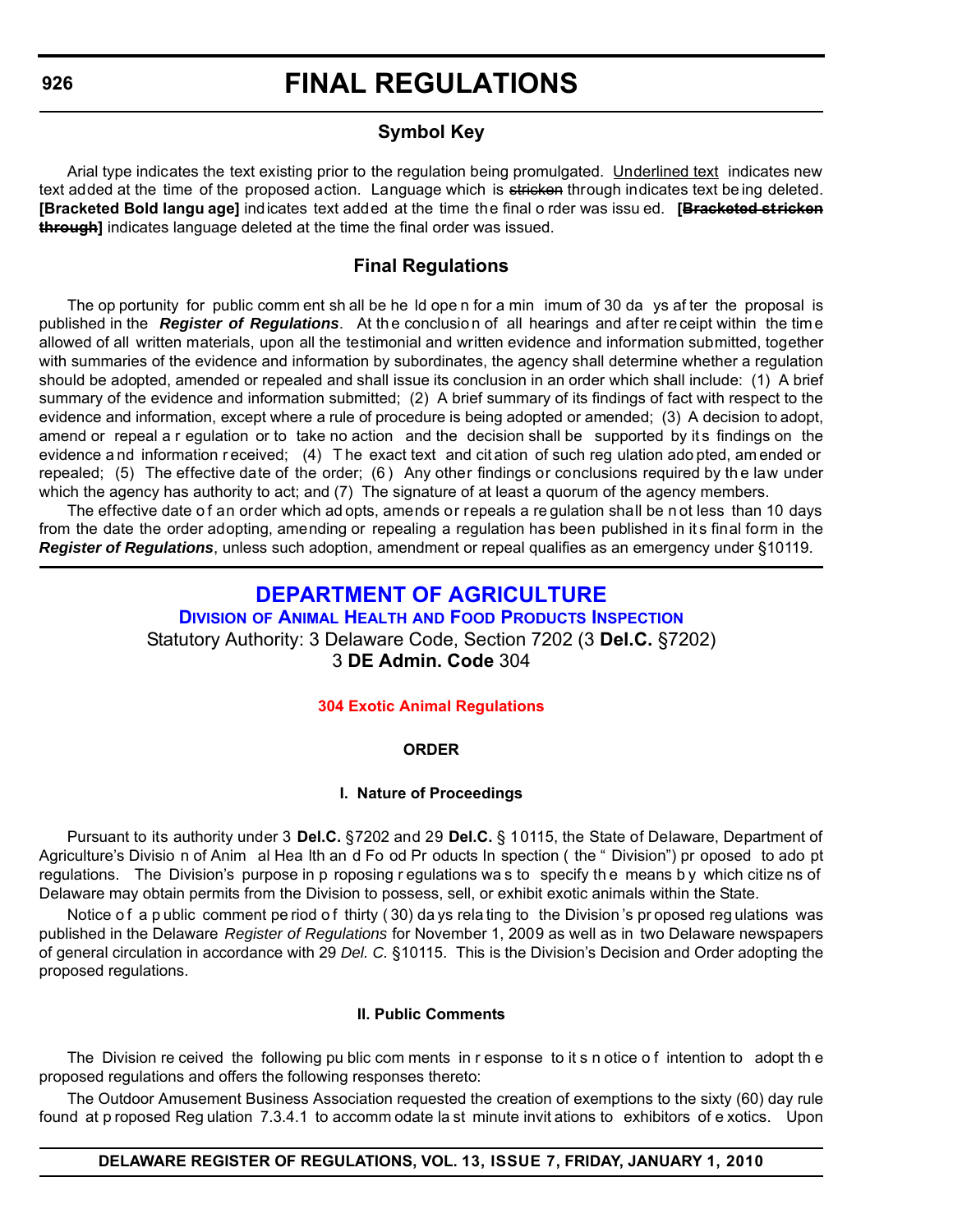# FINAL REGULATIONS

## Symbol Key

Arial type indicates the text existing prior to the regulation being promulgated. Underlined text indicates new text added at the time of the proposed action. Language which is ~~stricken~~ through indicates text being deleted. **[Bracketed Bold language]** indicates text added at the time the final order was issued. **[~~Bracketed stricken through~~]** indicates language deleted at the time the final order was issued.

## Final Regulations

The opportunity for public comment shall be held open for a minimum of 30 days after the proposal is published in the ***Register of Regulations***. At the conclusion of all hearings and after receipt within the time allowed of all written materials, upon all the testimonial and written evidence and information submitted, together with summaries of the evidence and information by subordinates, the agency shall determine whether a regulation should be adopted, amended or repealed and shall issue its conclusion in an order which shall include: (1) A brief summary of the evidence and information submitted; (2) A brief summary of its findings of fact with respect to the evidence and information, except where a rule of procedure is being adopted or amended; (3) A decision to adopt, amend or repeal a regulation or to take no action and the decision shall be supported by its findings on the evidence and information received; (4) The exact text and citation of such regulation adopted, amended or repealed; (5) The effective date of the order; (6) Any other findings or conclusions required by the law under which the agency has authority to act; and (7) The signature of at least a quorum of the agency members.

The effective date of an order which adopts, amends or repeals a regulation shall be not less than 10 days from the date the order adopting, amending or repealing a regulation has been published in its final form in the ***Register of Regulations***, unless such adoption, amendment or repeal qualifies as an emergency under §10119.

## DEPARTMENT OF AGRICULTURE

### Division of Animal Health and Food Products Inspection

Statutory Authority: 3 Delaware Code, Section 7202 (3 **Del.C.** §7202)
3 **DE Admin. Code** 304

**304 Exotic Animal Regulations**

**ORDER**

**I. Nature of Proceedings**

Pursuant to its authority under 3 **Del.C.** §7202 and 29 **Del.C.** § 10115, the State of Delaware, Department of Agriculture's Division of Animal Health and Food Products Inspection (the "Division") proposed to adopt regulations. The Division's purpose in proposing regulations was to specify the means by which citizens of Delaware may obtain permits from the Division to possess, sell, or exhibit exotic animals within the State.

Notice of a public comment period of thirty (30) days relating to the Division's proposed regulations was published in the Delaware *Register of Regulations* for November 1, 2009 as well as in two Delaware newspapers of general circulation in accordance with 29 *Del. C.* §10115. This is the Division's Decision and Order adopting the proposed regulations.

**II. Public Comments**

The Division received the following public comments in response to its notice of intention to adopt the proposed regulations and offers the following responses thereto:

The Outdoor Amusement Business Association requested the creation of exemptions to the sixty (60) day rule found at proposed Regulation 7.3.4.1 to accommodate last minute invitations to exhibitors of exotics. Upon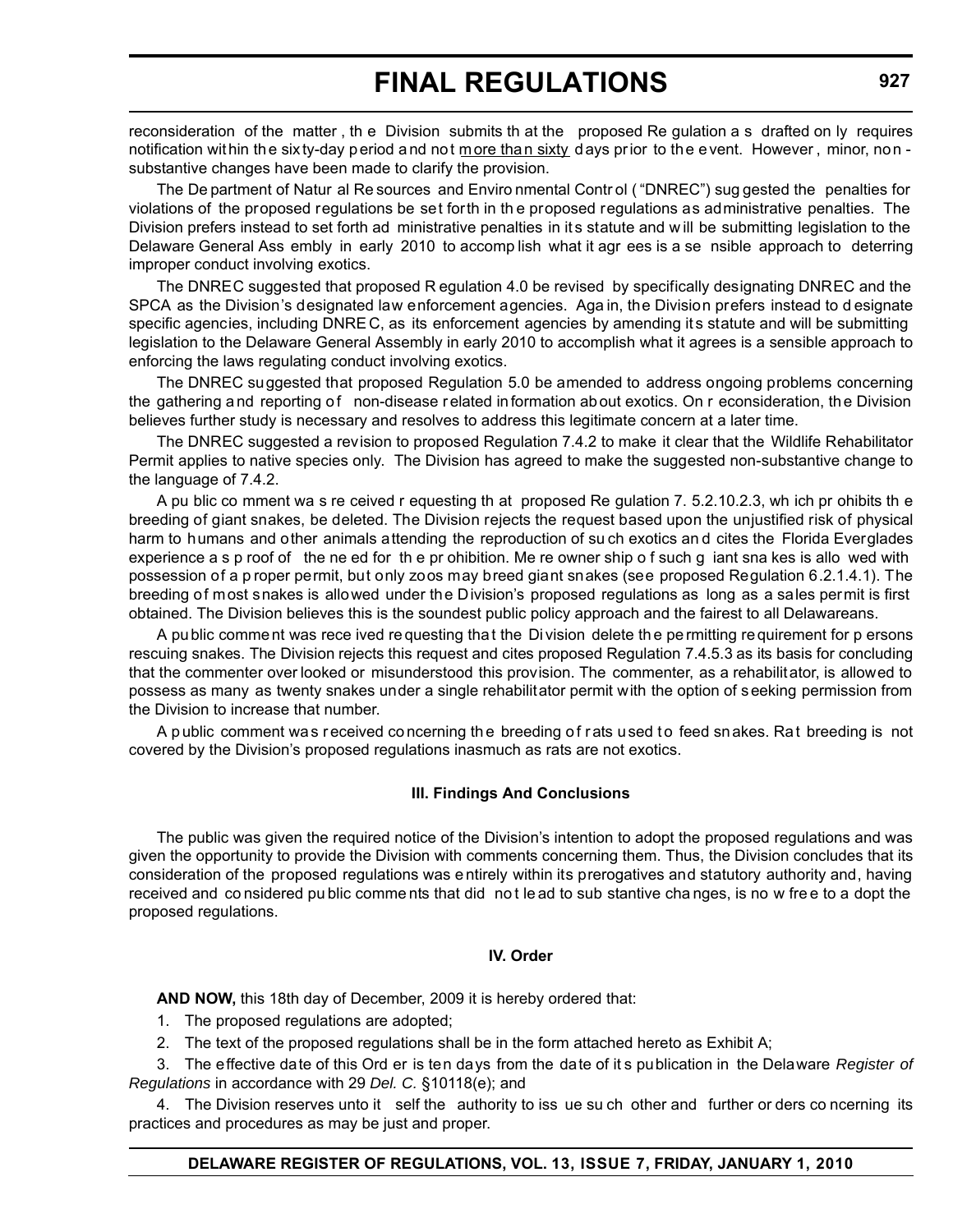reconsideration of the matter, the Division submits that the proposed Regulation as drafted only requires notification within the sixty-day period and not more than sixty days prior to the event. However, minor, non-substantive changes have been made to clarify the provision.

The Department of Natural Resources and Environmental Control ("DNREC") suggested the penalties for violations of the proposed regulations be set forth in the proposed regulations as administrative penalties. The Division prefers instead to set forth administrative penalties in its statute and will be submitting legislation to the Delaware General Assembly in early 2010 to accomplish what it agrees is a sensible approach to deterring improper conduct involving exotics.

The DNREC suggested that proposed Regulation 4.0 be revised by specifically designating DNREC and the SPCA as the Division's designated law enforcement agencies. Again, the Division prefers instead to designate specific agencies, including DNREC, as its enforcement agencies by amending its statute and will be submitting legislation to the Delaware General Assembly in early 2010 to accomplish what it agrees is a sensible approach to enforcing the laws regulating conduct involving exotics.

The DNREC suggested that proposed Regulation 5.0 be amended to address ongoing problems concerning the gathering and reporting of non-disease related information about exotics. On reconsideration, the Division believes further study is necessary and resolves to address this legitimate concern at a later time.

The DNREC suggested a revision to proposed Regulation 7.4.2 to make it clear that the Wildlife Rehabilitator Permit applies to native species only. The Division has agreed to make the suggested non-substantive change to the language of 7.4.2.

A public comment was received requesting that proposed Regulation 7.5.2.10.2.3, which prohibits the breeding of giant snakes, be deleted. The Division rejects the request based upon the unjustified risk of physical harm to humans and other animals attending the reproduction of such exotics and cites the Florida Everglades experience as proof of the need for the prohibition. Mere ownership of such giant snakes is allowed with possession of a proper permit, but only zoos may breed giant snakes (see proposed Regulation 6.2.1.4.1). The breeding of most snakes is allowed under the Division's proposed regulations as long as a sales permit is first obtained. The Division believes this is the soundest public policy approach and the fairest to all Delawareans.

A public comment was received requesting that the Division delete the permitting requirement for persons rescuing snakes. The Division rejects this request and cites proposed Regulation 7.4.5.3 as its basis for concluding that the commenter overlooked or misunderstood this provision. The commenter, as a rehabilitator, is allowed to possess as many as twenty snakes under a single rehabilitator permit with the option of seeking permission from the Division to increase that number.

A public comment was received concerning the breeding of rats used to feed snakes. Rat breeding is not covered by the Division's proposed regulations inasmuch as rats are not exotics.

### III. Findings And Conclusions

The public was given the required notice of the Division's intention to adopt the proposed regulations and was given the opportunity to provide the Division with comments concerning them. Thus, the Division concludes that its consideration of the proposed regulations was entirely within its prerogatives and statutory authority and, having received and considered public comments that did not lead to substantive changes, is now free to adopt the proposed regulations.

### IV. Order

**AND NOW,** this 18th day of December, 2009 it is hereby ordered that:

1. The proposed regulations are adopted;
2. The text of the proposed regulations shall be in the form attached hereto as Exhibit A;
3. The effective date of this Order is ten days from the date of its publication in the Delaware *Register of Regulations* in accordance with 29 *Del. C.* §10118(e); and
4. The Division reserves unto itself the authority to issue such other and further orders concerning its practices and procedures as may be just and proper.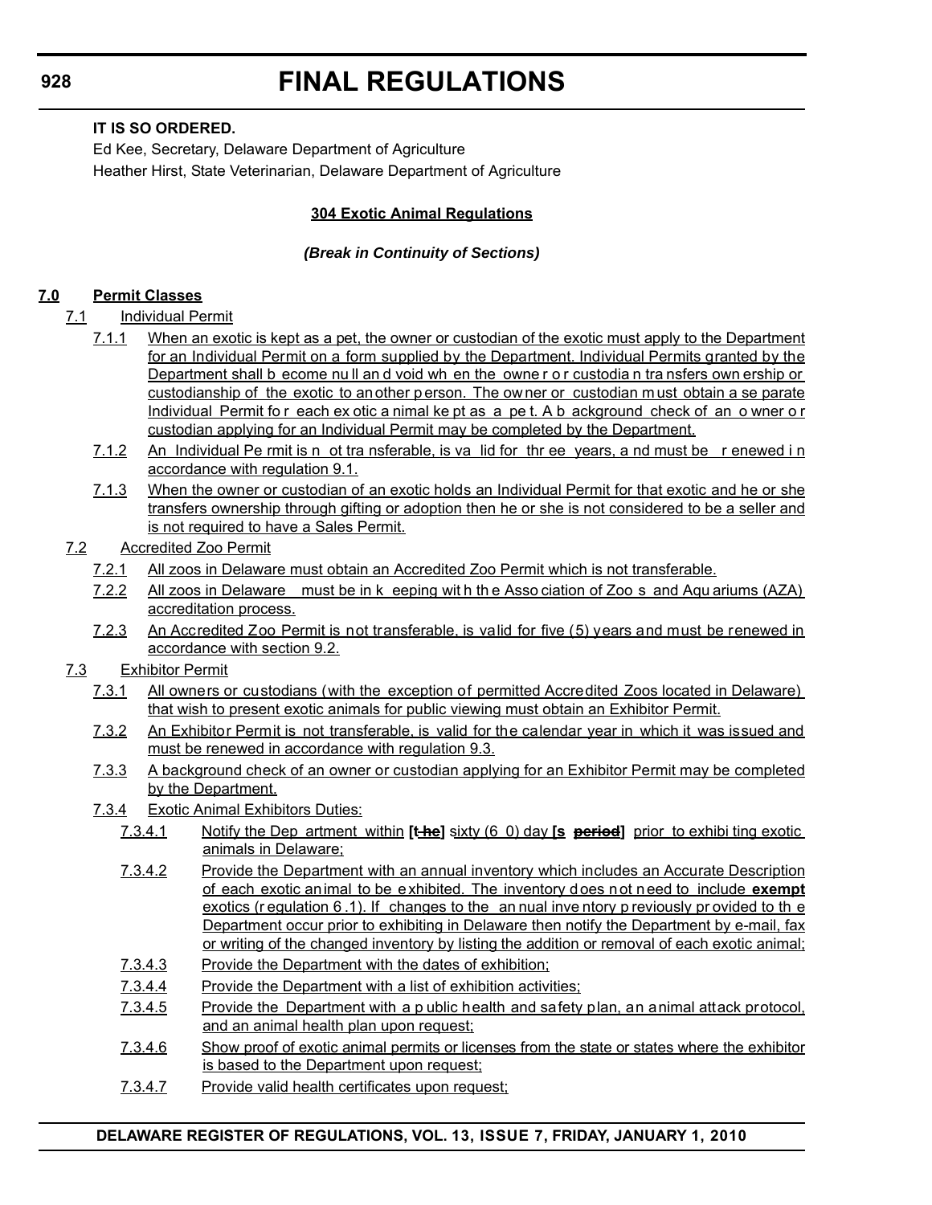**IT IS SO ORDERED.**

Ed Kee, Secretary, Delaware Department of Agriculture

Heather Hirst, State Veterinarian, Delaware Department of Agriculture

**304 Exotic Animal Regulations**

***(Break in Continuity of Sections)***

**7.0 Permit Classes**

7.1 Individual Permit

7.1.1 When an exotic is kept as a pet, the owner or custodian of the exotic must apply to the Department for an Individual Permit on a form supplied by the Department. Individual Permits granted by the Department shall become null and void when the owner or custodian transfers ownership or custodianship of the exotic to another person. The owner or custodian must obtain a separate Individual Permit for each exotic animal kept as a pet. A background check of an owner or custodian applying for an Individual Permit may be completed by the Department.

7.1.2 An Individual Permit is not transferable, is valid for three years, and must be renewed in accordance with regulation 9.1.

7.1.3 When the owner or custodian of an exotic holds an Individual Permit for that exotic and he or she transfers ownership through gifting or adoption then he or she is not considered to be a seller and is not required to have a Sales Permit.

7.2 Accredited Zoo Permit

7.2.1 All zoos in Delaware must obtain an Accredited Zoo Permit which is not transferable.

7.2.2 All zoos in Delaware must be in keeping with the Association of Zoos and Aquariums (AZA) accreditation process.

7.2.3 An Accredited Zoo Permit is not transferable, is valid for five (5) years and must be renewed in accordance with section 9.2.

7.3 Exhibitor Permit

7.3.1 All owners or custodians (with the exception of permitted Accredited Zoos located in Delaware) that wish to present exotic animals for public viewing must obtain an Exhibitor Permit.

7.3.2 An Exhibitor Permit is not transferable, is valid for the calendar year in which it was issued and must be renewed in accordance with regulation 9.3.

7.3.3 A background check of an owner or custodian applying for an Exhibitor Permit may be completed by the Department.

7.3.4 Exotic Animal Exhibitors Duties:

7.3.4.1 Notify the Department within **[t ~~he~~]** sixty (60) day **[s ~~period~~]** prior to exhibiting exotic animals in Delaware;

7.3.4.2 Provide the Department with an annual inventory which includes an Accurate Description of each exotic animal to be exhibited. The inventory does not need to include **exempt** exotics (regulation 6.1). If changes to the annual inventory previously provided to the Department occur prior to exhibiting in Delaware then notify the Department by e-mail, fax or writing of the changed inventory by listing the addition or removal of each exotic animal;

7.3.4.3 Provide the Department with the dates of exhibition;

7.3.4.4 Provide the Department with a list of exhibition activities;

7.3.4.5 Provide the Department with a public health and safety plan, an animal attack protocol, and an animal health plan upon request;

7.3.4.6 Show proof of exotic animal permits or licenses from the state or states where the exhibitor is based to the Department upon request;

7.3.4.7 Provide valid health certificates upon request;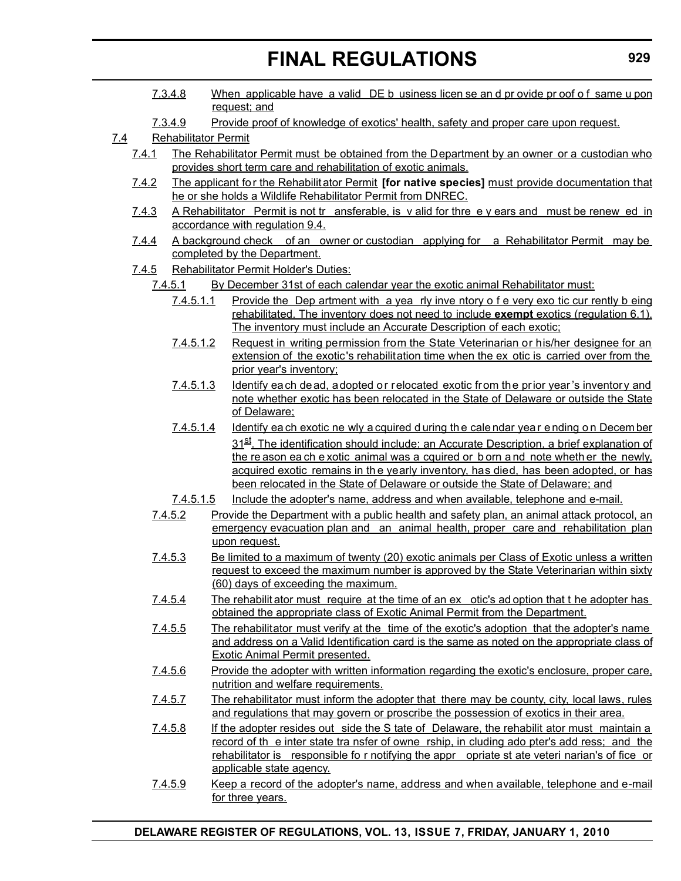# FINAL REGULATIONS

7.3.4.8 When applicable have a valid DE business license and provide proof of same upon request; and

7.3.4.9 Provide proof of knowledge of exotics' health, safety and proper care upon request.

7.4 Rehabilitator Permit

7.4.1 The Rehabilitator Permit must be obtained from the Department by an owner or a custodian who provides short term care and rehabilitation of exotic animals.

7.4.2 The applicant for the Rehabilitator Permit **[for native species]** must provide documentation that he or she holds a Wildlife Rehabilitator Permit from DNREC.

7.4.3 A Rehabilitator Permit is not transferable, is valid for three years and must be renewed in accordance with regulation 9.4.

7.4.4 A background check of an owner or custodian applying for a Rehabilitator Permit may be completed by the Department.

7.4.5 Rehabilitator Permit Holder's Duties:

7.4.5.1 By December 31st of each calendar year the exotic animal Rehabilitator must:

7.4.5.1.1 Provide the Department with a yearly inventory of every exotic currently being rehabilitated. The inventory does not need to include **exempt** exotics (regulation 6.1). The inventory must include an Accurate Description of each exotic;

7.4.5.1.2 Request in writing permission from the State Veterinarian or his/her designee for an extension of the exotic's rehabilitation time when the exotic is carried over from the prior year's inventory;

7.4.5.1.3 Identify each dead, adopted or relocated exotic from the prior year's inventory and note whether exotic has been relocated in the State of Delaware or outside the State of Delaware;

7.4.5.1.4 Identify each exotic newly acquired during the calendar year ending on December 31st. The identification should include: an Accurate Description, a brief explanation of the reason each exotic animal was acquired or born and note whether the newly, acquired exotic remains in the yearly inventory, has died, has been adopted, or has been relocated in the State of Delaware or outside the State of Delaware; and

7.4.5.1.5 Include the adopter's name, address and when available, telephone and e-mail.

7.4.5.2 Provide the Department with a public health and safety plan, an animal attack protocol, an emergency evacuation plan and an animal health, proper care and rehabilitation plan upon request.

7.4.5.3 Be limited to a maximum of twenty (20) exotic animals per Class of Exotic unless a written request to exceed the maximum number is approved by the State Veterinarian within sixty (60) days of exceeding the maximum.

7.4.5.4 The rehabilitator must require at the time of an exotic's adoption that the adopter has obtained the appropriate class of Exotic Animal Permit from the Department.

7.4.5.5 The rehabilitator must verify at the time of the exotic's adoption that the adopter's name and address on a Valid Identification card is the same as noted on the appropriate class of Exotic Animal Permit presented.

7.4.5.6 Provide the adopter with written information regarding the exotic's enclosure, proper care, nutrition and welfare requirements.

7.4.5.7 The rehabilitator must inform the adopter that there may be county, city, local laws, rules and regulations that may govern or proscribe the possession of exotics in their area.

7.4.5.8 If the adopter resides outside the State of Delaware, the rehabilitator must maintain a record of the interstate transfer of ownership, including adopter's address; and the rehabilitator is responsible for notifying the appropriate state veterinarian's office or applicable state agency.

7.4.5.9 Keep a record of the adopter's name, address and when available, telephone and e-mail for three years.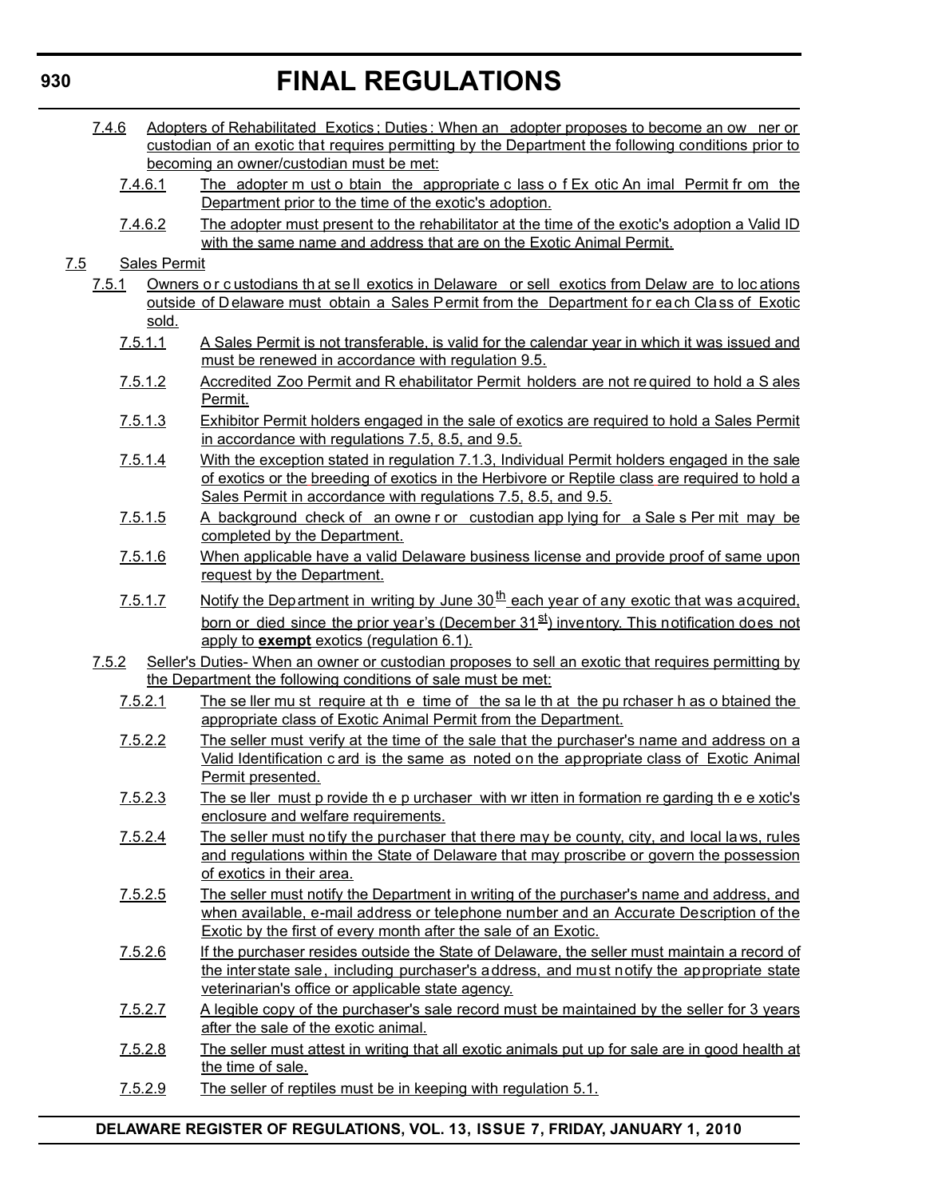7.4.6 Adopters of Rehabilitated Exotics; Duties: When an adopter proposes to become an owner or custodian of an exotic that requires permitting by the Department the following conditions prior to becoming an owner/custodian must be met:

7.4.6.1 The adopter must obtain the appropriate class of Exotic Animal Permit from the Department prior to the time of the exotic's adoption.

7.4.6.2 The adopter must present to the rehabilitator at the time of the exotic's adoption a Valid ID with the same name and address that are on the Exotic Animal Permit.

7.5 Sales Permit

7.5.1 Owners or custodians that sell exotics in Delaware or sell exotics from Delaware to locations outside of Delaware must obtain a Sales Permit from the Department for each Class of Exotic sold.

7.5.1.1 A Sales Permit is not transferable, is valid for the calendar year in which it was issued and must be renewed in accordance with regulation 9.5.

7.5.1.2 Accredited Zoo Permit and Rehabilitator Permit holders are not required to hold a Sales Permit.

7.5.1.3 Exhibitor Permit holders engaged in the sale of exotics are required to hold a Sales Permit in accordance with regulations 7.5, 8.5, and 9.5.

7.5.1.4 With the exception stated in regulation 7.1.3, Individual Permit holders engaged in the sale of exotics or the breeding of exotics in the Herbivore or Reptile class are required to hold a Sales Permit in accordance with regulations 7.5, 8.5, and 9.5.

7.5.1.5 A background check of an owner or custodian applying for a Sales Permit may be completed by the Department.

7.5.1.6 When applicable have a valid Delaware business license and provide proof of same upon request by the Department.

7.5.1.7 Notify the Department in writing by June 30th each year of any exotic that was acquired, born or died since the prior year's (December 31st) inventory. This notification does not apply to **exempt** exotics (regulation 6.1).

7.5.2 Seller's Duties- When an owner or custodian proposes to sell an exotic that requires permitting by the Department the following conditions of sale must be met:

7.5.2.1 The seller must require at the time of the sale that the purchaser has obtained the appropriate class of Exotic Animal Permit from the Department.

7.5.2.2 The seller must verify at the time of the sale that the purchaser's name and address on a Valid Identification card is the same as noted on the appropriate class of Exotic Animal Permit presented.

7.5.2.3 The seller must provide the purchaser with written information regarding the exotic's enclosure and welfare requirements.

7.5.2.4 The seller must notify the purchaser that there may be county, city, and local laws, rules and regulations within the State of Delaware that may proscribe or govern the possession of exotics in their area.

7.5.2.5 The seller must notify the Department in writing of the purchaser's name and address, and when available, e-mail address or telephone number and an Accurate Description of the Exotic by the first of every month after the sale of an Exotic.

7.5.2.6 If the purchaser resides outside the State of Delaware, the seller must maintain a record of the interstate sale, including purchaser's address, and must notify the appropriate state veterinarian's office or applicable state agency.

7.5.2.7 A legible copy of the purchaser's sale record must be maintained by the seller for 3 years after the sale of the exotic animal.

7.5.2.8 The seller must attest in writing that all exotic animals put up for sale are in good health at the time of sale.

7.5.2.9 The seller of reptiles must be in keeping with regulation 5.1.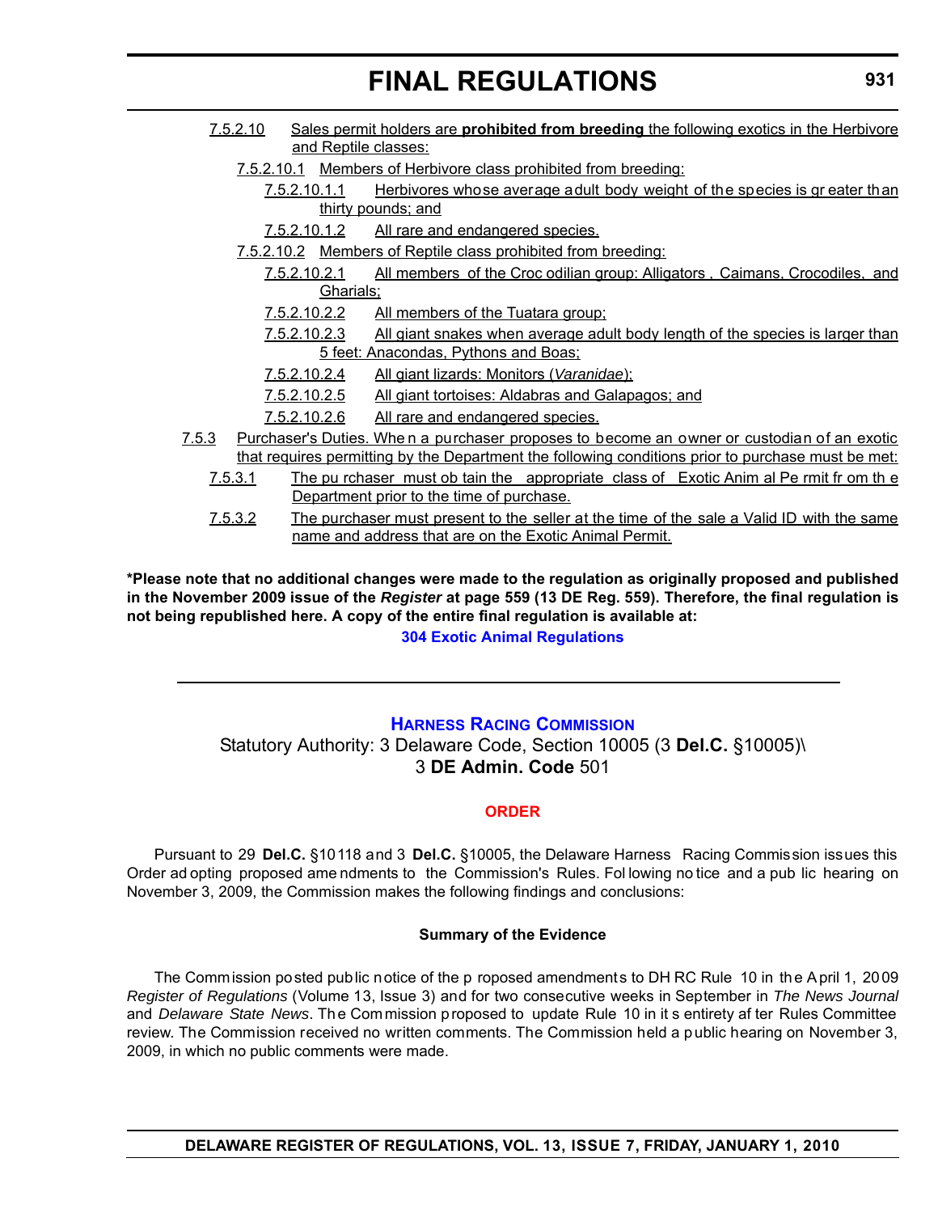7.5.2.10 Sales permit holders are **prohibited from breeding** the following exotics in the Herbivore and Reptile classes:

7.5.2.10.1 Members of Herbivore class prohibited from breeding:

7.5.2.10.1.1 Herbivores whose average adult body weight of the species is greater than thirty pounds; and

7.5.2.10.1.2 All rare and endangered species.

7.5.2.10.2 Members of Reptile class prohibited from breeding:

7.5.2.10.2.1 All members of the Crocodilian group: Alligators, Caimans, Crocodiles, and Gharials;

7.5.2.10.2.2 All members of the Tuatara group;

7.5.2.10.2.3 All giant snakes when average adult body length of the species is larger than 5 feet: Anacondas, Pythons and Boas;

7.5.2.10.2.4 All giant lizards: Monitors (*Varanidae*);

7.5.2.10.2.5 All giant tortoises: Aldabras and Galapagos; and

7.5.2.10.2.6 All rare and endangered species.

7.5.3 Purchaser's Duties. When a purchaser proposes to become an owner or custodian of an exotic that requires permitting by the Department the following conditions prior to purchase must be met:

7.5.3.1 The purchaser must obtain the appropriate class of Exotic Animal Permit from the Department prior to the time of purchase.

7.5.3.2 The purchaser must present to the seller at the time of the sale a Valid ID with the same name and address that are on the Exotic Animal Permit.

**\*Please note that no additional changes were made to the regulation as originally proposed and published in the November 2009 issue of the *Register* at page 559 (13 DE Reg. 559). Therefore, the final regulation is not being republished here. A copy of the entire final regulation is available at:**

**304 Exotic Animal Regulations**

---

## Harness Racing Commission

Statutory Authority: 3 Delaware Code, Section 10005 (3 **Del.C.** §10005)\
3 **DE Admin. Code** 501

### ORDER

Pursuant to 29 **Del.C.** §10118 and 3 **Del.C.** §10005, the Delaware Harness Racing Commission issues this Order adopting proposed amendments to the Commission's Rules. Following notice and a public hearing on November 3, 2009, the Commission makes the following findings and conclusions:

**Summary of the Evidence**

The Commission posted public notice of the proposed amendments to DHRC Rule 10 in the April 1, 2009 *Register of Regulations* (Volume 13, Issue 3) and for two consecutive weeks in September in *The News Journal* and *Delaware State News*. The Commission proposed to update Rule 10 in its entirety after Rules Committee review. The Commission received no written comments. The Commission held a public hearing on November 3, 2009, in which no public comments were made.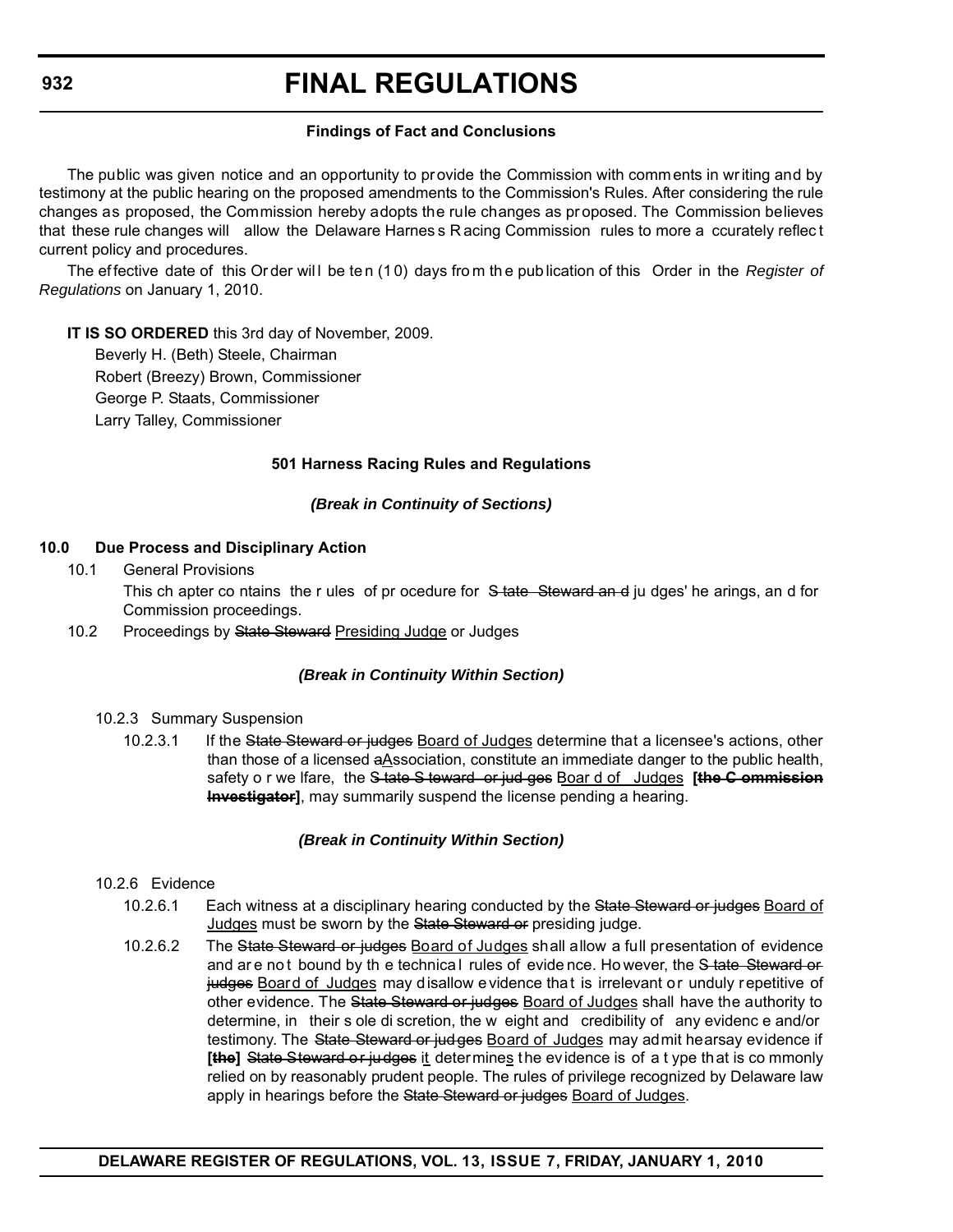### Findings of Fact and Conclusions

The public was given notice and an opportunity to provide the Commission with comments in writing and by testimony at the public hearing on the proposed amendments to the Commission's Rules. After considering the rule changes as proposed, the Commission hereby adopts the rule changes as proposed. The Commission believes that these rule changes will allow the Delaware Harness Racing Commission rules to more accurately reflect current policy and procedures.

The effective date of this Order will be ten (10) days from the publication of this Order in the *Register of Regulations* on January 1, 2010.

**IT IS SO ORDERED** this 3rd day of November, 2009.

Beverly H. (Beth) Steele, Chairman
Robert (Breezy) Brown, Commissioner
George P. Staats, Commissioner
Larry Talley, Commissioner

### 501 Harness Racing Rules and Regulations

***(Break in Continuity of Sections)***

**10.0 Due Process and Disciplinary Action**

10.1 General Provisions

This chapter contains the rules of procedure for ~~State Steward and~~ judges' hearings, and for Commission proceedings.

10.2 Proceedings by ~~State Steward~~ <u>Presiding Judge</u> or Judges

***(Break in Continuity Within Section)***

10.2.3 Summary Suspension

10.2.3.1 If the ~~State Steward or judges~~ <u>Board of Judges</u> determine that a licensee's actions, other than those of a licensed ~~a~~<u>A</u>ssociation, constitute an immediate danger to the public health, safety or welfare, the ~~State Steward or judges~~ <u>Board of Judges</u> **[~~the Commission Investigator~~]**, may summarily suspend the license pending a hearing.

***(Break in Continuity Within Section)***

10.2.6 Evidence

10.2.6.1 Each witness at a disciplinary hearing conducted by the ~~State Steward or judges~~ <u>Board of Judges</u> must be sworn by the ~~State Steward or~~ presiding judge.

10.2.6.2 The ~~State Steward or judges~~ <u>Board of Judges</u> shall allow a full presentation of evidence and are not bound by the technical rules of evidence. However, the ~~State Steward or judges~~ <u>Board of Judges</u> may disallow evidence that is irrelevant or unduly repetitive of other evidence. The ~~State Steward or judges~~ <u>Board of Judges</u> shall have the authority to determine, in their sole discretion, the weight and credibility of any evidence and/or testimony. The ~~State Steward or judges~~ <u>Board of Judges</u> may admit hearsay evidence if **[~~the~~]** ~~State Steward or judges~~ <u>it</u> determine<u>s</u> the evidence is of a type that is commonly relied on by reasonably prudent people. The rules of privilege recognized by Delaware law apply in hearings before the ~~State Steward or judges~~ <u>Board of Judges</u>.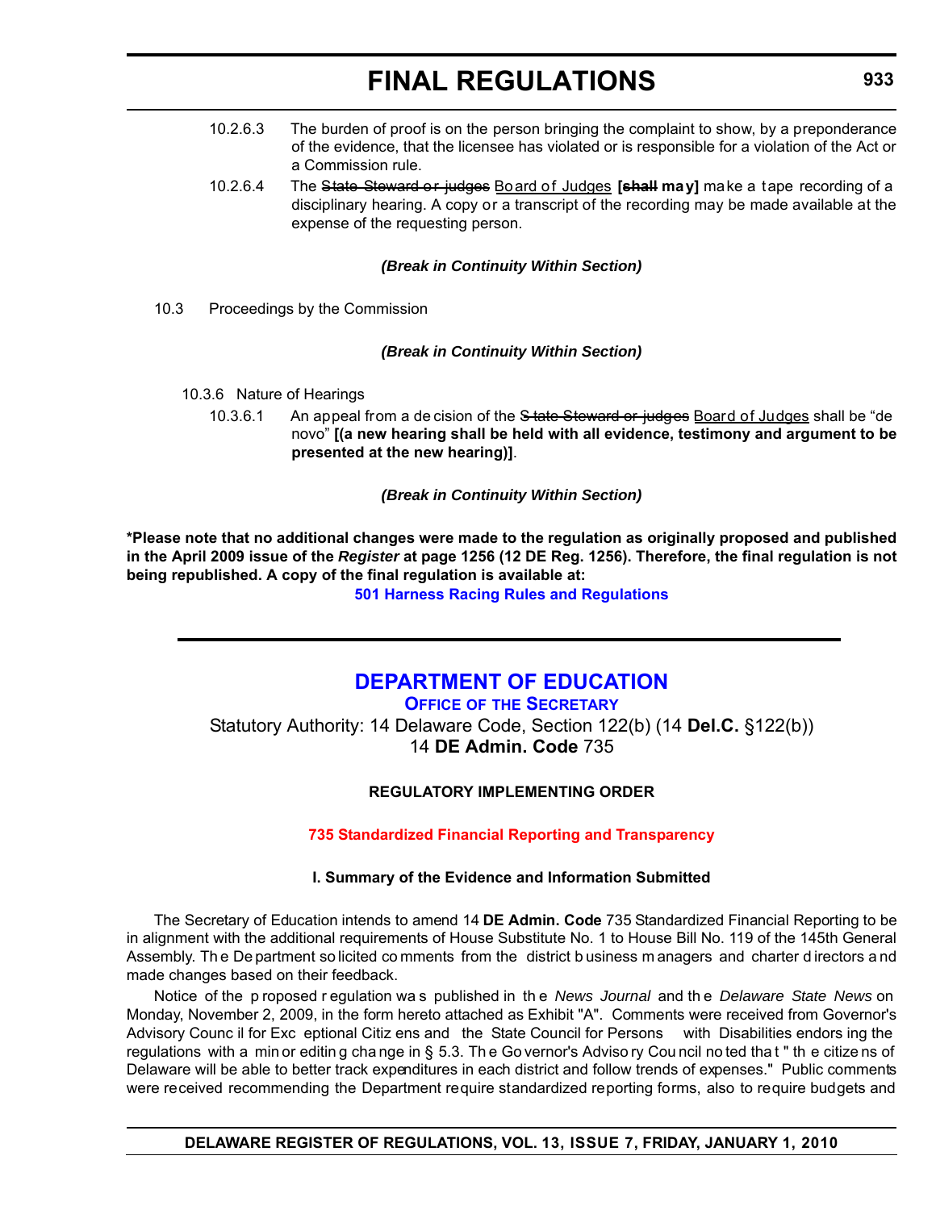10.2.6.3 The burden of proof is on the person bringing the complaint to show, by a preponderance of the evidence, that the licensee has violated or is responsible for a violation of the Act or a Commission rule.

10.2.6.4 The ~~State Steward or judges~~ Board of Judges **[~~shall~~ may]** make a tape recording of a disciplinary hearing. A copy or a transcript of the recording may be made available at the expense of the requesting person.

***(Break in Continuity Within Section)***

10.3 Proceedings by the Commission

***(Break in Continuity Within Section)***

10.3.6 Nature of Hearings

10.3.6.1 An appeal from a decision of the ~~State Steward or judges~~ Board of Judges shall be "de novo" **[(a new hearing shall be held with all evidence, testimony and argument to be presented at the new hearing)]**.

***(Break in Continuity Within Section)***

**\*Please note that no additional changes were made to the regulation as originally proposed and published in the April 2009 issue of the *Register* at page 1256 (12 DE Reg. 1256). Therefore, the final regulation is not being republished. A copy of the final regulation is available at:**

**501 Harness Racing Rules and Regulations**

---

# DEPARTMENT OF EDUCATION

## OFFICE OF THE SECRETARY

Statutory Authority: 14 Delaware Code, Section 122(b) (14 **Del.C.** §122(b))
14 **DE Admin. Code** 735

### REGULATORY IMPLEMENTING ORDER

**735 Standardized Financial Reporting and Transparency**

### I. Summary of the Evidence and Information Submitted

The Secretary of Education intends to amend 14 **DE Admin. Code** 735 Standardized Financial Reporting to be in alignment with the additional requirements of House Substitute No. 1 to House Bill No. 119 of the 145th General Assembly. The Department solicited comments from the district business managers and charter directors and made changes based on their feedback.

Notice of the proposed regulation was published in the *News Journal* and the *Delaware State News* on Monday, November 2, 2009, in the form hereto attached as Exhibit "A". Comments were received from Governor's Advisory Council for Exceptional Citizens and the State Council for Persons with Disabilities endorsing the regulations with a minor editing change in § 5.3. The Governor's Advisory Council noted that " the citizens of Delaware will be able to better track expenditures in each district and follow trends of expenses." Public comments were received recommending the Department require standardized reporting forms, also to require budgets and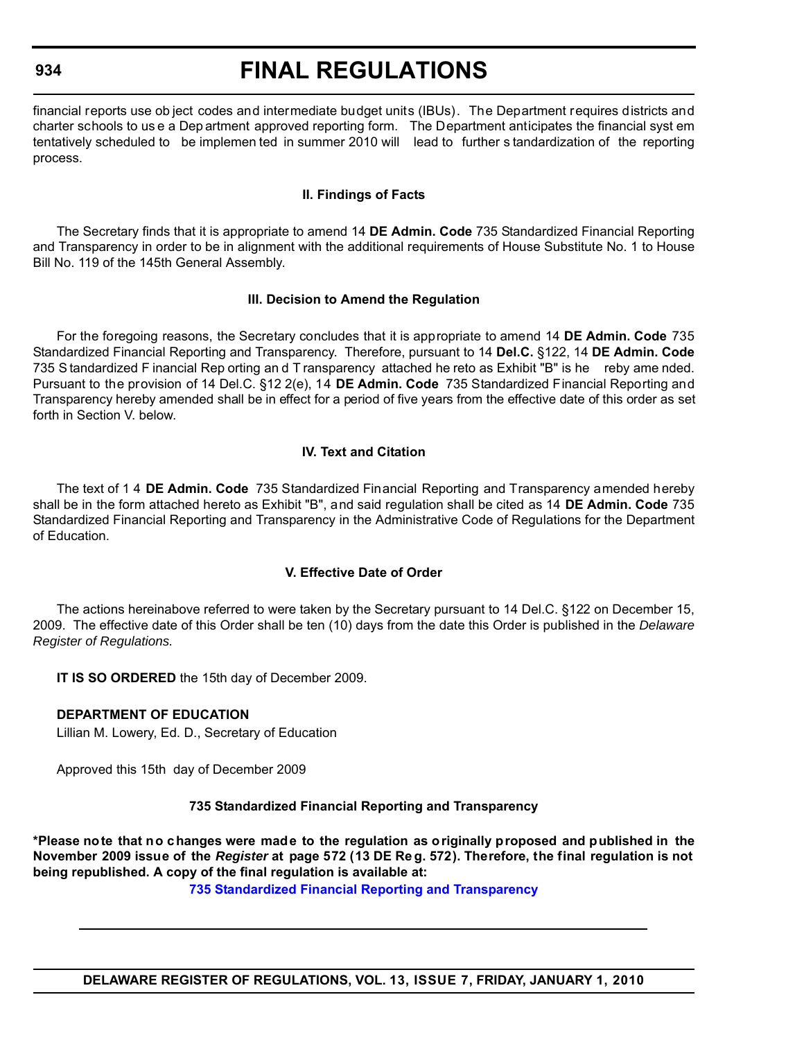financial reports use object codes and intermediate budget units (IBUs). The Department requires districts and charter schools to use a Department approved reporting form. The Department anticipates the financial system tentatively scheduled to be implemented in summer 2010 will lead to further standardization of the reporting process.

### II. Findings of Facts

The Secretary finds that it is appropriate to amend 14 **DE Admin. Code** 735 Standardized Financial Reporting and Transparency in order to be in alignment with the additional requirements of House Substitute No. 1 to House Bill No. 119 of the 145th General Assembly.

### III. Decision to Amend the Regulation

For the foregoing reasons, the Secretary concludes that it is appropriate to amend 14 **DE Admin. Code** 735 Standardized Financial Reporting and Transparency. Therefore, pursuant to 14 **Del.C.** §122, 14 **DE Admin. Code** 735 Standardized Financial Reporting and Transparency attached hereto as Exhibit "B" is hereby amended. Pursuant to the provision of 14 Del.C. §122(e), 14 **DE Admin. Code** 735 Standardized Financial Reporting and Transparency hereby amended shall be in effect for a period of five years from the effective date of this order as set forth in Section V. below.

### IV. Text and Citation

The text of 14 **DE Admin. Code** 735 Standardized Financial Reporting and Transparency amended hereby shall be in the form attached hereto as Exhibit "B", and said regulation shall be cited as 14 **DE Admin. Code** 735 Standardized Financial Reporting and Transparency in the Administrative Code of Regulations for the Department of Education.

### V. Effective Date of Order

The actions hereinabove referred to were taken by the Secretary pursuant to 14 Del.C. §122 on December 15, 2009. The effective date of this Order shall be ten (10) days from the date this Order is published in the *Delaware Register of Regulations.*

**IT IS SO ORDERED** the 15th day of December 2009.

**DEPARTMENT OF EDUCATION**
Lillian M. Lowery, Ed. D., Secretary of Education

Approved this 15th day of December 2009

### 735 Standardized Financial Reporting and Transparency

**\*Please note that no changes were made to the regulation as originally proposed and published in the November 2009 issue of the *Register* at page 572 (13 DE Reg. 572). Therefore, the final regulation is not being republished. A copy of the final regulation is available at:**

**735 Standardized Financial Reporting and Transparency**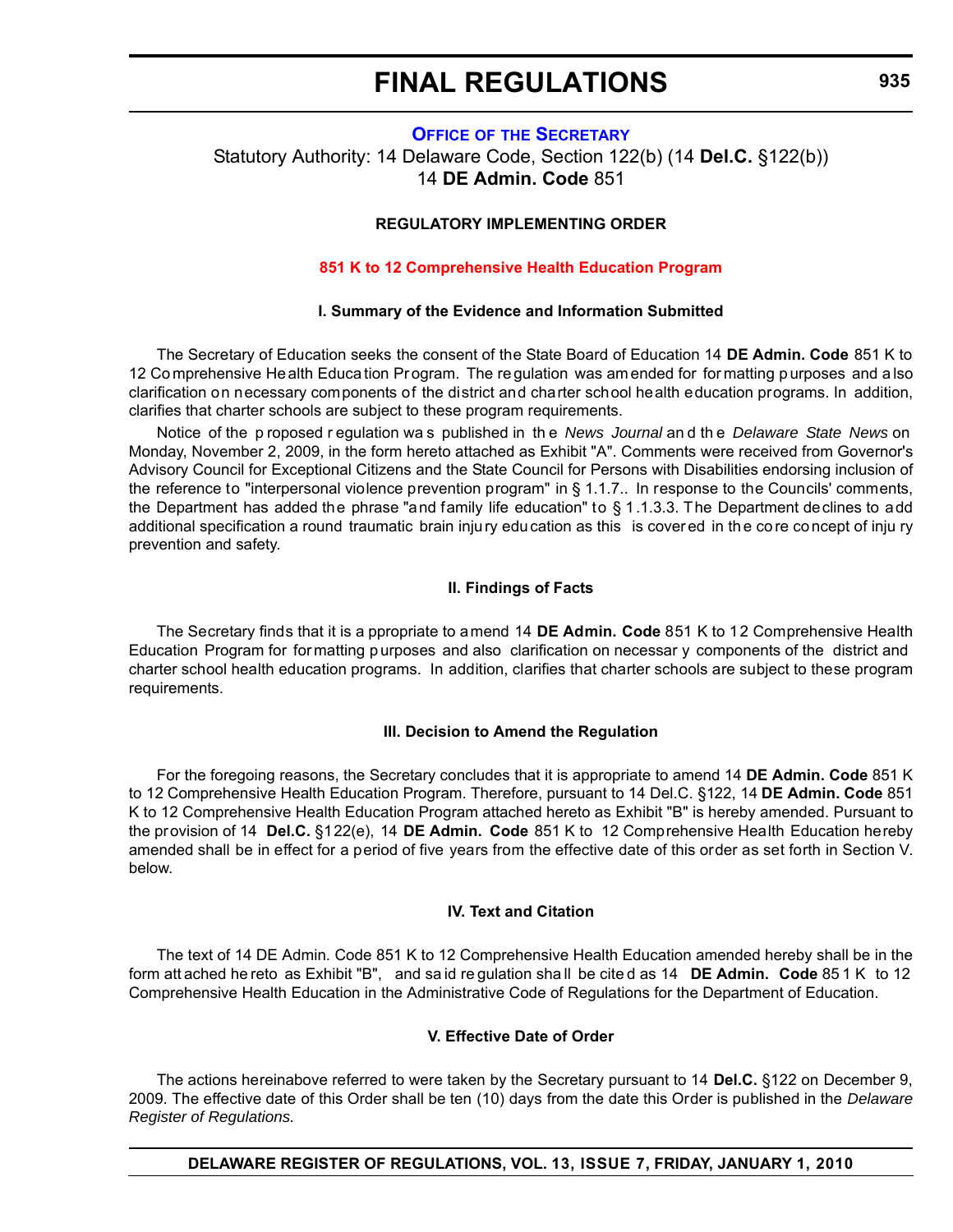# FINAL REGULATIONS

## OFFICE OF THE SECRETARY

Statutory Authority: 14 Delaware Code, Section 122(b) (14 **Del.C.** §122(b))
14 **DE Admin. Code** 851

**REGULATORY IMPLEMENTING ORDER**

**851 K to 12 Comprehensive Health Education Program**

**I. Summary of the Evidence and Information Submitted**

The Secretary of Education seeks the consent of the State Board of Education 14 **DE Admin. Code** 851 K to 12 Comprehensive Health Education Program. The regulation was amended for formatting purposes and also clarification on necessary components of the district and charter school health education programs. In addition, clarifies that charter schools are subject to these program requirements.

Notice of the proposed regulation was published in the *News Journal* and the *Delaware State News* on Monday, November 2, 2009, in the form hereto attached as Exhibit "A". Comments were received from Governor's Advisory Council for Exceptional Citizens and the State Council for Persons with Disabilities endorsing inclusion of the reference to "interpersonal violence prevention program" in § 1.1.7.. In response to the Councils' comments, the Department has added the phrase "and family life education" to § 1.1.3.3. The Department declines to add additional specification around traumatic brain injury education as this is covered in the core concept of injury prevention and safety.

**II. Findings of Facts**

The Secretary finds that it is appropriate to amend 14 **DE Admin. Code** 851 K to 12 Comprehensive Health Education Program for formatting purposes and also clarification on necessary components of the district and charter school health education programs. In addition, clarifies that charter schools are subject to these program requirements.

**III. Decision to Amend the Regulation**

For the foregoing reasons, the Secretary concludes that it is appropriate to amend 14 **DE Admin. Code** 851 K to 12 Comprehensive Health Education Program. Therefore, pursuant to 14 Del.C. §122, 14 **DE Admin. Code** 851 K to 12 Comprehensive Health Education Program attached hereto as Exhibit "B" is hereby amended. Pursuant to the provision of 14 **Del.C.** §122(e), 14 **DE Admin. Code** 851 K to 12 Comprehensive Health Education hereby amended shall be in effect for a period of five years from the effective date of this order as set forth in Section V. below.

**IV. Text and Citation**

The text of 14 DE Admin. Code 851 K to 12 Comprehensive Health Education amended hereby shall be in the form attached hereto as Exhibit "B", and said regulation shall be cited as 14 **DE Admin. Code** 851 K to 12 Comprehensive Health Education in the Administrative Code of Regulations for the Department of Education.

**V. Effective Date of Order**

The actions hereinabove referred to were taken by the Secretary pursuant to 14 **Del.C.** §122 on December 9, 2009. The effective date of this Order shall be ten (10) days from the date this Order is published in the *Delaware Register of Regulations.*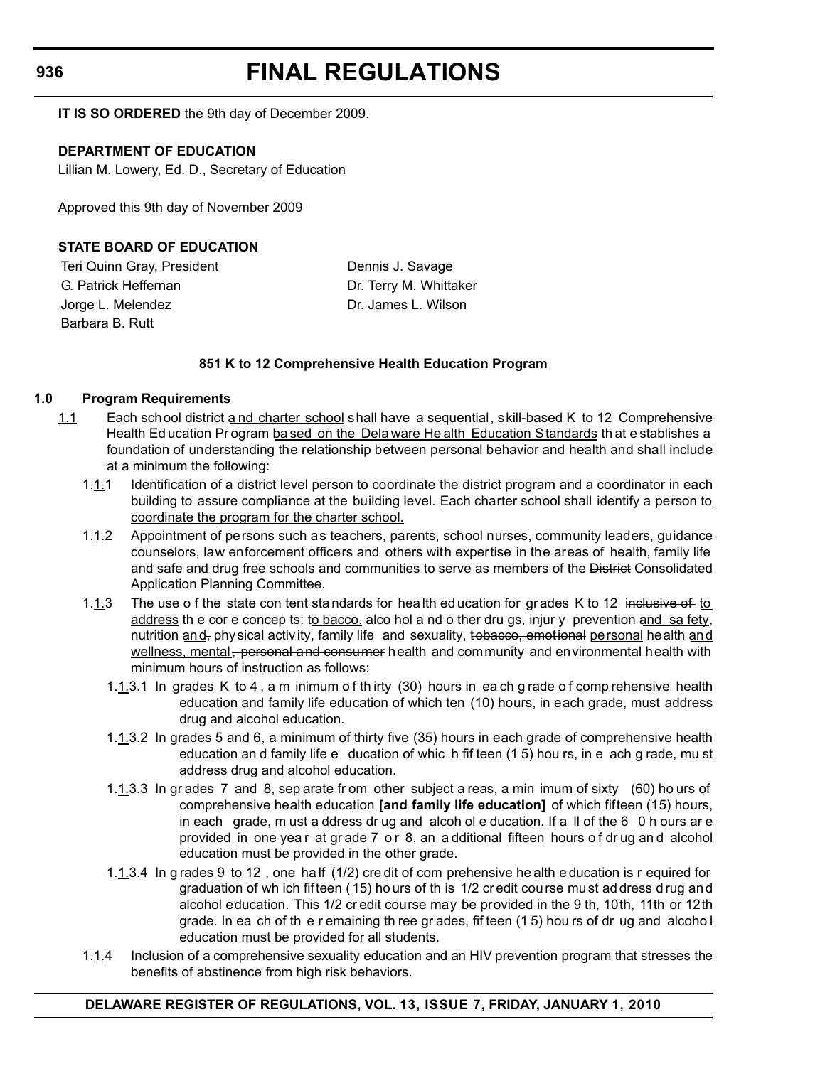**IT IS SO ORDERED** the 9th day of December 2009.

**DEPARTMENT OF EDUCATION**
Lillian M. Lowery, Ed. D., Secretary of Education

Approved this 9th day of November 2009

**STATE BOARD OF EDUCATION**

| | |
|---|---|
| Teri Quinn Gray, President | Dennis J. Savage |
| G. Patrick Heffernan | Dr. Terry M. Whittaker |
| Jorge L. Melendez | Dr. James L. Wilson |
| Barbara B. Rutt | |

**851 K to 12 Comprehensive Health Education Program**

**1.0 Program Requirements**

1.1 Each school district and charter school shall have a sequential, skill-based K to 12 Comprehensive Health Education Program based on the Delaware Health Education Standards that establishes a foundation of understanding the relationship between personal behavior and health and shall include at a minimum the following:

1.1.1 Identification of a district level person to coordinate the district program and a coordinator in each building to assure compliance at the building level. Each charter school shall identify a person to coordinate the program for the charter school.

1.1.2 Appointment of persons such as teachers, parents, school nurses, community leaders, guidance counselors, law enforcement officers and others with expertise in the areas of health, family life and safe and drug free schools and communities to serve as members of the ~~District~~ Consolidated Application Planning Committee.

1.1.3 The use of the state content standards for health education for grades K to 12 ~~inclusive of~~ to address the core concepts: to bacco, alcohol and other drugs, injury prevention and safety, nutrition and~~,~~ physical activity, family life and sexuality, ~~tobacco, emotional~~ personal health and wellness, mental~~, personal and consumer~~ health and community and environmental health with minimum hours of instruction as follows:

1.1.3.1 In grades K to 4, a minimum of thirty (30) hours in each grade of comprehensive health education and family life education of which ten (10) hours, in each grade, must address drug and alcohol education.

1.1.3.2 In grades 5 and 6, a minimum of thirty five (35) hours in each grade of comprehensive health education and family life education of which fifteen (15) hours, in each grade, must address drug and alcohol education.

1.1.3.3 In grades 7 and 8, separate from other subject areas, a minimum of sixty (60) hours of comprehensive health education **[and family life education]** of which fifteen (15) hours, in each grade, must address drug and alcohol education. If all of the 60 hours are provided in one year at grade 7 or 8, an additional fifteen hours of drug and alcohol education must be provided in the other grade.

1.1.3.4 In grades 9 to 12, one half (1/2) credit of comprehensive health education is required for graduation of which fifteen (15) hours of this 1/2 credit course must address drug and alcohol education. This 1/2 credit course may be provided in the 9th, 10th, 11th or 12th grade. In each of the remaining three grades, fifteen (15) hours of drug and alcohol education must be provided for all students.

1.1.4 Inclusion of a comprehensive sexuality education and an HIV prevention program that stresses the benefits of abstinence from high risk behaviors.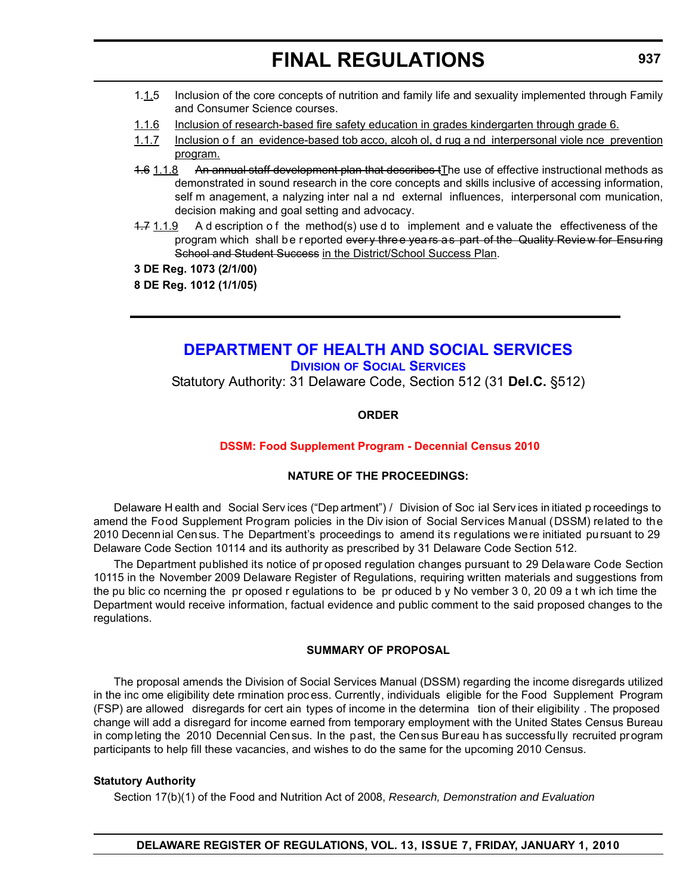1.1.5 Inclusion of the core concepts of nutrition and family life and sexuality implemented through Family and Consumer Science courses.

1.1.6 Inclusion of research-based fire safety education in grades kindergarten through grade 6.

1.1.7 Inclusion of an evidence-based tobacco, alcohol, drug and interpersonal violence prevention program.

~~1.6~~ 1.1.8 ~~An annual staff development plan that describes t~~The use of effective instructional methods as demonstrated in sound research in the core concepts and skills inclusive of accessing information, self management, analyzing internal and external influences, interpersonal communication, decision making and goal setting and advocacy.

~~1.7~~ 1.1.9 A description of the method(s) used to implement and evaluate the effectiveness of the program which shall be reported ~~every three years as part of the Quality Review for Ensuring School and Student Success~~ in the District/School Success Plan.

**3 DE Reg. 1073 (2/1/00)**

**8 DE Reg. 1012 (1/1/05)**

---

# DEPARTMENT OF HEALTH AND SOCIAL SERVICES

## DIVISION OF SOCIAL SERVICES

Statutory Authority: 31 Delaware Code, Section 512 (31 **Del.C.** §512)

**ORDER**

**DSSM: Food Supplement Program - Decennial Census 2010**

**NATURE OF THE PROCEEDINGS:**

Delaware Health and Social Services ("Department") / Division of Social Services initiated proceedings to amend the Food Supplement Program policies in the Division of Social Services Manual (DSSM) related to the 2010 Decennial Census. The Department's proceedings to amend its regulations were initiated pursuant to 29 Delaware Code Section 10114 and its authority as prescribed by 31 Delaware Code Section 512.

The Department published its notice of proposed regulation changes pursuant to 29 Delaware Code Section 10115 in the November 2009 Delaware Register of Regulations, requiring written materials and suggestions from the public concerning the proposed regulations to be produced by November 30, 2009 at which time the Department would receive information, factual evidence and public comment to the said proposed changes to the regulations.

**SUMMARY OF PROPOSAL**

The proposal amends the Division of Social Services Manual (DSSM) regarding the income disregards utilized in the income eligibility determination process. Currently, individuals eligible for the Food Supplement Program (FSP) are allowed disregards for certain types of income in the determination of their eligibility. The proposed change will add a disregard for income earned from temporary employment with the United States Census Bureau in completing the 2010 Decennial Census. In the past, the Census Bureau has successfully recruited program participants to help fill these vacancies, and wishes to do the same for the upcoming 2010 Census.

**Statutory Authority**

Section 17(b)(1) of the Food and Nutrition Act of 2008, *Research, Demonstration and Evaluation*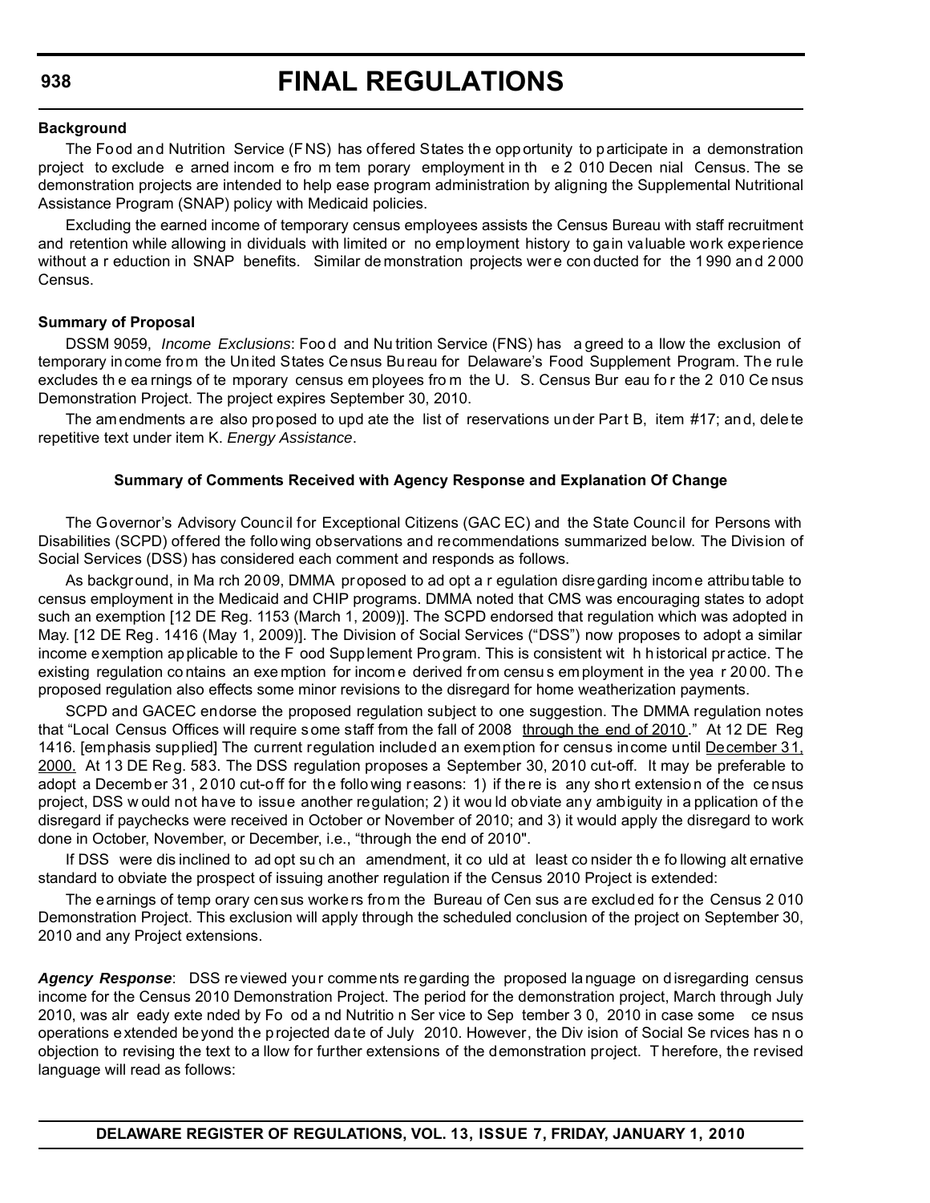**Background**

The Food and Nutrition Service (FNS) has offered States the opportunity to participate in a demonstration project to exclude earned income from temporary employment in the 2010 Decennial Census. These demonstration projects are intended to help ease program administration by aligning the Supplemental Nutritional Assistance Program (SNAP) policy with Medicaid policies.

Excluding the earned income of temporary census employees assists the Census Bureau with staff recruitment and retention while allowing individuals with limited or no employment history to gain valuable work experience without a reduction in SNAP benefits. Similar demonstration projects were conducted for the 1990 and 2000 Census.

**Summary of Proposal**

DSSM 9059, *Income Exclusions*: Food and Nutrition Service (FNS) has agreed to allow the exclusion of temporary income from the United States Census Bureau for Delaware's Food Supplement Program. The rule excludes the earnings of temporary census employees from the U. S. Census Bureau for the 2010 Census Demonstration Project. The project expires September 30, 2010.

The amendments are also proposed to update the list of reservations under Part B, item #17; and, delete repetitive text under item K. *Energy Assistance*.

**Summary of Comments Received with Agency Response and Explanation Of Change**

The Governor's Advisory Council for Exceptional Citizens (GACEC) and the State Council for Persons with Disabilities (SCPD) offered the following observations and recommendations summarized below. The Division of Social Services (DSS) has considered each comment and responds as follows.

As background, in March 2009, DMMA proposed to adopt a regulation disregarding income attributable to census employment in the Medicaid and CHIP programs. DMMA noted that CMS was encouraging states to adopt such an exemption [12 DE Reg. 1153 (March 1, 2009)]. The SCPD endorsed that regulation which was adopted in May. [12 DE Reg. 1416 (May 1, 2009)]. The Division of Social Services ("DSS") now proposes to adopt a similar income exemption applicable to the Food Supplement Program. This is consistent with historical practice. The existing regulation contains an exemption for income derived from census employment in the year 2000. The proposed regulation also effects some minor revisions to the disregard for home weatherization payments.

SCPD and GACEC endorse the proposed regulation subject to one suggestion. The DMMA regulation notes that "Local Census Offices will require some staff from the fall of 2008 <u>through the end of 2010</u>." At 12 DE Reg 1416. [emphasis supplied] The current regulation included an exemption for census income until <u>December 31, 2000.</u> At 13 DE Reg. 583. The DSS regulation proposes a September 30, 2010 cut-off. It may be preferable to adopt a December 31, 2010 cut-off for the following reasons: 1) if there is any short extension of the census project, DSS would not have to issue another regulation; 2) it would obviate any ambiguity in application of the disregard if paychecks were received in October or November of 2010; and 3) it would apply the disregard to work done in October, November, or December, i.e., "through the end of 2010".

If DSS were disinclined to adopt such an amendment, it could at least consider the following alternative standard to obviate the prospect of issuing another regulation if the Census 2010 Project is extended:

The earnings of temporary census workers from the Bureau of Census are excluded for the Census 2010 Demonstration Project. This exclusion will apply through the scheduled conclusion of the project on September 30, 2010 and any Project extensions.

***Agency Response***: DSS reviewed your comments regarding the proposed language on disregarding census income for the Census 2010 Demonstration Project. The period for the demonstration project, March through July 2010, was already extended by Food and Nutrition Service to September 30, 2010 in case some census operations extended beyond the projected date of July 2010. However, the Division of Social Services has no objection to revising the text to allow for further extensions of the demonstration project. Therefore, the revised language will read as follows: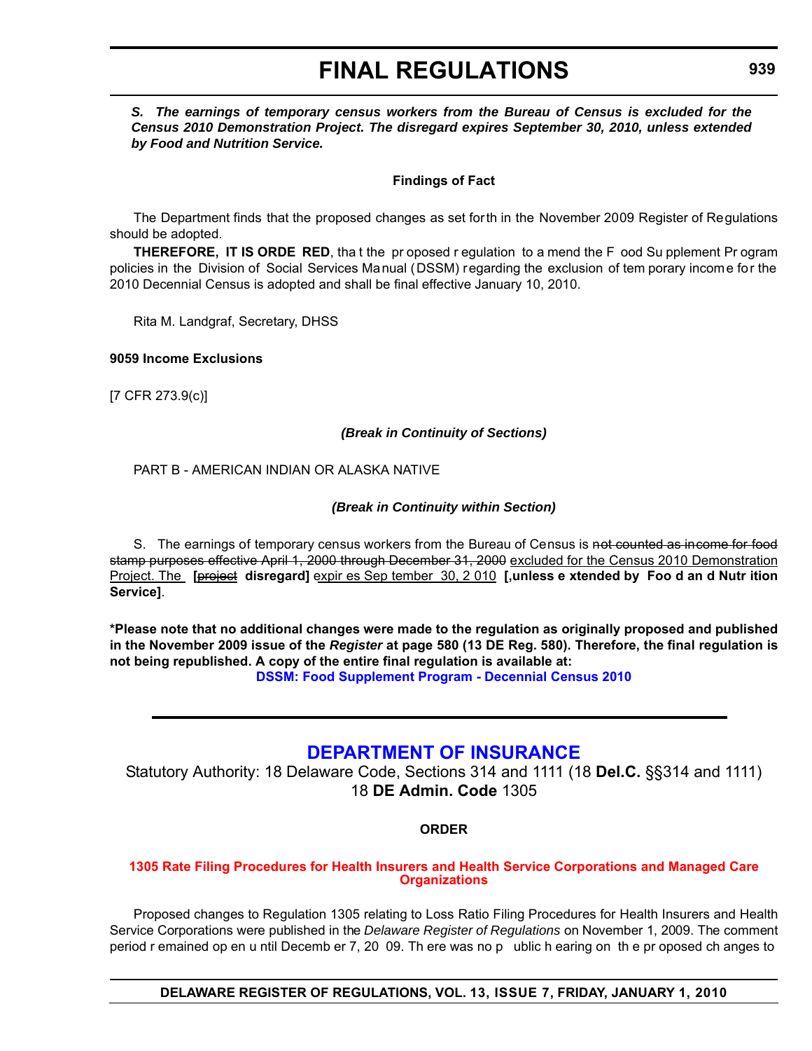*__S. The earnings of temporary census workers from the Bureau of Census is excluded for the Census 2010 Demonstration Project. The disregard expires September 30, 2010, unless extended by Food and Nutrition Service.__*

**Findings of Fact**

The Department finds that the proposed changes as set forth in the November 2009 Register of Regulations should be adopted.

**THEREFORE, IT IS ORDERED**, that the proposed regulation to amend the Food Supplement Program policies in the Division of Social Services Manual (DSSM) regarding the exclusion of temporary income for the 2010 Decennial Census is adopted and shall be final effective January 10, 2010.

Rita M. Landgraf, Secretary, DHSS

**9059 Income Exclusions**

[7 CFR 273.9(c)]

***(Break in Continuity of Sections)***

PART B - AMERICAN INDIAN OR ALASKA NATIVE

***(Break in Continuity within Section)***

S. The earnings of temporary census workers from the Bureau of Census is ~~not counted as income for food stamp purposes effective April 1, 2000 through December 31, 2000~~ excluded for the Census 2010 Demonstration Project. The **[**~~project~~ **disregard]** expires September 30, 2010 **[,unless extended by Food and Nutrition Service]**.

**\*Please note that no additional changes were made to the regulation as originally proposed and published in the November 2009 issue of the *Register* at page 580 (13 DE Reg. 580). Therefore, the final regulation is not being republished. A copy of the entire final regulation is available at:**

**DSSM: Food Supplement Program - Decennial Census 2010**

---

## DEPARTMENT OF INSURANCE

Statutory Authority: 18 Delaware Code, Sections 314 and 1111 (18 **Del.C.** §§314 and 1111)
18 **DE Admin. Code** 1305

**ORDER**

**1305 Rate Filing Procedures for Health Insurers and Health Service Corporations and Managed Care Organizations**

Proposed changes to Regulation 1305 relating to Loss Ratio Filing Procedures for Health Insurers and Health Service Corporations were published in the *Delaware Register of Regulations* on November 1, 2009. The comment period remained open until December 7, 2009. There was no public hearing on the proposed changes to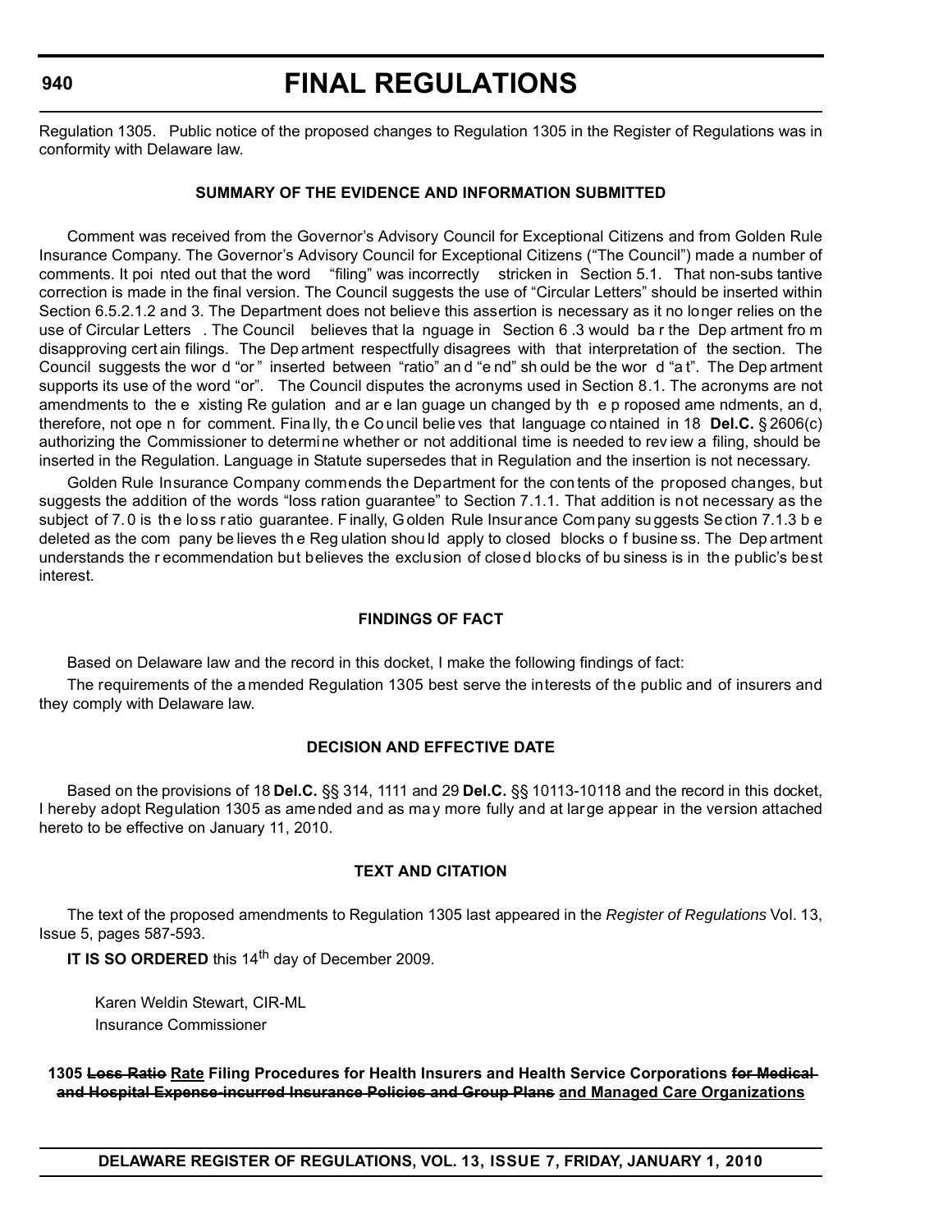Regulation 1305. Public notice of the proposed changes to Regulation 1305 in the Register of Regulations was in conformity with Delaware law.

**SUMMARY OF THE EVIDENCE AND INFORMATION SUBMITTED**

Comment was received from the Governor's Advisory Council for Exceptional Citizens and from Golden Rule Insurance Company. The Governor's Advisory Council for Exceptional Citizens ("The Council") made a number of comments. It pointed out that the word "filing" was incorrectly stricken in Section 5.1. That non-substantive correction is made in the final version. The Council suggests the use of "Circular Letters" should be inserted within Section 6.5.2.1.2 and 3. The Department does not believe this assertion is necessary as it no longer relies on the use of Circular Letters. The Council believes that language in Section 6.3 would bar the Department from disapproving certain filings. The Department respectfully disagrees with that interpretation of the section. The Council suggests the word "or" inserted between "ratio" and "end" should be the word "at". The Department supports its use of the word "or". The Council disputes the acronyms used in Section 8.1. The acronyms are not amendments to the existing Regulation and are language unchanged by the proposed amendments, and, therefore, not open for comment. Finally, the Council believes that language contained in 18 **Del.C.** § 2606(c) authorizing the Commissioner to determine whether or not additional time is needed to review a filing, should be inserted in the Regulation. Language in Statute supersedes that in Regulation and the insertion is not necessary.

Golden Rule Insurance Company commends the Department for the contents of the proposed changes, but suggests the addition of the words "loss ration guarantee" to Section 7.1.1. That addition is not necessary as the subject of 7.0 is the loss ratio guarantee. Finally, Golden Rule Insurance Company suggests Section 7.1.3 be deleted as the company believes the Regulation should apply to closed blocks of business. The Department understands the recommendation but believes the exclusion of closed blocks of business is in the public's best interest.

**FINDINGS OF FACT**

Based on Delaware law and the record in this docket, I make the following findings of fact:

The requirements of the amended Regulation 1305 best serve the interests of the public and of insurers and they comply with Delaware law.

**DECISION AND EFFECTIVE DATE**

Based on the provisions of 18 **Del.C.** §§ 314, 1111 and 29 **Del.C.** §§ 10113-10118 and the record in this docket, I hereby adopt Regulation 1305 as amended and as may more fully and at large appear in the version attached hereto to be effective on January 11, 2010.

**TEXT AND CITATION**

The text of the proposed amendments to Regulation 1305 last appeared in the *Register of Regulations* Vol. 13, Issue 5, pages 587-593.

**IT IS SO ORDERED** this 14th day of December 2009.

Karen Weldin Stewart, CIR-ML
Insurance Commissioner

**1305 ~~Loss Ratio~~ Rate Filing Procedures for Health Insurers and Health Service Corporations ~~for Medical and Hospital Expense-incurred Insurance Policies and Group Plans~~ and Managed Care Organizations**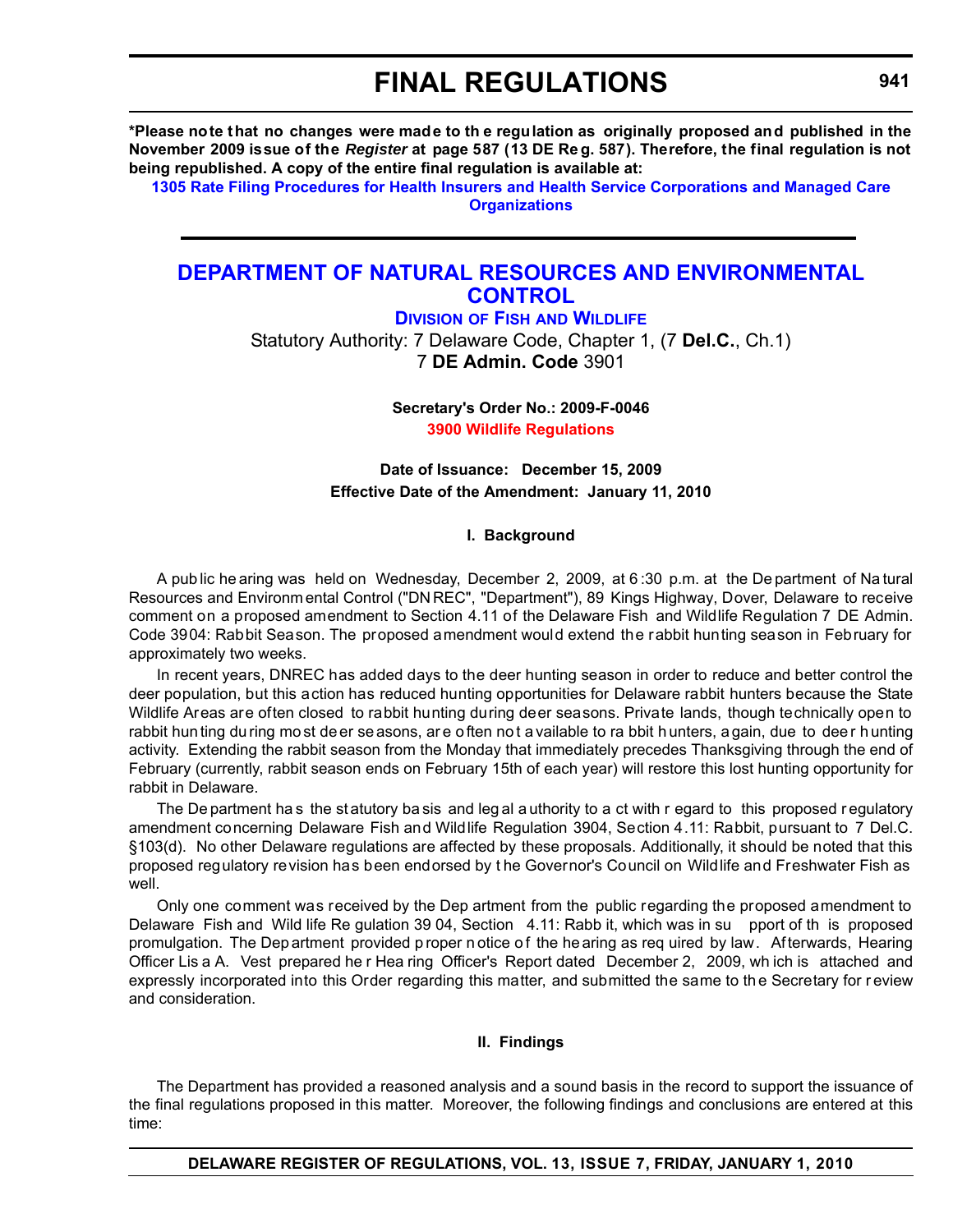**\*Please note that no changes were made to the regulation as originally proposed and published in the November 2009 issue of the *Register* at page 587 (13 DE Reg. 587). Therefore, the final regulation is not being republished. A copy of the entire final regulation is available at:**

**1305 Rate Filing Procedures for Health Insurers and Health Service Corporations and Managed Care Organizations**

---

# DEPARTMENT OF NATURAL RESOURCES AND ENVIRONMENTAL CONTROL

## DIVISION OF FISH AND WILDLIFE

Statutory Authority: 7 Delaware Code, Chapter 1, (7 **Del.C.**, Ch.1)
7 **DE Admin. Code** 3901

**Secretary's Order No.: 2009-F-0046**

**3900 Wildlife Regulations**

**Date of Issuance: December 15, 2009**
**Effective Date of the Amendment: January 11, 2010**

### I. Background

A public hearing was held on Wednesday, December 2, 2009, at 6:30 p.m. at the Department of Natural Resources and Environmental Control ("DNREC", "Department"), 89 Kings Highway, Dover, Delaware to receive comment on a proposed amendment to Section 4.11 of the Delaware Fish and Wildlife Regulation 7 DE Admin. Code 3904: Rabbit Season. The proposed amendment would extend the rabbit hunting season in February for approximately two weeks.

In recent years, DNREC has added days to the deer hunting season in order to reduce and better control the deer population, but this action has reduced hunting opportunities for Delaware rabbit hunters because the State Wildlife Areas are often closed to rabbit hunting during deer seasons. Private lands, though technically open to rabbit hunting during most deer seasons, are often not available to rabbit hunters, again, due to deer hunting activity. Extending the rabbit season from the Monday that immediately precedes Thanksgiving through the end of February (currently, rabbit season ends on February 15th of each year) will restore this lost hunting opportunity for rabbit in Delaware.

The Department has the statutory basis and legal authority to act with regard to this proposed regulatory amendment concerning Delaware Fish and Wildlife Regulation 3904, Section 4.11: Rabbit, pursuant to 7 Del.C. §103(d). No other Delaware regulations are affected by these proposals. Additionally, it should be noted that this proposed regulatory revision has been endorsed by the Governor's Council on Wildlife and Freshwater Fish as well.

Only one comment was received by the Department from the public regarding the proposed amendment to Delaware Fish and Wildlife Regulation 3904, Section 4.11: Rabbit, which was in support of this proposed promulgation. The Department provided proper notice of the hearing as required by law. Afterwards, Hearing Officer Lisa A. Vest prepared her Hearing Officer's Report dated December 2, 2009, which is attached and expressly incorporated into this Order regarding this matter, and submitted the same to the Secretary for review and consideration.

### II. Findings

The Department has provided a reasoned analysis and a sound basis in the record to support the issuance of the final regulations proposed in this matter. Moreover, the following findings and conclusions are entered at this time: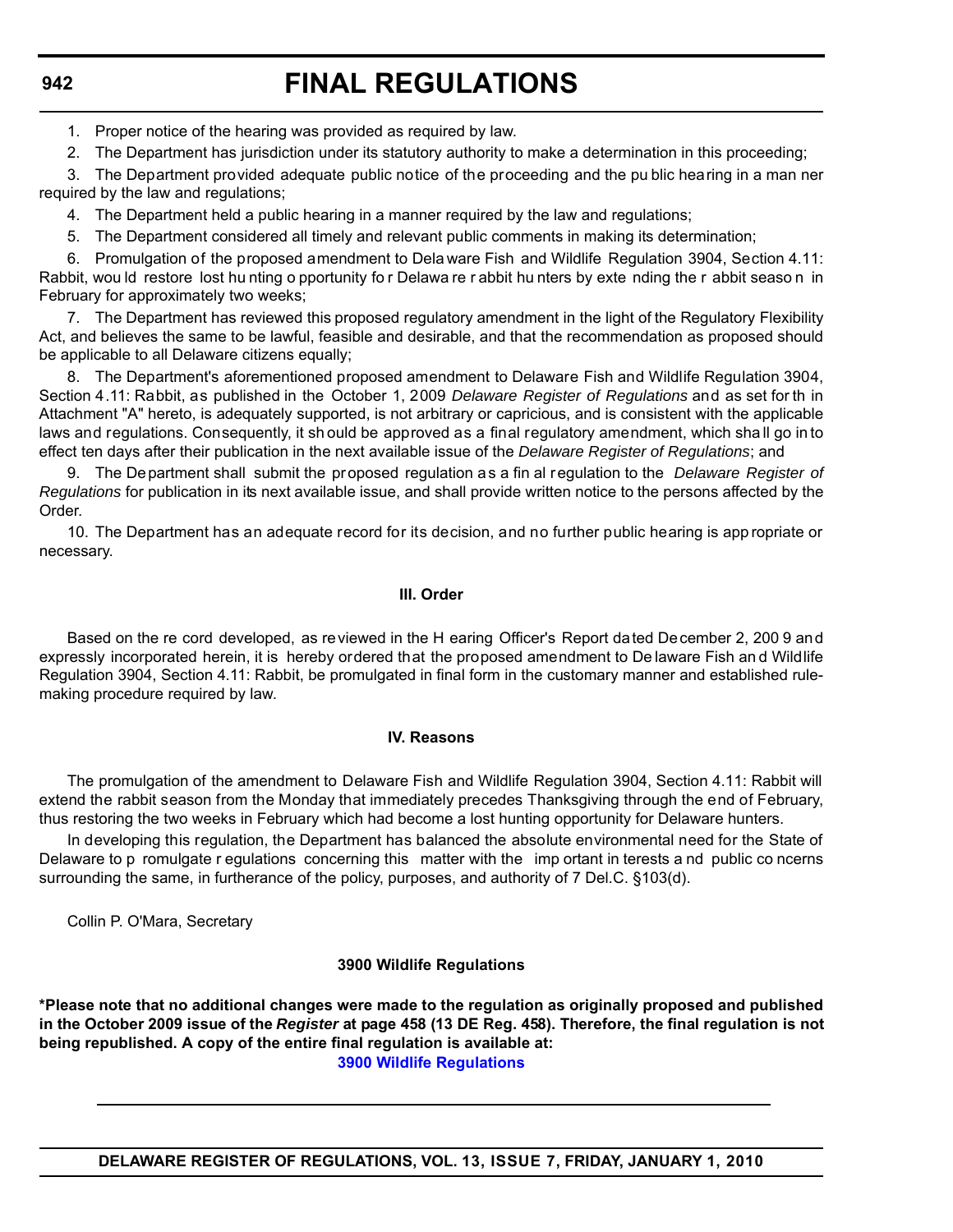1. Proper notice of the hearing was provided as required by law.

2. The Department has jurisdiction under its statutory authority to make a determination in this proceeding;

3. The Department provided adequate public notice of the proceeding and the public hearing in a manner required by the law and regulations;

4. The Department held a public hearing in a manner required by the law and regulations;

5. The Department considered all timely and relevant public comments in making its determination;

6. Promulgation of the proposed amendment to Delaware Fish and Wildlife Regulation 3904, Section 4.11: Rabbit, would restore lost hunting opportunity for Delaware rabbit hunters by extending the rabbit season in February for approximately two weeks;

7. The Department has reviewed this proposed regulatory amendment in the light of the Regulatory Flexibility Act, and believes the same to be lawful, feasible and desirable, and that the recommendation as proposed should be applicable to all Delaware citizens equally;

8. The Department's aforementioned proposed amendment to Delaware Fish and Wildlife Regulation 3904, Section 4.11: Rabbit, as published in the October 1, 2009 *Delaware Register of Regulations* and as set forth in Attachment "A" hereto, is adequately supported, is not arbitrary or capricious, and is consistent with the applicable laws and regulations. Consequently, it should be approved as a final regulatory amendment, which shall go into effect ten days after their publication in the next available issue of the *Delaware Register of Regulations*; and

9. The Department shall submit the proposed regulation as a final regulation to the *Delaware Register of Regulations* for publication in its next available issue, and shall provide written notice to the persons affected by the Order.

10. The Department has an adequate record for its decision, and no further public hearing is appropriate or necessary.

#### III. Order

Based on the record developed, as reviewed in the Hearing Officer's Report dated December 2, 2009 and expressly incorporated herein, it is hereby ordered that the proposed amendment to Delaware Fish and Wildlife Regulation 3904, Section 4.11: Rabbit, be promulgated in final form in the customary manner and established rule-making procedure required by law.

#### IV. Reasons

The promulgation of the amendment to Delaware Fish and Wildlife Regulation 3904, Section 4.11: Rabbit will extend the rabbit season from the Monday that immediately precedes Thanksgiving through the end of February, thus restoring the two weeks in February which had become a lost hunting opportunity for Delaware hunters.

In developing this regulation, the Department has balanced the absolute environmental need for the State of Delaware to promulgate regulations concerning this matter with the important interests and public concerns surrounding the same, in furtherance of the policy, purposes, and authority of 7 Del.C. §103(d).

Collin P. O'Mara, Secretary

#### 3900 Wildlife Regulations

**\*Please note that no additional changes were made to the regulation as originally proposed and published in the October 2009 issue of the *Register* at page 458 (13 DE Reg. 458). Therefore, the final regulation is not being republished. A copy of the entire final regulation is available at:**

**3900 Wildlife Regulations**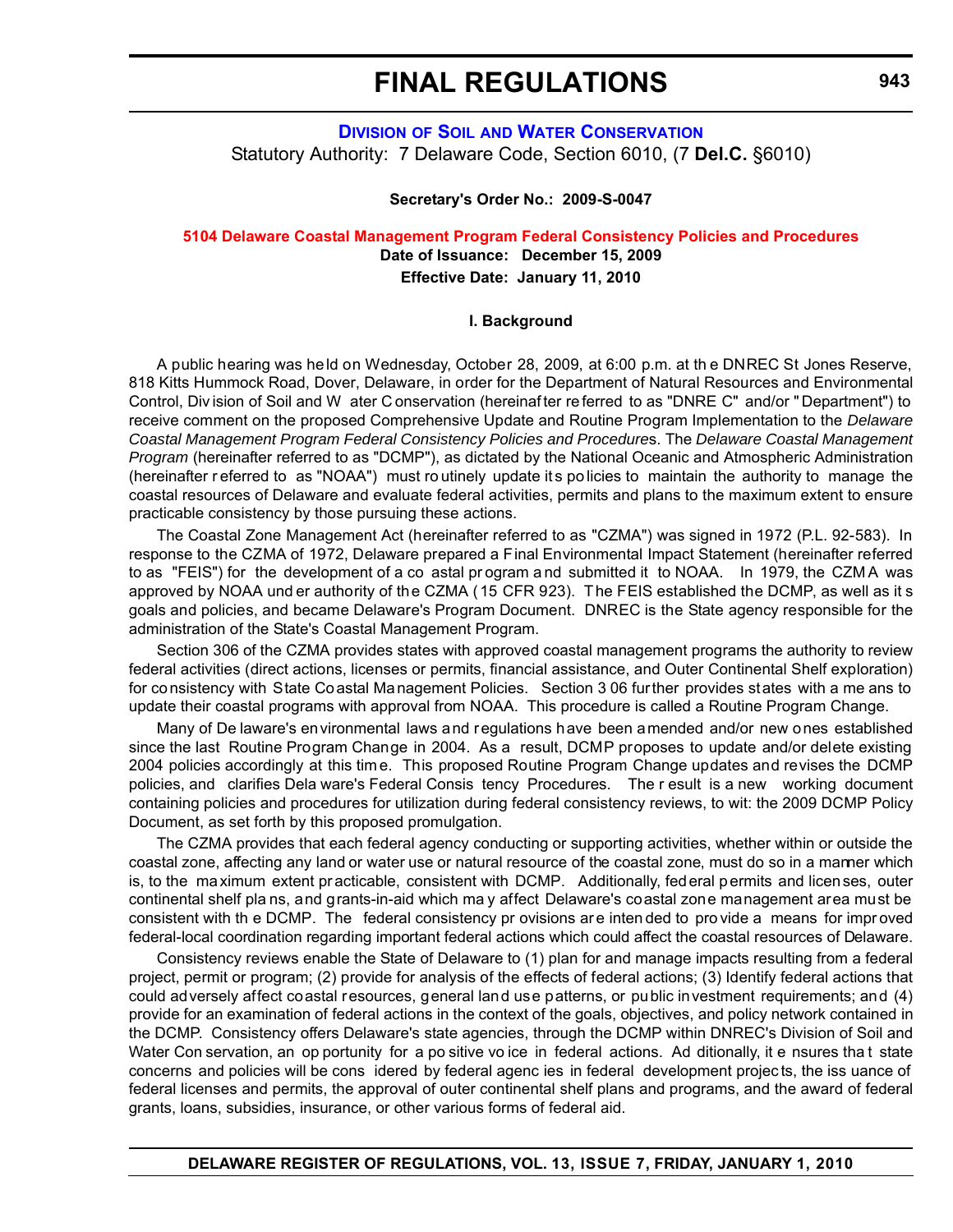# FINAL REGULATIONS

## DIVISION OF SOIL AND WATER CONSERVATION

Statutory Authority: 7 Delaware Code, Section 6010, (7 **Del.C.** §6010)

**Secretary's Order No.: 2009-S-0047**

### 5104 Delaware Coastal Management Program Federal Consistency Policies and Procedures

**Date of Issuance: December 15, 2009**

**Effective Date: January 11, 2010**

#### I. Background

A public hearing was held on Wednesday, October 28, 2009, at 6:00 p.m. at the DNREC St Jones Reserve, 818 Kitts Hummock Road, Dover, Delaware, in order for the Department of Natural Resources and Environmental Control, Division of Soil and Water Conservation (hereinafter referred to as "DNREC" and/or "Department") to receive comment on the proposed Comprehensive Update and Routine Program Implementation to the *Delaware Coastal Management Program Federal Consistency Policies and Procedures*. The *Delaware Coastal Management Program* (hereinafter referred to as "DCMP"), as dictated by the National Oceanic and Atmospheric Administration (hereinafter referred to as "NOAA") must routinely update its policies to maintain the authority to manage the coastal resources of Delaware and evaluate federal activities, permits and plans to the maximum extent to ensure practicable consistency by those pursuing these actions.

The Coastal Zone Management Act (hereinafter referred to as "CZMA") was signed in 1972 (P.L. 92-583). In response to the CZMA of 1972, Delaware prepared a Final Environmental Impact Statement (hereinafter referred to as "FEIS") for the development of a coastal program and submitted it to NOAA. In 1979, the CZMA was approved by NOAA under authority of the CZMA (15 CFR 923). The FEIS established the DCMP, as well as its goals and policies, and became Delaware's Program Document. DNREC is the State agency responsible for the administration of the State's Coastal Management Program.

Section 306 of the CZMA provides states with approved coastal management programs the authority to review federal activities (direct actions, licenses or permits, financial assistance, and Outer Continental Shelf exploration) for consistency with State Coastal Management Policies. Section 306 further provides states with a means to update their coastal programs with approval from NOAA. This procedure is called a Routine Program Change.

Many of Delaware's environmental laws and regulations have been amended and/or new ones established since the last Routine Program Change in 2004. As a result, DCMP proposes to update and/or delete existing 2004 policies accordingly at this time. This proposed Routine Program Change updates and revises the DCMP policies, and clarifies Delaware's Federal Consistency Procedures. The result is a new working document containing policies and procedures for utilization during federal consistency reviews, to wit: the 2009 DCMP Policy Document, as set forth by this proposed promulgation.

The CZMA provides that each federal agency conducting or supporting activities, whether within or outside the coastal zone, affecting any land or water use or natural resource of the coastal zone, must do so in a manner which is, to the maximum extent practicable, consistent with DCMP. Additionally, federal permits and licenses, outer continental shelf plans, and grants-in-aid which may affect Delaware's coastal zone management area must be consistent with the DCMP. The federal consistency provisions are intended to provide a means for improved federal-local coordination regarding important federal actions which could affect the coastal resources of Delaware.

Consistency reviews enable the State of Delaware to (1) plan for and manage impacts resulting from a federal project, permit or program; (2) provide for analysis of the effects of federal actions; (3) Identify federal actions that could adversely affect coastal resources, general land use patterns, or public investment requirements; and (4) provide for an examination of federal actions in the context of the goals, objectives, and policy network contained in the DCMP. Consistency offers Delaware's state agencies, through the DCMP within DNREC's Division of Soil and Water Conservation, an opportunity for a positive voice in federal actions. Additionally, it ensures that state concerns and policies will be considered by federal agencies in federal development projects, the issuance of federal licenses and permits, the approval of outer continental shelf plans and programs, and the award of federal grants, loans, subsidies, insurance, or other various forms of federal aid.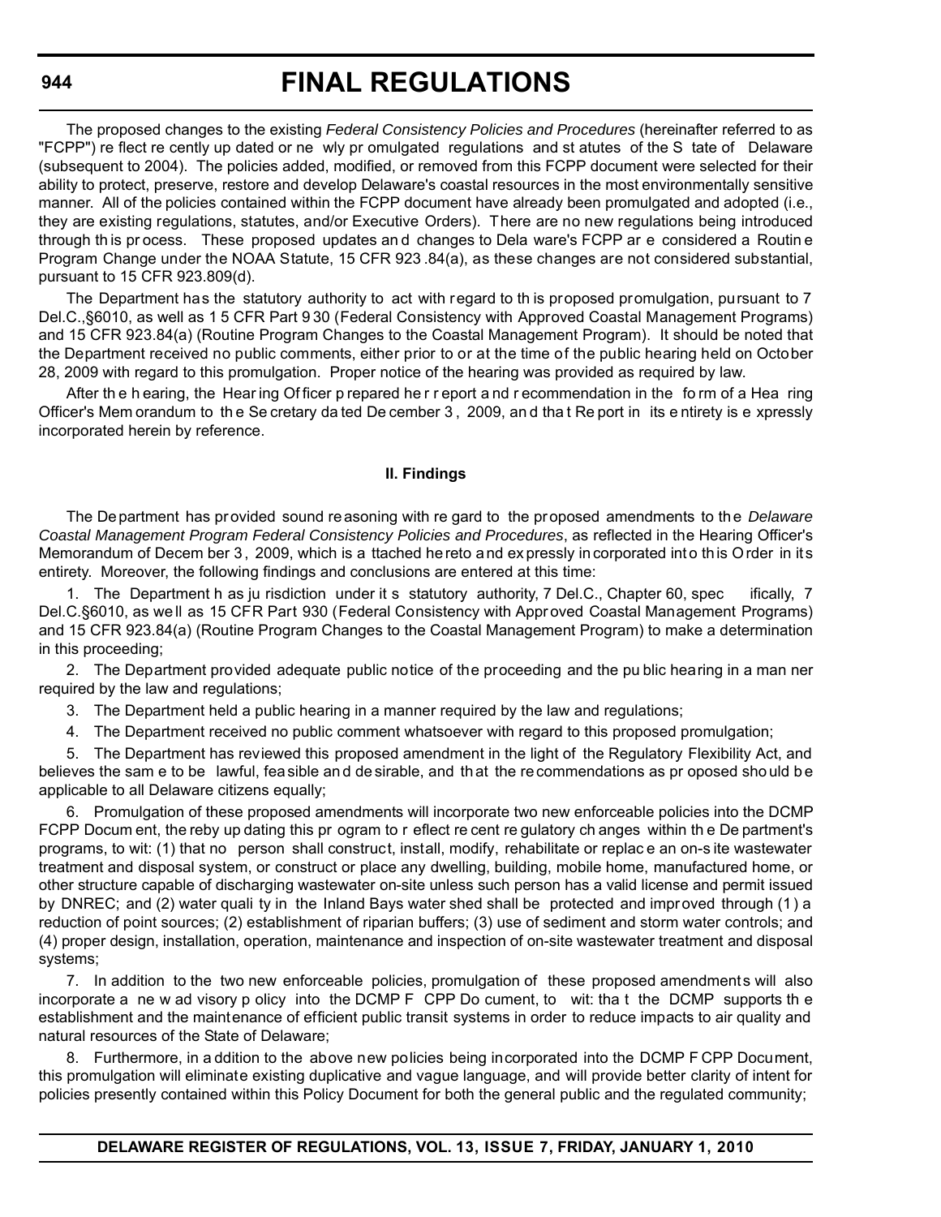The proposed changes to the existing *Federal Consistency Policies and Procedures* (hereinafter referred to as "FCPP") reflect recently updated or newly promulgated regulations and statutes of the State of Delaware (subsequent to 2004). The policies added, modified, or removed from this FCPP document were selected for their ability to protect, preserve, restore and develop Delaware's coastal resources in the most environmentally sensitive manner. All of the policies contained within the FCPP document have already been promulgated and adopted (i.e., they are existing regulations, statutes, and/or Executive Orders). There are no new regulations being introduced through this process. These proposed updates and changes to Delaware's FCPP are considered a Routine Program Change under the NOAA Statute, 15 CFR 923.84(a), as these changes are not considered substantial, pursuant to 15 CFR 923.809(d).

The Department has the statutory authority to act with regard to this proposed promulgation, pursuant to 7 Del.C.,§6010, as well as 15 CFR Part 930 (Federal Consistency with Approved Coastal Management Programs) and 15 CFR 923.84(a) (Routine Program Changes to the Coastal Management Program). It should be noted that the Department received no public comments, either prior to or at the time of the public hearing held on October 28, 2009 with regard to this promulgation. Proper notice of the hearing was provided as required by law.

After the hearing, the Hearing Officer prepared her report and recommendation in the form of a Hearing Officer's Memorandum to the Secretary dated December 3, 2009, and that Report in its entirety is expressly incorporated herein by reference.

**II. Findings**

The Department has provided sound reasoning with regard to the proposed amendments to the *Delaware Coastal Management Program Federal Consistency Policies and Procedures*, as reflected in the Hearing Officer's Memorandum of December 3, 2009, which is attached hereto and expressly incorporated into this Order in its entirety. Moreover, the following findings and conclusions are entered at this time:

1. The Department has jurisdiction under its statutory authority, 7 Del.C., Chapter 60, specifically, 7 Del.C.§6010, as well as 15 CFR Part 930 (Federal Consistency with Approved Coastal Management Programs) and 15 CFR 923.84(a) (Routine Program Changes to the Coastal Management Program) to make a determination in this proceeding;

2. The Department provided adequate public notice of the proceeding and the public hearing in a manner required by the law and regulations;

3. The Department held a public hearing in a manner required by the law and regulations;

4. The Department received no public comment whatsoever with regard to this proposed promulgation;

5. The Department has reviewed this proposed amendment in the light of the Regulatory Flexibility Act, and believes the same to be lawful, feasible and desirable, and that the recommendations as proposed should be applicable to all Delaware citizens equally;

6. Promulgation of these proposed amendments will incorporate two new enforceable policies into the DCMP FCPP Document, thereby updating this program to reflect recent regulatory changes within the Department's programs, to wit: (1) that no person shall construct, install, modify, rehabilitate or replace an on-site wastewater treatment and disposal system, or construct or place any dwelling, building, mobile home, manufactured home, or other structure capable of discharging wastewater on-site unless such person has a valid license and permit issued by DNREC; and (2) water quality in the Inland Bays watershed shall be protected and improved through (1) a reduction of point sources; (2) establishment of riparian buffers; (3) use of sediment and storm water controls; and (4) proper design, installation, operation, maintenance and inspection of on-site wastewater treatment and disposal systems;

7. In addition to the two new enforceable policies, promulgation of these proposed amendments will also incorporate a new advisory policy into the DCMP FCPP Document, to wit: that the DCMP supports the establishment and the maintenance of efficient public transit systems in order to reduce impacts to air quality and natural resources of the State of Delaware;

8. Furthermore, in addition to the above new policies being incorporated into the DCMP FCPP Document, this promulgation will eliminate existing duplicative and vague language, and will provide better clarity of intent for policies presently contained within this Policy Document for both the general public and the regulated community;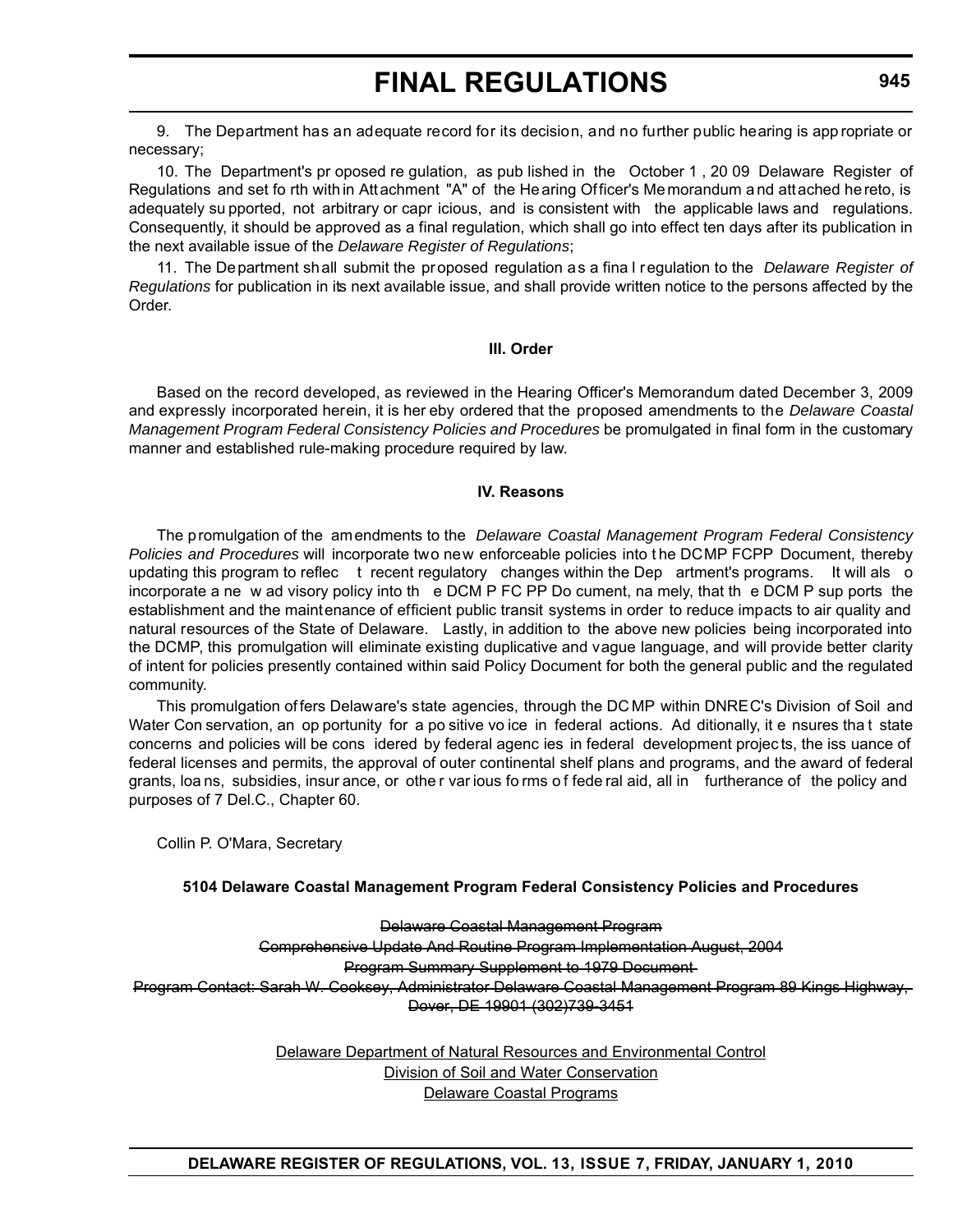9. The Department has an adequate record for its decision, and no further public hearing is appropriate or necessary;

10. The Department's proposed regulation, as published in the October 1, 2009 Delaware Register of Regulations and set forth within Attachment "A" of the Hearing Officer's Memorandum and attached hereto, is adequately supported, not arbitrary or capricious, and is consistent with the applicable laws and regulations. Consequently, it should be approved as a final regulation, which shall go into effect ten days after its publication in the next available issue of the *Delaware Register of Regulations*;

11. The Department shall submit the proposed regulation as a final regulation to the *Delaware Register of Regulations* for publication in its next available issue, and shall provide written notice to the persons affected by the Order.

**III. Order**

Based on the record developed, as reviewed in the Hearing Officer's Memorandum dated December 3, 2009 and expressly incorporated herein, it is hereby ordered that the proposed amendments to the *Delaware Coastal Management Program Federal Consistency Policies and Procedures* be promulgated in final form in the customary manner and established rule-making procedure required by law.

**IV. Reasons**

The promulgation of the amendments to the *Delaware Coastal Management Program Federal Consistency Policies and Procedures* will incorporate two new enforceable policies into the DCMP FCPP Document, thereby updating this program to reflect recent regulatory changes within the Department's programs. It will also incorporate a new advisory policy into the DCMP FCPP Document, namely, that the DCMP supports the establishment and the maintenance of efficient public transit systems in order to reduce impacts to air quality and natural resources of the State of Delaware. Lastly, in addition to the above new policies being incorporated into the DCMP, this promulgation will eliminate existing duplicative and vague language, and will provide better clarity of intent for policies presently contained within said Policy Document for both the general public and the regulated community.

This promulgation offers Delaware's state agencies, through the DCMP within DNREC's Division of Soil and Water Conservation, an opportunity for a positive voice in federal actions. Additionally, it ensures that state concerns and policies will be considered by federal agencies in federal development projects, the issuance of federal licenses and permits, the approval of outer continental shelf plans and programs, and the award of federal grants, loans, subsidies, insurance, or other various forms of federal aid, all in furtherance of the policy and purposes of 7 Del.C., Chapter 60.

Collin P. O'Mara, Secretary

**5104 Delaware Coastal Management Program Federal Consistency Policies and Procedures**

~~Delaware Coastal Management Program~~

~~Comprehensive Update And Routine Program Implementation August, 2004~~

~~Program Summary Supplement to 1979 Document~~

~~Program Contact: Sarah W. Cooksey, Administrator Delaware Coastal Management Program 89 Kings Highway, Dover, DE 19901 (302)739-3451~~

<u>Delaware Department of Natural Resources and Environmental Control</u>

<u>Division of Soil and Water Conservation</u>

<u>Delaware Coastal Programs</u>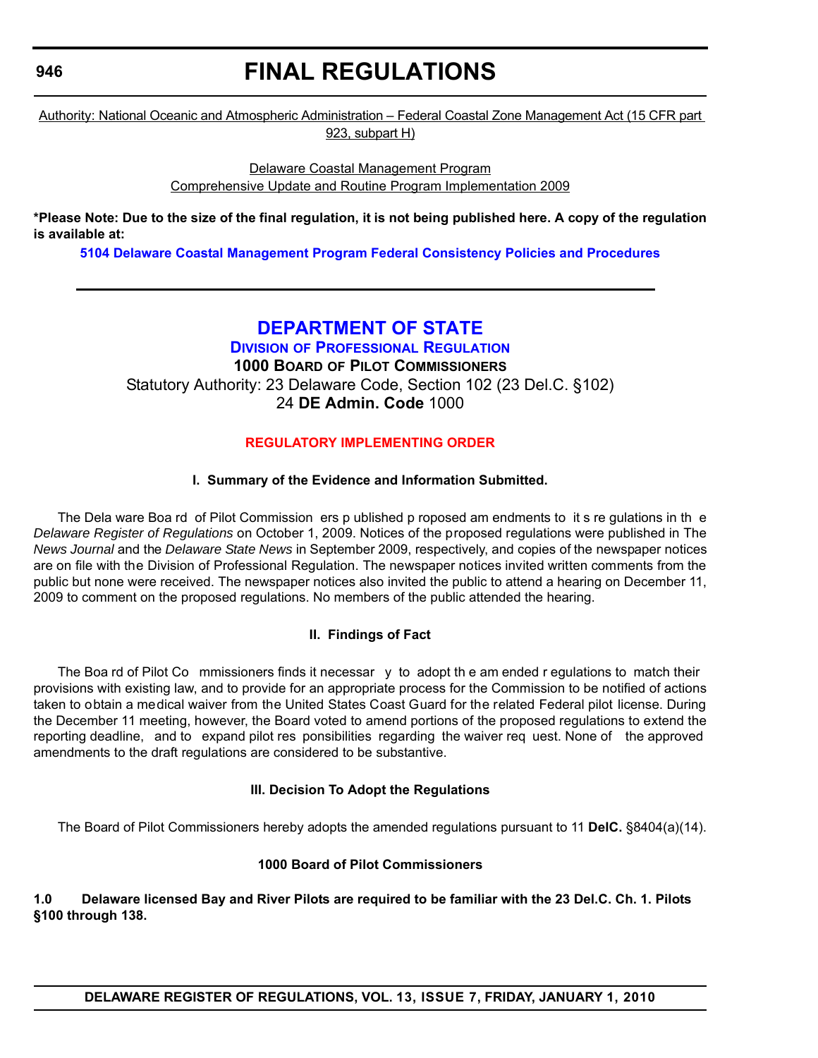Authority: National Oceanic and Atmospheric Administration – Federal Coastal Zone Management Act (15 CFR part 923, subpart H)

Delaware Coastal Management Program
Comprehensive Update and Routine Program Implementation 2009

**\*Please Note: Due to the size of the final regulation, it is not being published here. A copy of the regulation is available at:**

**5104 Delaware Coastal Management Program Federal Consistency Policies and Procedures**

---

# DEPARTMENT OF STATE

## DIVISION OF PROFESSIONAL REGULATION

### 1000 BOARD OF PILOT COMMISSIONERS

Statutory Authority: 23 Delaware Code, Section 102 (23 Del.C. §102)
24 **DE Admin. Code** 1000

## REGULATORY IMPLEMENTING ORDER

### I. Summary of the Evidence and Information Submitted.

The Delaware Board of Pilot Commissioners published proposed amendments to its regulations in the *Delaware Register of Regulations* on October 1, 2009. Notices of the proposed regulations were published in The *News Journal* and the *Delaware State News* in September 2009, respectively, and copies of the newspaper notices are on file with the Division of Professional Regulation. The newspaper notices invited written comments from the public but none were received. The newspaper notices also invited the public to attend a hearing on December 11, 2009 to comment on the proposed regulations. No members of the public attended the hearing.

### II. Findings of Fact

The Board of Pilot Commissioners finds it necessary to adopt the amended regulations to match their provisions with existing law, and to provide for an appropriate process for the Commission to be notified of actions taken to obtain a medical waiver from the United States Coast Guard for the related Federal pilot license. During the December 11 meeting, however, the Board voted to amend portions of the proposed regulations to extend the reporting deadline, and to expand pilot responsibilities regarding the waiver request. None of the approved amendments to the draft regulations are considered to be substantive.

### III. Decision To Adopt the Regulations

The Board of Pilot Commissioners hereby adopts the amended regulations pursuant to 11 **DelC.** §8404(a)(14).

### 1000 Board of Pilot Commissioners

**1.0 Delaware licensed Bay and River Pilots are required to be familiar with the 23 Del.C. Ch. 1. Pilots §100 through 138.**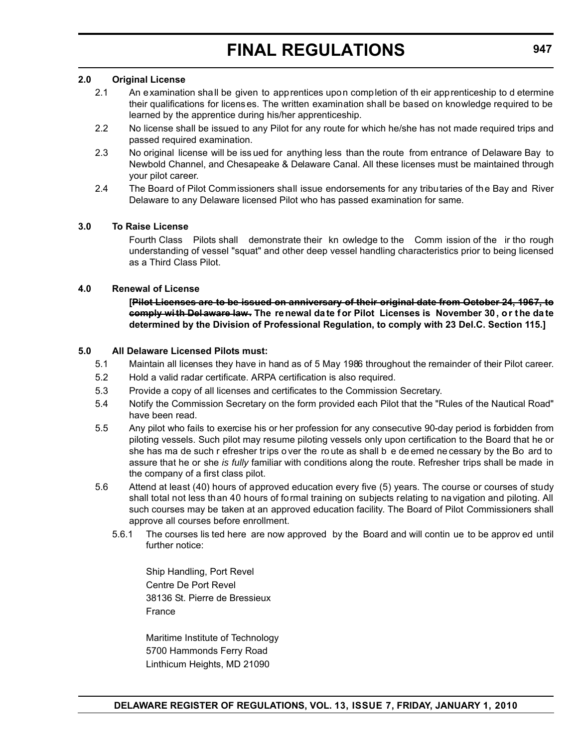**2.0 Original License**

2.1 An examination shall be given to apprentices upon completion of their apprenticeship to determine their qualifications for licenses. The written examination shall be based on knowledge required to be learned by the apprentice during his/her apprenticeship.

2.2 No license shall be issued to any Pilot for any route for which he/she has not made required trips and passed required examination.

2.3 No original license will be issued for anything less than the route from entrance of Delaware Bay to Newbold Channel, and Chesapeake & Delaware Canal. All these licenses must be maintained through your pilot career.

2.4 The Board of Pilot Commissioners shall issue endorsements for any tributaries of the Bay and River Delaware to any Delaware licensed Pilot who has passed examination for same.

**3.0 To Raise License**

Fourth Class Pilots shall demonstrate their knowledge to the Commission of their thorough understanding of vessel "squat" and other deep vessel handling characteristics prior to being licensed as a Third Class Pilot.

**4.0 Renewal of License**

**[~~Pilot Licenses are to be issued on anniversary of their original date from October 24, 1967, to comply with Delaware law.~~ The renewal date for Pilot Licenses is November 30, or the date determined by the Division of Professional Regulation, to comply with 23 Del.C. Section 115.]**

**5.0 All Delaware Licensed Pilots must:**

5.1 Maintain all licenses they have in hand as of 5 May 1986 throughout the remainder of their Pilot career.

5.2 Hold a valid radar certificate. ARPA certification is also required.

5.3 Provide a copy of all licenses and certificates to the Commission Secretary.

5.4 Notify the Commission Secretary on the form provided each Pilot that the "Rules of the Nautical Road" have been read.

5.5 Any pilot who fails to exercise his or her profession for any consecutive 90-day period is forbidden from piloting vessels. Such pilot may resume piloting vessels only upon certification to the Board that he or she has made such refresher trips over the route as shall be deemed necessary by the Board to assure that he or she *is fully* familiar with conditions along the route. Refresher trips shall be made in the company of a first class pilot.

5.6 Attend at least (40) hours of approved education every five (5) years. The course or courses of study shall total not less than 40 hours of formal training on subjects relating to navigation and piloting. All such courses may be taken at an approved education facility. The Board of Pilot Commissioners shall approve all courses before enrollment.

5.6.1 The courses listed here are now approved by the Board and will continue to be approved until further notice:

Ship Handling, Port Revel
Centre De Port Revel
38136 St. Pierre de Bressieux
France

Maritime Institute of Technology
5700 Hammonds Ferry Road
Linthicum Heights, MD 21090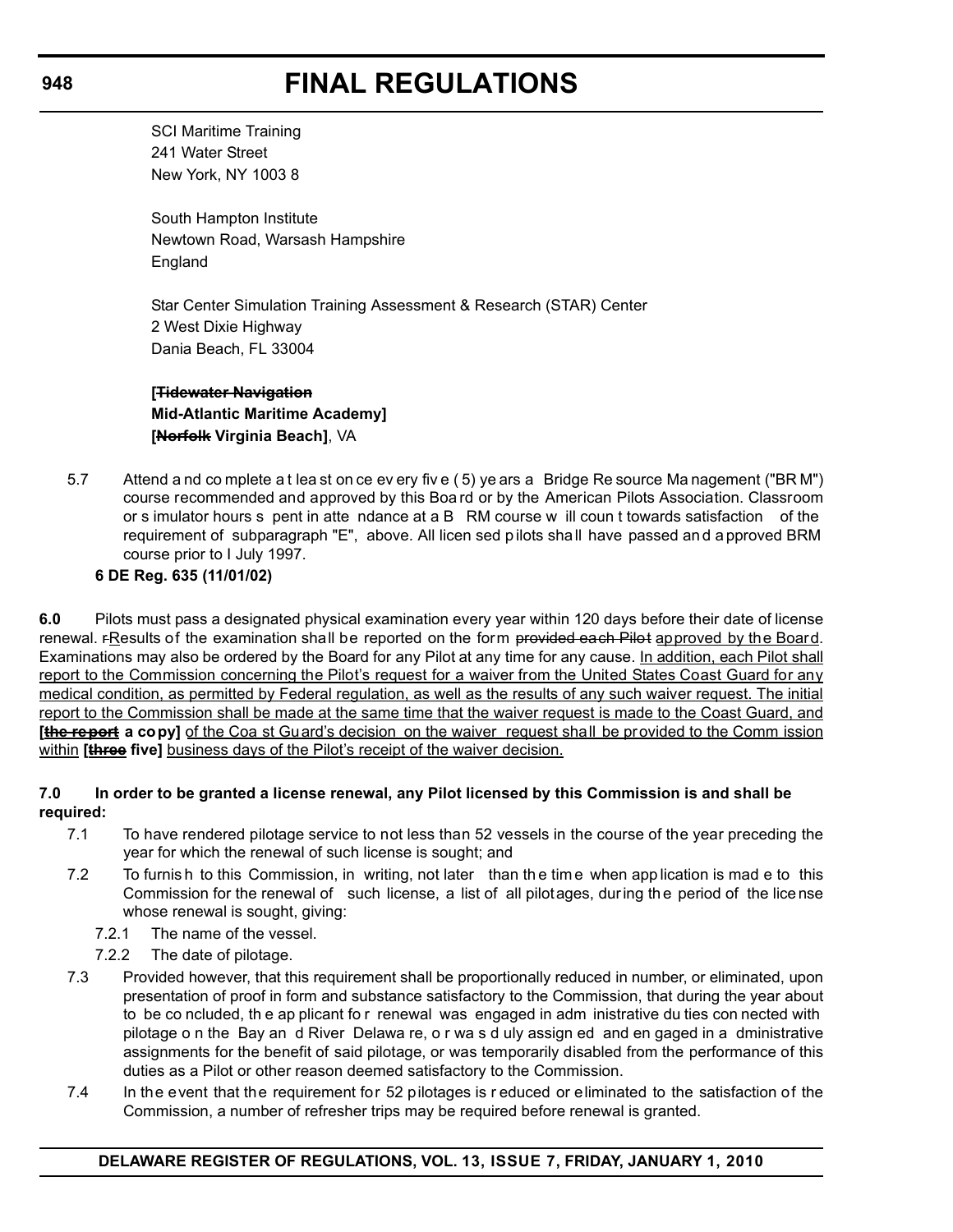SCI Maritime Training
241 Water Street
New York, NY 1003 8

South Hampton Institute
Newtown Road, Warsash Hampshire
England

Star Center Simulation Training Assessment & Research (STAR) Center
2 West Dixie Highway
Dania Beach, FL 33004

**[~~Tidewater Navigation~~**
**Mid-Atlantic Maritime Academy]**
**[~~Norfolk~~ Virginia Beach]**, VA

5.7 Attend and complete at least once every five (5) years a Bridge Resource Management ("BRM") course recommended and approved by this Board or by the American Pilots Association. Classroom or simulator hours spent in attendance at a BRM course will count towards satisfaction of the requirement of subparagraph "E", above. All licensed pilots shall have passed and approved BRM course prior to I July 1997.

**6 DE Reg. 635 (11/01/02)**

**6.0** Pilots must pass a designated physical examination every year within 120 days before their date of license renewal. ~~r~~Results of the examination shall be reported on the form ~~provided each Pilot~~ approved by the Board. Examinations may also be ordered by the Board for any Pilot at any time for any cause. In addition, each Pilot shall report to the Commission concerning the Pilot's request for a waiver from the United States Coast Guard for any medical condition, as permitted by Federal regulation, as well as the results of any such waiver request. The initial report to the Commission shall be made at the same time that the waiver request is made to the Coast Guard, and **[~~the report~~ a copy]** of the Coast Guard's decision on the waiver request shall be provided to the Commission within **[~~three~~ five]** business days of the Pilot's receipt of the waiver decision.

**7.0 In order to be granted a license renewal, any Pilot licensed by this Commission is and shall be required:**

7.1 To have rendered pilotage service to not less than 52 vessels in the course of the year preceding the year for which the renewal of such license is sought; and

7.2 To furnish to this Commission, in writing, not later than the time when application is made to this Commission for the renewal of such license, a list of all pilotages, during the period of the license whose renewal is sought, giving:

7.2.1 The name of the vessel.

7.2.2 The date of pilotage.

7.3 Provided however, that this requirement shall be proportionally reduced in number, or eliminated, upon presentation of proof in form and substance satisfactory to the Commission, that during the year about to be concluded, the applicant for renewal was engaged in administrative duties connected with pilotage on the Bay and River Delaware, or was duly assigned and engaged in administrative assignments for the benefit of said pilotage, or was temporarily disabled from the performance of this duties as a Pilot or other reason deemed satisfactory to the Commission.

7.4 In the event that the requirement for 52 pilotages is reduced or eliminated to the satisfaction of the Commission, a number of refresher trips may be required before renewal is granted.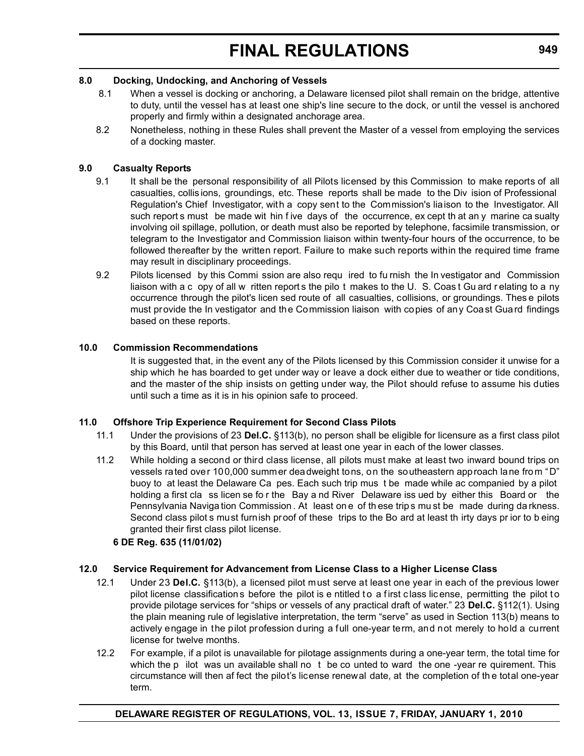### 8.0 Docking, Undocking, and Anchoring of Vessels

8.1 When a vessel is docking or anchoring, a Delaware licensed pilot shall remain on the bridge, attentive to duty, until the vessel has at least one ship's line secure to the dock, or until the vessel is anchored properly and firmly within a designated anchorage area.

8.2 Nonetheless, nothing in these Rules shall prevent the Master of a vessel from employing the services of a docking master.

### 9.0 Casualty Reports

9.1 It shall be the personal responsibility of all Pilots licensed by this Commission to make reports of all casualties, collisions, groundings, etc. These reports shall be made to the Division of Professional Regulation's Chief Investigator, with a copy sent to the Commission's liaison to the Investigator. All such reports must be made within five days of the occurrence, except that any marine casualty involving oil spillage, pollution, or death must also be reported by telephone, facsimile transmission, or telegram to the Investigator and Commission liaison within twenty-four hours of the occurrence, to be followed thereafter by the written report. Failure to make such reports within the required time frame may result in disciplinary proceedings.

9.2 Pilots licensed by this Commission are also required to furnish the Investigator and Commission liaison with a copy of all written reports the pilot makes to the U. S. Coast Guard relating to any occurrence through the pilot's licensed route of all casualties, collisions, or groundings. These pilots must provide the Investigator and the Commission liaison with copies of any Coast Guard findings based on these reports.

### 10.0 Commission Recommendations

It is suggested that, in the event any of the Pilots licensed by this Commission consider it unwise for a ship which he has boarded to get under way or leave a dock either due to weather or tide conditions, and the master of the ship insists on getting under way, the Pilot should refuse to assume his duties until such a time as it is in his opinion safe to proceed.

### 11.0 Offshore Trip Experience Requirement for Second Class Pilots

11.1 Under the provisions of 23 **Del.C.** §113(b), no person shall be eligible for licensure as a first class pilot by this Board, until that person has served at least one year in each of the lower classes.

11.2 While holding a second or third class license, all pilots must make at least two inward bound trips on vessels rated over 100,000 summer deadweight tons, on the southeastern approach lane from "D" buoy to at least the Delaware Capes. Each such trip must be made while accompanied by a pilot holding a first class license for the Bay and River Delaware issued by either this Board or the Pennsylvania Navigation Commission. At least one of these trips must be made during darkness. Second class pilots must furnish proof of these trips to the Board at least thirty days prior to being granted their first class pilot license.

**6 DE Reg. 635 (11/01/02)**

### 12.0 Service Requirement for Advancement from License Class to a Higher License Class

12.1 Under 23 **Del.C.** §113(b), a licensed pilot must serve at least one year in each of the previous lower pilot license classifications before the pilot is entitled to a first class license, permitting the pilot to provide pilotage services for "ships or vessels of any practical draft of water." 23 **Del.C.** §112(1). Using the plain meaning rule of legislative interpretation, the term "serve" as used in Section 113(b) means to actively engage in the pilot profession during a full one-year term, and not merely to hold a current license for twelve months.

12.2 For example, if a pilot is unavailable for pilotage assignments during a one-year term, the total time for which the pilot was unavailable shall not be counted toward the one-year requirement. This circumstance will then affect the pilot's license renewal date, at the completion of the total one-year term.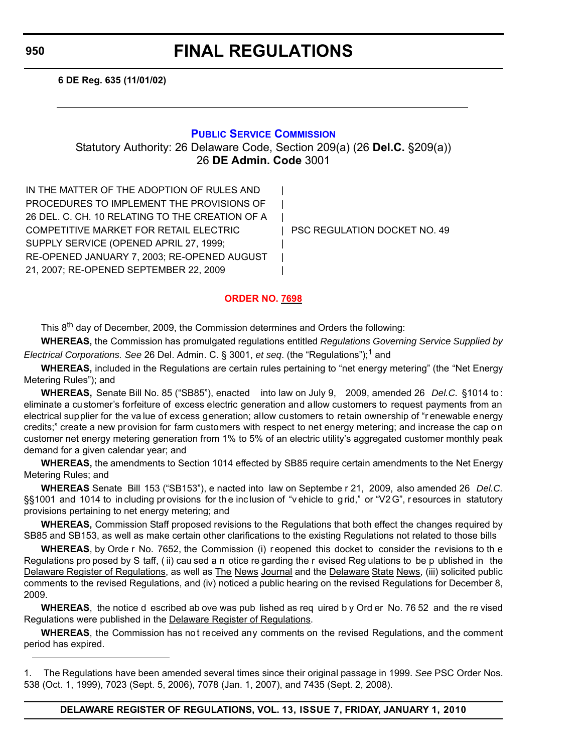6 DE Reg. 635 (11/01/02)

---

## PUBLIC SERVICE COMMISSION

Statutory Authority: 26 Delaware Code, Section 209(a) (26 **Del.C.** §209(a))
26 **DE Admin. Code** 3001

| | |
|---|---|
| IN THE MATTER OF THE ADOPTION OF RULES AND PROCEDURES TO IMPLEMENT THE PROVISIONS OF 26 DEL. C. CH. 10 RELATING TO THE CREATION OF A COMPETITIVE MARKET FOR RETAIL ELECTRIC SUPPLY SERVICE (OPENED APRIL 27, 1999; RE-OPENED JANUARY 7, 2003; RE-OPENED AUGUST 21, 2007; RE-OPENED SEPTEMBER 22, 2009 | PSC REGULATION DOCKET NO. 49 |

**ORDER NO. 7698**

This 8th day of December, 2009, the Commission determines and Orders the following:

**WHEREAS,** the Commission has promulgated regulations entitled *Regulations Governing Service Supplied by Electrical Corporations. See* 26 Del. Admin. C. § 3001, *et seq*. (the "Regulations");[1] and

**WHEREAS,** included in the Regulations are certain rules pertaining to "net energy metering" (the "Net Energy Metering Rules"); and

**WHEREAS,** Senate Bill No. 85 ("SB85"), enacted into law on July 9, 2009, amended 26 *Del.C.* §1014 to: eliminate a customer's forfeiture of excess electric generation and allow customers to request payments from an electrical supplier for the value of excess generation; allow customers to retain ownership of "renewable energy credits;" create a new provision for farm customers with respect to net energy metering; and increase the cap on customer net energy metering generation from 1% to 5% of an electric utility's aggregated customer monthly peak demand for a given calendar year; and

**WHEREAS,** the amendments to Section 1014 effected by SB85 require certain amendments to the Net Energy Metering Rules; and

**WHEREAS** Senate Bill 153 ("SB153"), enacted into law on September 21, 2009, also amended 26 *Del.C.* §§1001 and 1014 to including provisions for the inclusion of "vehicle to grid," or "V2G", resources in statutory provisions pertaining to net energy metering; and

**WHEREAS,** Commission Staff proposed revisions to the Regulations that both effect the changes required by SB85 and SB153, as well as make certain other clarifications to the existing Regulations not related to those bills

**WHEREAS**, by Order No. 7652, the Commission (i) reopened this docket to consider the revisions to the Regulations proposed by Staff, (ii) caused a notice regarding the revised Regulations to be published in the Delaware Register of Regulations, as well as The News Journal and the Delaware State News, (iii) solicited public comments to the revised Regulations, and (iv) noticed a public hearing on the revised Regulations for December 8, 2009.

**WHEREAS**, the notice described above was published as required by Order No. 7652 and the revised Regulations were published in the Delaware Register of Regulations.

**WHEREAS**, the Commission has not received any comments on the revised Regulations, and the comment period has expired.

---

1. The Regulations have been amended several times since their original passage in 1999. *See* PSC Order Nos. 538 (Oct. 1, 1999), 7023 (Sept. 5, 2006), 7078 (Jan. 1, 2007), and 7435 (Sept. 2, 2008).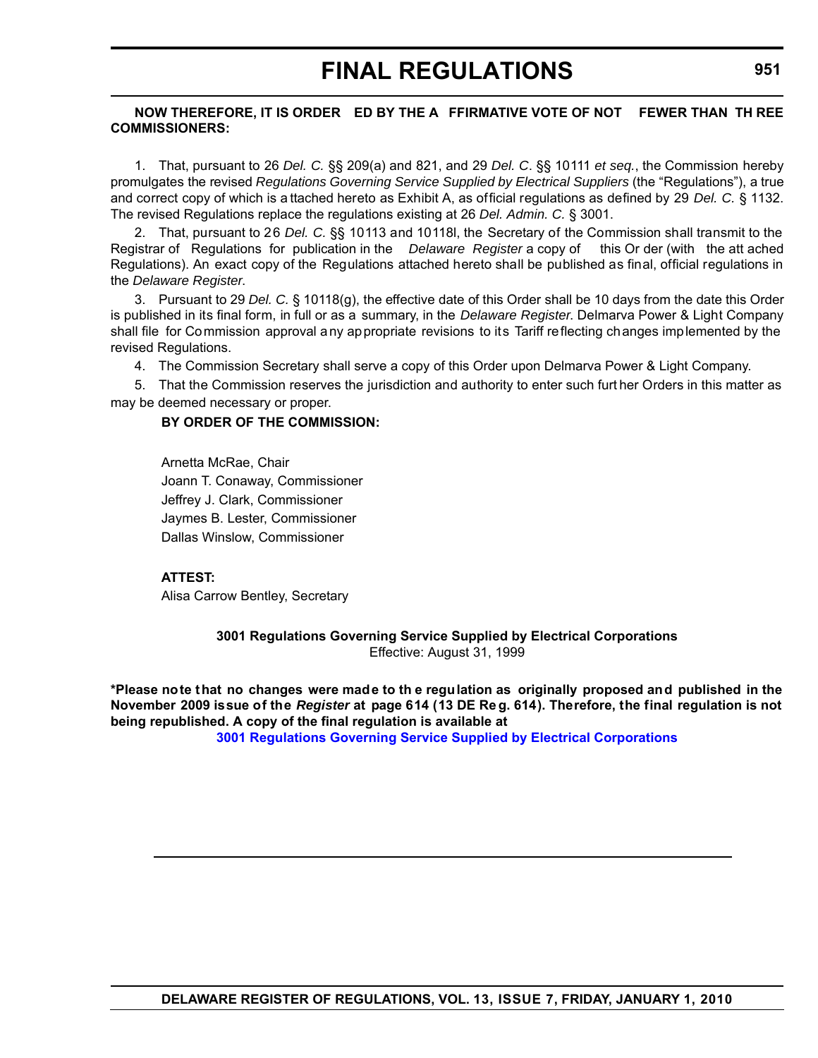**NOW THEREFORE, IT IS ORDERED BY THE AFFIRMATIVE VOTE OF NOT FEWER THAN THREE COMMISSIONERS:**

1. That, pursuant to 26 *Del. C.* §§ 209(a) and 821, and 29 *Del. C*. §§ 10111 *et seq.*, the Commission hereby promulgates the revised *Regulations Governing Service Supplied by Electrical Suppliers* (the "Regulations"), a true and correct copy of which is attached hereto as Exhibit A, as official regulations as defined by 29 *Del. C.* § 1132. The revised Regulations replace the regulations existing at 26 *Del. Admin. C.* § 3001.

2. That, pursuant to 26 *Del. C.* §§ 10113 and 10118l, the Secretary of the Commission shall transmit to the Registrar of Regulations for publication in the *Delaware Register* a copy of this Order (with the attached Regulations). An exact copy of the Regulations attached hereto shall be published as final, official regulations in the *Delaware Register*.

3. Pursuant to 29 *Del. C.* § 10118(g), the effective date of this Order shall be 10 days from the date this Order is published in its final form, in full or as a summary, in the *Delaware Register*. Delmarva Power & Light Company shall file for Commission approval any appropriate revisions to its Tariff reflecting changes implemented by the revised Regulations.

4. The Commission Secretary shall serve a copy of this Order upon Delmarva Power & Light Company.

5. That the Commission reserves the jurisdiction and authority to enter such further Orders in this matter as may be deemed necessary or proper.

**BY ORDER OF THE COMMISSION:**

Arnetta McRae, Chair
Joann T. Conaway, Commissioner
Jeffrey J. Clark, Commissioner
Jaymes B. Lester, Commissioner
Dallas Winslow, Commissioner

**ATTEST:**
Alisa Carrow Bentley, Secretary

**3001 Regulations Governing Service Supplied by Electrical Corporations**
Effective: August 31, 1999

**\*Please note that no changes were made to the regulation as originally proposed and published in the November 2009 issue of the *Register* at page 614 (13 DE Reg. 614). Therefore, the final regulation is not being republished. A copy of the final regulation is available at**

**3001 Regulations Governing Service Supplied by Electrical Corporations**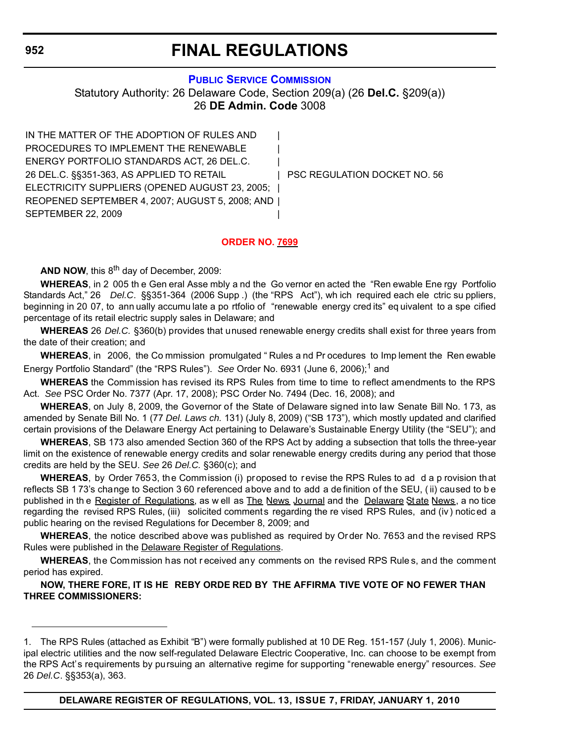# FINAL REGULATIONS

## PUBLIC SERVICE COMMISSION

Statutory Authority: 26 Delaware Code, Section 209(a) (26 **Del.C.** §209(a))
26 **DE Admin. Code** 3008

| | |
|---|---|
| IN THE MATTER OF THE ADOPTION OF RULES AND PROCEDURES TO IMPLEMENT THE RENEWABLE ENERGY PORTFOLIO STANDARDS ACT, 26 DEL.C. 26 DEL.C. §§351-363, AS APPLIED TO RETAIL ELECTRICITY SUPPLIERS (OPENED AUGUST 23, 2005; REOPENED SEPTEMBER 4, 2007; AUGUST 5, 2008; AND SEPTEMBER 22, 2009 | PSC REGULATION DOCKET NO. 56 |

### ORDER NO. 7699

**AND NOW**, this 8th day of December, 2009:

**WHEREAS**, in 2005 the General Assembly and the Governor enacted the "Renewable Energy Portfolio Standards Act," 26 *Del.C*. §§351-364 (2006 Supp.) (the "RPS Act"), which required each electric suppliers, beginning in 2007, to annually accumulate a portfolio of "renewable energy credits" equivalent to a specified percentage of its retail electric supply sales in Delaware; and

**WHEREAS** 26 *Del.C.* §360(b) provides that unused renewable energy credits shall exist for three years from the date of their creation; and

**WHEREAS**, in 2006, the Commission promulgated "Rules and Procedures to Implement the Renewable Energy Portfolio Standard" (the "RPS Rules"). *See* Order No. 6931 (June 6, 2006);[1] and

**WHEREAS** the Commission has revised its RPS Rules from time to time to reflect amendments to the RPS Act. *See* PSC Order No. 7377 (Apr. 17, 2008); PSC Order No. 7494 (Dec. 16, 2008); and

**WHEREAS**, on July 8, 2009, the Governor of the State of Delaware signed into law Senate Bill No. 173, as amended by Senate Bill No. 1 (77 *Del. Laws ch.* 131) (July 8, 2009) ("SB 173"), which mostly updated and clarified certain provisions of the Delaware Energy Act pertaining to Delaware's Sustainable Energy Utility (the "SEU"); and

**WHEREAS**, SB 173 also amended Section 360 of the RPS Act by adding a subsection that tolls the three-year limit on the existence of renewable energy credits and solar renewable energy credits during any period that those credits are held by the SEU. *See* 26 *Del.C.* §360(c); and

**WHEREAS**, by Order 7653, the Commission (i) proposed to revise the RPS Rules to add a provision that reflects SB 173's change to Section 360 referenced above and to add a definition of the SEU, (ii) caused to be published in the Register of Regulations, as well as The News Journal and the Delaware State News, a notice regarding the revised RPS Rules, (iii) solicited comments regarding the revised RPS Rules, and (iv) noticed a public hearing on the revised Regulations for December 8, 2009; and

**WHEREAS**, the notice described above was published as required by Order No. 7653 and the revised RPS Rules were published in the Delaware Register of Regulations.

**WHEREAS**, the Commission has not received any comments on the revised RPS Rules, and the comment period has expired.

**NOW, THEREFORE, IT IS HEREBY ORDERED BY THE AFFIRMATIVE VOTE OF NO FEWER THAN THREE COMMISSIONERS:**

---

1. The RPS Rules (attached as Exhibit "B") were formally published at 10 DE Reg. 151-157 (July 1, 2006). Municipal electric utilities and the now self-regulated Delaware Electric Cooperative, Inc. can choose to be exempt from the RPS Act's requirements by pursuing an alternative regime for supporting "renewable energy" resources. *See* 26 *Del.C*. §§353(a), 363.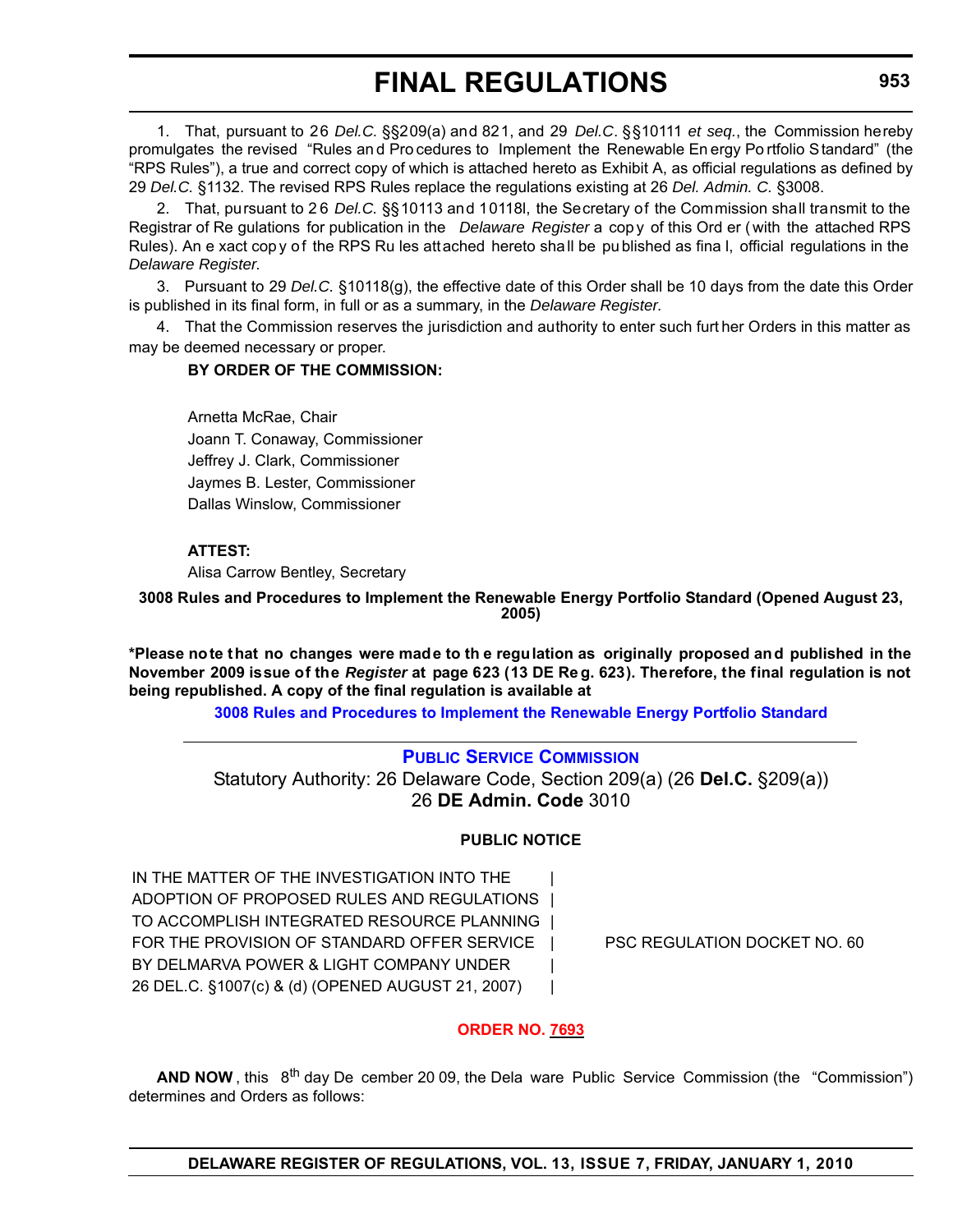1. That, pursuant to 26 *Del.C.* §§209(a) and 821, and 29 *Del.C*. §§10111 *et seq.*, the Commission hereby promulgates the revised "Rules and Procedures to Implement the Renewable Energy Portfolio Standard" (the "RPS Rules"), a true and correct copy of which is attached hereto as Exhibit A, as official regulations as defined by 29 *Del.C.* §1132. The revised RPS Rules replace the regulations existing at 26 *Del. Admin. C.* §3008.

2. That, pursuant to 26 *Del.C.* §§10113 and 10118l, the Secretary of the Commission shall transmit to the Registrar of Regulations for publication in the *Delaware Register* a copy of this Order (with the attached RPS Rules). An exact copy of the RPS Rules attached hereto shall be published as final, official regulations in the *Delaware Register.*

3. Pursuant to 29 *Del.C.* §10118(g), the effective date of this Order shall be 10 days from the date this Order is published in its final form, in full or as a summary, in the *Delaware Register*.

4. That the Commission reserves the jurisdiction and authority to enter such further Orders in this matter as may be deemed necessary or proper.

**BY ORDER OF THE COMMISSION:**

Arnetta McRae, Chair
Joann T. Conaway, Commissioner
Jeffrey J. Clark, Commissioner
Jaymes B. Lester, Commissioner
Dallas Winslow, Commissioner

**ATTEST:**
Alisa Carrow Bentley, Secretary

**3008 Rules and Procedures to Implement the Renewable Energy Portfolio Standard (Opened August 23, 2005)**

**\*Please note that no changes were made to the regulation as originally proposed and published in the November 2009 issue of the *Register* at page 623 (13 DE Reg. 623). Therefore, the final regulation is not being republished. A copy of the final regulation is available at**

**3008 Rules and Procedures to Implement the Renewable Energy Portfolio Standard**

---

## PUBLIC SERVICE COMMISSION

Statutory Authority: 26 Delaware Code, Section 209(a) (26 **Del.C.** §209(a))
26 **DE Admin. Code** 3010

**PUBLIC NOTICE**

| | |
|---|---|
| IN THE MATTER OF THE INVESTIGATION INTO THE ADOPTION OF PROPOSED RULES AND REGULATIONS TO ACCOMPLISH INTEGRATED RESOURCE PLANNING FOR THE PROVISION OF STANDARD OFFER SERVICE BY DELMARVA POWER & LIGHT COMPANY UNDER 26 DEL.C. §1007(c) & (d) (OPENED AUGUST 21, 2007) | PSC REGULATION DOCKET NO. 60 |

**ORDER NO. 7693**

**AND NOW**, this 8th day December 2009, the Delaware Public Service Commission (the "Commission") determines and Orders as follows: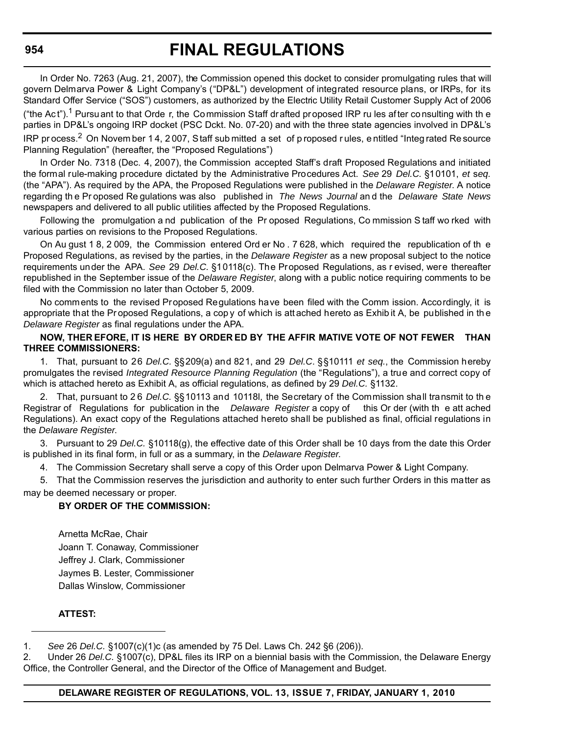# FINAL REGULATIONS

In Order No. 7263 (Aug. 21, 2007), the Commission opened this docket to consider promulgating rules that will govern Delmarva Power & Light Company's ("DP&L") development of integrated resource plans, or IRPs, for its Standard Offer Service ("SOS") customers, as authorized by the Electric Utility Retail Customer Supply Act of 2006 ("the Act").[1] Pursuant to that Order, the Commission Staff drafted proposed IRP rules after consulting with the parties in DP&L's ongoing IRP docket (PSC Dckt. No. 07-20) and with the three state agencies involved in DP&L's IRP process.[2] On November 14, 2007, Staff submitted a set of proposed rules, entitled "Integrated Resource Planning Regulation" (hereafter, the "Proposed Regulations")

In Order No. 7318 (Dec. 4, 2007), the Commission accepted Staff's draft Proposed Regulations and initiated the formal rule-making procedure dictated by the Administrative Procedures Act. *See* 29 *Del.C.* §10101, *et seq.* (the "APA"). As required by the APA, the Proposed Regulations were published in the *Delaware Register.* A notice regarding the Proposed Regulations was also published in *The News Journal* and the *Delaware State News* newspapers and delivered to all public utilities affected by the Proposed Regulations.

Following the promulgation and publication of the Proposed Regulations, Commission Staff worked with various parties on revisions to the Proposed Regulations.

On August 18, 2009, the Commission entered Order No. 7628, which required the republication of the Proposed Regulations, as revised by the parties, in the *Delaware Register* as a new proposal subject to the notice requirements under the APA. *See* 29 *Del.C.* §10118(c). The Proposed Regulations, as revised, were thereafter republished in the September issue of the *Delaware Register*, along with a public notice requiring comments to be filed with the Commission no later than October 5, 2009.

No comments to the revised Proposed Regulations have been filed with the Commission. Accordingly, it is appropriate that the Proposed Regulations, a copy of which is attached hereto as Exhibit A, be published in the *Delaware Register* as final regulations under the APA.

**NOW, THEREFORE, IT IS HERE BY ORDERED BY THE AFFIRMATIVE VOTE OF NOT FEWER THAN THREE COMMISSIONERS:**

1. That, pursuant to 26 *Del.C.* §§209(a) and 821, and 29 *Del.C*. §§10111 *et seq.*, the Commission hereby promulgates the revised *Integrated Resource Planning Regulation* (the "Regulations"), a true and correct copy of which is attached hereto as Exhibit A, as official regulations, as defined by 29 *Del.C.* §1132.

2. That, pursuant to 26 *Del.C*. §§10113 and 10118l, the Secretary of the Commission shall transmit to the Registrar of Regulations for publication in the *Delaware Register* a copy of this Order (with the attached Regulations). An exact copy of the Regulations attached hereto shall be published as final, official regulations in the *Delaware Register*.

3. Pursuant to 29 *Del.C.* §10118(g), the effective date of this Order shall be 10 days from the date this Order is published in its final form, in full or as a summary, in the *Delaware Register*.

4. The Commission Secretary shall serve a copy of this Order upon Delmarva Power & Light Company.

5. That the Commission reserves the jurisdiction and authority to enter such further Orders in this matter as may be deemed necessary or proper.

**BY ORDER OF THE COMMISSION:**

Arnetta McRae, Chair
Joann T. Conaway, Commissioner
Jeffrey J. Clark, Commissioner
Jaymes B. Lester, Commissioner
Dallas Winslow, Commissioner

**ATTEST:**

---

1. *See* 26 *Del.C.* §1007(c)(1)c (as amended by 75 Del. Laws Ch. 242 §6 (206)).
2. Under 26 *Del.C.* §1007(c), DP&L files its IRP on a biennial basis with the Commission, the Delaware Energy Office, the Controller General, and the Director of the Office of Management and Budget.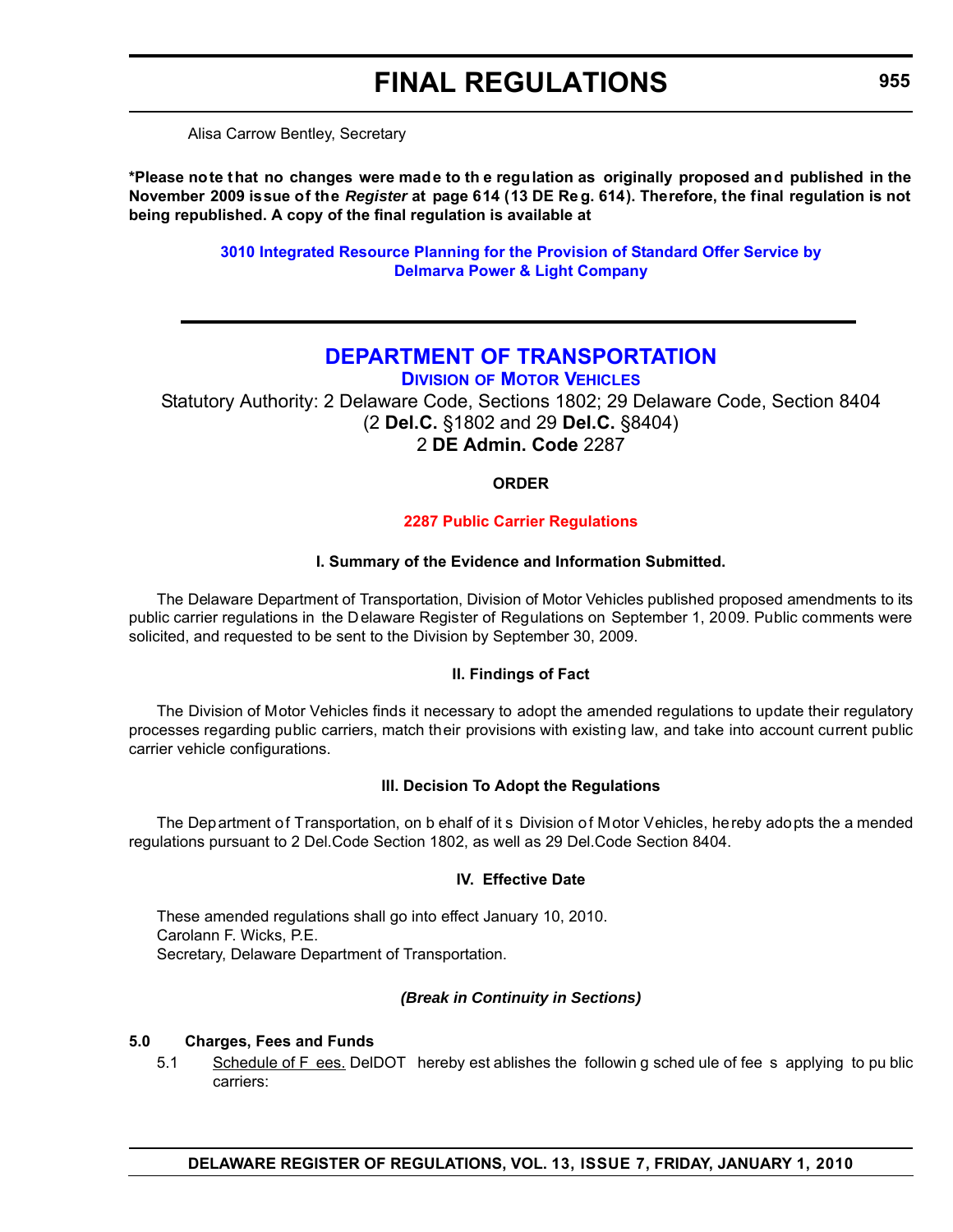Alisa Carrow Bentley, Secretary

**\*Please note that no changes were made to the regulation as originally proposed and published in the November 2009 issue of the *Register* at page 614 (13 DE Reg. 614). Therefore, the final regulation is not being republished. A copy of the final regulation is available at**

**3010 Integrated Resource Planning for the Provision of Standard Offer Service by Delmarva Power & Light Company**

---

# DEPARTMENT OF TRANSPORTATION

## DIVISION OF MOTOR VEHICLES

Statutory Authority: 2 Delaware Code, Sections 1802; 29 Delaware Code, Section 8404 (2 **Del.C.** §1802 and 29 **Del.C.** §8404)
2 **DE Admin. Code** 2287

**ORDER**

**2287 Public Carrier Regulations**

**I. Summary of the Evidence and Information Submitted.**

The Delaware Department of Transportation, Division of Motor Vehicles published proposed amendments to its public carrier regulations in the Delaware Register of Regulations on September 1, 2009. Public comments were solicited, and requested to be sent to the Division by September 30, 2009.

**II. Findings of Fact**

The Division of Motor Vehicles finds it necessary to adopt the amended regulations to update their regulatory processes regarding public carriers, match their provisions with existing law, and take into account current public carrier vehicle configurations.

**III. Decision To Adopt the Regulations**

The Department of Transportation, on behalf of its Division of Motor Vehicles, hereby adopts the amended regulations pursuant to 2 Del.Code Section 1802, as well as 29 Del.Code Section 8404.

**IV. Effective Date**

These amended regulations shall go into effect January 10, 2010.
Carolann F. Wicks, P.E.
Secretary, Delaware Department of Transportation.

***(Break in Continuity in Sections)***

**5.0 Charges, Fees and Funds**

5.1 Schedule of Fees. DelDOT hereby establishes the following schedule of fees applying to public carriers: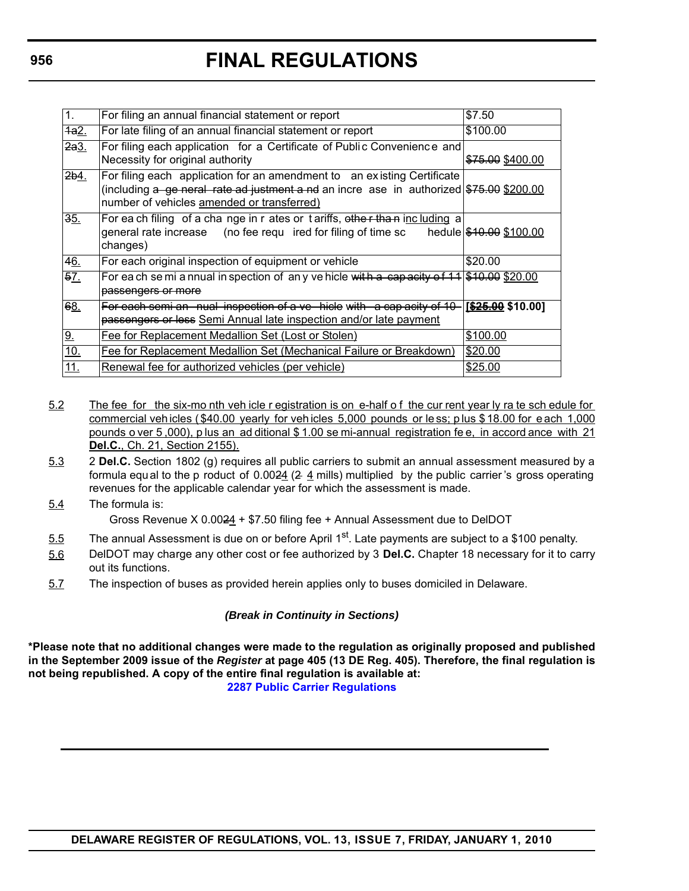| | | |
|---|---|---|
| 1. | For filing an annual financial statement or report | $7.50 |
| ~~1a~~2. | For late filing of an annual financial statement or report | $100.00 |
| ~~2a~~3. | For filing each application for a Certificate of Public Convenience and Necessity for original authority | ~~$75.00~~ $400.00 |
| ~~2b~~4. | For filing each application for an amendment to an existing Certificate (including ~~a general rate adjustment and~~ an increase in authorized number of vehicles amended or transferred) | ~~$75.00~~ $200.00 |
| ~~3~~5. | For each filing of a change in rates or tariffs, ~~other than~~ including a general rate increase (no fee required for filing of time schedule changes) | ~~$10.00~~ $100.00 |
| ~~4~~6. | For each original inspection of equipment or vehicle | $20.00 |
| ~~5~~7. | For each semi annual inspection of any vehicle ~~with a capacity of 11 passengers or more~~ | ~~$10.00~~ $20.00 |
| ~~6~~8. | ~~For each semi annual inspection of a vehicle with a capacity of 10 passengers or less~~ Semi Annual late inspection and/or late payment | **[~~$25.00~~ $10.00]** |
| 9. | Fee for Replacement Medallion Set (Lost or Stolen) | $100.00 |
| 10. | Fee for Replacement Medallion Set (Mechanical Failure or Breakdown) | $20.00 |
| 11. | Renewal fee for authorized vehicles (per vehicle) | $25.00 |

5.2 The fee for the six-month vehicle registration is one-half of the current yearly rate schedule for commercial vehicles ($40.00 yearly for vehicles 5,000 pounds or less; plus $18.00 for each 1,000 pounds over 5,000), plus an additional $1.00 semi-annual registration fee, in accordance with 21 **Del.C.**, Ch. 21, Section 2155).

5.3 2 **Del.C.** Section 1802 (g) requires all public carriers to submit an annual assessment measured by a formula equal to the product of 0.00~~2~~4 (~~2~~ 4 mills) multiplied by the public carrier's gross operating revenues for the applicable calendar year for which the assessment is made.

5.4 The formula is:

Gross Revenue X 0.00~~2~~4 + $7.50 filing fee + Annual Assessment due to DelDOT

5.5 The annual Assessment is due on or before April 1st. Late payments are subject to a $100 penalty.

5.6 DelDOT may charge any other cost or fee authorized by 3 **Del.C.** Chapter 18 necessary for it to carry out its functions.

5.7 The inspection of buses as provided herein applies only to buses domiciled in Delaware.

***(Break in Continuity in Sections)***

**\*Please note that no additional changes were made to the regulation as originally proposed and published in the September 2009 issue of the *Register* at page 405 (13 DE Reg. 405). Therefore, the final regulation is not being republished. A copy of the entire final regulation is available at:**

**2287 Public Carrier Regulations**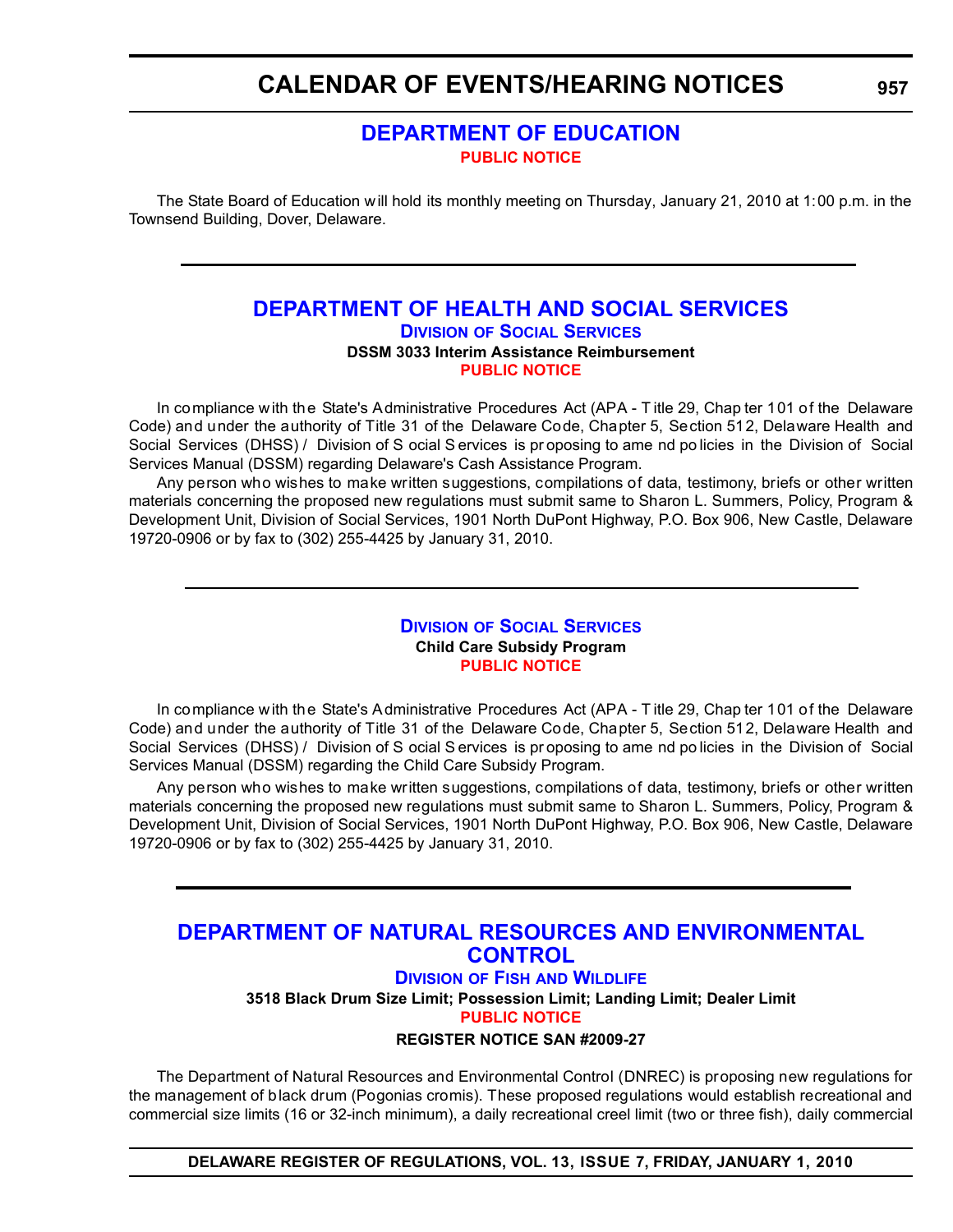# DEPARTMENT OF EDUCATION

**PUBLIC NOTICE**

The State Board of Education will hold its monthly meeting on Thursday, January 21, 2010 at 1:00 p.m. in the Townsend Building, Dover, Delaware.

---

# DEPARTMENT OF HEALTH AND SOCIAL SERVICES

## DIVISION OF SOCIAL SERVICES

**DSSM 3033 Interim Assistance Reimbursement**

**PUBLIC NOTICE**

In compliance with the State's Administrative Procedures Act (APA - Title 29, Chapter 101 of the Delaware Code) and under the authority of Title 31 of the Delaware Code, Chapter 5, Section 512, Delaware Health and Social Services (DHSS) / Division of Social Services is proposing to amend policies in the Division of Social Services Manual (DSSM) regarding Delaware's Cash Assistance Program.

Any person who wishes to make written suggestions, compilations of data, testimony, briefs or other written materials concerning the proposed new regulations must submit same to Sharon L. Summers, Policy, Program & Development Unit, Division of Social Services, 1901 North DuPont Highway, P.O. Box 906, New Castle, Delaware 19720-0906 or by fax to (302) 255-4425 by January 31, 2010.

---

## DIVISION OF SOCIAL SERVICES

**Child Care Subsidy Program**

**PUBLIC NOTICE**

In compliance with the State's Administrative Procedures Act (APA - Title 29, Chapter 101 of the Delaware Code) and under the authority of Title 31 of the Delaware Code, Chapter 5, Section 512, Delaware Health and Social Services (DHSS) / Division of Social Services is proposing to amend policies in the Division of Social Services Manual (DSSM) regarding the Child Care Subsidy Program.

Any person who wishes to make written suggestions, compilations of data, testimony, briefs or other written materials concerning the proposed new regulations must submit same to Sharon L. Summers, Policy, Program & Development Unit, Division of Social Services, 1901 North DuPont Highway, P.O. Box 906, New Castle, Delaware 19720-0906 or by fax to (302) 255-4425 by January 31, 2010.

---

# DEPARTMENT OF NATURAL RESOURCES AND ENVIRONMENTAL CONTROL

## DIVISION OF FISH AND WILDLIFE

**3518 Black Drum Size Limit; Possession Limit; Landing Limit; Dealer Limit**

**PUBLIC NOTICE**

**REGISTER NOTICE SAN #2009-27**

The Department of Natural Resources and Environmental Control (DNREC) is proposing new regulations for the management of black drum (Pogonias cromis). These proposed regulations would establish recreational and commercial size limits (16 or 32-inch minimum), a daily recreational creel limit (two or three fish), daily commercial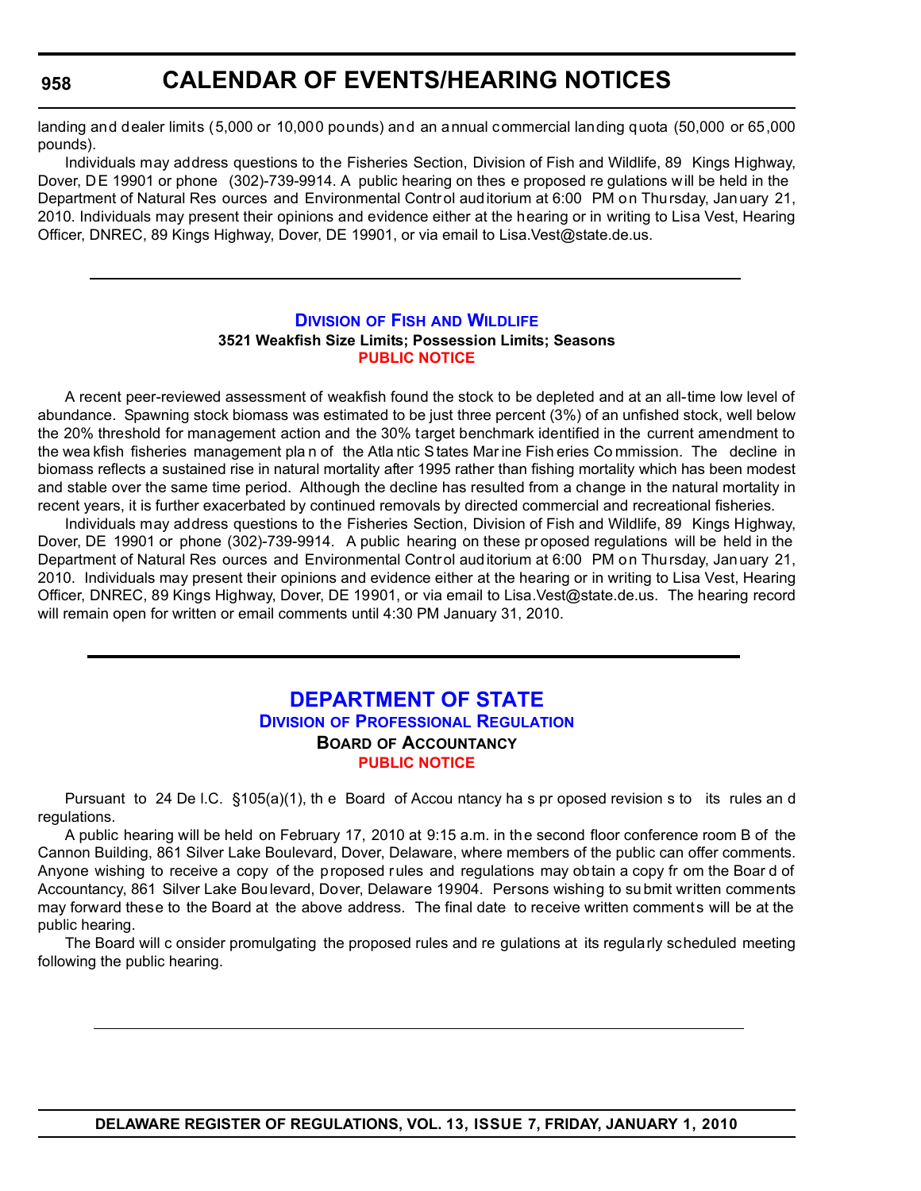landing and dealer limits (5,000 or 10,000 pounds) and an annual commercial landing quota (50,000 or 65,000 pounds).

Individuals may address questions to the Fisheries Section, Division of Fish and Wildlife, 89 Kings Highway, Dover, DE 19901 or phone (302)-739-9914. A public hearing on these proposed regulations will be held in the Department of Natural Resources and Environmental Control auditorium at 6:00 PM on Thursday, January 21, 2010. Individuals may present their opinions and evidence either at the hearing or in writing to Lisa Vest, Hearing Officer, DNREC, 89 Kings Highway, Dover, DE 19901, or via email to Lisa.Vest@state.de.us.

---

### Division of Fish and Wildlife

**3521 Weakfish Size Limits; Possession Limits; Seasons**

**PUBLIC NOTICE**

A recent peer-reviewed assessment of weakfish found the stock to be depleted and at an all-time low level of abundance. Spawning stock biomass was estimated to be just three percent (3%) of an unfished stock, well below the 20% threshold for management action and the 30% target benchmark identified in the current amendment to the weakfish fisheries management plan of the Atlantic States Marine Fisheries Commission. The decline in biomass reflects a sustained rise in natural mortality after 1995 rather than fishing mortality which has been modest and stable over the same time period. Although the decline has resulted from a change in the natural mortality in recent years, it is further exacerbated by continued removals by directed commercial and recreational fisheries.

Individuals may address questions to the Fisheries Section, Division of Fish and Wildlife, 89 Kings Highway, Dover, DE 19901 or phone (302)-739-9914. A public hearing on these proposed regulations will be held in the Department of Natural Resources and Environmental Control auditorium at 6:00 PM on Thursday, January 21, 2010. Individuals may present their opinions and evidence either at the hearing or in writing to Lisa Vest, Hearing Officer, DNREC, 89 Kings Highway, Dover, DE 19901, or via email to Lisa.Vest@state.de.us. The hearing record will remain open for written or email comments until 4:30 PM January 31, 2010.

---

## DEPARTMENT OF STATE

### Division of Professional Regulation

**Board of Accountancy**

**PUBLIC NOTICE**

Pursuant to 24 Del.C. §105(a)(1), the Board of Accountancy has proposed revisions to its rules and regulations.

A public hearing will be held on February 17, 2010 at 9:15 a.m. in the second floor conference room B of the Cannon Building, 861 Silver Lake Boulevard, Dover, Delaware, where members of the public can offer comments. Anyone wishing to receive a copy of the proposed rules and regulations may obtain a copy from the Board of Accountancy, 861 Silver Lake Boulevard, Dover, Delaware 19904. Persons wishing to submit written comments may forward these to the Board at the above address. The final date to receive written comments will be at the public hearing.

The Board will consider promulgating the proposed rules and regulations at its regularly scheduled meeting following the public hearing.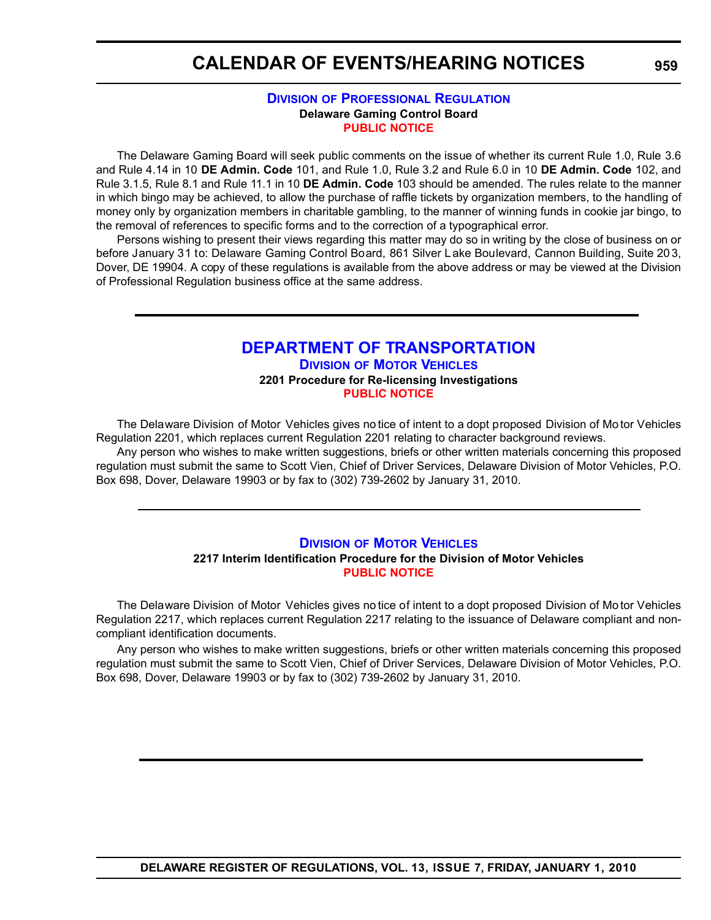### DIVISION OF PROFESSIONAL REGULATION

**Delaware Gaming Control Board**

**PUBLIC NOTICE**

The Delaware Gaming Board will seek public comments on the issue of whether its current Rule 1.0, Rule 3.6 and Rule 4.14 in 10 **DE Admin. Code** 101, and Rule 1.0, Rule 3.2 and Rule 6.0 in 10 **DE Admin. Code** 102, and Rule 3.1.5, Rule 8.1 and Rule 11.1 in 10 **DE Admin. Code** 103 should be amended. The rules relate to the manner in which bingo may be achieved, to allow the purchase of raffle tickets by organization members, to the handling of money only by organization members in charitable gambling, to the manner of winning funds in cookie jar bingo, to the removal of references to specific forms and to the correction of a typographical error.

Persons wishing to present their views regarding this matter may do so in writing by the close of business on or before January 31 to: Delaware Gaming Control Board, 861 Silver Lake Boulevard, Cannon Building, Suite 203, Dover, DE 19904. A copy of these regulations is available from the above address or may be viewed at the Division of Professional Regulation business office at the same address.

---

## DEPARTMENT OF TRANSPORTATION

### DIVISION OF MOTOR VEHICLES

**2201 Procedure for Re-licensing Investigations**

**PUBLIC NOTICE**

The Delaware Division of Motor Vehicles gives notice of intent to adopt proposed Division of Motor Vehicles Regulation 2201, which replaces current Regulation 2201 relating to character background reviews.

Any person who wishes to make written suggestions, briefs or other written materials concerning this proposed regulation must submit the same to Scott Vien, Chief of Driver Services, Delaware Division of Motor Vehicles, P.O. Box 698, Dover, Delaware 19903 or by fax to (302) 739-2602 by January 31, 2010.

---

### DIVISION OF MOTOR VEHICLES

**2217 Interim Identification Procedure for the Division of Motor Vehicles**

**PUBLIC NOTICE**

The Delaware Division of Motor Vehicles gives notice of intent to adopt proposed Division of Motor Vehicles Regulation 2217, which replaces current Regulation 2217 relating to the issuance of Delaware compliant and non-compliant identification documents.

Any person who wishes to make written suggestions, briefs or other written materials concerning this proposed regulation must submit the same to Scott Vien, Chief of Driver Services, Delaware Division of Motor Vehicles, P.O. Box 698, Dover, Delaware 19903 or by fax to (302) 739-2602 by January 31, 2010.